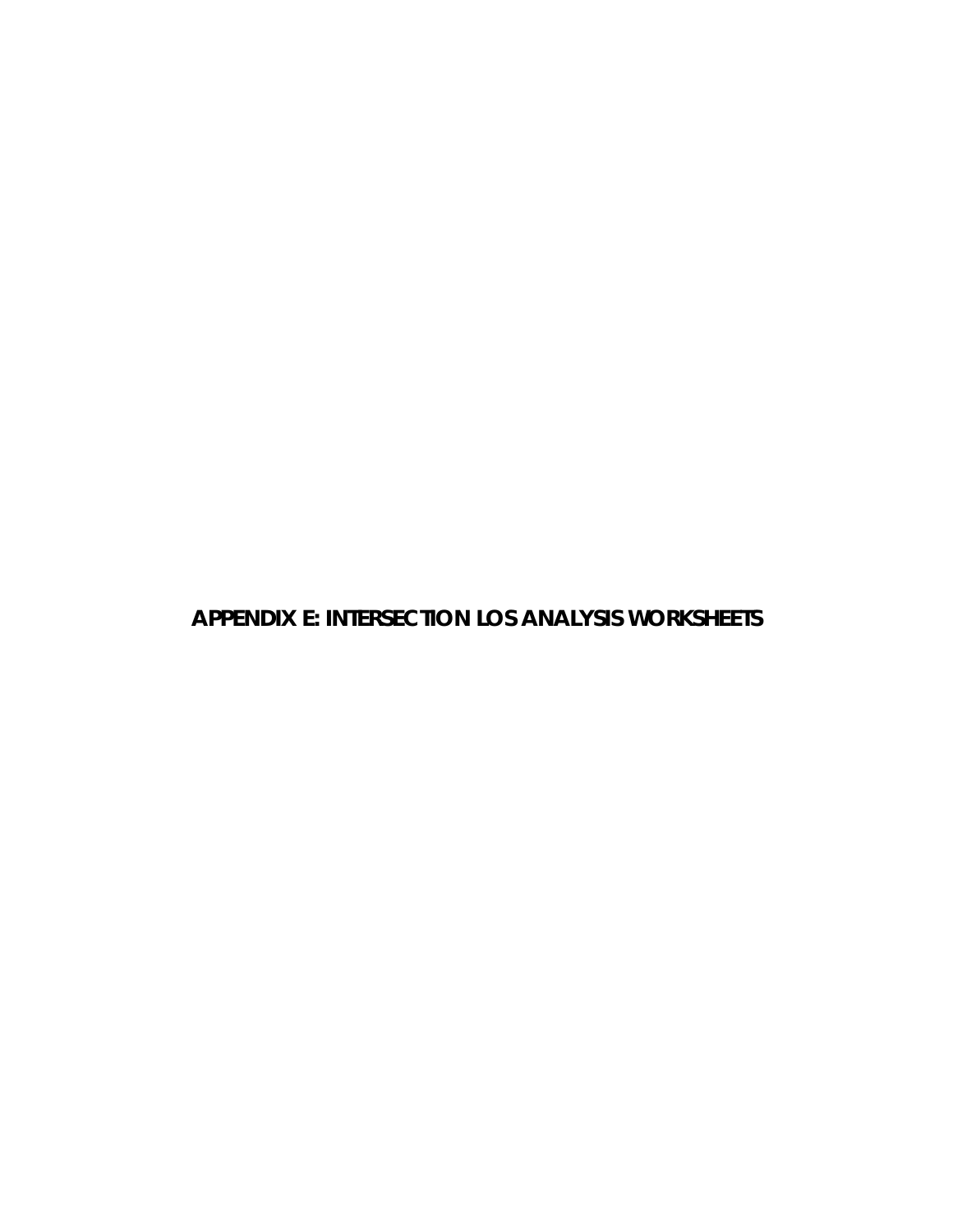# APPENDIX E: INTERSECTION LOS ANALYSIS WORKSHEETS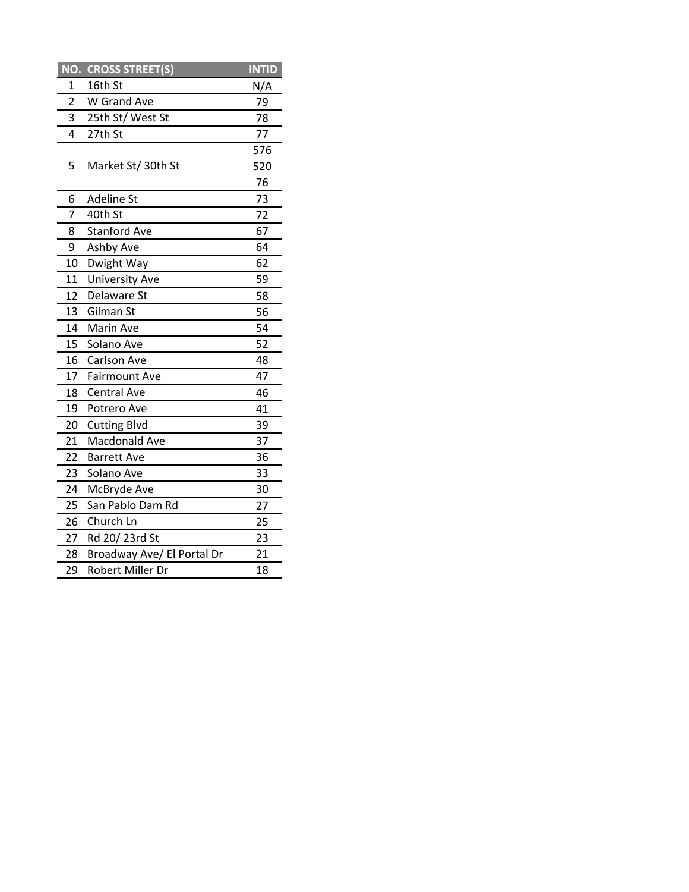| NO. | CROSS STREET(S) | INTID |
|---|---|---|
| 1 | 16th St | N/A |
| 2 | W Grand Ave | 79 |
| 3 | 25th St/ West St | 78 |
| 4 | 27th St | 77 |
| 5 | Market St/ 30th St | 576<br>520<br>76 |
| 6 | Adeline St | 73 |
| 7 | 40th St | 72 |
| 8 | Stanford Ave | 67 |
| 9 | Ashby Ave | 64 |
| 10 | Dwight Way | 62 |
| 11 | University Ave | 59 |
| 12 | Delaware St | 58 |
| 13 | Gilman St | 56 |
| 14 | Marin Ave | 54 |
| 15 | Solano Ave | 52 |
| 16 | Carlson Ave | 48 |
| 17 | Fairmount Ave | 47 |
| 18 | Central Ave | 46 |
| 19 | Potrero Ave | 41 |
| 20 | Cutting Blvd | 39 |
| 21 | Macdonald Ave | 37 |
| 22 | Barrett Ave | 36 |
| 23 | Solano Ave | 33 |
| 24 | McBryde Ave | 30 |
| 25 | San Pablo Dam Rd | 27 |
| 26 | Church Ln | 25 |
| 27 | Rd 20/ 23rd St | 23 |
| 28 | Broadway Ave/ El Portal Dr | 21 |
| 29 | Robert Miller Dr | 18 |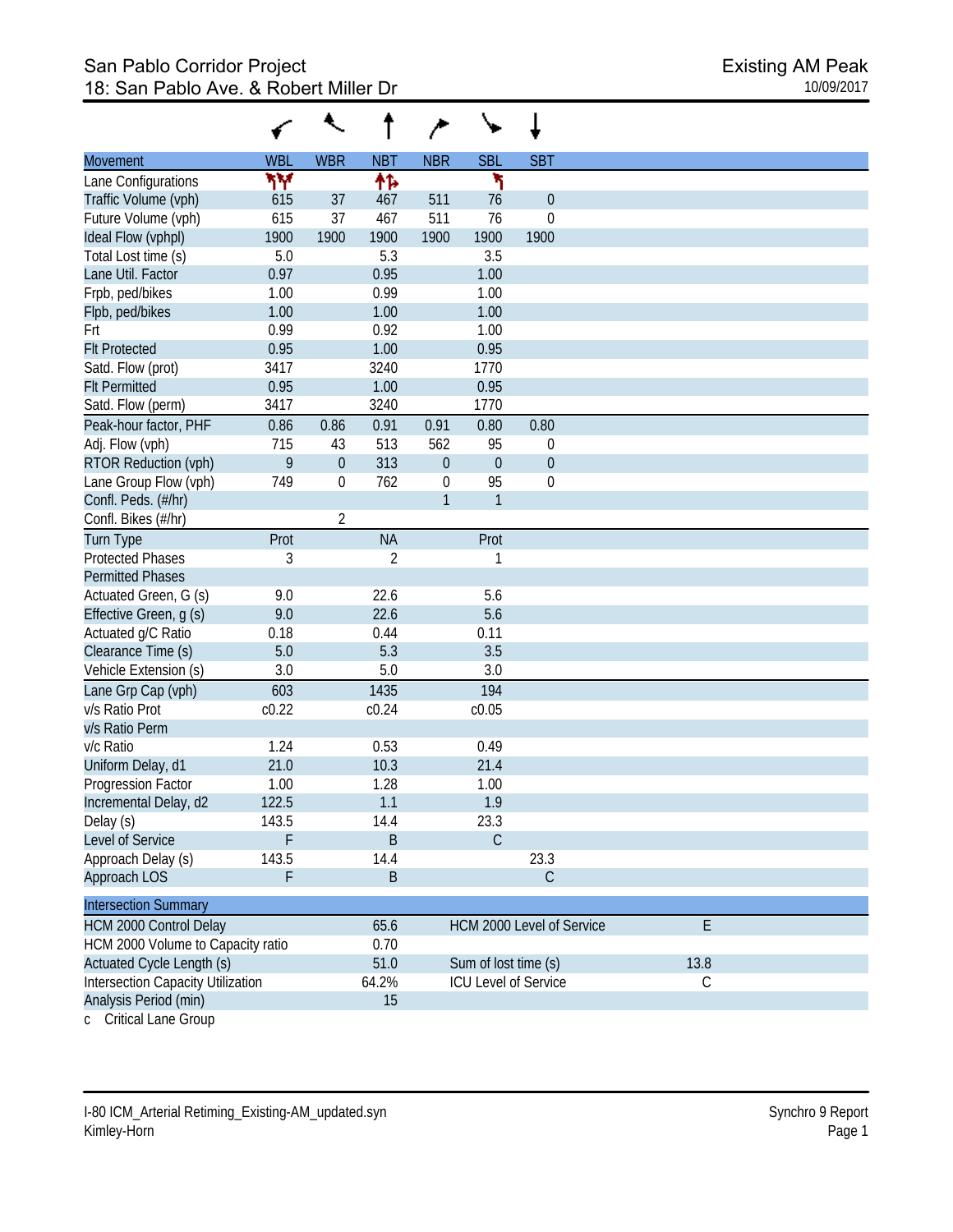# San Pablo Corridor Project

## 18: San Pablo Ave. & Robert Miller Dr

Existing AM Peak
10/09/2017

| Movement | WBL | WBR | NBT | NBR | SBL | SBT |
|---|---|---|---|---|---|---|
| Lane Configurations | ຯY | | ↑↑ | | ↰ | |
| Traffic Volume (vph) | 615 | 37 | 467 | 511 | 76 | 0 |
| Future Volume (vph) | 615 | 37 | 467 | 511 | 76 | 0 |
| Ideal Flow (vphpl) | 1900 | 1900 | 1900 | 1900 | 1900 | 1900 |
| Total Lost time (s) | 5.0 | | 5.3 | | 3.5 | |
| Lane Util. Factor | 0.97 | | 0.95 | | 1.00 | |
| Frpb, ped/bikes | 1.00 | | 0.99 | | 1.00 | |
| Flpb, ped/bikes | 1.00 | | 1.00 | | 1.00 | |
| Frt | 0.99 | | 0.92 | | 1.00 | |
| Flt Protected | 0.95 | | 1.00 | | 0.95 | |
| Satd. Flow (prot) | 3417 | | 3240 | | 1770 | |
| Flt Permitted | 0.95 | | 1.00 | | 0.95 | |
| Satd. Flow (perm) | 3417 | | 3240 | | 1770 | |
| Peak-hour factor, PHF | 0.86 | 0.86 | 0.91 | 0.91 | 0.80 | 0.80 |
| Adj. Flow (vph) | 715 | 43 | 513 | 562 | 95 | 0 |
| RTOR Reduction (vph) | 9 | 0 | 313 | 0 | 0 | 0 |
| Lane Group Flow (vph) | 749 | 0 | 762 | 0 | 95 | 0 |
| Confl. Peds. (#/hr) | | | | 1 | 1 | |
| Confl. Bikes (#/hr) | | 2 | | | | |
| Turn Type | Prot | | NA | | Prot | |
| Protected Phases | 3 | | 2 | | 1 | |
| Permitted Phases | | | | | | |
| Actuated Green, G (s) | 9.0 | | 22.6 | | 5.6 | |
| Effective Green, g (s) | 9.0 | | 22.6 | | 5.6 | |
| Actuated g/C Ratio | 0.18 | | 0.44 | | 0.11 | |
| Clearance Time (s) | 5.0 | | 5.3 | | 3.5 | |
| Vehicle Extension (s) | 3.0 | | 5.0 | | 3.0 | |
| Lane Grp Cap (vph) | 603 | | 1435 | | 194 | |
| v/s Ratio Prot | c0.22 | | c0.24 | | c0.05 | |
| v/s Ratio Perm | | | | | | |
| v/c Ratio | 1.24 | | 0.53 | | 0.49 | |
| Uniform Delay, d1 | 21.0 | | 10.3 | | 21.4 | |
| Progression Factor | 1.00 | | 1.28 | | 1.00 | |
| Incremental Delay, d2 | 122.5 | | 1.1 | | 1.9 | |
| Delay (s) | 143.5 | | 14.4 | | 23.3 | |
| Level of Service | F | | B | | C | |
| Approach Delay (s) | 143.5 | | 14.4 | | | 23.3 |
| Approach LOS | F | | B | | | C |

| Intersection Summary | | | |
|---|---|---|---|
| HCM 2000 Control Delay | 65.6 | HCM 2000 Level of Service | E |
| HCM 2000 Volume to Capacity ratio | 0.70 | | |
| Actuated Cycle Length (s) | 51.0 | Sum of lost time (s) | 13.8 |
| Intersection Capacity Utilization | 64.2% | ICU Level of Service | C |
| Analysis Period (min) | 15 | | |

c Critical Lane Group

I-80 ICM_Arterial Retiming_Existing-AM_updated.syn
Kimley-Horn

Synchro 9 Report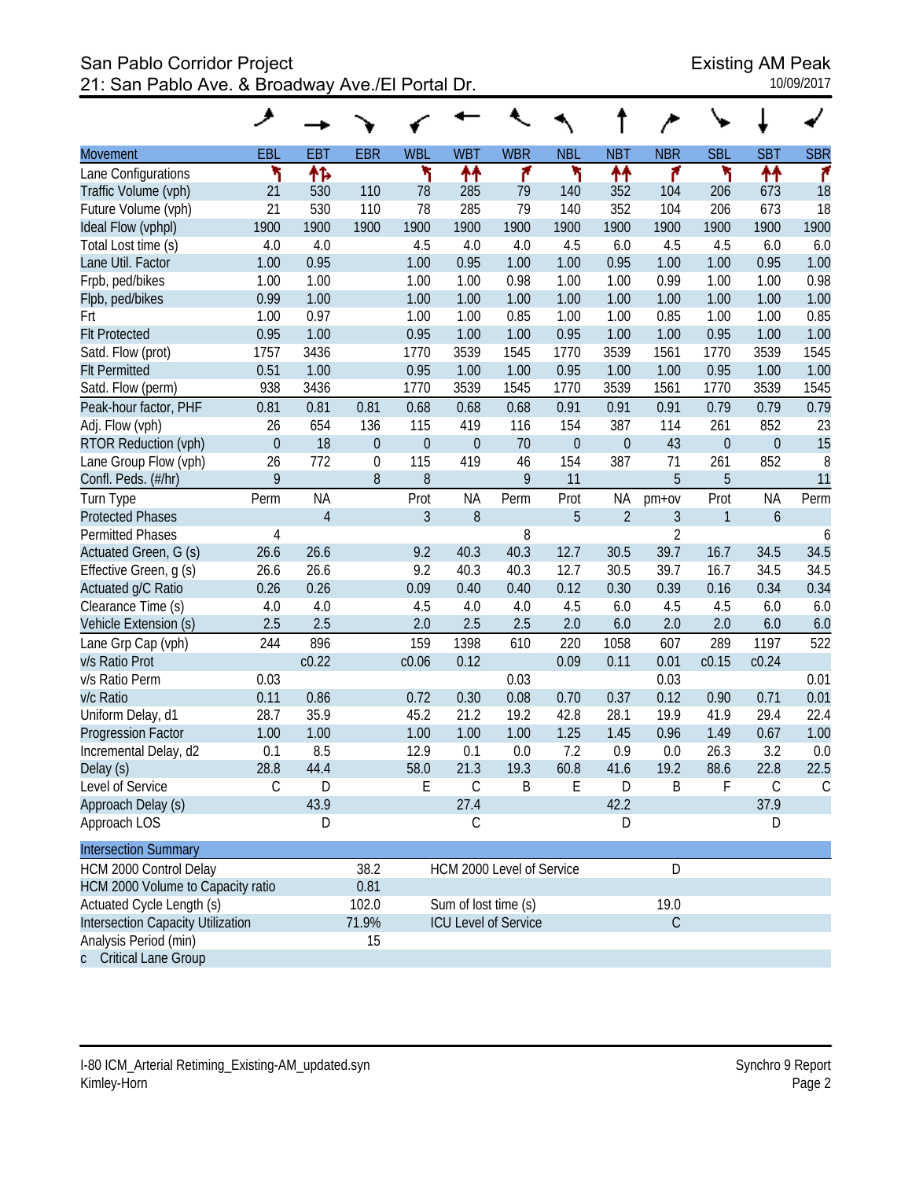# San Pablo Corridor Project
## 21: San Pablo Ave. & Broadway Ave./El Portal Dr.

Existing AM Peak
10/09/2017

| Movement | EBL | EBT | EBR | WBL | WBT | WBR | NBL | NBT | NBR | SBL | SBT | SBR |
|---|---|---|---|---|---|---|---|---|---|---|---|---|
| Lane Configurations | | | | | | | | | | | | |
| Traffic Volume (vph) | 21 | 530 | 110 | 78 | 285 | 79 | 140 | 352 | 104 | 206 | 673 | 18 |
| Future Volume (vph) | 21 | 530 | 110 | 78 | 285 | 79 | 140 | 352 | 104 | 206 | 673 | 18 |
| Ideal Flow (vphpl) | 1900 | 1900 | 1900 | 1900 | 1900 | 1900 | 1900 | 1900 | 1900 | 1900 | 1900 | 1900 |
| Total Lost time (s) | 4.0 | 4.0 | | 4.5 | 4.0 | 4.0 | 4.5 | 6.0 | 4.5 | 4.5 | 6.0 | 6.0 |
| Lane Util. Factor | 1.00 | 0.95 | | 1.00 | 0.95 | 1.00 | 1.00 | 0.95 | 1.00 | 1.00 | 0.95 | 1.00 |
| Frpb, ped/bikes | 1.00 | 1.00 | | 1.00 | 1.00 | 0.98 | 1.00 | 1.00 | 0.99 | 1.00 | 1.00 | 0.98 |
| Flpb, ped/bikes | 0.99 | 1.00 | | 1.00 | 1.00 | 1.00 | 1.00 | 1.00 | 1.00 | 1.00 | 1.00 | 1.00 |
| Frt | 1.00 | 0.97 | | 1.00 | 1.00 | 0.85 | 1.00 | 1.00 | 0.85 | 1.00 | 1.00 | 0.85 |
| Flt Protected | 0.95 | 1.00 | | 0.95 | 1.00 | 1.00 | 0.95 | 1.00 | 1.00 | 0.95 | 1.00 | 1.00 |
| Satd. Flow (prot) | 1757 | 3436 | | 1770 | 3539 | 1545 | 1770 | 3539 | 1561 | 1770 | 3539 | 1545 |
| Flt Permitted | 0.51 | 1.00 | | 0.95 | 1.00 | 1.00 | 0.95 | 1.00 | 1.00 | 0.95 | 1.00 | 1.00 |
| Satd. Flow (perm) | 938 | 3436 | | 1770 | 3539 | 1545 | 1770 | 3539 | 1561 | 1770 | 3539 | 1545 |
| Peak-hour factor, PHF | 0.81 | 0.81 | 0.81 | 0.68 | 0.68 | 0.68 | 0.91 | 0.91 | 0.91 | 0.79 | 0.79 | 0.79 |
| Adj. Flow (vph) | 26 | 654 | 136 | 115 | 419 | 116 | 154 | 387 | 114 | 261 | 852 | 23 |
| RTOR Reduction (vph) | 0 | 18 | 0 | 0 | 0 | 70 | 0 | 0 | 43 | 0 | 0 | 15 |
| Lane Group Flow (vph) | 26 | 772 | 0 | 115 | 419 | 46 | 154 | 387 | 71 | 261 | 852 | 8 |
| Confl. Peds. (#/hr) | 9 | | 8 | 8 | | 9 | 11 | | 5 | 5 | | 11 |
| Turn Type | Perm | NA | | Prot | NA | Perm | Prot | NA | pm+ov | Prot | NA | Perm |
| Protected Phases | | 4 | | 3 | 8 | | 5 | 2 | 3 | 1 | 6 | |
| Permitted Phases | 4 | | | | | 8 | | | 2 | | | 6 |
| Actuated Green, G (s) | 26.6 | 26.6 | | 9.2 | 40.3 | 40.3 | 12.7 | 30.5 | 39.7 | 16.7 | 34.5 | 34.5 |
| Effective Green, g (s) | 26.6 | 26.6 | | 9.2 | 40.3 | 40.3 | 12.7 | 30.5 | 39.7 | 16.7 | 34.5 | 34.5 |
| Actuated g/C Ratio | 0.26 | 0.26 | | 0.09 | 0.40 | 0.40 | 0.12 | 0.30 | 0.39 | 0.16 | 0.34 | 0.34 |
| Clearance Time (s) | 4.0 | 4.0 | | 4.5 | 4.0 | 4.0 | 4.5 | 6.0 | 4.5 | 4.5 | 6.0 | 6.0 |
| Vehicle Extension (s) | 2.5 | 2.5 | | 2.0 | 2.5 | 2.5 | 2.0 | 6.0 | 2.0 | 2.0 | 6.0 | 6.0 |
| Lane Grp Cap (vph) | 244 | 896 | | 159 | 1398 | 610 | 220 | 1058 | 607 | 289 | 1197 | 522 |
| v/s Ratio Prot | | c0.22 | | c0.06 | 0.12 | | 0.09 | 0.11 | 0.01 | c0.15 | c0.24 | |
| v/s Ratio Perm | 0.03 | | | | | 0.03 | | | 0.03 | | | 0.01 |
| v/c Ratio | 0.11 | 0.86 | | 0.72 | 0.30 | 0.08 | 0.70 | 0.37 | 0.12 | 0.90 | 0.71 | 0.01 |
| Uniform Delay, d1 | 28.7 | 35.9 | | 45.2 | 21.2 | 19.2 | 42.8 | 28.1 | 19.9 | 41.9 | 29.4 | 22.4 |
| Progression Factor | 1.00 | 1.00 | | 1.00 | 1.00 | 1.00 | 1.25 | 1.45 | 0.96 | 1.49 | 0.67 | 1.00 |
| Incremental Delay, d2 | 0.1 | 8.5 | | 12.9 | 0.1 | 0.0 | 7.2 | 0.9 | 0.0 | 26.3 | 3.2 | 0.0 |
| Delay (s) | 28.8 | 44.4 | | 58.0 | 21.3 | 19.3 | 60.8 | 41.6 | 19.2 | 88.6 | 22.8 | 22.5 |
| Level of Service | C | D | | E | C | B | E | D | B | F | C | C |
| Approach Delay (s) | | 43.9 | | | 27.4 | | | 42.2 | | | 37.9 | |
| Approach LOS | | D | | | C | | | D | | | D | |

| Intersection Summary | | | |
|---|---|---|---|
| HCM 2000 Control Delay | 38.2 | HCM 2000 Level of Service | D |
| HCM 2000 Volume to Capacity ratio | 0.81 | | |
| Actuated Cycle Length (s) | 102.0 | Sum of lost time (s) | 19.0 |
| Intersection Capacity Utilization | 71.9% | ICU Level of Service | C |
| Analysis Period (min) | 15 | | |

c Critical Lane Group

I-80 ICM_Arterial Retiming_Existing-AM_updated.syn
Kimley-Horn

Synchro 9 Report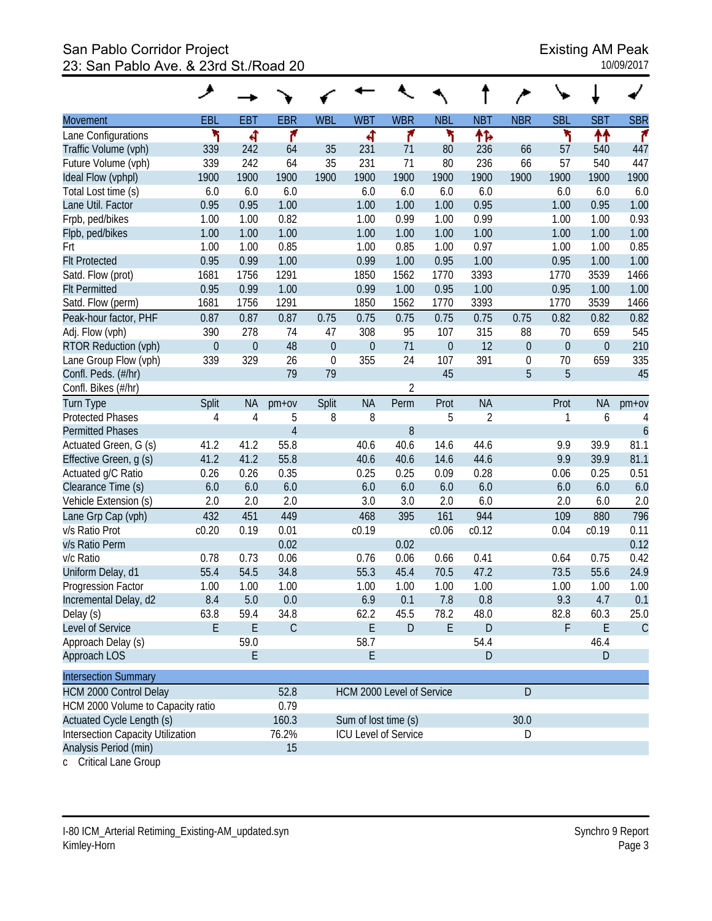# San Pablo Corridor Project
## 23: San Pablo Ave. & 23rd St./Road 20

Existing AM Peak
10/09/2017

| Movement | EBL | EBT | EBR | WBL | WBT | WBR | NBL | NBT | NBR | SBL | SBT | SBR |
|---|---|---|---|---|---|---|---|---|---|---|---|---|
| Lane Configurations | | | | | | | | | | | | |
| Traffic Volume (vph) | 339 | 242 | 64 | 35 | 231 | 71 | 80 | 236 | 66 | 57 | 540 | 447 |
| Future Volume (vph) | 339 | 242 | 64 | 35 | 231 | 71 | 80 | 236 | 66 | 57 | 540 | 447 |
| Ideal Flow (vphpl) | 1900 | 1900 | 1900 | 1900 | 1900 | 1900 | 1900 | 1900 | 1900 | 1900 | 1900 | 1900 |
| Total Lost time (s) | 6.0 | 6.0 | 6.0 | | 6.0 | 6.0 | 6.0 | 6.0 | | 6.0 | 6.0 | 6.0 |
| Lane Util. Factor | 0.95 | 0.95 | 1.00 | | 1.00 | 1.00 | 1.00 | 0.95 | | 1.00 | 0.95 | 1.00 |
| Frpb, ped/bikes | 1.00 | 1.00 | 0.82 | | 1.00 | 0.99 | 1.00 | 0.99 | | 1.00 | 1.00 | 0.93 |
| Flpb, ped/bikes | 1.00 | 1.00 | 1.00 | | 1.00 | 1.00 | 1.00 | 1.00 | | 1.00 | 1.00 | 1.00 |
| Frt | 1.00 | 1.00 | 0.85 | | 1.00 | 0.85 | 1.00 | 0.97 | | 1.00 | 1.00 | 0.85 |
| Flt Protected | 0.95 | 0.99 | 1.00 | | 0.99 | 1.00 | 0.95 | 1.00 | | 0.95 | 1.00 | 1.00 |
| Satd. Flow (prot) | 1681 | 1756 | 1291 | | 1850 | 1562 | 1770 | 3393 | | 1770 | 3539 | 1466 |
| Flt Permitted | 0.95 | 0.99 | 1.00 | | 0.99 | 1.00 | 0.95 | 1.00 | | 0.95 | 1.00 | 1.00 |
| Satd. Flow (perm) | 1681 | 1756 | 1291 | | 1850 | 1562 | 1770 | 3393 | | 1770 | 3539 | 1466 |
| Peak-hour factor, PHF | 0.87 | 0.87 | 0.87 | 0.75 | 0.75 | 0.75 | 0.75 | 0.75 | 0.75 | 0.82 | 0.82 | 0.82 |
| Adj. Flow (vph) | 390 | 278 | 74 | 47 | 308 | 95 | 107 | 315 | 88 | 70 | 659 | 545 |
| RTOR Reduction (vph) | 0 | 0 | 48 | 0 | 0 | 71 | 0 | 12 | 0 | 0 | 0 | 210 |
| Lane Group Flow (vph) | 339 | 329 | 26 | 0 | 355 | 24 | 107 | 391 | 0 | 70 | 659 | 335 |
| Confl. Peds. (#/hr) | | | 79 | 79 | | | 45 | | 5 | 5 | | 45 |
| Confl. Bikes (#/hr) | | | | | | 2 | | | | | | |
| Turn Type | Split | NA | pm+ov | Split | NA | Perm | Prot | NA | | Prot | NA | pm+ov |
| Protected Phases | 4 | 4 | 5 | 8 | 8 | | 5 | 2 | | 1 | 6 | 4 |
| Permitted Phases | | | 4 | | | 8 | | | | | | 6 |
| Actuated Green, G (s) | 41.2 | 41.2 | 55.8 | | 40.6 | 40.6 | 14.6 | 44.6 | | 9.9 | 39.9 | 81.1 |
| Effective Green, g (s) | 41.2 | 41.2 | 55.8 | | 40.6 | 40.6 | 14.6 | 44.6 | | 9.9 | 39.9 | 81.1 |
| Actuated g/C Ratio | 0.26 | 0.26 | 0.35 | | 0.25 | 0.25 | 0.09 | 0.28 | | 0.06 | 0.25 | 0.51 |
| Clearance Time (s) | 6.0 | 6.0 | 6.0 | | 6.0 | 6.0 | 6.0 | 6.0 | | 6.0 | 6.0 | 6.0 |
| Vehicle Extension (s) | 2.0 | 2.0 | 2.0 | | 3.0 | 3.0 | 2.0 | 6.0 | | 2.0 | 6.0 | 2.0 |
| Lane Grp Cap (vph) | 432 | 451 | 449 | | 468 | 395 | 161 | 944 | | 109 | 880 | 796 |
| v/s Ratio Prot | c0.20 | 0.19 | 0.01 | | c0.19 | | c0.06 | c0.12 | | 0.04 | c0.19 | 0.11 |
| v/s Ratio Perm | | | 0.02 | | | 0.02 | | | | | | 0.12 |
| v/c Ratio | 0.78 | 0.73 | 0.06 | | 0.76 | 0.06 | 0.66 | 0.41 | | 0.64 | 0.75 | 0.42 |
| Uniform Delay, d1 | 55.4 | 54.5 | 34.8 | | 55.3 | 45.4 | 70.5 | 47.2 | | 73.5 | 55.6 | 24.9 |
| Progression Factor | 1.00 | 1.00 | 1.00 | | 1.00 | 1.00 | 1.00 | 1.00 | | 1.00 | 1.00 | 1.00 |
| Incremental Delay, d2 | 8.4 | 5.0 | 0.0 | | 6.9 | 0.1 | 7.8 | 0.8 | | 9.3 | 4.7 | 0.1 |
| Delay (s) | 63.8 | 59.4 | 34.8 | | 62.2 | 45.5 | 78.2 | 48.0 | | 82.8 | 60.3 | 25.0 |
| Level of Service | E | E | C | | E | D | E | D | | F | E | C |
| Approach Delay (s) | | 59.0 | | | 58.7 | | | 54.4 | | | 46.4 | |
| Approach LOS | | E | | | E | | | D | | | D | |

| Intersection Summary | | | |
|---|---|---|---|
| HCM 2000 Control Delay | 52.8 | HCM 2000 Level of Service | D |
| HCM 2000 Volume to Capacity ratio | 0.79 | | |
| Actuated Cycle Length (s) | 160.3 | Sum of lost time (s) | 30.0 |
| Intersection Capacity Utilization | 76.2% | ICU Level of Service | D |
| Analysis Period (min) | 15 | | |

c Critical Lane Group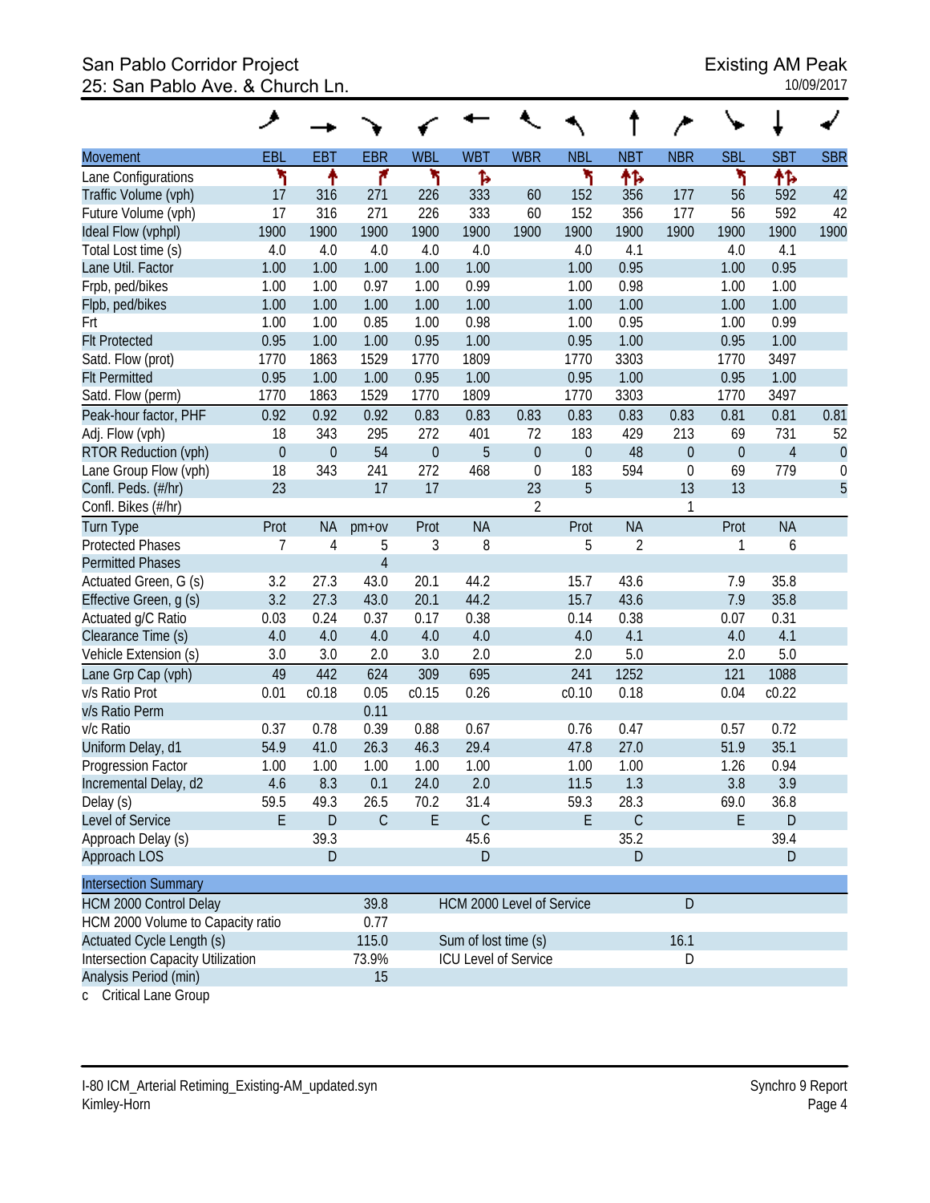San Pablo Corridor Project
25: San Pablo Ave. & Church Ln.

Existing AM Peak
10/09/2017

| Movement | EBL | EBT | EBR | WBL | WBT | WBR | NBL | NBT | NBR | SBL | SBT | SBR |
|---|---|---|---|---|---|---|---|---|---|---|---|---|
| Lane Configurations | | | | | | | | | | | | |
| Traffic Volume (vph) | 17 | 316 | 271 | 226 | 333 | 60 | 152 | 356 | 177 | 56 | 592 | 42 |
| Future Volume (vph) | 17 | 316 | 271 | 226 | 333 | 60 | 152 | 356 | 177 | 56 | 592 | 42 |
| Ideal Flow (vphpl) | 1900 | 1900 | 1900 | 1900 | 1900 | 1900 | 1900 | 1900 | 1900 | 1900 | 1900 | 1900 |
| Total Lost time (s) | 4.0 | 4.0 | 4.0 | 4.0 | 4.0 | | 4.0 | 4.1 | | 4.0 | 4.1 | |
| Lane Util. Factor | 1.00 | 1.00 | 1.00 | 1.00 | 1.00 | | 1.00 | 0.95 | | 1.00 | 0.95 | |
| Frpb, ped/bikes | 1.00 | 1.00 | 0.97 | 1.00 | 0.99 | | 1.00 | 0.98 | | 1.00 | 1.00 | |
| Flpb, ped/bikes | 1.00 | 1.00 | 1.00 | 1.00 | 1.00 | | 1.00 | 1.00 | | 1.00 | 1.00 | |
| Frt | 1.00 | 1.00 | 0.85 | 1.00 | 0.98 | | 1.00 | 0.95 | | 1.00 | 0.99 | |
| Flt Protected | 0.95 | 1.00 | 1.00 | 0.95 | 1.00 | | 0.95 | 1.00 | | 0.95 | 1.00 | |
| Satd. Flow (prot) | 1770 | 1863 | 1529 | 1770 | 1809 | | 1770 | 3303 | | 1770 | 3497 | |
| Flt Permitted | 0.95 | 1.00 | 1.00 | 0.95 | 1.00 | | 0.95 | 1.00 | | 0.95 | 1.00 | |
| Satd. Flow (perm) | 1770 | 1863 | 1529 | 1770 | 1809 | | 1770 | 3303 | | 1770 | 3497 | |
| Peak-hour factor, PHF | 0.92 | 0.92 | 0.92 | 0.83 | 0.83 | 0.83 | 0.83 | 0.83 | 0.83 | 0.81 | 0.81 | 0.81 |
| Adj. Flow (vph) | 18 | 343 | 295 | 272 | 401 | 72 | 183 | 429 | 213 | 69 | 731 | 52 |
| RTOR Reduction (vph) | 0 | 0 | 54 | 0 | 5 | 0 | 0 | 48 | 0 | 0 | 4 | 0 |
| Lane Group Flow (vph) | 18 | 343 | 241 | 272 | 468 | 0 | 183 | 594 | 0 | 69 | 779 | 0 |
| Confl. Peds. (#/hr) | 23 | | 17 | 17 | | 23 | 5 | | 13 | 13 | | 5 |
| Confl. Bikes (#/hr) | | | | | | 2 | | | 1 | | | |
| Turn Type | Prot | NA | pm+ov | Prot | NA | | Prot | NA | | Prot | NA | |
| Protected Phases | 7 | 4 | 5 | 3 | 8 | | 5 | 2 | | 1 | 6 | |
| Permitted Phases | | | 4 | | | | | | | | | |
| Actuated Green, G (s) | 3.2 | 27.3 | 43.0 | 20.1 | 44.2 | | 15.7 | 43.6 | | 7.9 | 35.8 | |
| Effective Green, g (s) | 3.2 | 27.3 | 43.0 | 20.1 | 44.2 | | 15.7 | 43.6 | | 7.9 | 35.8 | |
| Actuated g/C Ratio | 0.03 | 0.24 | 0.37 | 0.17 | 0.38 | | 0.14 | 0.38 | | 0.07 | 0.31 | |
| Clearance Time (s) | 4.0 | 4.0 | 4.0 | 4.0 | 4.0 | | 4.0 | 4.1 | | 4.0 | 4.1 | |
| Vehicle Extension (s) | 3.0 | 3.0 | 2.0 | 3.0 | 2.0 | | 2.0 | 5.0 | | 2.0 | 5.0 | |
| Lane Grp Cap (vph) | 49 | 442 | 624 | 309 | 695 | | 241 | 1252 | | 121 | 1088 | |
| v/s Ratio Prot | 0.01 | c0.18 | 0.05 | c0.15 | 0.26 | | c0.10 | 0.18 | | 0.04 | c0.22 | |
| v/s Ratio Perm | | | 0.11 | | | | | | | | | |
| v/c Ratio | 0.37 | 0.78 | 0.39 | 0.88 | 0.67 | | 0.76 | 0.47 | | 0.57 | 0.72 | |
| Uniform Delay, d1 | 54.9 | 41.0 | 26.3 | 46.3 | 29.4 | | 47.8 | 27.0 | | 51.9 | 35.1 | |
| Progression Factor | 1.00 | 1.00 | 1.00 | 1.00 | 1.00 | | 1.00 | 1.00 | | 1.26 | 0.94 | |
| Incremental Delay, d2 | 4.6 | 8.3 | 0.1 | 24.0 | 2.0 | | 11.5 | 1.3 | | 3.8 | 3.9 | |
| Delay (s) | 59.5 | 49.3 | 26.5 | 70.2 | 31.4 | | 59.3 | 28.3 | | 69.0 | 36.8 | |
| Level of Service | E | D | C | E | C | | E | C | | E | D | |
| Approach Delay (s) | | 39.3 | | | 45.6 | | | 35.2 | | | 39.4 | |
| Approach LOS | | D | | | D | | | D | | | D | |

| Intersection Summary | | | |
|---|---|---|---|
| HCM 2000 Control Delay | 39.8 | HCM 2000 Level of Service | D |
| HCM 2000 Volume to Capacity ratio | 0.77 | | |
| Actuated Cycle Length (s) | 115.0 | Sum of lost time (s) | 16.1 |
| Intersection Capacity Utilization | 73.9% | ICU Level of Service | D |
| Analysis Period (min) | 15 | | |

c Critical Lane Group

I-80 ICM_Arterial Retiming_Existing-AM_updated.syn
Kimley-Horn

Synchro 9 Report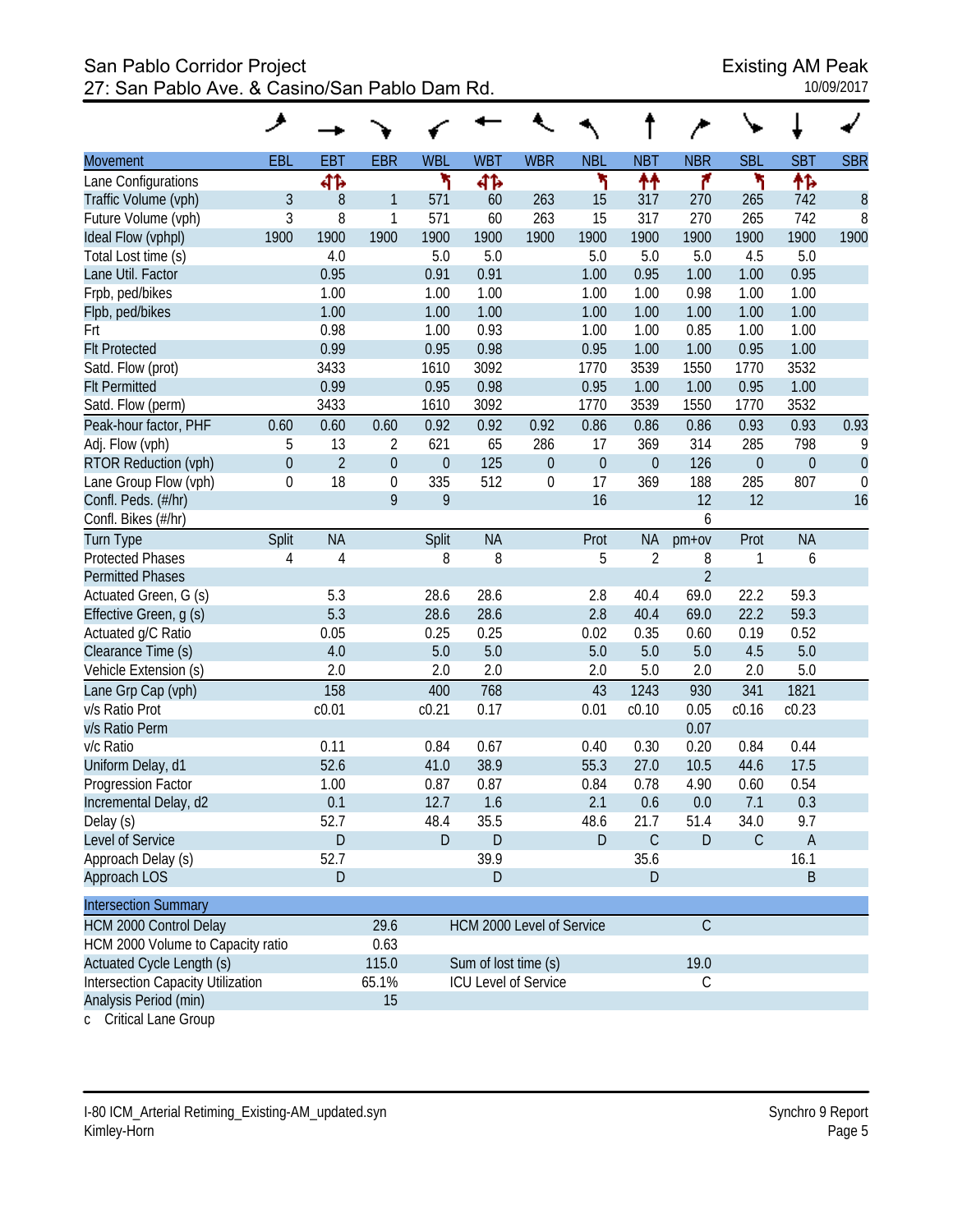San Pablo Corridor Project
27: San Pablo Ave. & Casino/San Pablo Dam Rd.

Existing AM Peak
10/09/2017

| Movement | EBL | EBT | EBR | WBL | WBT | WBR | NBL | NBT | NBR | SBL | SBT | SBR |
|---|---|---|---|---|---|---|---|---|---|---|---|---|
| Lane Configurations | | ↰↑↱ | | ↰ | ↰↑↱ | | ↰ | ↑↑ | ↱ | ↰ | ↑↱ | |
| Traffic Volume (vph) | 3 | 8 | 1 | 571 | 60 | 263 | 15 | 317 | 270 | 265 | 742 | 8 |
| Future Volume (vph) | 3 | 8 | 1 | 571 | 60 | 263 | 15 | 317 | 270 | 265 | 742 | 8 |
| Ideal Flow (vphpl) | 1900 | 1900 | 1900 | 1900 | 1900 | 1900 | 1900 | 1900 | 1900 | 1900 | 1900 | 1900 |
| Total Lost time (s) | | 4.0 | | 5.0 | 5.0 | | 5.0 | 5.0 | 5.0 | 4.5 | 5.0 | |
| Lane Util. Factor | | 0.95 | | 0.91 | 0.91 | | 1.00 | 0.95 | 1.00 | 1.00 | 0.95 | |
| Frpb, ped/bikes | | 1.00 | | 1.00 | 1.00 | | 1.00 | 1.00 | 0.98 | 1.00 | 1.00 | |
| Flpb, ped/bikes | | 1.00 | | 1.00 | 1.00 | | 1.00 | 1.00 | 1.00 | 1.00 | 1.00 | |
| Frt | | 0.98 | | 1.00 | 0.93 | | 1.00 | 1.00 | 0.85 | 1.00 | 1.00 | |
| Flt Protected | | 0.99 | | 0.95 | 0.98 | | 0.95 | 1.00 | 1.00 | 0.95 | 1.00 | |
| Satd. Flow (prot) | | 3433 | | 1610 | 3092 | | 1770 | 3539 | 1550 | 1770 | 3532 | |
| Flt Permitted | | 0.99 | | 0.95 | 0.98 | | 0.95 | 1.00 | 1.00 | 0.95 | 1.00 | |
| Satd. Flow (perm) | | 3433 | | 1610 | 3092 | | 1770 | 3539 | 1550 | 1770 | 3532 | |
| Peak-hour factor, PHF | 0.60 | 0.60 | 0.60 | 0.92 | 0.92 | 0.92 | 0.86 | 0.86 | 0.86 | 0.93 | 0.93 | 0.93 |
| Adj. Flow (vph) | 5 | 13 | 2 | 621 | 65 | 286 | 17 | 369 | 314 | 285 | 798 | 9 |
| RTOR Reduction (vph) | 0 | 2 | 0 | 0 | 125 | 0 | 0 | 0 | 126 | 0 | 0 | 0 |
| Lane Group Flow (vph) | 0 | 18 | 0 | 335 | 512 | 0 | 17 | 369 | 188 | 285 | 807 | 0 |
| Confl. Peds. (#/hr) | | | 9 | 9 | | | 16 | | 12 | 12 | | 16 |
| Confl. Bikes (#/hr) | | | | | | | | | 6 | | | |
| Turn Type | Split | NA | | Split | NA | | Prot | NA | pm+ov | Prot | NA | |
| Protected Phases | 4 | 4 | | 8 | 8 | | 5 | 2 | 8 | 1 | 6 | |
| Permitted Phases | | | | | | | | | 2 | | | |
| Actuated Green, G (s) | | 5.3 | | 28.6 | 28.6 | | 2.8 | 40.4 | 69.0 | 22.2 | 59.3 | |
| Effective Green, g (s) | | 5.3 | | 28.6 | 28.6 | | 2.8 | 40.4 | 69.0 | 22.2 | 59.3 | |
| Actuated g/C Ratio | | 0.05 | | 0.25 | 0.25 | | 0.02 | 0.35 | 0.60 | 0.19 | 0.52 | |
| Clearance Time (s) | | 4.0 | | 5.0 | 5.0 | | 5.0 | 5.0 | 5.0 | 4.5 | 5.0 | |
| Vehicle Extension (s) | | 2.0 | | 2.0 | 2.0 | | 2.0 | 5.0 | 2.0 | 2.0 | 5.0 | |
| Lane Grp Cap (vph) | | 158 | | 400 | 768 | | 43 | 1243 | 930 | 341 | 1821 | |
| v/s Ratio Prot | | c0.01 | | c0.21 | 0.17 | | 0.01 | c0.10 | 0.05 | c0.16 | c0.23 | |
| v/s Ratio Perm | | | | | | | | | 0.07 | | | |
| v/c Ratio | | 0.11 | | 0.84 | 0.67 | | 0.40 | 0.30 | 0.20 | 0.84 | 0.44 | |
| Uniform Delay, d1 | | 52.6 | | 41.0 | 38.9 | | 55.3 | 27.0 | 10.5 | 44.6 | 17.5 | |
| Progression Factor | | 1.00 | | 0.87 | 0.87 | | 0.84 | 0.78 | 4.90 | 0.60 | 0.54 | |
| Incremental Delay, d2 | | 0.1 | | 12.7 | 1.6 | | 2.1 | 0.6 | 0.0 | 7.1 | 0.3 | |
| Delay (s) | | 52.7 | | 48.4 | 35.5 | | 48.6 | 21.7 | 51.4 | 34.0 | 9.7 | |
| Level of Service | | D | | D | D | | D | C | D | C | A | |
| Approach Delay (s) | | 52.7 | | | 39.9 | | | 35.6 | | | 16.1 | |
| Approach LOS | | D | | | D | | | D | | | B | |

| Intersection Summary | | | | |
|---|---|---|---|---|
| HCM 2000 Control Delay | 29.6 | HCM 2000 Level of Service | C | |
| HCM 2000 Volume to Capacity ratio | 0.63 | | | |
| Actuated Cycle Length (s) | 115.0 | Sum of lost time (s) | 19.0 | |
| Intersection Capacity Utilization | 65.1% | ICU Level of Service | C | |
| Analysis Period (min) | 15 | | | |

c Critical Lane Group

I-80 ICM_Arterial Retiming_Existing-AM_updated.syn
Kimley-Horn

Synchro 9 Report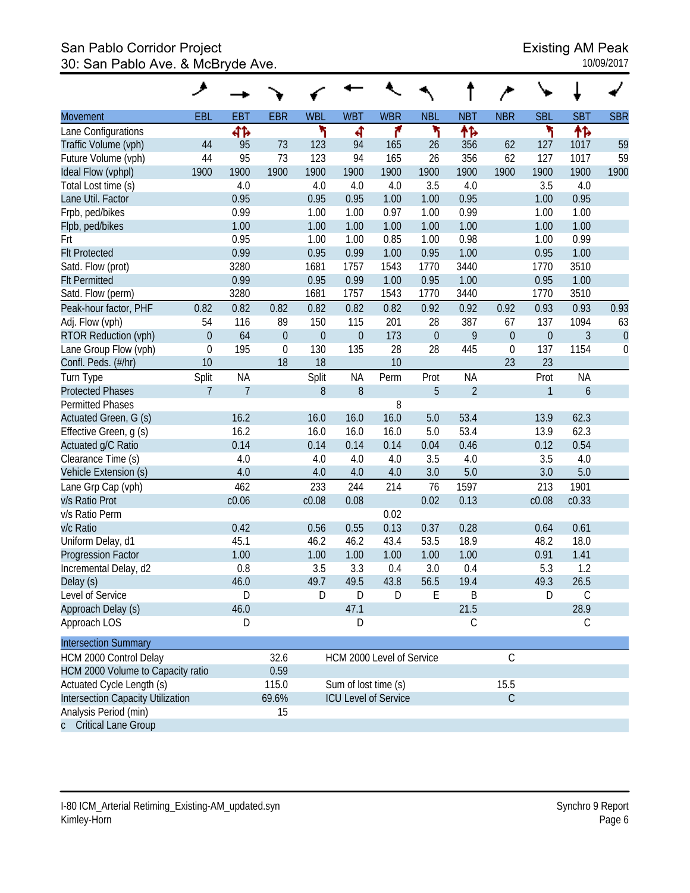San Pablo Corridor Project
30: San Pablo Ave. & McBryde Ave.

Existing AM Peak
10/09/2017

| Movement | EBL | EBT | EBR | WBL | WBT | WBR | NBL | NBT | NBR | SBL | SBT | SBR |
|---|---|---|---|---|---|---|---|---|---|---|---|---|
| Lane Configurations | | | | | | | | | | | | |
| Traffic Volume (vph) | 44 | 95 | 73 | 123 | 94 | 165 | 26 | 356 | 62 | 127 | 1017 | 59 |
| Future Volume (vph) | 44 | 95 | 73 | 123 | 94 | 165 | 26 | 356 | 62 | 127 | 1017 | 59 |
| Ideal Flow (vphpl) | 1900 | 1900 | 1900 | 1900 | 1900 | 1900 | 1900 | 1900 | 1900 | 1900 | 1900 | 1900 |
| Total Lost time (s) | | 4.0 | | 4.0 | 4.0 | 4.0 | 3.5 | 4.0 | | 3.5 | 4.0 | |
| Lane Util. Factor | | 0.95 | | 0.95 | 0.95 | 1.00 | 1.00 | 0.95 | | 1.00 | 0.95 | |
| Frpb, ped/bikes | | 0.99 | | 1.00 | 1.00 | 0.97 | 1.00 | 0.99 | | 1.00 | 1.00 | |
| Flpb, ped/bikes | | 1.00 | | 1.00 | 1.00 | 1.00 | 1.00 | 1.00 | | 1.00 | 1.00 | |
| Frt | | 0.95 | | 1.00 | 1.00 | 0.85 | 1.00 | 0.98 | | 1.00 | 0.99 | |
| Flt Protected | | 0.99 | | 0.95 | 0.99 | 1.00 | 0.95 | 1.00 | | 0.95 | 1.00 | |
| Satd. Flow (prot) | | 3280 | | 1681 | 1757 | 1543 | 1770 | 3440 | | 1770 | 3510 | |
| Flt Permitted | | 0.99 | | 0.95 | 0.99 | 1.00 | 0.95 | 1.00 | | 0.95 | 1.00 | |
| Satd. Flow (perm) | | 3280 | | 1681 | 1757 | 1543 | 1770 | 3440 | | 1770 | 3510 | |
| Peak-hour factor, PHF | 0.82 | 0.82 | 0.82 | 0.82 | 0.82 | 0.82 | 0.92 | 0.92 | 0.92 | 0.93 | 0.93 | 0.93 |
| Adj. Flow (vph) | 54 | 116 | 89 | 150 | 115 | 201 | 28 | 387 | 67 | 137 | 1094 | 63 |
| RTOR Reduction (vph) | 0 | 64 | 0 | 0 | 0 | 173 | 0 | 9 | 0 | 0 | 3 | 0 |
| Lane Group Flow (vph) | 0 | 195 | 0 | 130 | 135 | 28 | 28 | 445 | 0 | 137 | 1154 | 0 |
| Confl. Peds. (#/hr) | 10 | | 18 | 18 | | 10 | | | 23 | 23 | | |
| Turn Type | Split | NA | | Split | NA | Perm | Prot | NA | | Prot | NA | |
| Protected Phases | 7 | 7 | | 8 | 8 | | 5 | 2 | | 1 | 6 | |
| Permitted Phases | | | | | | 8 | | | | | | |
| Actuated Green, G (s) | | 16.2 | | 16.0 | 16.0 | 16.0 | 5.0 | 53.4 | | 13.9 | 62.3 | |
| Effective Green, g (s) | | 16.2 | | 16.0 | 16.0 | 16.0 | 5.0 | 53.4 | | 13.9 | 62.3 | |
| Actuated g/C Ratio | | 0.14 | | 0.14 | 0.14 | 0.14 | 0.04 | 0.46 | | 0.12 | 0.54 | |
| Clearance Time (s) | | 4.0 | | 4.0 | 4.0 | 4.0 | 3.5 | 4.0 | | 3.5 | 4.0 | |
| Vehicle Extension (s) | | 4.0 | | 4.0 | 4.0 | 4.0 | 3.0 | 5.0 | | 3.0 | 5.0 | |
| Lane Grp Cap (vph) | | 462 | | 233 | 244 | 214 | 76 | 1597 | | 213 | 1901 | |
| v/s Ratio Prot | | c0.06 | | c0.08 | 0.08 | | 0.02 | 0.13 | | c0.08 | c0.33 | |
| v/s Ratio Perm | | | | | | 0.02 | | | | | | |
| v/c Ratio | | 0.42 | | 0.56 | 0.55 | 0.13 | 0.37 | 0.28 | | 0.64 | 0.61 | |
| Uniform Delay, d1 | | 45.1 | | 46.2 | 46.2 | 43.4 | 53.5 | 18.9 | | 48.2 | 18.0 | |
| Progression Factor | | 1.00 | | 1.00 | 1.00 | 1.00 | 1.00 | 1.00 | | 0.91 | 1.41 | |
| Incremental Delay, d2 | | 0.8 | | 3.5 | 3.3 | 0.4 | 3.0 | 0.4 | | 5.3 | 1.2 | |
| Delay (s) | | 46.0 | | 49.7 | 49.5 | 43.8 | 56.5 | 19.4 | | 49.3 | 26.5 | |
| Level of Service | | D | | D | D | D | E | B | | D | C | |
| Approach Delay (s) | | 46.0 | | | 47.1 | | | 21.5 | | | 28.9 | |
| Approach LOS | | D | | | D | | | C | | | C | |

| Intersection Summary | | | |
|---|---|---|---|
| HCM 2000 Control Delay | 32.6 | HCM 2000 Level of Service | C |
| HCM 2000 Volume to Capacity ratio | 0.59 | | |
| Actuated Cycle Length (s) | 115.0 | Sum of lost time (s) | 15.5 |
| Intersection Capacity Utilization | 69.6% | ICU Level of Service | C |
| Analysis Period (min) | 15 | | |
| c Critical Lane Group | | | |

I-80 ICM_Arterial Retiming_Existing-AM_updated.syn
Kimley-Horn

Synchro 9 Report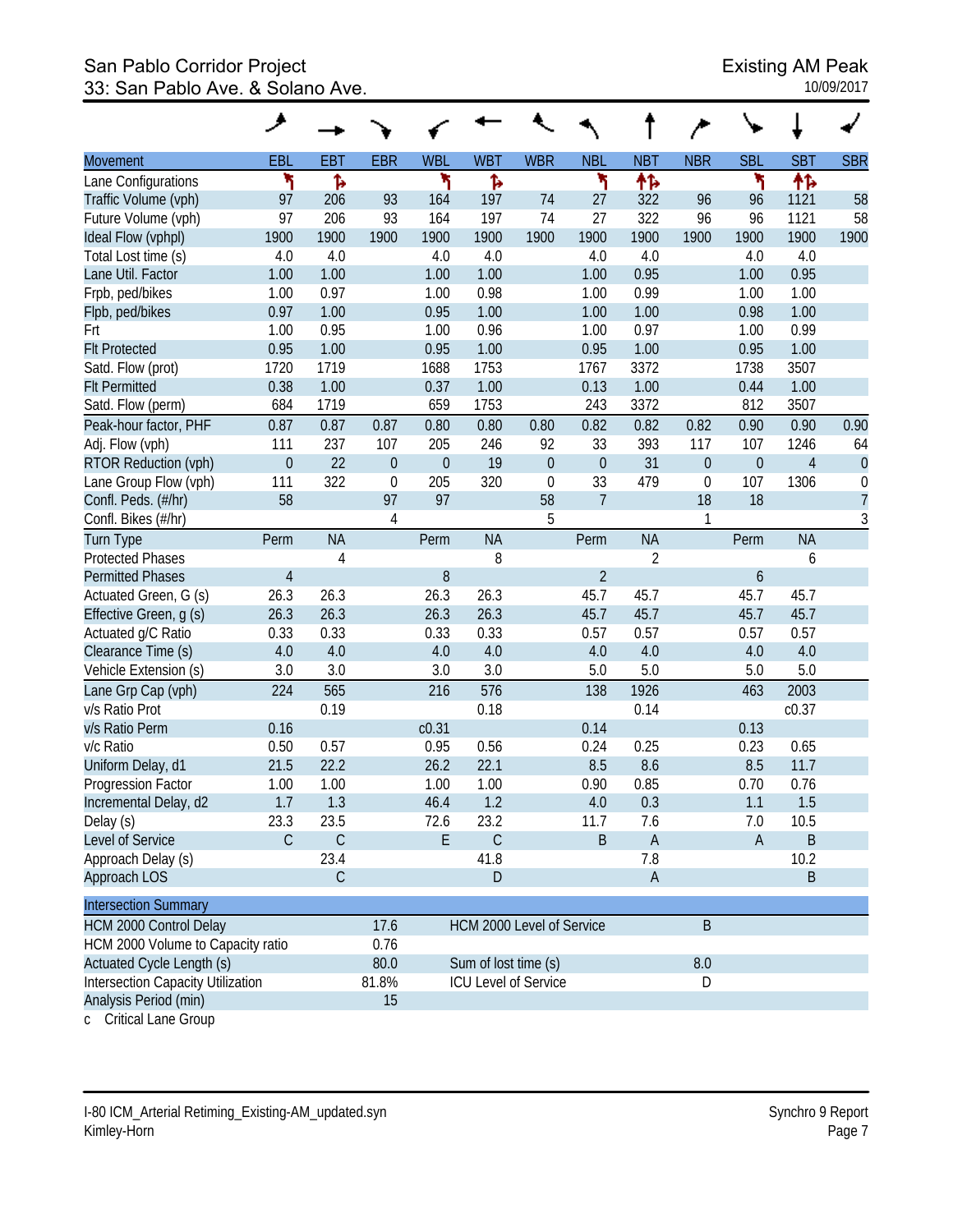San Pablo Corridor Project
33: San Pablo Ave. & Solano Ave.

Existing AM Peak
10/09/2017

| Movement | EBL | EBT | EBR | WBL | WBT | WBR | NBL | NBT | NBR | SBL | SBT | SBR |
|---|---|---|---|---|---|---|---|---|---|---|---|---|
| Lane Configurations | ↰ | ↱ | | ↰ | ↱ | | ↰ | ↑↱ | | ↰ | ↑↱ | |
| Traffic Volume (vph) | 97 | 206 | 93 | 164 | 197 | 74 | 27 | 322 | 96 | 96 | 1121 | 58 |
| Future Volume (vph) | 97 | 206 | 93 | 164 | 197 | 74 | 27 | 322 | 96 | 96 | 1121 | 58 |
| Ideal Flow (vphpl) | 1900 | 1900 | 1900 | 1900 | 1900 | 1900 | 1900 | 1900 | 1900 | 1900 | 1900 | 1900 |
| Total Lost time (s) | 4.0 | 4.0 | | 4.0 | 4.0 | | 4.0 | 4.0 | | 4.0 | 4.0 | |
| Lane Util. Factor | 1.00 | 1.00 | | 1.00 | 1.00 | | 1.00 | 0.95 | | 1.00 | 0.95 | |
| Frpb, ped/bikes | 1.00 | 0.97 | | 1.00 | 0.98 | | 1.00 | 0.99 | | 1.00 | 1.00 | |
| Flpb, ped/bikes | 0.97 | 1.00 | | 0.95 | 1.00 | | 1.00 | 1.00 | | 0.98 | 1.00 | |
| Frt | 1.00 | 0.95 | | 1.00 | 0.96 | | 1.00 | 0.97 | | 1.00 | 0.99 | |
| Flt Protected | 0.95 | 1.00 | | 0.95 | 1.00 | | 0.95 | 1.00 | | 0.95 | 1.00 | |
| Satd. Flow (prot) | 1720 | 1719 | | 1688 | 1753 | | 1767 | 3372 | | 1738 | 3507 | |
| Flt Permitted | 0.38 | 1.00 | | 0.37 | 1.00 | | 0.13 | 1.00 | | 0.44 | 1.00 | |
| Satd. Flow (perm) | 684 | 1719 | | 659 | 1753 | | 243 | 3372 | | 812 | 3507 | |
| Peak-hour factor, PHF | 0.87 | 0.87 | 0.87 | 0.80 | 0.80 | 0.80 | 0.82 | 0.82 | 0.82 | 0.90 | 0.90 | 0.90 |
| Adj. Flow (vph) | 111 | 237 | 107 | 205 | 246 | 92 | 33 | 393 | 117 | 107 | 1246 | 64 |
| RTOR Reduction (vph) | 0 | 22 | 0 | 0 | 19 | 0 | 0 | 31 | 0 | 0 | 4 | 0 |
| Lane Group Flow (vph) | 111 | 322 | 0 | 205 | 320 | 0 | 33 | 479 | 0 | 107 | 1306 | 0 |
| Confl. Peds. (#/hr) | 58 | | 97 | 97 | | 58 | 7 | | 18 | 18 | | 7 |
| Confl. Bikes (#/hr) | | | 4 | | | 5 | | | 1 | | | 3 |
| Turn Type | Perm | NA | | Perm | NA | | Perm | NA | | Perm | NA | |
| Protected Phases | | 4 | | | 8 | | | 2 | | | 6 | |
| Permitted Phases | 4 | | | 8 | | | 2 | | | 6 | | |
| Actuated Green, G (s) | 26.3 | 26.3 | | 26.3 | 26.3 | | 45.7 | 45.7 | | 45.7 | 45.7 | |
| Effective Green, g (s) | 26.3 | 26.3 | | 26.3 | 26.3 | | 45.7 | 45.7 | | 45.7 | 45.7 | |
| Actuated g/C Ratio | 0.33 | 0.33 | | 0.33 | 0.33 | | 0.57 | 0.57 | | 0.57 | 0.57 | |
| Clearance Time (s) | 4.0 | 4.0 | | 4.0 | 4.0 | | 4.0 | 4.0 | | 4.0 | 4.0 | |
| Vehicle Extension (s) | 3.0 | 3.0 | | 3.0 | 3.0 | | 5.0 | 5.0 | | 5.0 | 5.0 | |
| Lane Grp Cap (vph) | 224 | 565 | | 216 | 576 | | 138 | 1926 | | 463 | 2003 | |
| v/s Ratio Prot | | 0.19 | | | 0.18 | | | 0.14 | | | c0.37 | |
| v/s Ratio Perm | 0.16 | | | c0.31 | | | 0.14 | | | 0.13 | | |
| v/c Ratio | 0.50 | 0.57 | | 0.95 | 0.56 | | 0.24 | 0.25 | | 0.23 | 0.65 | |
| Uniform Delay, d1 | 21.5 | 22.2 | | 26.2 | 22.1 | | 8.5 | 8.6 | | 8.5 | 11.7 | |
| Progression Factor | 1.00 | 1.00 | | 1.00 | 1.00 | | 0.90 | 0.85 | | 0.70 | 0.76 | |
| Incremental Delay, d2 | 1.7 | 1.3 | | 46.4 | 1.2 | | 4.0 | 0.3 | | 1.1 | 1.5 | |
| Delay (s) | 23.3 | 23.5 | | 72.6 | 23.2 | | 11.7 | 7.6 | | 7.0 | 10.5 | |
| Level of Service | C | C | | E | C | | B | A | | A | B | |
| Approach Delay (s) | | 23.4 | | | 41.8 | | | 7.8 | | | 10.2 | |
| Approach LOS | | C | | | D | | | A | | | B | |

| Intersection Summary | | | |
|---|---|---|---|
| HCM 2000 Control Delay | 17.6 | HCM 2000 Level of Service | B |
| HCM 2000 Volume to Capacity ratio | 0.76 | | |
| Actuated Cycle Length (s) | 80.0 | Sum of lost time (s) | 8.0 |
| Intersection Capacity Utilization | 81.8% | ICU Level of Service | D |
| Analysis Period (min) | 15 | | |

c Critical Lane Group

I-80 ICM_Arterial Retiming_Existing-AM_updated.syn
Kimley-Horn

Synchro 9 Report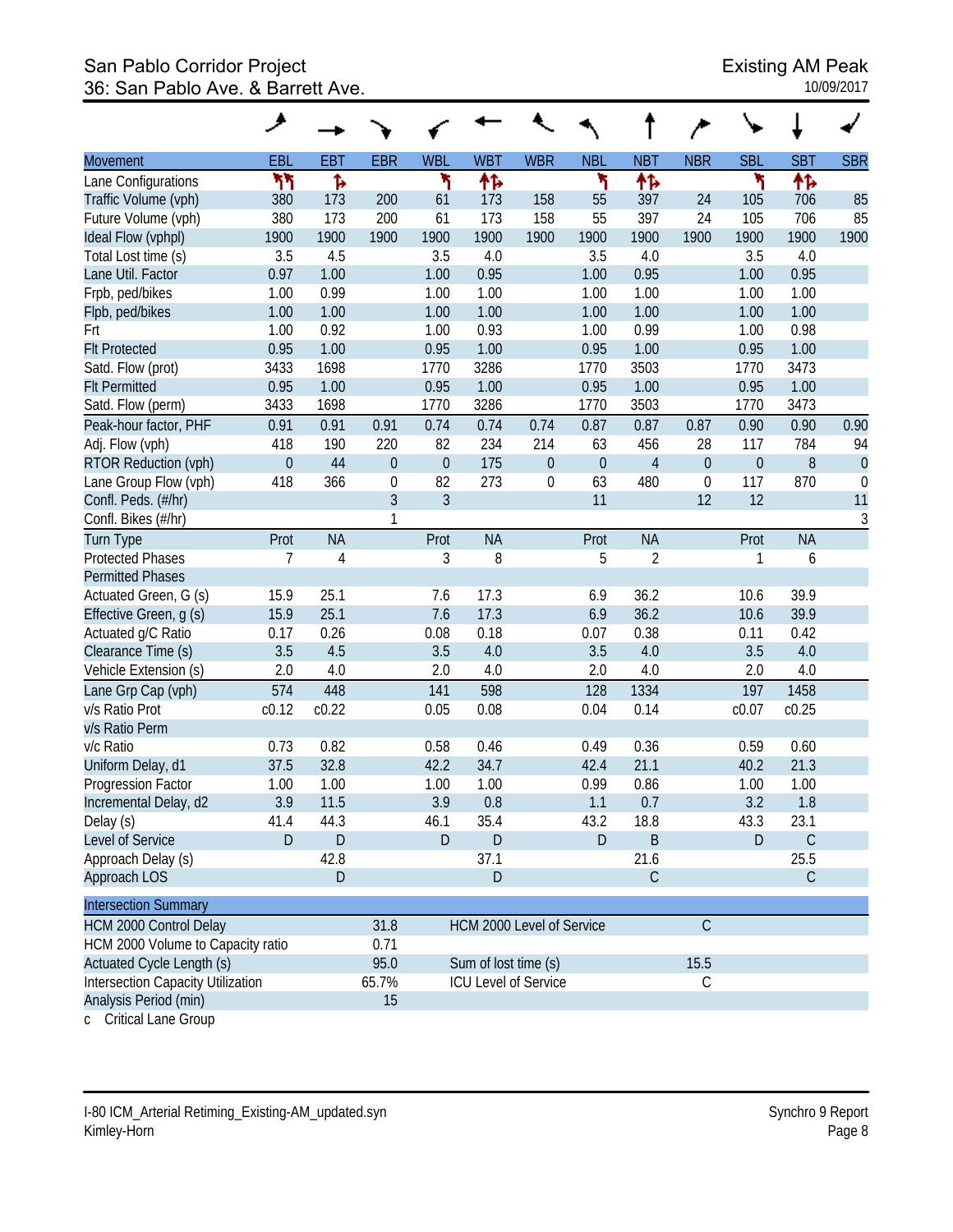San Pablo Corridor Project
36: San Pablo Ave. & Barrett Ave.

Existing AM Peak
10/09/2017

| Movement | EBL | EBT | EBR | WBL | WBT | WBR | NBL | NBT | NBR | SBL | SBT | SBR |
|---|---|---|---|---|---|---|---|---|---|---|---|---|
| Lane Configurations | ᛘᛘ | ↱ | | ᛘ | ↑↱ | | ᛘ | ↑↱ | | ᛘ | ↑↱ | |
| Traffic Volume (vph) | 380 | 173 | 200 | 61 | 173 | 158 | 55 | 397 | 24 | 105 | 706 | 85 |
| Future Volume (vph) | 380 | 173 | 200 | 61 | 173 | 158 | 55 | 397 | 24 | 105 | 706 | 85 |
| Ideal Flow (vphpl) | 1900 | 1900 | 1900 | 1900 | 1900 | 1900 | 1900 | 1900 | 1900 | 1900 | 1900 | 1900 |
| Total Lost time (s) | 3.5 | 4.5 | | 3.5 | 4.0 | | 3.5 | 4.0 | | 3.5 | 4.0 | |
| Lane Util. Factor | 0.97 | 1.00 | | 1.00 | 0.95 | | 1.00 | 0.95 | | 1.00 | 0.95 | |
| Frpb, ped/bikes | 1.00 | 0.99 | | 1.00 | 1.00 | | 1.00 | 1.00 | | 1.00 | 1.00 | |
| Flpb, ped/bikes | 1.00 | 1.00 | | 1.00 | 1.00 | | 1.00 | 1.00 | | 1.00 | 1.00 | |
| Frt | 1.00 | 0.92 | | 1.00 | 0.93 | | 1.00 | 0.99 | | 1.00 | 0.98 | |
| Flt Protected | 0.95 | 1.00 | | 0.95 | 1.00 | | 0.95 | 1.00 | | 0.95 | 1.00 | |
| Satd. Flow (prot) | 3433 | 1698 | | 1770 | 3286 | | 1770 | 3503 | | 1770 | 3473 | |
| Flt Permitted | 0.95 | 1.00 | | 0.95 | 1.00 | | 0.95 | 1.00 | | 0.95 | 1.00 | |
| Satd. Flow (perm) | 3433 | 1698 | | 1770 | 3286 | | 1770 | 3503 | | 1770 | 3473 | |
| Peak-hour factor, PHF | 0.91 | 0.91 | 0.91 | 0.74 | 0.74 | 0.74 | 0.87 | 0.87 | 0.87 | 0.90 | 0.90 | 0.90 |
| Adj. Flow (vph) | 418 | 190 | 220 | 82 | 234 | 214 | 63 | 456 | 28 | 117 | 784 | 94 |
| RTOR Reduction (vph) | 0 | 44 | 0 | 0 | 175 | 0 | 0 | 4 | 0 | 0 | 8 | 0 |
| Lane Group Flow (vph) | 418 | 366 | 0 | 82 | 273 | 0 | 63 | 480 | 0 | 117 | 870 | 0 |
| Confl. Peds. (#/hr) | | | 3 | 3 | | | 11 | | 12 | 12 | | 11 |
| Confl. Bikes (#/hr) | | | 1 | | | | | | | | | 3 |
| Turn Type | Prot | NA | | Prot | NA | | Prot | NA | | Prot | NA | |
| Protected Phases | 7 | 4 | | 3 | 8 | | 5 | 2 | | 1 | 6 | |
| Permitted Phases | | | | | | | | | | | | |
| Actuated Green, G (s) | 15.9 | 25.1 | | 7.6 | 17.3 | | 6.9 | 36.2 | | 10.6 | 39.9 | |
| Effective Green, g (s) | 15.9 | 25.1 | | 7.6 | 17.3 | | 6.9 | 36.2 | | 10.6 | 39.9 | |
| Actuated g/C Ratio | 0.17 | 0.26 | | 0.08 | 0.18 | | 0.07 | 0.38 | | 0.11 | 0.42 | |
| Clearance Time (s) | 3.5 | 4.5 | | 3.5 | 4.0 | | 3.5 | 4.0 | | 3.5 | 4.0 | |
| Vehicle Extension (s) | 2.0 | 4.0 | | 2.0 | 4.0 | | 2.0 | 4.0 | | 2.0 | 4.0 | |
| Lane Grp Cap (vph) | 574 | 448 | | 141 | 598 | | 128 | 1334 | | 197 | 1458 | |
| v/s Ratio Prot | c0.12 | c0.22 | | 0.05 | 0.08 | | 0.04 | 0.14 | | c0.07 | c0.25 | |
| v/s Ratio Perm | | | | | | | | | | | | |
| v/c Ratio | 0.73 | 0.82 | | 0.58 | 0.46 | | 0.49 | 0.36 | | 0.59 | 0.60 | |
| Uniform Delay, d1 | 37.5 | 32.8 | | 42.2 | 34.7 | | 42.4 | 21.1 | | 40.2 | 21.3 | |
| Progression Factor | 1.00 | 1.00 | | 1.00 | 1.00 | | 0.99 | 0.86 | | 1.00 | 1.00 | |
| Incremental Delay, d2 | 3.9 | 11.5 | | 3.9 | 0.8 | | 1.1 | 0.7 | | 3.2 | 1.8 | |
| Delay (s) | 41.4 | 44.3 | | 46.1 | 35.4 | | 43.2 | 18.8 | | 43.3 | 23.1 | |
| Level of Service | D | D | | D | D | | D | B | | D | C | |
| Approach Delay (s) | | 42.8 | | | 37.1 | | | 21.6 | | | 25.5 | |
| Approach LOS | | D | | | D | | | C | | | C | |

| Intersection Summary | | | |
|---|---|---|---|
| HCM 2000 Control Delay | 31.8 | HCM 2000 Level of Service | C |
| HCM 2000 Volume to Capacity ratio | 0.71 | | |
| Actuated Cycle Length (s) | 95.0 | Sum of lost time (s) | 15.5 |
| Intersection Capacity Utilization | 65.7% | ICU Level of Service | C |
| Analysis Period (min) | 15 | | |

c Critical Lane Group

I-80 ICM_Arterial Retiming_Existing-AM_updated.syn
Kimley-Horn

Synchro 9 Report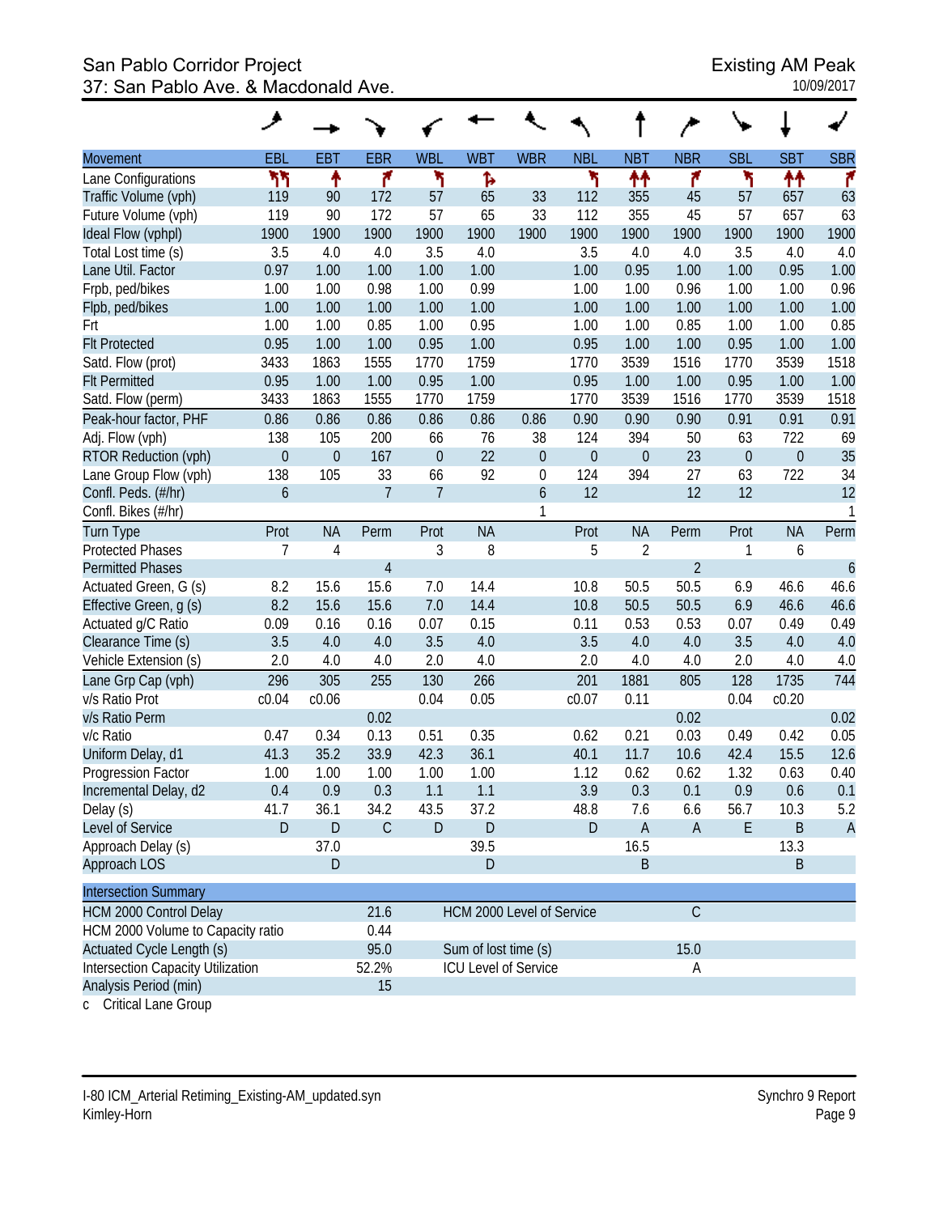San Pablo Corridor Project
37: San Pablo Ave. & Macdonald Ave.

Existing AM Peak
10/09/2017

| Movement | EBL | EBT | EBR | WBL | WBT | WBR | NBL | NBT | NBR | SBL | SBT | SBR |
|---|---|---|---|---|---|---|---|---|---|---|---|---|
| Lane Configurations | | | | | | | | | | | | |
| Traffic Volume (vph) | 119 | 90 | 172 | 57 | 65 | 33 | 112 | 355 | 45 | 57 | 657 | 63 |
| Future Volume (vph) | 119 | 90 | 172 | 57 | 65 | 33 | 112 | 355 | 45 | 57 | 657 | 63 |
| Ideal Flow (vphpl) | 1900 | 1900 | 1900 | 1900 | 1900 | 1900 | 1900 | 1900 | 1900 | 1900 | 1900 | 1900 |
| Total Lost time (s) | 3.5 | 4.0 | 4.0 | 3.5 | 4.0 | | 3.5 | 4.0 | 4.0 | 3.5 | 4.0 | 4.0 |
| Lane Util. Factor | 0.97 | 1.00 | 1.00 | 1.00 | 1.00 | | 1.00 | 0.95 | 1.00 | 1.00 | 0.95 | 1.00 |
| Frpb, ped/bikes | 1.00 | 1.00 | 0.98 | 1.00 | 0.99 | | 1.00 | 1.00 | 0.96 | 1.00 | 1.00 | 0.96 |
| Flpb, ped/bikes | 1.00 | 1.00 | 1.00 | 1.00 | 1.00 | | 1.00 | 1.00 | 1.00 | 1.00 | 1.00 | 1.00 |
| Frt | 1.00 | 1.00 | 0.85 | 1.00 | 0.95 | | 1.00 | 1.00 | 0.85 | 1.00 | 1.00 | 0.85 |
| Flt Protected | 0.95 | 1.00 | 1.00 | 0.95 | 1.00 | | 0.95 | 1.00 | 1.00 | 0.95 | 1.00 | 1.00 |
| Satd. Flow (prot) | 3433 | 1863 | 1555 | 1770 | 1759 | | 1770 | 3539 | 1516 | 1770 | 3539 | 1518 |
| Flt Permitted | 0.95 | 1.00 | 1.00 | 0.95 | 1.00 | | 0.95 | 1.00 | 1.00 | 0.95 | 1.00 | 1.00 |
| Satd. Flow (perm) | 3433 | 1863 | 1555 | 1770 | 1759 | | 1770 | 3539 | 1516 | 1770 | 3539 | 1518 |
| Peak-hour factor, PHF | 0.86 | 0.86 | 0.86 | 0.86 | 0.86 | 0.86 | 0.90 | 0.90 | 0.90 | 0.91 | 0.91 | 0.91 |
| Adj. Flow (vph) | 138 | 105 | 200 | 66 | 76 | 38 | 124 | 394 | 50 | 63 | 722 | 69 |
| RTOR Reduction (vph) | 0 | 0 | 167 | 0 | 22 | 0 | 0 | 0 | 23 | 0 | 0 | 35 |
| Lane Group Flow (vph) | 138 | 105 | 33 | 66 | 92 | 0 | 124 | 394 | 27 | 63 | 722 | 34 |
| Confl. Peds. (#/hr) | 6 | | 7 | 7 | | 6 | 12 | | 12 | 12 | | 12 |
| Confl. Bikes (#/hr) | | | | | | 1 | | | | | | 1 |
| Turn Type | Prot | NA | Perm | Prot | NA | | Prot | NA | Perm | Prot | NA | Perm |
| Protected Phases | 7 | 4 | | 3 | 8 | | 5 | 2 | | 1 | 6 | |
| Permitted Phases | | | 4 | | | | | | 2 | | | 6 |
| Actuated Green, G (s) | 8.2 | 15.6 | 15.6 | 7.0 | 14.4 | | 10.8 | 50.5 | 50.5 | 6.9 | 46.6 | 46.6 |
| Effective Green, g (s) | 8.2 | 15.6 | 15.6 | 7.0 | 14.4 | | 10.8 | 50.5 | 50.5 | 6.9 | 46.6 | 46.6 |
| Actuated g/C Ratio | 0.09 | 0.16 | 0.16 | 0.07 | 0.15 | | 0.11 | 0.53 | 0.53 | 0.07 | 0.49 | 0.49 |
| Clearance Time (s) | 3.5 | 4.0 | 4.0 | 3.5 | 4.0 | | 3.5 | 4.0 | 4.0 | 3.5 | 4.0 | 4.0 |
| Vehicle Extension (s) | 2.0 | 4.0 | 4.0 | 2.0 | 4.0 | | 2.0 | 4.0 | 4.0 | 2.0 | 4.0 | 4.0 |
| Lane Grp Cap (vph) | 296 | 305 | 255 | 130 | 266 | | 201 | 1881 | 805 | 128 | 1735 | 744 |
| v/s Ratio Prot | c0.04 | c0.06 | | 0.04 | 0.05 | | c0.07 | 0.11 | | 0.04 | c0.20 | |
| v/s Ratio Perm | | | 0.02 | | | | | | 0.02 | | | 0.02 |
| v/c Ratio | 0.47 | 0.34 | 0.13 | 0.51 | 0.35 | | 0.62 | 0.21 | 0.03 | 0.49 | 0.42 | 0.05 |
| Uniform Delay, d1 | 41.3 | 35.2 | 33.9 | 42.3 | 36.1 | | 40.1 | 11.7 | 10.6 | 42.4 | 15.5 | 12.6 |
| Progression Factor | 1.00 | 1.00 | 1.00 | 1.00 | 1.00 | | 1.12 | 0.62 | 0.62 | 1.32 | 0.63 | 0.40 |
| Incremental Delay, d2 | 0.4 | 0.9 | 0.3 | 1.1 | 1.1 | | 3.9 | 0.3 | 0.1 | 0.9 | 0.6 | 0.1 |
| Delay (s) | 41.7 | 36.1 | 34.2 | 43.5 | 37.2 | | 48.8 | 7.6 | 6.6 | 56.7 | 10.3 | 5.2 |
| Level of Service | D | D | C | D | D | | D | A | A | E | B | A |
| Approach Delay (s) | | 37.0 | | | 39.5 | | | 16.5 | | | 13.3 | |
| Approach LOS | | D | | | D | | | B | | | B | |

| Intersection Summary | | | |
|---|---|---|---|
| HCM 2000 Control Delay | 21.6 | HCM 2000 Level of Service | C |
| HCM 2000 Volume to Capacity ratio | 0.44 | | |
| Actuated Cycle Length (s) | 95.0 | Sum of lost time (s) | 15.0 |
| Intersection Capacity Utilization | 52.2% | ICU Level of Service | A |
| Analysis Period (min) | 15 | | |

c Critical Lane Group

I-80 ICM_Arterial Retiming_Existing-AM_updated.syn
Kimley-Horn

Synchro 9 Report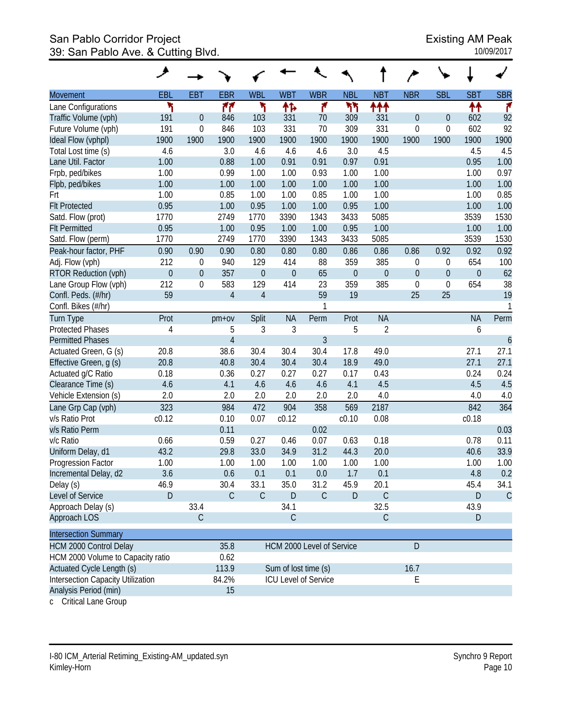# San Pablo Corridor Project
## 39: San Pablo Ave. & Cutting Blvd.

Existing AM Peak
10/09/2017

| Movement | EBL | EBT | EBR | WBL | WBT | WBR | NBL | NBT | NBR | SBL | SBT | SBR |
|---|---|---|---|---|---|---|---|---|---|---|---|---|
| Lane Configurations | | | | | | | | | | | | |
| Traffic Volume (vph) | 191 | 0 | 846 | 103 | 331 | 70 | 309 | 331 | 0 | 0 | 602 | 92 |
| Future Volume (vph) | 191 | 0 | 846 | 103 | 331 | 70 | 309 | 331 | 0 | 0 | 602 | 92 |
| Ideal Flow (vphpl) | 1900 | 1900 | 1900 | 1900 | 1900 | 1900 | 1900 | 1900 | 1900 | 1900 | 1900 | 1900 |
| Total Lost time (s) | 4.6 | | 3.0 | 4.6 | 4.6 | 4.6 | 3.0 | 4.5 | | | 4.5 | 4.5 |
| Lane Util. Factor | 1.00 | | 0.88 | 1.00 | 0.91 | 0.91 | 0.97 | 0.91 | | | 0.95 | 1.00 |
| Frpb, ped/bikes | 1.00 | | 0.99 | 1.00 | 1.00 | 0.93 | 1.00 | 1.00 | | | 1.00 | 0.97 |
| Flpb, ped/bikes | 1.00 | | 1.00 | 1.00 | 1.00 | 1.00 | 1.00 | 1.00 | | | 1.00 | 1.00 |
| Frt | 1.00 | | 0.85 | 1.00 | 1.00 | 0.85 | 1.00 | 1.00 | | | 1.00 | 0.85 |
| Flt Protected | 0.95 | | 1.00 | 0.95 | 1.00 | 1.00 | 0.95 | 1.00 | | | 1.00 | 1.00 |
| Satd. Flow (prot) | 1770 | | 2749 | 1770 | 3390 | 1343 | 3433 | 5085 | | | 3539 | 1530 |
| Flt Permitted | 0.95 | | 1.00 | 0.95 | 1.00 | 1.00 | 0.95 | 1.00 | | | 1.00 | 1.00 |
| Satd. Flow (perm) | 1770 | | 2749 | 1770 | 3390 | 1343 | 3433 | 5085 | | | 3539 | 1530 |
| Peak-hour factor, PHF | 0.90 | 0.90 | 0.90 | 0.80 | 0.80 | 0.80 | 0.86 | 0.86 | 0.86 | 0.92 | 0.92 | 0.92 |
| Adj. Flow (vph) | 212 | 0 | 940 | 129 | 414 | 88 | 359 | 385 | 0 | 0 | 654 | 100 |
| RTOR Reduction (vph) | 0 | 0 | 357 | 0 | 0 | 65 | 0 | 0 | 0 | 0 | 0 | 62 |
| Lane Group Flow (vph) | 212 | 0 | 583 | 129 | 414 | 23 | 359 | 385 | 0 | 0 | 654 | 38 |
| Confl. Peds. (#/hr) | 59 | | 4 | 4 | | 59 | 19 | | 25 | 25 | | 19 |
| Confl. Bikes (#/hr) | | | | | | 1 | | | | | | 1 |
| Turn Type | Prot | | pm+ov | Split | NA | Perm | Prot | NA | | | NA | Perm |
| Protected Phases | 4 | | 5 | 3 | 3 | | 5 | 2 | | | 6 | |
| Permitted Phases | | | 4 | | | 3 | | | | | | 6 |
| Actuated Green, G (s) | 20.8 | | 38.6 | 30.4 | 30.4 | 30.4 | 17.8 | 49.0 | | | 27.1 | 27.1 |
| Effective Green, g (s) | 20.8 | | 40.8 | 30.4 | 30.4 | 30.4 | 18.9 | 49.0 | | | 27.1 | 27.1 |
| Actuated g/C Ratio | 0.18 | | 0.36 | 0.27 | 0.27 | 0.27 | 0.17 | 0.43 | | | 0.24 | 0.24 |
| Clearance Time (s) | 4.6 | | 4.1 | 4.6 | 4.6 | 4.6 | 4.1 | 4.5 | | | 4.5 | 4.5 |
| Vehicle Extension (s) | 2.0 | | 2.0 | 2.0 | 2.0 | 2.0 | 2.0 | 4.0 | | | 4.0 | 4.0 |
| Lane Grp Cap (vph) | 323 | | 984 | 472 | 904 | 358 | 569 | 2187 | | | 842 | 364 |
| v/s Ratio Prot | c0.12 | | 0.10 | 0.07 | c0.12 | | c0.10 | 0.08 | | | c0.18 | |
| v/s Ratio Perm | | | 0.11 | | | 0.02 | | | | | | 0.03 |
| v/c Ratio | 0.66 | | 0.59 | 0.27 | 0.46 | 0.07 | 0.63 | 0.18 | | | 0.78 | 0.11 |
| Uniform Delay, d1 | 43.2 | | 29.8 | 33.0 | 34.9 | 31.2 | 44.3 | 20.0 | | | 40.6 | 33.9 |
| Progression Factor | 1.00 | | 1.00 | 1.00 | 1.00 | 1.00 | 1.00 | 1.00 | | | 1.00 | 1.00 |
| Incremental Delay, d2 | 3.6 | | 0.6 | 0.1 | 0.1 | 0.0 | 1.7 | 0.1 | | | 4.8 | 0.2 |
| Delay (s) | 46.9 | | 30.4 | 33.1 | 35.0 | 31.2 | 45.9 | 20.1 | | | 45.4 | 34.1 |
| Level of Service | D | | C | C | D | C | D | C | | | D | C |
| Approach Delay (s) | | 33.4 | | | 34.1 | | | 32.5 | | | 43.9 | |
| Approach LOS | | C | | | C | | | C | | | D | |

| Intersection Summary | | | |
|---|---|---|---|
| HCM 2000 Control Delay | 35.8 | HCM 2000 Level of Service | D |
| HCM 2000 Volume to Capacity ratio | 0.62 | | |
| Actuated Cycle Length (s) | 113.9 | Sum of lost time (s) | 16.7 |
| Intersection Capacity Utilization | 84.2% | ICU Level of Service | E |
| Analysis Period (min) | 15 | | |

c Critical Lane Group

I-80 ICM_Arterial Retiming_Existing-AM_updated.syn
Kimley-Horn

Synchro 9 Report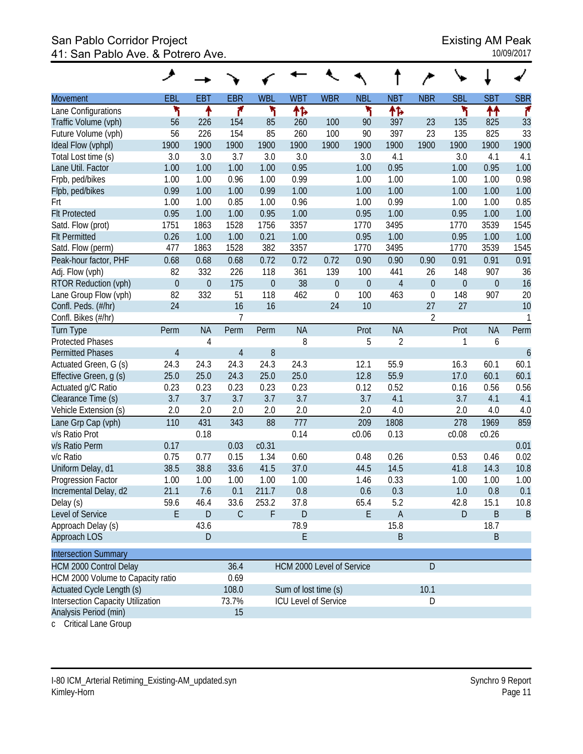# San Pablo Corridor Project

## 41: San Pablo Ave. & Potrero Ave.

Existing AM Peak
10/09/2017

| Movement | EBL | EBT | EBR | WBL | WBT | WBR | NBL | NBT | NBR | SBL | SBT | SBR |
|---|---|---|---|---|---|---|---|---|---|---|---|---|
| Lane Configurations | | | | | | | | | | | | |
| Traffic Volume (vph) | 56 | 226 | 154 | 85 | 260 | 100 | 90 | 397 | 23 | 135 | 825 | 33 |
| Future Volume (vph) | 56 | 226 | 154 | 85 | 260 | 100 | 90 | 397 | 23 | 135 | 825 | 33 |
| Ideal Flow (vphpl) | 1900 | 1900 | 1900 | 1900 | 1900 | 1900 | 1900 | 1900 | 1900 | 1900 | 1900 | 1900 |
| Total Lost time (s) | 3.0 | 3.0 | 3.7 | 3.0 | 3.0 | | 3.0 | 4.1 | | 3.0 | 4.1 | 4.1 |
| Lane Util. Factor | 1.00 | 1.00 | 1.00 | 1.00 | 0.95 | | 1.00 | 0.95 | | 1.00 | 0.95 | 1.00 |
| Frpb, ped/bikes | 1.00 | 1.00 | 0.96 | 1.00 | 0.99 | | 1.00 | 1.00 | | 1.00 | 1.00 | 0.98 |
| Flpb, ped/bikes | 0.99 | 1.00 | 1.00 | 0.99 | 1.00 | | 1.00 | 1.00 | | 1.00 | 1.00 | 1.00 |
| Frt | 1.00 | 1.00 | 0.85 | 1.00 | 0.96 | | 1.00 | 0.99 | | 1.00 | 1.00 | 0.85 |
| Flt Protected | 0.95 | 1.00 | 1.00 | 0.95 | 1.00 | | 0.95 | 1.00 | | 0.95 | 1.00 | 1.00 |
| Satd. Flow (prot) | 1751 | 1863 | 1528 | 1756 | 3357 | | 1770 | 3495 | | 1770 | 3539 | 1545 |
| Flt Permitted | 0.26 | 1.00 | 1.00 | 0.21 | 1.00 | | 0.95 | 1.00 | | 0.95 | 1.00 | 1.00 |
| Satd. Flow (perm) | 477 | 1863 | 1528 | 382 | 3357 | | 1770 | 3495 | | 1770 | 3539 | 1545 |
| Peak-hour factor, PHF | 0.68 | 0.68 | 0.68 | 0.72 | 0.72 | 0.72 | 0.90 | 0.90 | 0.90 | 0.91 | 0.91 | 0.91 |
| Adj. Flow (vph) | 82 | 332 | 226 | 118 | 361 | 139 | 100 | 441 | 26 | 148 | 907 | 36 |
| RTOR Reduction (vph) | 0 | 0 | 175 | 0 | 38 | 0 | 0 | 4 | 0 | 0 | 0 | 16 |
| Lane Group Flow (vph) | 82 | 332 | 51 | 118 | 462 | 0 | 100 | 463 | 0 | 148 | 907 | 20 |
| Confl. Peds. (#/hr) | 24 | | 16 | 16 | | 24 | 10 | | 27 | 27 | | 10 |
| Confl. Bikes (#/hr) | | | 7 | | | | | | 2 | | | 1 |
| Turn Type | Perm | NA | Perm | Perm | NA | | Prot | NA | | Prot | NA | Perm |
| Protected Phases | | 4 | | | 8 | | 5 | 2 | | 1 | 6 | |
| Permitted Phases | 4 | | 4 | 8 | | | | | | | | 6 |
| Actuated Green, G (s) | 24.3 | 24.3 | 24.3 | 24.3 | 24.3 | | 12.1 | 55.9 | | 16.3 | 60.1 | 60.1 |
| Effective Green, g (s) | 25.0 | 25.0 | 24.3 | 25.0 | 25.0 | | 12.8 | 55.9 | | 17.0 | 60.1 | 60.1 |
| Actuated g/C Ratio | 0.23 | 0.23 | 0.23 | 0.23 | 0.23 | | 0.12 | 0.52 | | 0.16 | 0.56 | 0.56 |
| Clearance Time (s) | 3.7 | 3.7 | 3.7 | 3.7 | 3.7 | | 3.7 | 4.1 | | 3.7 | 4.1 | 4.1 |
| Vehicle Extension (s) | 2.0 | 2.0 | 2.0 | 2.0 | 2.0 | | 2.0 | 4.0 | | 2.0 | 4.0 | 4.0 |
| Lane Grp Cap (vph) | 110 | 431 | 343 | 88 | 777 | | 209 | 1808 | | 278 | 1969 | 859 |
| v/s Ratio Prot | | 0.18 | | | 0.14 | | c0.06 | 0.13 | | c0.08 | c0.26 | |
| v/s Ratio Perm | 0.17 | | 0.03 | c0.31 | | | | | | | | 0.01 |
| v/c Ratio | 0.75 | 0.77 | 0.15 | 1.34 | 0.60 | | 0.48 | 0.26 | | 0.53 | 0.46 | 0.02 |
| Uniform Delay, d1 | 38.5 | 38.8 | 33.6 | 41.5 | 37.0 | | 44.5 | 14.5 | | 41.8 | 14.3 | 10.8 |
| Progression Factor | 1.00 | 1.00 | 1.00 | 1.00 | 1.00 | | 1.46 | 0.33 | | 1.00 | 1.00 | 1.00 |
| Incremental Delay, d2 | 21.1 | 7.6 | 0.1 | 211.7 | 0.8 | | 0.6 | 0.3 | | 1.0 | 0.8 | 0.1 |
| Delay (s) | 59.6 | 46.4 | 33.6 | 253.2 | 37.8 | | 65.4 | 5.2 | | 42.8 | 15.1 | 10.8 |
| Level of Service | E | D | C | F | D | | E | A | | D | B | B |
| Approach Delay (s) | | 43.6 | | | 78.9 | | | 15.8 | | | 18.7 | |
| Approach LOS | | D | | | E | | | B | | | B | |

| Intersection Summary | | | |
|---|---|---|---|
| HCM 2000 Control Delay | 36.4 | HCM 2000 Level of Service | D |
| HCM 2000 Volume to Capacity ratio | 0.69 | | |
| Actuated Cycle Length (s) | 108.0 | Sum of lost time (s) | 10.1 |
| Intersection Capacity Utilization | 73.7% | ICU Level of Service | D |
| Analysis Period (min) | 15 | | |

c Critical Lane Group

I-80 ICM_Arterial Retiming_Existing-AM_updated.syn
Kimley-Horn

Synchro 9 Report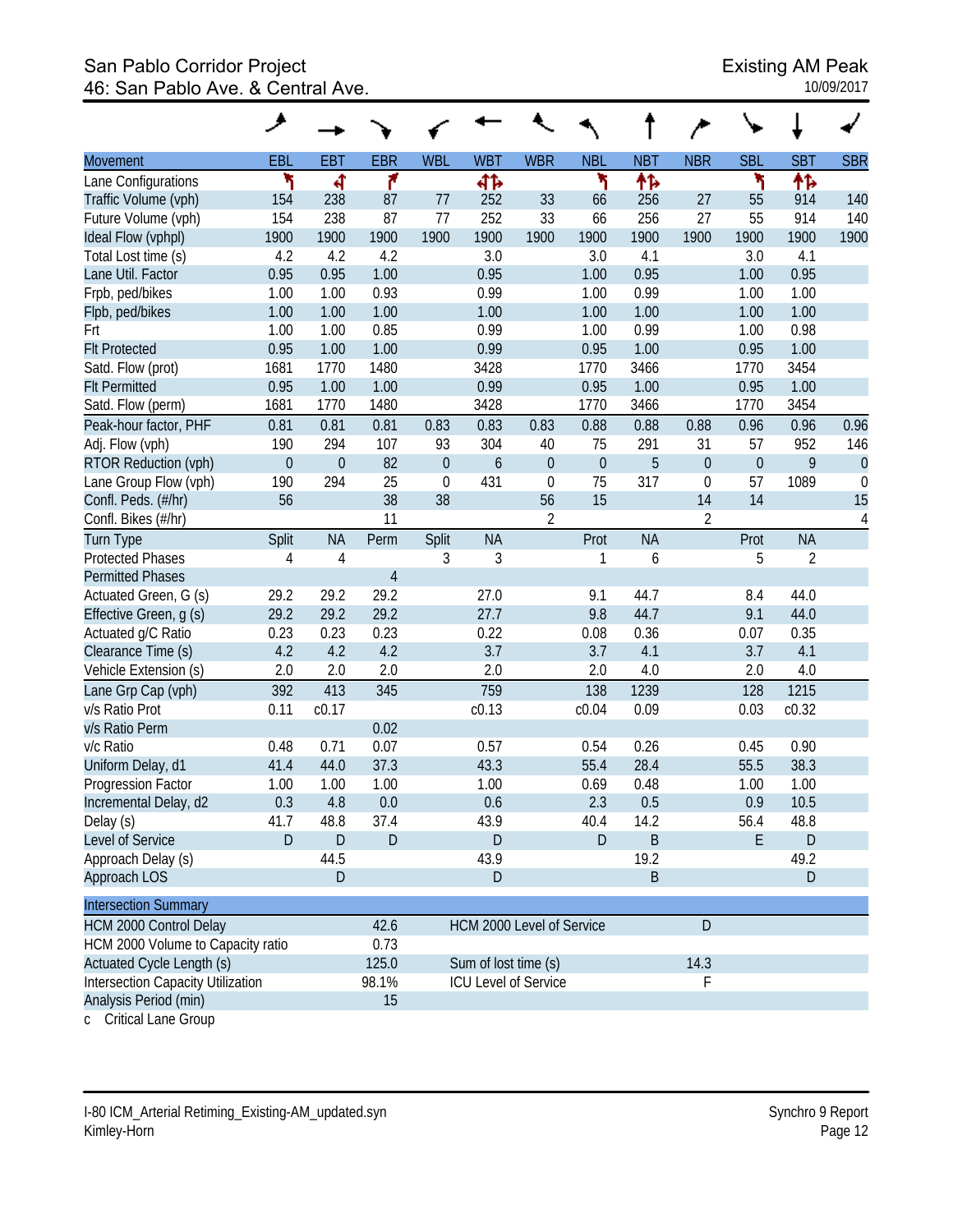San Pablo Corridor Project
46: San Pablo Ave. & Central Ave.

Existing AM Peak
10/09/2017

| Movement | EBL | EBT | EBR | WBL | WBT | WBR | NBL | NBT | NBR | SBL | SBT | SBR |
|---|---|---|---|---|---|---|---|---|---|---|---|---|
| Lane Configurations | ↰ | ↰↑ | ↱ | | ↰↑↱ | | ↰ | ↑↱ | | ↰ | ↑↱ | |
| Traffic Volume (vph) | 154 | 238 | 87 | 77 | 252 | 33 | 66 | 256 | 27 | 55 | 914 | 140 |
| Future Volume (vph) | 154 | 238 | 87 | 77 | 252 | 33 | 66 | 256 | 27 | 55 | 914 | 140 |
| Ideal Flow (vphpl) | 1900 | 1900 | 1900 | 1900 | 1900 | 1900 | 1900 | 1900 | 1900 | 1900 | 1900 | 1900 |
| Total Lost time (s) | 4.2 | 4.2 | 4.2 | | 3.0 | | 3.0 | 4.1 | | 3.0 | 4.1 | |
| Lane Util. Factor | 0.95 | 0.95 | 1.00 | | 0.95 | | 1.00 | 0.95 | | 1.00 | 0.95 | |
| Frpb, ped/bikes | 1.00 | 1.00 | 0.93 | | 0.99 | | 1.00 | 0.99 | | 1.00 | 1.00 | |
| Flpb, ped/bikes | 1.00 | 1.00 | 1.00 | | 1.00 | | 1.00 | 1.00 | | 1.00 | 1.00 | |
| Frt | 1.00 | 1.00 | 0.85 | | 0.99 | | 1.00 | 0.99 | | 1.00 | 0.98 | |
| Flt Protected | 0.95 | 1.00 | 1.00 | | 0.99 | | 0.95 | 1.00 | | 0.95 | 1.00 | |
| Satd. Flow (prot) | 1681 | 1770 | 1480 | | 3428 | | 1770 | 3466 | | 1770 | 3454 | |
| Flt Permitted | 0.95 | 1.00 | 1.00 | | 0.99 | | 0.95 | 1.00 | | 0.95 | 1.00 | |
| Satd. Flow (perm) | 1681 | 1770 | 1480 | | 3428 | | 1770 | 3466 | | 1770 | 3454 | |
| Peak-hour factor, PHF | 0.81 | 0.81 | 0.81 | 0.83 | 0.83 | 0.83 | 0.88 | 0.88 | 0.88 | 0.96 | 0.96 | 0.96 |
| Adj. Flow (vph) | 190 | 294 | 107 | 93 | 304 | 40 | 75 | 291 | 31 | 57 | 952 | 146 |
| RTOR Reduction (vph) | 0 | 0 | 82 | 0 | 6 | 0 | 0 | 5 | 0 | 0 | 9 | 0 |
| Lane Group Flow (vph) | 190 | 294 | 25 | 0 | 431 | 0 | 75 | 317 | 0 | 57 | 1089 | 0 |
| Confl. Peds. (#/hr) | 56 | | 38 | 38 | | 56 | 15 | | 14 | 14 | | 15 |
| Confl. Bikes (#/hr) | | | 11 | | | 2 | | | 2 | | | 4 |
| Turn Type | Split | NA | Perm | Split | NA | | Prot | NA | | Prot | NA | |
| Protected Phases | 4 | 4 | | 3 | 3 | | 1 | 6 | | 5 | 2 | |
| Permitted Phases | | | 4 | | | | | | | | | |
| Actuated Green, G (s) | 29.2 | 29.2 | 29.2 | | 27.0 | | 9.1 | 44.7 | | 8.4 | 44.0 | |
| Effective Green, g (s) | 29.2 | 29.2 | 29.2 | | 27.7 | | 9.8 | 44.7 | | 9.1 | 44.0 | |
| Actuated g/C Ratio | 0.23 | 0.23 | 0.23 | | 0.22 | | 0.08 | 0.36 | | 0.07 | 0.35 | |
| Clearance Time (s) | 4.2 | 4.2 | 4.2 | | 3.7 | | 3.7 | 4.1 | | 3.7 | 4.1 | |
| Vehicle Extension (s) | 2.0 | 2.0 | 2.0 | | 2.0 | | 2.0 | 4.0 | | 2.0 | 4.0 | |
| Lane Grp Cap (vph) | 392 | 413 | 345 | | 759 | | 138 | 1239 | | 128 | 1215 | |
| v/s Ratio Prot | 0.11 | c0.17 | | | c0.13 | | c0.04 | 0.09 | | 0.03 | c0.32 | |
| v/s Ratio Perm | | | 0.02 | | | | | | | | | |
| v/c Ratio | 0.48 | 0.71 | 0.07 | | 0.57 | | 0.54 | 0.26 | | 0.45 | 0.90 | |
| Uniform Delay, d1 | 41.4 | 44.0 | 37.3 | | 43.3 | | 55.4 | 28.4 | | 55.5 | 38.3 | |
| Progression Factor | 1.00 | 1.00 | 1.00 | | 1.00 | | 0.69 | 0.48 | | 1.00 | 1.00 | |
| Incremental Delay, d2 | 0.3 | 4.8 | 0.0 | | 0.6 | | 2.3 | 0.5 | | 0.9 | 10.5 | |
| Delay (s) | 41.7 | 48.8 | 37.4 | | 43.9 | | 40.4 | 14.2 | | 56.4 | 48.8 | |
| Level of Service | D | D | D | | D | | D | B | | E | D | |
| Approach Delay (s) | | 44.5 | | | 43.9 | | | 19.2 | | | 49.2 | |
| Approach LOS | | D | | | D | | | B | | | D | |

| Intersection Summary | | | |
|---|---|---|---|
| HCM 2000 Control Delay | 42.6 | HCM 2000 Level of Service | D |
| HCM 2000 Volume to Capacity ratio | 0.73 | | |
| Actuated Cycle Length (s) | 125.0 | Sum of lost time (s) | 14.3 |
| Intersection Capacity Utilization | 98.1% | ICU Level of Service | F |
| Analysis Period (min) | 15 | | |

c Critical Lane Group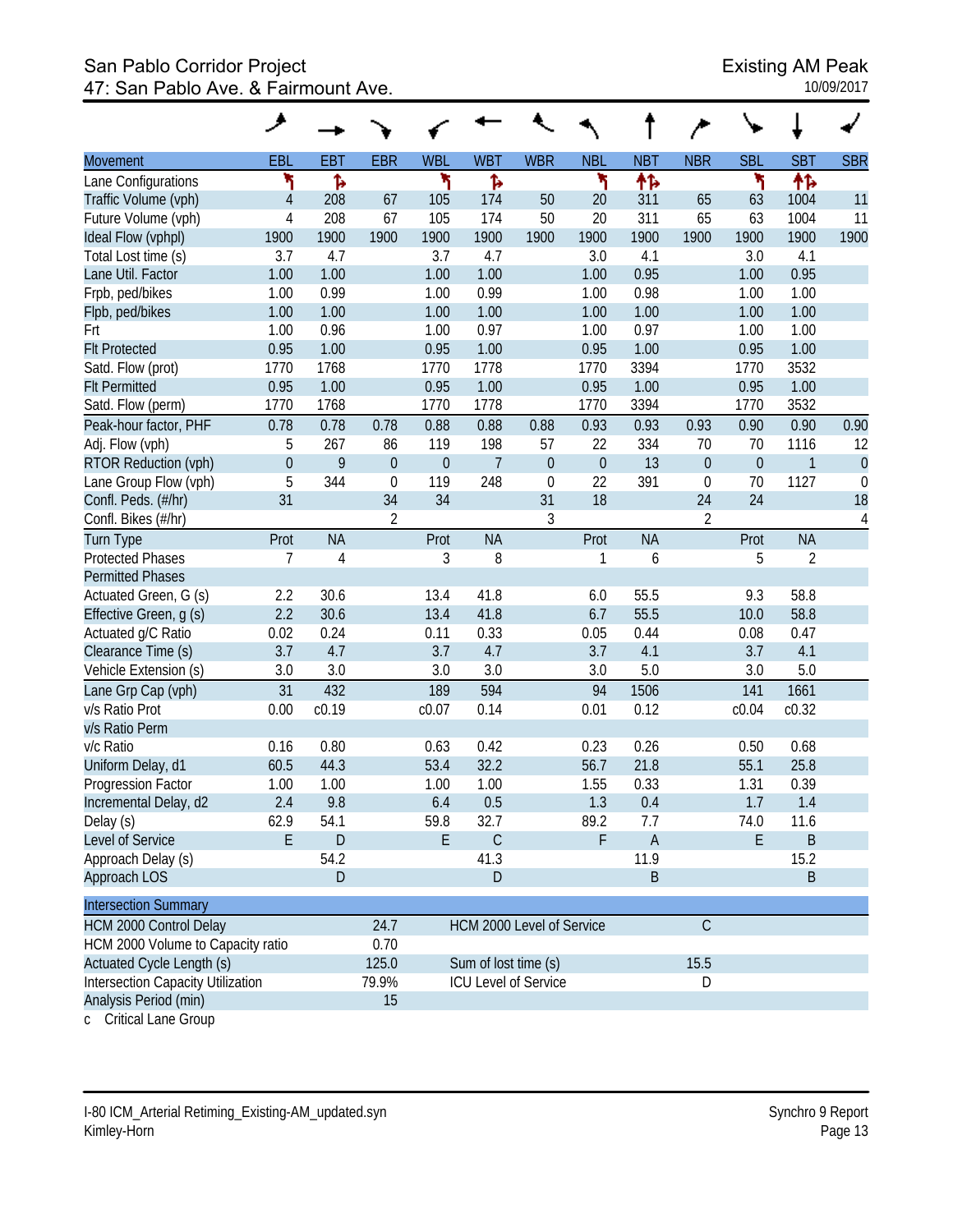# San Pablo Corridor Project
## 47: San Pablo Ave. & Fairmount Ave.

Existing AM Peak
10/09/2017

| Movement | EBL | EBT | EBR | WBL | WBT | WBR | NBL | NBT | NBR | SBL | SBT | SBR |
|---|---|---|---|---|---|---|---|---|---|---|---|---|
| Lane Configurations | ↰ | ↱ | | ↰ | ↱ | | ↰ | ↑↱ | | ↰ | ↑↱ | |
| Traffic Volume (vph) | 4 | 208 | 67 | 105 | 174 | 50 | 20 | 311 | 65 | 63 | 1004 | 11 |
| Future Volume (vph) | 4 | 208 | 67 | 105 | 174 | 50 | 20 | 311 | 65 | 63 | 1004 | 11 |
| Ideal Flow (vphpl) | 1900 | 1900 | 1900 | 1900 | 1900 | 1900 | 1900 | 1900 | 1900 | 1900 | 1900 | 1900 |
| Total Lost time (s) | 3.7 | 4.7 | | 3.7 | 4.7 | | 3.0 | 4.1 | | 3.0 | 4.1 | |
| Lane Util. Factor | 1.00 | 1.00 | | 1.00 | 1.00 | | 1.00 | 0.95 | | 1.00 | 0.95 | |
| Frpb, ped/bikes | 1.00 | 0.99 | | 1.00 | 0.99 | | 1.00 | 0.98 | | 1.00 | 1.00 | |
| Flpb, ped/bikes | 1.00 | 1.00 | | 1.00 | 1.00 | | 1.00 | 1.00 | | 1.00 | 1.00 | |
| Frt | 1.00 | 0.96 | | 1.00 | 0.97 | | 1.00 | 0.97 | | 1.00 | 1.00 | |
| Flt Protected | 0.95 | 1.00 | | 0.95 | 1.00 | | 0.95 | 1.00 | | 0.95 | 1.00 | |
| Satd. Flow (prot) | 1770 | 1768 | | 1770 | 1778 | | 1770 | 3394 | | 1770 | 3532 | |
| Flt Permitted | 0.95 | 1.00 | | 0.95 | 1.00 | | 0.95 | 1.00 | | 0.95 | 1.00 | |
| Satd. Flow (perm) | 1770 | 1768 | | 1770 | 1778 | | 1770 | 3394 | | 1770 | 3532 | |
| Peak-hour factor, PHF | 0.78 | 0.78 | 0.78 | 0.88 | 0.88 | 0.88 | 0.93 | 0.93 | 0.93 | 0.90 | 0.90 | 0.90 |
| Adj. Flow (vph) | 5 | 267 | 86 | 119 | 198 | 57 | 22 | 334 | 70 | 70 | 1116 | 12 |
| RTOR Reduction (vph) | 0 | 9 | 0 | 0 | 7 | 0 | 0 | 13 | 0 | 0 | 1 | 0 |
| Lane Group Flow (vph) | 5 | 344 | 0 | 119 | 248 | 0 | 22 | 391 | 0 | 70 | 1127 | 0 |
| Confl. Peds. (#/hr) | 31 | | 34 | 34 | | 31 | 18 | | 24 | 24 | | 18 |
| Confl. Bikes (#/hr) | | | 2 | | | 3 | | | 2 | | | 4 |
| Turn Type | Prot | NA | | Prot | NA | | Prot | NA | | Prot | NA | |
| Protected Phases | 7 | 4 | | 3 | 8 | | 1 | 6 | | 5 | 2 | |
| Permitted Phases | | | | | | | | | | | | |
| Actuated Green, G (s) | 2.2 | 30.6 | | 13.4 | 41.8 | | 6.0 | 55.5 | | 9.3 | 58.8 | |
| Effective Green, g (s) | 2.2 | 30.6 | | 13.4 | 41.8 | | 6.7 | 55.5 | | 10.0 | 58.8 | |
| Actuated g/C Ratio | 0.02 | 0.24 | | 0.11 | 0.33 | | 0.05 | 0.44 | | 0.08 | 0.47 | |
| Clearance Time (s) | 3.7 | 4.7 | | 3.7 | 4.7 | | 3.7 | 4.1 | | 3.7 | 4.1 | |
| Vehicle Extension (s) | 3.0 | 3.0 | | 3.0 | 3.0 | | 3.0 | 5.0 | | 3.0 | 5.0 | |
| Lane Grp Cap (vph) | 31 | 432 | | 189 | 594 | | 94 | 1506 | | 141 | 1661 | |
| v/s Ratio Prot | 0.00 | c0.19 | | c0.07 | 0.14 | | 0.01 | 0.12 | | c0.04 | c0.32 | |
| v/s Ratio Perm | | | | | | | | | | | | |
| v/c Ratio | 0.16 | 0.80 | | 0.63 | 0.42 | | 0.23 | 0.26 | | 0.50 | 0.68 | |
| Uniform Delay, d1 | 60.5 | 44.3 | | 53.4 | 32.2 | | 56.7 | 21.8 | | 55.1 | 25.8 | |
| Progression Factor | 1.00 | 1.00 | | 1.00 | 1.00 | | 1.55 | 0.33 | | 1.31 | 0.39 | |
| Incremental Delay, d2 | 2.4 | 9.8 | | 6.4 | 0.5 | | 1.3 | 0.4 | | 1.7 | 1.4 | |
| Delay (s) | 62.9 | 54.1 | | 59.8 | 32.7 | | 89.2 | 7.7 | | 74.0 | 11.6 | |
| Level of Service | E | D | | E | C | | F | A | | E | B | |
| Approach Delay (s) | | 54.2 | | | 41.3 | | | 11.9 | | | 15.2 | |
| Approach LOS | | D | | | D | | | B | | | B | |

| Intersection Summary | | | | |
|---|---|---|---|---|
| HCM 2000 Control Delay | 24.7 | HCM 2000 Level of Service | | C |
| HCM 2000 Volume to Capacity ratio | 0.70 | | | |
| Actuated Cycle Length (s) | 125.0 | Sum of lost time (s) | | 15.5 |
| Intersection Capacity Utilization | 79.9% | ICU Level of Service | | D |
| Analysis Period (min) | 15 | | | |

c Critical Lane Group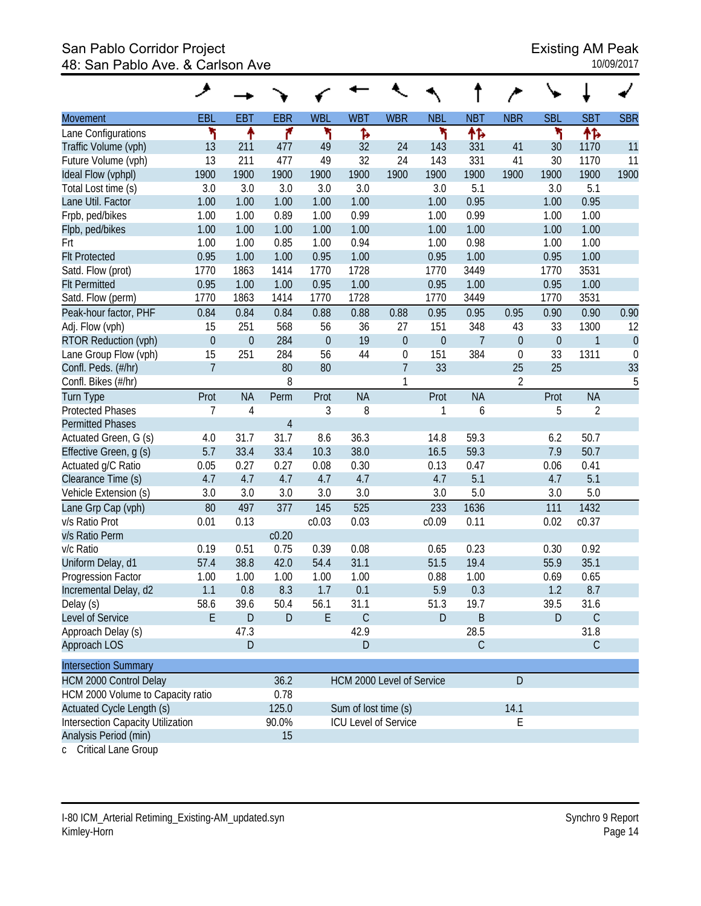San Pablo Corridor Project
48: San Pablo Ave. & Carlson Ave

Existing AM Peak
10/09/2017

| Movement | EBL | EBT | EBR | WBL | WBT | WBR | NBL | NBT | NBR | SBL | SBT | SBR |
|---|---|---|---|---|---|---|---|---|---|---|---|---|
| Lane Configurations | | | | | | | | | | | | |
| Traffic Volume (vph) | 13 | 211 | 477 | 49 | 32 | 24 | 143 | 331 | 41 | 30 | 1170 | 11 |
| Future Volume (vph) | 13 | 211 | 477 | 49 | 32 | 24 | 143 | 331 | 41 | 30 | 1170 | 11 |
| Ideal Flow (vphpl) | 1900 | 1900 | 1900 | 1900 | 1900 | 1900 | 1900 | 1900 | 1900 | 1900 | 1900 | 1900 |
| Total Lost time (s) | 3.0 | 3.0 | 3.0 | 3.0 | 3.0 | | 3.0 | 5.1 | | 3.0 | 5.1 | |
| Lane Util. Factor | 1.00 | 1.00 | 1.00 | 1.00 | 1.00 | | 1.00 | 0.95 | | 1.00 | 0.95 | |
| Frpb, ped/bikes | 1.00 | 1.00 | 0.89 | 1.00 | 0.99 | | 1.00 | 0.99 | | 1.00 | 1.00 | |
| Flpb, ped/bikes | 1.00 | 1.00 | 1.00 | 1.00 | 1.00 | | 1.00 | 1.00 | | 1.00 | 1.00 | |
| Frt | 1.00 | 1.00 | 0.85 | 1.00 | 0.94 | | 1.00 | 0.98 | | 1.00 | 1.00 | |
| Flt Protected | 0.95 | 1.00 | 1.00 | 0.95 | 1.00 | | 0.95 | 1.00 | | 0.95 | 1.00 | |
| Satd. Flow (prot) | 1770 | 1863 | 1414 | 1770 | 1728 | | 1770 | 3449 | | 1770 | 3531 | |
| Flt Permitted | 0.95 | 1.00 | 1.00 | 0.95 | 1.00 | | 0.95 | 1.00 | | 0.95 | 1.00 | |
| Satd. Flow (perm) | 1770 | 1863 | 1414 | 1770 | 1728 | | 1770 | 3449 | | 1770 | 3531 | |
| Peak-hour factor, PHF | 0.84 | 0.84 | 0.84 | 0.88 | 0.88 | 0.88 | 0.95 | 0.95 | 0.95 | 0.90 | 0.90 | 0.90 |
| Adj. Flow (vph) | 15 | 251 | 568 | 56 | 36 | 27 | 151 | 348 | 43 | 33 | 1300 | 12 |
| RTOR Reduction (vph) | 0 | 0 | 284 | 0 | 19 | 0 | 0 | 7 | 0 | 0 | 1 | 0 |
| Lane Group Flow (vph) | 15 | 251 | 284 | 56 | 44 | 0 | 151 | 384 | 0 | 33 | 1311 | 0 |
| Confl. Peds. (#/hr) | 7 | | 80 | 80 | | 7 | 33 | | 25 | 25 | | 33 |
| Confl. Bikes (#/hr) | | | 8 | | | 1 | | | 2 | | | 5 |
| Turn Type | Prot | NA | Perm | Prot | NA | | Prot | NA | | Prot | NA | |
| Protected Phases | 7 | 4 | | 3 | 8 | | 1 | 6 | | 5 | 2 | |
| Permitted Phases | | | 4 | | | | | | | | | |
| Actuated Green, G (s) | 4.0 | 31.7 | 31.7 | 8.6 | 36.3 | | 14.8 | 59.3 | | 6.2 | 50.7 | |
| Effective Green, g (s) | 5.7 | 33.4 | 33.4 | 10.3 | 38.0 | | 16.5 | 59.3 | | 7.9 | 50.7 | |
| Actuated g/C Ratio | 0.05 | 0.27 | 0.27 | 0.08 | 0.30 | | 0.13 | 0.47 | | 0.06 | 0.41 | |
| Clearance Time (s) | 4.7 | 4.7 | 4.7 | 4.7 | 4.7 | | 4.7 | 5.1 | | 4.7 | 5.1 | |
| Vehicle Extension (s) | 3.0 | 3.0 | 3.0 | 3.0 | 3.0 | | 3.0 | 5.0 | | 3.0 | 5.0 | |
| Lane Grp Cap (vph) | 80 | 497 | 377 | 145 | 525 | | 233 | 1636 | | 111 | 1432 | |
| v/s Ratio Prot | 0.01 | 0.13 | | c0.03 | 0.03 | | c0.09 | 0.11 | | 0.02 | c0.37 | |
| v/s Ratio Perm | | | c0.20 | | | | | | | | | |
| v/c Ratio | 0.19 | 0.51 | 0.75 | 0.39 | 0.08 | | 0.65 | 0.23 | | 0.30 | 0.92 | |
| Uniform Delay, d1 | 57.4 | 38.8 | 42.0 | 54.4 | 31.1 | | 51.5 | 19.4 | | 55.9 | 35.1 | |
| Progression Factor | 1.00 | 1.00 | 1.00 | 1.00 | 1.00 | | 0.88 | 1.00 | | 0.69 | 0.65 | |
| Incremental Delay, d2 | 1.1 | 0.8 | 8.3 | 1.7 | 0.1 | | 5.9 | 0.3 | | 1.2 | 8.7 | |
| Delay (s) | 58.6 | 39.6 | 50.4 | 56.1 | 31.1 | | 51.3 | 19.7 | | 39.5 | 31.6 | |
| Level of Service | E | D | D | E | C | | D | B | | D | C | |
| Approach Delay (s) | | 47.3 | | | 42.9 | | | 28.5 | | | 31.8 | |
| Approach LOS | | D | | | D | | | C | | | C | |

| Intersection Summary | | | |
|---|---|---|---|
| HCM 2000 Control Delay | 36.2 | HCM 2000 Level of Service | D |
| HCM 2000 Volume to Capacity ratio | 0.78 | | |
| Actuated Cycle Length (s) | 125.0 | Sum of lost time (s) | 14.1 |
| Intersection Capacity Utilization | 90.0% | ICU Level of Service | E |
| Analysis Period (min) | 15 | | |

c Critical Lane Group

I-80 ICM_Arterial Retiming_Existing-AM_updated.syn
Kimley-Horn

Synchro 9 Report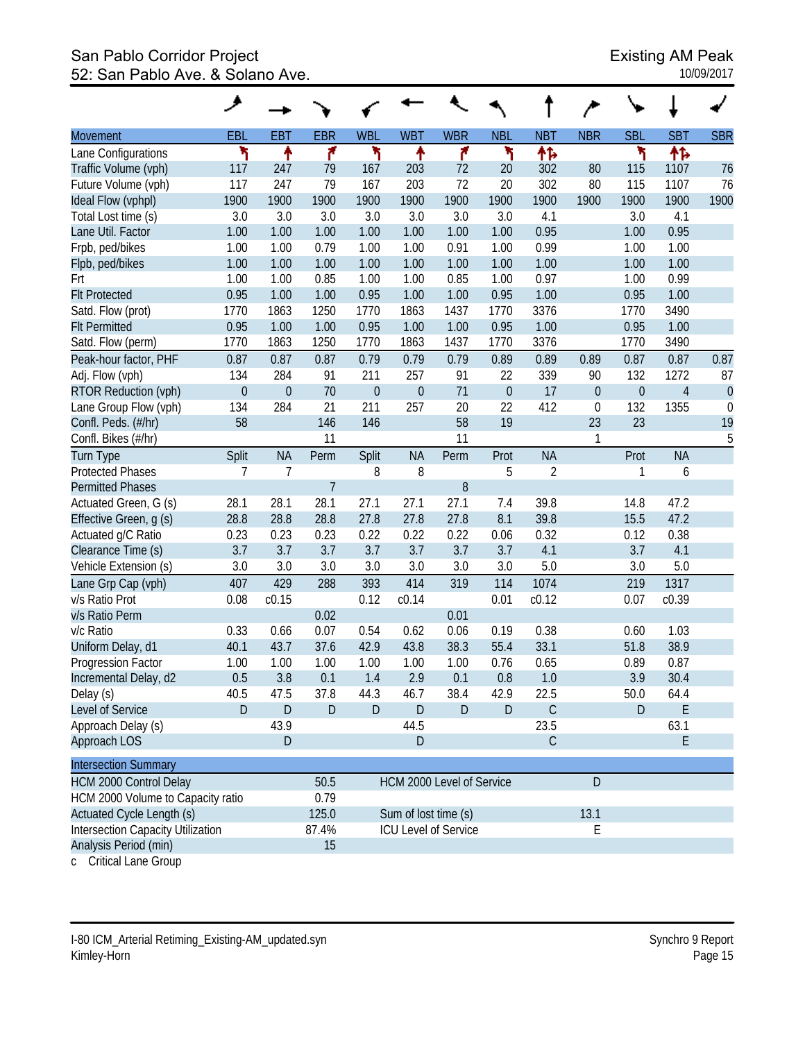San Pablo Corridor Project
52: San Pablo Ave. & Solano Ave.

Existing AM Peak
10/09/2017

| Movement | EBL | EBT | EBR | WBL | WBT | WBR | NBL | NBT | NBR | SBL | SBT | SBR |
|---|---|---|---|---|---|---|---|---|---|---|---|---|
| Lane Configurations | | | | | | | | | | | | |
| Traffic Volume (vph) | 117 | 247 | 79 | 167 | 203 | 72 | 20 | 302 | 80 | 115 | 1107 | 76 |
| Future Volume (vph) | 117 | 247 | 79 | 167 | 203 | 72 | 20 | 302 | 80 | 115 | 1107 | 76 |
| Ideal Flow (vphpl) | 1900 | 1900 | 1900 | 1900 | 1900 | 1900 | 1900 | 1900 | 1900 | 1900 | 1900 | 1900 |
| Total Lost time (s) | 3.0 | 3.0 | 3.0 | 3.0 | 3.0 | 3.0 | 3.0 | 4.1 | | 3.0 | 4.1 | |
| Lane Util. Factor | 1.00 | 1.00 | 1.00 | 1.00 | 1.00 | 1.00 | 1.00 | 0.95 | | 1.00 | 0.95 | |
| Frpb, ped/bikes | 1.00 | 1.00 | 0.79 | 1.00 | 1.00 | 0.91 | 1.00 | 0.99 | | 1.00 | 1.00 | |
| Flpb, ped/bikes | 1.00 | 1.00 | 1.00 | 1.00 | 1.00 | 1.00 | 1.00 | 1.00 | | 1.00 | 1.00 | |
| Frt | 1.00 | 1.00 | 0.85 | 1.00 | 1.00 | 0.85 | 1.00 | 0.97 | | 1.00 | 0.99 | |
| Flt Protected | 0.95 | 1.00 | 1.00 | 0.95 | 1.00 | 1.00 | 0.95 | 1.00 | | 0.95 | 1.00 | |
| Satd. Flow (prot) | 1770 | 1863 | 1250 | 1770 | 1863 | 1437 | 1770 | 3376 | | 1770 | 3490 | |
| Flt Permitted | 0.95 | 1.00 | 1.00 | 0.95 | 1.00 | 1.00 | 0.95 | 1.00 | | 0.95 | 1.00 | |
| Satd. Flow (perm) | 1770 | 1863 | 1250 | 1770 | 1863 | 1437 | 1770 | 3376 | | 1770 | 3490 | |
| Peak-hour factor, PHF | 0.87 | 0.87 | 0.87 | 0.79 | 0.79 | 0.79 | 0.89 | 0.89 | 0.89 | 0.87 | 0.87 | 0.87 |
| Adj. Flow (vph) | 134 | 284 | 91 | 211 | 257 | 91 | 22 | 339 | 90 | 132 | 1272 | 87 |
| RTOR Reduction (vph) | 0 | 0 | 70 | 0 | 0 | 71 | 0 | 17 | 0 | 0 | 4 | 0 |
| Lane Group Flow (vph) | 134 | 284 | 21 | 211 | 257 | 20 | 22 | 412 | 0 | 132 | 1355 | 0 |
| Confl. Peds. (#/hr) | 58 | | 146 | 146 | | 58 | 19 | | 23 | 23 | | 19 |
| Confl. Bikes (#/hr) | | | 11 | | | 11 | | | 1 | | | 5 |
| Turn Type | Split | NA | Perm | Split | NA | Perm | Prot | NA | | Prot | NA | |
| Protected Phases | 7 | 7 | | 8 | 8 | | 5 | 2 | | 1 | 6 | |
| Permitted Phases | | | 7 | | | 8 | | | | | | |
| Actuated Green, G (s) | 28.1 | 28.1 | 28.1 | 27.1 | 27.1 | 27.1 | 7.4 | 39.8 | | 14.8 | 47.2 | |
| Effective Green, g (s) | 28.8 | 28.8 | 28.8 | 27.8 | 27.8 | 27.8 | 8.1 | 39.8 | | 15.5 | 47.2 | |
| Actuated g/C Ratio | 0.23 | 0.23 | 0.23 | 0.22 | 0.22 | 0.22 | 0.06 | 0.32 | | 0.12 | 0.38 | |
| Clearance Time (s) | 3.7 | 3.7 | 3.7 | 3.7 | 3.7 | 3.7 | 3.7 | 4.1 | | 3.7 | 4.1 | |
| Vehicle Extension (s) | 3.0 | 3.0 | 3.0 | 3.0 | 3.0 | 3.0 | 3.0 | 5.0 | | 3.0 | 5.0 | |
| Lane Grp Cap (vph) | 407 | 429 | 288 | 393 | 414 | 319 | 114 | 1074 | | 219 | 1317 | |
| v/s Ratio Prot | 0.08 | c0.15 | | 0.12 | c0.14 | | 0.01 | c0.12 | | 0.07 | c0.39 | |
| v/s Ratio Perm | | | 0.02 | | | 0.01 | | | | | | |
| v/c Ratio | 0.33 | 0.66 | 0.07 | 0.54 | 0.62 | 0.06 | 0.19 | 0.38 | | 0.60 | 1.03 | |
| Uniform Delay, d1 | 40.1 | 43.7 | 37.6 | 42.9 | 43.8 | 38.3 | 55.4 | 33.1 | | 51.8 | 38.9 | |
| Progression Factor | 1.00 | 1.00 | 1.00 | 1.00 | 1.00 | 1.00 | 0.76 | 0.65 | | 0.89 | 0.87 | |
| Incremental Delay, d2 | 0.5 | 3.8 | 0.1 | 1.4 | 2.9 | 0.1 | 0.8 | 1.0 | | 3.9 | 30.4 | |
| Delay (s) | 40.5 | 47.5 | 37.8 | 44.3 | 46.7 | 38.4 | 42.9 | 22.5 | | 50.0 | 64.4 | |
| Level of Service | D | D | D | D | D | D | D | C | | D | E | |
| Approach Delay (s) | | 43.9 | | | 44.5 | | | 23.5 | | | 63.1 | |
| Approach LOS | | D | | | D | | | C | | | E | |

| Intersection Summary | | | |
|---|---|---|---|
| HCM 2000 Control Delay | 50.5 | HCM 2000 Level of Service | D |
| HCM 2000 Volume to Capacity ratio | 0.79 | | |
| Actuated Cycle Length (s) | 125.0 | Sum of lost time (s) | 13.1 |
| Intersection Capacity Utilization | 87.4% | ICU Level of Service | E |
| Analysis Period (min) | 15 | | |

c Critical Lane Group

I-80 ICM_Arterial Retiming_Existing-AM_updated.syn
Kimley-Horn

Synchro 9 Report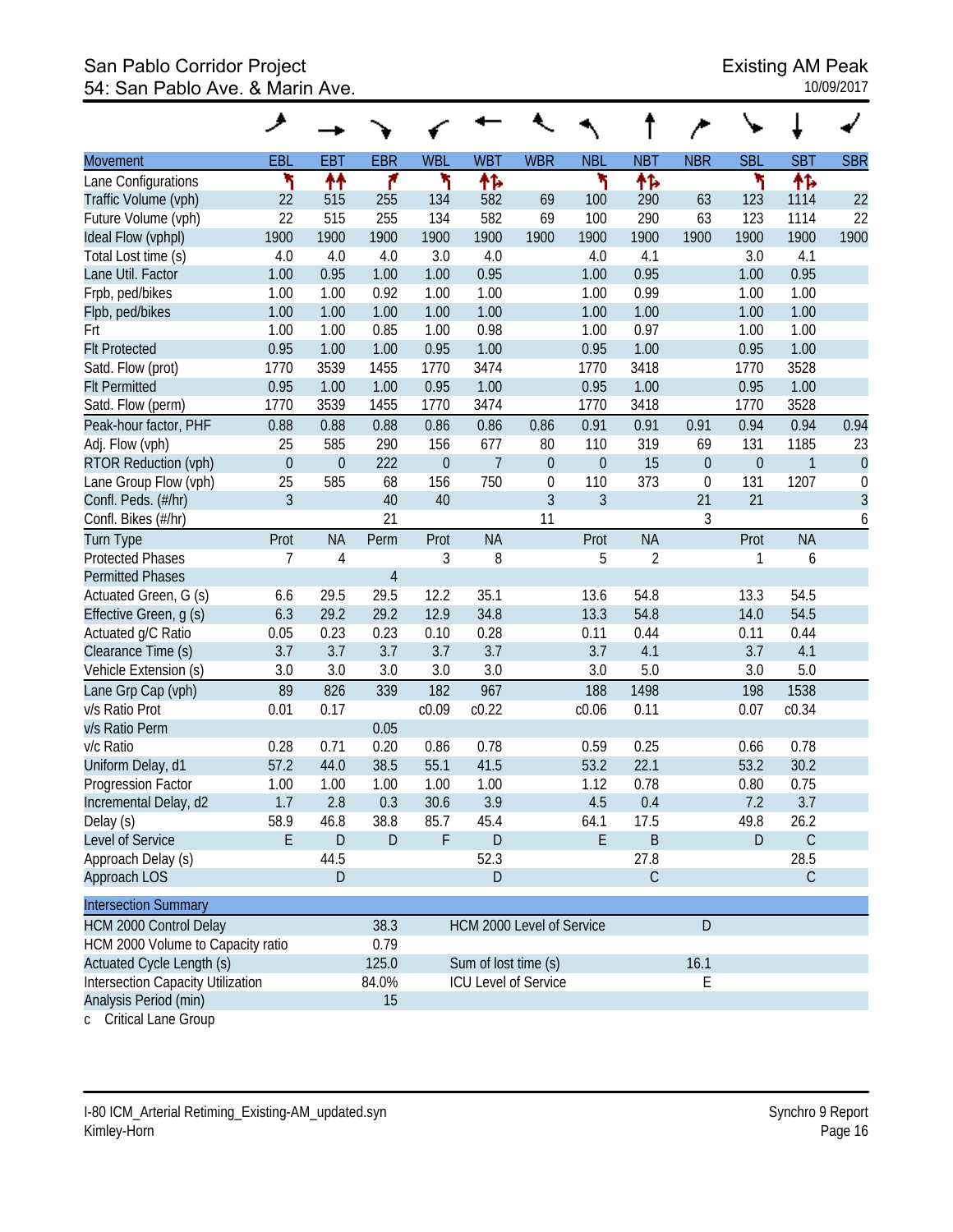# San Pablo Corridor Project
## 54: San Pablo Ave. & Marin Ave.

Existing AM Peak
10/09/2017

| Movement | EBL | EBT | EBR | WBL | WBT | WBR | NBL | NBT | NBR | SBL | SBT | SBR |
|---|---|---|---|---|---|---|---|---|---|---|---|---|
| Lane Configurations | ↰ | ↑↑ | ↱ | ↰ | ↑↱ | | ↰ | ↑↱ | | ↰ | ↑↱ | |
| Traffic Volume (vph) | 22 | 515 | 255 | 134 | 582 | 69 | 100 | 290 | 63 | 123 | 1114 | 22 |
| Future Volume (vph) | 22 | 515 | 255 | 134 | 582 | 69 | 100 | 290 | 63 | 123 | 1114 | 22 |
| Ideal Flow (vphpl) | 1900 | 1900 | 1900 | 1900 | 1900 | 1900 | 1900 | 1900 | 1900 | 1900 | 1900 | 1900 |
| Total Lost time (s) | 4.0 | 4.0 | 4.0 | 3.0 | 4.0 | | 4.0 | 4.1 | | 3.0 | 4.1 | |
| Lane Util. Factor | 1.00 | 0.95 | 1.00 | 1.00 | 0.95 | | 1.00 | 0.95 | | 1.00 | 0.95 | |
| Frpb, ped/bikes | 1.00 | 1.00 | 0.92 | 1.00 | 1.00 | | 1.00 | 0.99 | | 1.00 | 1.00 | |
| Flpb, ped/bikes | 1.00 | 1.00 | 1.00 | 1.00 | 1.00 | | 1.00 | 1.00 | | 1.00 | 1.00 | |
| Frt | 1.00 | 1.00 | 0.85 | 1.00 | 0.98 | | 1.00 | 0.97 | | 1.00 | 1.00 | |
| Flt Protected | 0.95 | 1.00 | 1.00 | 0.95 | 1.00 | | 0.95 | 1.00 | | 0.95 | 1.00 | |
| Satd. Flow (prot) | 1770 | 3539 | 1455 | 1770 | 3474 | | 1770 | 3418 | | 1770 | 3528 | |
| Flt Permitted | 0.95 | 1.00 | 1.00 | 0.95 | 1.00 | | 0.95 | 1.00 | | 0.95 | 1.00 | |
| Satd. Flow (perm) | 1770 | 3539 | 1455 | 1770 | 3474 | | 1770 | 3418 | | 1770 | 3528 | |
| Peak-hour factor, PHF | 0.88 | 0.88 | 0.88 | 0.86 | 0.86 | 0.86 | 0.91 | 0.91 | 0.91 | 0.94 | 0.94 | 0.94 |
| Adj. Flow (vph) | 25 | 585 | 290 | 156 | 677 | 80 | 110 | 319 | 69 | 131 | 1185 | 23 |
| RTOR Reduction (vph) | 0 | 0 | 222 | 0 | 7 | 0 | 0 | 15 | 0 | 0 | 1 | 0 |
| Lane Group Flow (vph) | 25 | 585 | 68 | 156 | 750 | 0 | 110 | 373 | 0 | 131 | 1207 | 0 |
| Confl. Peds. (#/hr) | 3 | | 40 | 40 | | 3 | 3 | | 21 | 21 | | 3 |
| Confl. Bikes (#/hr) | | | 21 | | | 11 | | | 3 | | | 6 |
| Turn Type | Prot | NA | Perm | Prot | NA | | Prot | NA | | Prot | NA | |
| Protected Phases | 7 | 4 | | 3 | 8 | | 5 | 2 | | 1 | 6 | |
| Permitted Phases | | | 4 | | | | | | | | | |
| Actuated Green, G (s) | 6.6 | 29.5 | 29.5 | 12.2 | 35.1 | | 13.6 | 54.8 | | 13.3 | 54.5 | |
| Effective Green, g (s) | 6.3 | 29.2 | 29.2 | 12.9 | 34.8 | | 13.3 | 54.8 | | 14.0 | 54.5 | |
| Actuated g/C Ratio | 0.05 | 0.23 | 0.23 | 0.10 | 0.28 | | 0.11 | 0.44 | | 0.11 | 0.44 | |
| Clearance Time (s) | 3.7 | 3.7 | 3.7 | 3.7 | 3.7 | | 3.7 | 4.1 | | 3.7 | 4.1 | |
| Vehicle Extension (s) | 3.0 | 3.0 | 3.0 | 3.0 | 3.0 | | 3.0 | 5.0 | | 3.0 | 5.0 | |
| Lane Grp Cap (vph) | 89 | 826 | 339 | 182 | 967 | | 188 | 1498 | | 198 | 1538 | |
| v/s Ratio Prot | 0.01 | 0.17 | | c0.09 | c0.22 | | c0.06 | 0.11 | | 0.07 | c0.34 | |
| v/s Ratio Perm | | | 0.05 | | | | | | | | | |
| v/c Ratio | 0.28 | 0.71 | 0.20 | 0.86 | 0.78 | | 0.59 | 0.25 | | 0.66 | 0.78 | |
| Uniform Delay, d1 | 57.2 | 44.0 | 38.5 | 55.1 | 41.5 | | 53.2 | 22.1 | | 53.2 | 30.2 | |
| Progression Factor | 1.00 | 1.00 | 1.00 | 1.00 | 1.00 | | 1.12 | 0.78 | | 0.80 | 0.75 | |
| Incremental Delay, d2 | 1.7 | 2.8 | 0.3 | 30.6 | 3.9 | | 4.5 | 0.4 | | 7.2 | 3.7 | |
| Delay (s) | 58.9 | 46.8 | 38.8 | 85.7 | 45.4 | | 64.1 | 17.5 | | 49.8 | 26.2 | |
| Level of Service | E | D | D | F | D | | E | B | | D | C | |
| Approach Delay (s) | | 44.5 | | | 52.3 | | | 27.8 | | | 28.5 | |
| Approach LOS | | D | | | D | | | C | | | C | |

| Intersection Summary | | | |
|---|---|---|---|
| HCM 2000 Control Delay | 38.3 | HCM 2000 Level of Service | D |
| HCM 2000 Volume to Capacity ratio | 0.79 | | |
| Actuated Cycle Length (s) | 125.0 | Sum of lost time (s) | 16.1 |
| Intersection Capacity Utilization | 84.0% | ICU Level of Service | E |
| Analysis Period (min) | 15 | | |

c Critical Lane Group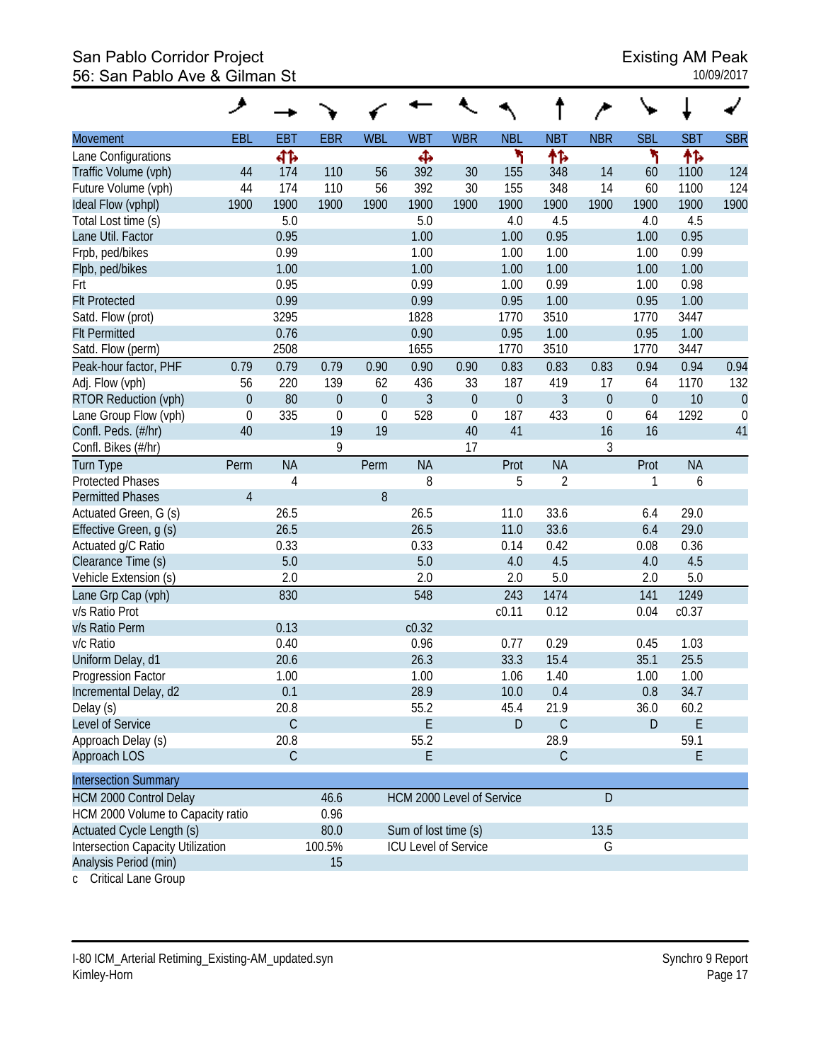San Pablo Corridor Project
56: San Pablo Ave & Gilman St

Existing AM Peak
10/09/2017

| Movement | EBL | EBT | EBR | WBL | WBT | WBR | NBL | NBT | NBR | SBL | SBT | SBR |
|---|---|---|---|---|---|---|---|---|---|---|---|---|
| Lane Configurations | | | | | | | | | | | | |
| Traffic Volume (vph) | 44 | 174 | 110 | 56 | 392 | 30 | 155 | 348 | 14 | 60 | 1100 | 124 |
| Future Volume (vph) | 44 | 174 | 110 | 56 | 392 | 30 | 155 | 348 | 14 | 60 | 1100 | 124 |
| Ideal Flow (vphpl) | 1900 | 1900 | 1900 | 1900 | 1900 | 1900 | 1900 | 1900 | 1900 | 1900 | 1900 | 1900 |
| Total Lost time (s) | | 5.0 | | | 5.0 | | 4.0 | 4.5 | | 4.0 | 4.5 | |
| Lane Util. Factor | | 0.95 | | | 1.00 | | 1.00 | 0.95 | | 1.00 | 0.95 | |
| Frpb, ped/bikes | | 0.99 | | | 1.00 | | 1.00 | 1.00 | | 1.00 | 0.99 | |
| Flpb, ped/bikes | | 1.00 | | | 1.00 | | 1.00 | 1.00 | | 1.00 | 1.00 | |
| Frt | | 0.95 | | | 0.99 | | 1.00 | 0.99 | | 1.00 | 0.98 | |
| Flt Protected | | 0.99 | | | 0.99 | | 0.95 | 1.00 | | 0.95 | 1.00 | |
| Satd. Flow (prot) | | 3295 | | | 1828 | | 1770 | 3510 | | 1770 | 3447 | |
| Flt Permitted | | 0.76 | | | 0.90 | | 0.95 | 1.00 | | 0.95 | 1.00 | |
| Satd. Flow (perm) | | 2508 | | | 1655 | | 1770 | 3510 | | 1770 | 3447 | |
| Peak-hour factor, PHF | 0.79 | 0.79 | 0.79 | 0.90 | 0.90 | 0.90 | 0.83 | 0.83 | 0.83 | 0.94 | 0.94 | 0.94 |
| Adj. Flow (vph) | 56 | 220 | 139 | 62 | 436 | 33 | 187 | 419 | 17 | 64 | 1170 | 132 |
| RTOR Reduction (vph) | 0 | 80 | 0 | 0 | 3 | 0 | 0 | 3 | 0 | 0 | 10 | 0 |
| Lane Group Flow (vph) | 0 | 335 | 0 | 0 | 528 | 0 | 187 | 433 | 0 | 64 | 1292 | 0 |
| Confl. Peds. (#/hr) | 40 | | 19 | 19 | | 40 | 41 | | 16 | 16 | | 41 |
| Confl. Bikes (#/hr) | | | 9 | | | 17 | | | 3 | | | |
| Turn Type | Perm | NA | | Perm | NA | | Prot | NA | | Prot | NA | |
| Protected Phases | | 4 | | | 8 | | 5 | 2 | | 1 | 6 | |
| Permitted Phases | 4 | | | 8 | | | | | | | | |
| Actuated Green, G (s) | | 26.5 | | | 26.5 | | 11.0 | 33.6 | | 6.4 | 29.0 | |
| Effective Green, g (s) | | 26.5 | | | 26.5 | | 11.0 | 33.6 | | 6.4 | 29.0 | |
| Actuated g/C Ratio | | 0.33 | | | 0.33 | | 0.14 | 0.42 | | 0.08 | 0.36 | |
| Clearance Time (s) | | 5.0 | | | 5.0 | | 4.0 | 4.5 | | 4.0 | 4.5 | |
| Vehicle Extension (s) | | 2.0 | | | 2.0 | | 2.0 | 5.0 | | 2.0 | 5.0 | |
| Lane Grp Cap (vph) | | 830 | | | 548 | | 243 | 1474 | | 141 | 1249 | |
| v/s Ratio Prot | | | | | | | c0.11 | 0.12 | | 0.04 | c0.37 | |
| v/s Ratio Perm | | 0.13 | | | c0.32 | | | | | | | |
| v/c Ratio | | 0.40 | | | 0.96 | | 0.77 | 0.29 | | 0.45 | 1.03 | |
| Uniform Delay, d1 | | 20.6 | | | 26.3 | | 33.3 | 15.4 | | 35.1 | 25.5 | |
| Progression Factor | | 1.00 | | | 1.00 | | 1.06 | 1.40 | | 1.00 | 1.00 | |
| Incremental Delay, d2 | | 0.1 | | | 28.9 | | 10.0 | 0.4 | | 0.8 | 34.7 | |
| Delay (s) | | 20.8 | | | 55.2 | | 45.4 | 21.9 | | 36.0 | 60.2 | |
| Level of Service | | C | | | E | | D | C | | D | E | |
| Approach Delay (s) | | 20.8 | | | 55.2 | | | 28.9 | | | 59.1 | |
| Approach LOS | | C | | | E | | | C | | | E | |

| Intersection Summary | | | |
|---|---|---|---|
| HCM 2000 Control Delay | 46.6 | HCM 2000 Level of Service | D |
| HCM 2000 Volume to Capacity ratio | 0.96 | | |
| Actuated Cycle Length (s) | 80.0 | Sum of lost time (s) | 13.5 |
| Intersection Capacity Utilization | 100.5% | ICU Level of Service | G |
| Analysis Period (min) | 15 | | |

c Critical Lane Group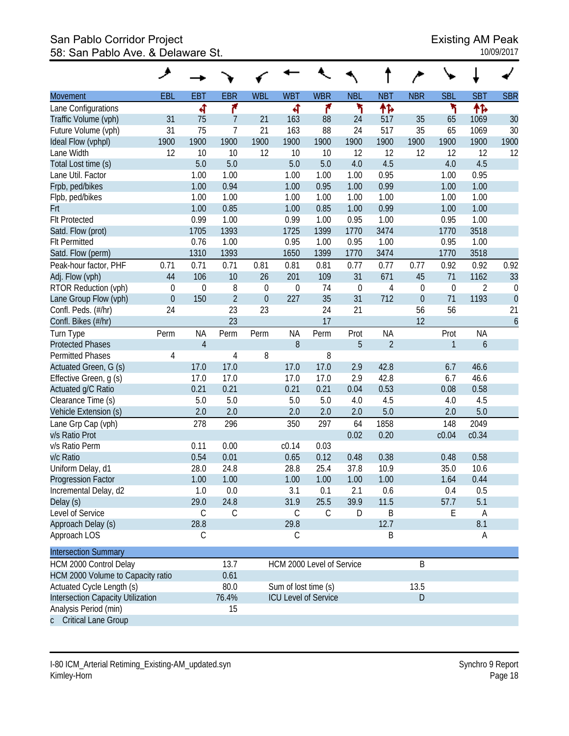San Pablo Corridor Project
58: San Pablo Ave. & Delaware St.

Existing AM Peak
10/09/2017

| Movement | EBL | EBT | EBR | WBL | WBT | WBR | NBL | NBT | NBR | SBL | SBT | SBR |
|---|---|---|---|---|---|---|---|---|---|---|---|---|
| Lane Configurations | | ↰ | ↱ | | ↰ | ↱ | ↰ | ↑↱ | | ↰ | ↑↱ | |
| Traffic Volume (vph) | 31 | 75 | 7 | 21 | 163 | 88 | 24 | 517 | 35 | 65 | 1069 | 30 |
| Future Volume (vph) | 31 | 75 | 7 | 21 | 163 | 88 | 24 | 517 | 35 | 65 | 1069 | 30 |
| Ideal Flow (vphpl) | 1900 | 1900 | 1900 | 1900 | 1900 | 1900 | 1900 | 1900 | 1900 | 1900 | 1900 | 1900 |
| Lane Width | 12 | 10 | 10 | 12 | 10 | 10 | 12 | 12 | 12 | 12 | 12 | 12 |
| Total Lost time (s) | | 5.0 | 5.0 | | 5.0 | 5.0 | 4.0 | 4.5 | | 4.0 | 4.5 | |
| Lane Util. Factor | | 1.00 | 1.00 | | 1.00 | 1.00 | 1.00 | 0.95 | | 1.00 | 0.95 | |
| Frpb, ped/bikes | | 1.00 | 0.94 | | 1.00 | 0.95 | 1.00 | 0.99 | | 1.00 | 1.00 | |
| Flpb, ped/bikes | | 1.00 | 1.00 | | 1.00 | 1.00 | 1.00 | 1.00 | | 1.00 | 1.00 | |
| Frt | | 1.00 | 0.85 | | 1.00 | 0.85 | 1.00 | 0.99 | | 1.00 | 1.00 | |
| Flt Protected | | 0.99 | 1.00 | | 0.99 | 1.00 | 0.95 | 1.00 | | 0.95 | 1.00 | |
| Satd. Flow (prot) | | 1705 | 1393 | | 1725 | 1399 | 1770 | 3474 | | 1770 | 3518 | |
| Flt Permitted | | 0.76 | 1.00 | | 0.95 | 1.00 | 0.95 | 1.00 | | 0.95 | 1.00 | |
| Satd. Flow (perm) | | 1310 | 1393 | | 1650 | 1399 | 1770 | 3474 | | 1770 | 3518 | |
| Peak-hour factor, PHF | 0.71 | 0.71 | 0.71 | 0.81 | 0.81 | 0.81 | 0.77 | 0.77 | 0.77 | 0.92 | 0.92 | 0.92 |
| Adj. Flow (vph) | 44 | 106 | 10 | 26 | 201 | 109 | 31 | 671 | 45 | 71 | 1162 | 33 |
| RTOR Reduction (vph) | 0 | 0 | 8 | 0 | 0 | 74 | 0 | 4 | 0 | 0 | 2 | 0 |
| Lane Group Flow (vph) | 0 | 150 | 2 | 0 | 227 | 35 | 31 | 712 | 0 | 71 | 1193 | 0 |
| Confl. Peds. (#/hr) | 24 | | 23 | 23 | | 24 | 21 | | 56 | 56 | | 21 |
| Confl. Bikes (#/hr) | | | 23 | | | 17 | | | 12 | | | 6 |
| Turn Type | Perm | NA | Perm | Perm | NA | Perm | Prot | NA | | Prot | NA | |
| Protected Phases | | 4 | | | 8 | | 5 | 2 | | 1 | 6 | |
| Permitted Phases | 4 | | 4 | 8 | | 8 | | | | | | |
| Actuated Green, G (s) | | 17.0 | 17.0 | | 17.0 | 17.0 | 2.9 | 42.8 | | 6.7 | 46.6 | |
| Effective Green, g (s) | | 17.0 | 17.0 | | 17.0 | 17.0 | 2.9 | 42.8 | | 6.7 | 46.6 | |
| Actuated g/C Ratio | | 0.21 | 0.21 | | 0.21 | 0.21 | 0.04 | 0.53 | | 0.08 | 0.58 | |
| Clearance Time (s) | | 5.0 | 5.0 | | 5.0 | 5.0 | 4.0 | 4.5 | | 4.0 | 4.5 | |
| Vehicle Extension (s) | | 2.0 | 2.0 | | 2.0 | 2.0 | 2.0 | 5.0 | | 2.0 | 5.0 | |
| Lane Grp Cap (vph) | | 278 | 296 | | 350 | 297 | 64 | 1858 | | 148 | 2049 | |
| v/s Ratio Prot | | | | | | | 0.02 | 0.20 | | c0.04 | c0.34 | |
| v/s Ratio Perm | | 0.11 | 0.00 | | c0.14 | 0.03 | | | | | | |
| v/c Ratio | | 0.54 | 0.01 | | 0.65 | 0.12 | 0.48 | 0.38 | | 0.48 | 0.58 | |
| Uniform Delay, d1 | | 28.0 | 24.8 | | 28.8 | 25.4 | 37.8 | 10.9 | | 35.0 | 10.6 | |
| Progression Factor | | 1.00 | 1.00 | | 1.00 | 1.00 | 1.00 | 1.00 | | 1.64 | 0.44 | |
| Incremental Delay, d2 | | 1.0 | 0.0 | | 3.1 | 0.1 | 2.1 | 0.6 | | 0.4 | 0.5 | |
| Delay (s) | | 29.0 | 24.8 | | 31.9 | 25.5 | 39.9 | 11.5 | | 57.7 | 5.1 | |
| Level of Service | | C | C | | C | C | D | B | | E | A | |
| Approach Delay (s) | | 28.8 | | | 29.8 | | | 12.7 | | | 8.1 | |
| Approach LOS | | C | | | C | | | B | | | A | |

| Intersection Summary | | | |
|---|---|---|---|
| HCM 2000 Control Delay | 13.7 | HCM 2000 Level of Service | B |
| HCM 2000 Volume to Capacity ratio | 0.61 | | |
| Actuated Cycle Length (s) | 80.0 | Sum of lost time (s) | 13.5 |
| Intersection Capacity Utilization | 76.4% | ICU Level of Service | D |
| Analysis Period (min) | 15 | | |
| c Critical Lane Group | | | |

I-80 ICM_Arterial Retiming_Existing-AM_updated.syn
Kimley-Horn

Synchro 9 Report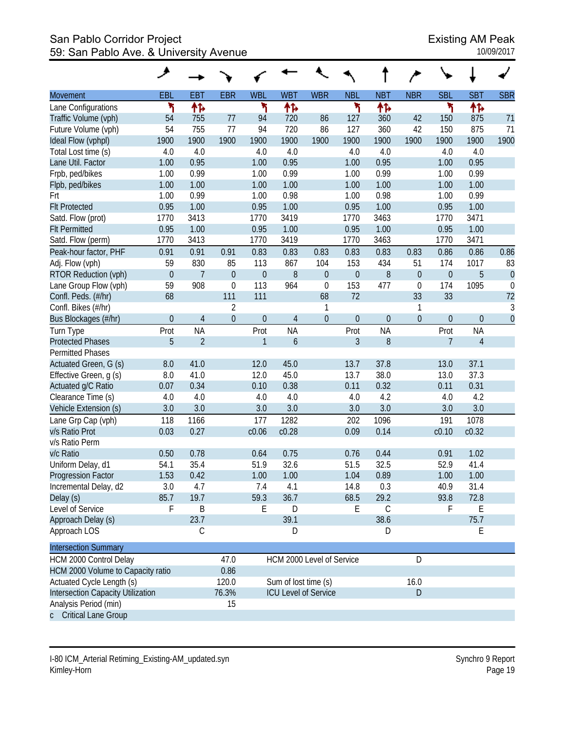# San Pablo Corridor Project
## 59: San Pablo Ave. & University Avenue

Existing AM Peak
10/09/2017

| Movement | EBL | EBT | EBR | WBL | WBT | WBR | NBL | NBT | NBR | SBL | SBT | SBR |
|---|---|---|---|---|---|---|---|---|---|---|---|---|
| Lane Configurations | ↰ | ↑↱ | | ↰ | ↑↱ | | ↰ | ↑↱ | | ↰ | ↑↱ | |
| Traffic Volume (vph) | 54 | 755 | 77 | 94 | 720 | 86 | 127 | 360 | 42 | 150 | 875 | 71 |
| Future Volume (vph) | 54 | 755 | 77 | 94 | 720 | 86 | 127 | 360 | 42 | 150 | 875 | 71 |
| Ideal Flow (vphpl) | 1900 | 1900 | 1900 | 1900 | 1900 | 1900 | 1900 | 1900 | 1900 | 1900 | 1900 | 1900 |
| Total Lost time (s) | 4.0 | 4.0 | | 4.0 | 4.0 | | 4.0 | 4.0 | | 4.0 | 4.0 | |
| Lane Util. Factor | 1.00 | 0.95 | | 1.00 | 0.95 | | 1.00 | 0.95 | | 1.00 | 0.95 | |
| Frpb, ped/bikes | 1.00 | 0.99 | | 1.00 | 0.99 | | 1.00 | 0.99 | | 1.00 | 0.99 | |
| Flpb, ped/bikes | 1.00 | 1.00 | | 1.00 | 1.00 | | 1.00 | 1.00 | | 1.00 | 1.00 | |
| Frt | 1.00 | 0.99 | | 1.00 | 0.98 | | 1.00 | 0.98 | | 1.00 | 0.99 | |
| Flt Protected | 0.95 | 1.00 | | 0.95 | 1.00 | | 0.95 | 1.00 | | 0.95 | 1.00 | |
| Satd. Flow (prot) | 1770 | 3413 | | 1770 | 3419 | | 1770 | 3463 | | 1770 | 3471 | |
| Flt Permitted | 0.95 | 1.00 | | 0.95 | 1.00 | | 0.95 | 1.00 | | 0.95 | 1.00 | |
| Satd. Flow (perm) | 1770 | 3413 | | 1770 | 3419 | | 1770 | 3463 | | 1770 | 3471 | |
| Peak-hour factor, PHF | 0.91 | 0.91 | 0.91 | 0.83 | 0.83 | 0.83 | 0.83 | 0.83 | 0.83 | 0.86 | 0.86 | 0.86 |
| Adj. Flow (vph) | 59 | 830 | 85 | 113 | 867 | 104 | 153 | 434 | 51 | 174 | 1017 | 83 |
| RTOR Reduction (vph) | 0 | 7 | 0 | 0 | 8 | 0 | 0 | 8 | 0 | 0 | 5 | 0 |
| Lane Group Flow (vph) | 59 | 908 | 0 | 113 | 964 | 0 | 153 | 477 | 0 | 174 | 1095 | 0 |
| Confl. Peds. (#/hr) | 68 | | 111 | 111 | | 68 | 72 | | 33 | 33 | | 72 |
| Confl. Bikes (#/hr) | | | 2 | | | 1 | | | 1 | | | 3 |
| Bus Blockages (#/hr) | 0 | 4 | 0 | 0 | 4 | 0 | 0 | 0 | 0 | 0 | 0 | 0 |
| Turn Type | Prot | NA | | Prot | NA | | Prot | NA | | Prot | NA | |
| Protected Phases | 5 | 2 | | 1 | 6 | | 3 | 8 | | 7 | 4 | |
| Permitted Phases | | | | | | | | | | | | |
| Actuated Green, G (s) | 8.0 | 41.0 | | 12.0 | 45.0 | | 13.7 | 37.8 | | 13.0 | 37.1 | |
| Effective Green, g (s) | 8.0 | 41.0 | | 12.0 | 45.0 | | 13.7 | 38.0 | | 13.0 | 37.3 | |
| Actuated g/C Ratio | 0.07 | 0.34 | | 0.10 | 0.38 | | 0.11 | 0.32 | | 0.11 | 0.31 | |
| Clearance Time (s) | 4.0 | 4.0 | | 4.0 | 4.0 | | 4.0 | 4.2 | | 4.0 | 4.2 | |
| Vehicle Extension (s) | 3.0 | 3.0 | | 3.0 | 3.0 | | 3.0 | 3.0 | | 3.0 | 3.0 | |
| Lane Grp Cap (vph) | 118 | 1166 | | 177 | 1282 | | 202 | 1096 | | 191 | 1078 | |
| v/s Ratio Prot | 0.03 | 0.27 | | c0.06 | c0.28 | | 0.09 | 0.14 | | c0.10 | c0.32 | |
| v/s Ratio Perm | | | | | | | | | | | | |
| v/c Ratio | 0.50 | 0.78 | | 0.64 | 0.75 | | 0.76 | 0.44 | | 0.91 | 1.02 | |
| Uniform Delay, d1 | 54.1 | 35.4 | | 51.9 | 32.6 | | 51.5 | 32.5 | | 52.9 | 41.4 | |
| Progression Factor | 1.53 | 0.42 | | 1.00 | 1.00 | | 1.04 | 0.89 | | 1.00 | 1.00 | |
| Incremental Delay, d2 | 3.0 | 4.7 | | 7.4 | 4.1 | | 14.8 | 0.3 | | 40.9 | 31.4 | |
| Delay (s) | 85.7 | 19.7 | | 59.3 | 36.7 | | 68.5 | 29.2 | | 93.8 | 72.8 | |
| Level of Service | F | B | | E | D | | E | C | | F | E | |
| Approach Delay (s) | | 23.7 | | | 39.1 | | | 38.6 | | | 75.7 | |
| Approach LOS | | C | | | D | | | D | | | E | |

| Intersection Summary | | | |
|---|---|---|---|
| HCM 2000 Control Delay | 47.0 | HCM 2000 Level of Service | D |
| HCM 2000 Volume to Capacity ratio | 0.86 | | |
| Actuated Cycle Length (s) | 120.0 | Sum of lost time (s) | 16.0 |
| Intersection Capacity Utilization | 76.3% | ICU Level of Service | D |
| Analysis Period (min) | 15 | | |
| c Critical Lane Group | | | |

I-80 ICM_Arterial Retiming_Existing-AM_updated.syn
Kimley-Horn

Synchro 9 Report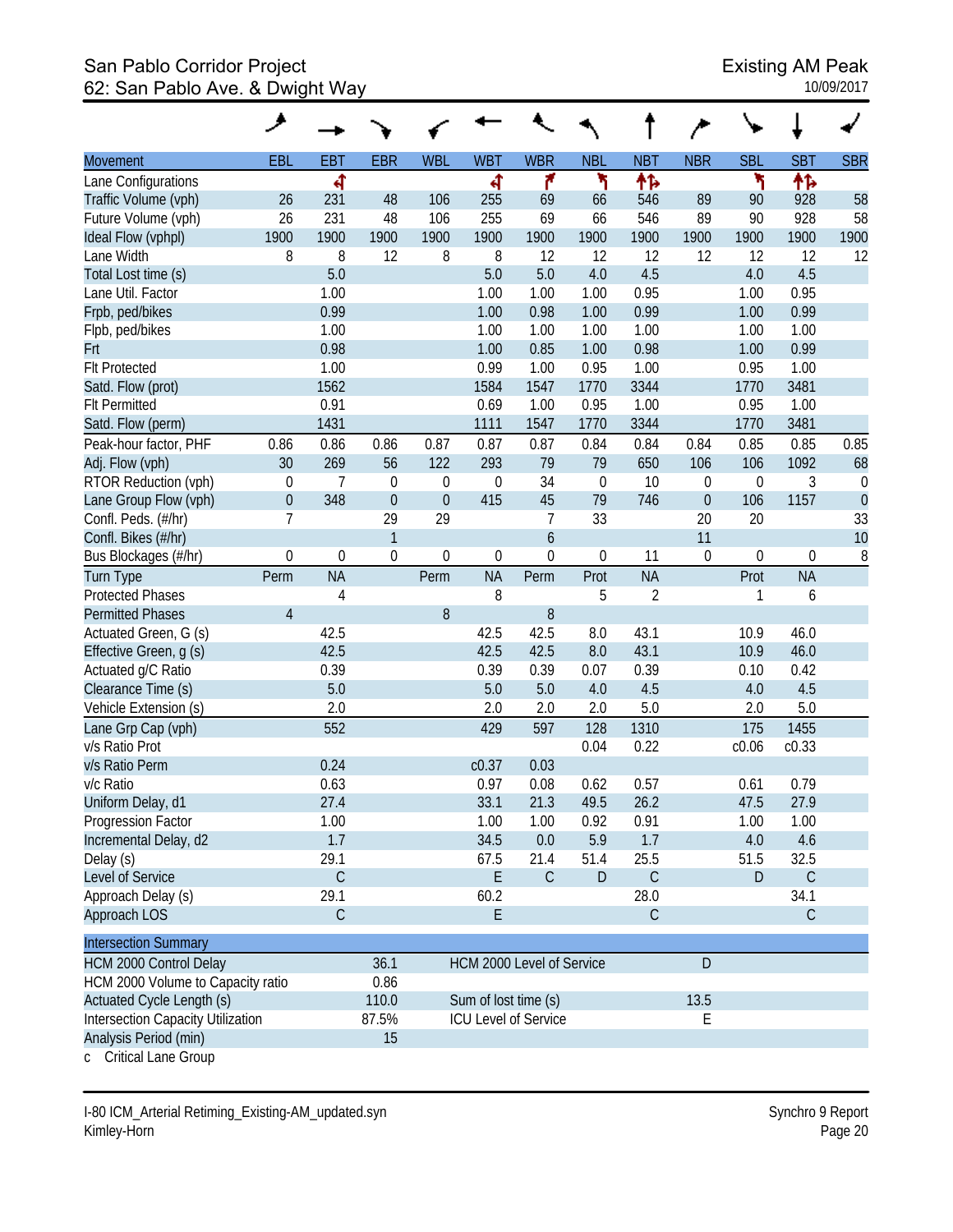San Pablo Corridor Project
62: San Pablo Ave. & Dwight Way

Existing AM Peak
10/09/2017

| Movement | EBL | EBT | EBR | WBL | WBT | WBR | NBL | NBT | NBR | SBL | SBT | SBR |
|---|---|---|---|---|---|---|---|---|---|---|---|---|
| Lane Configurations | | ↰ | | | ↰ | ↱ | ↰ | ↑↱ | | ↰ | ↑↱ | |
| Traffic Volume (vph) | 26 | 231 | 48 | 106 | 255 | 69 | 66 | 546 | 89 | 90 | 928 | 58 |
| Future Volume (vph) | 26 | 231 | 48 | 106 | 255 | 69 | 66 | 546 | 89 | 90 | 928 | 58 |
| Ideal Flow (vphpl) | 1900 | 1900 | 1900 | 1900 | 1900 | 1900 | 1900 | 1900 | 1900 | 1900 | 1900 | 1900 |
| Lane Width | 8 | 8 | 12 | 8 | 8 | 12 | 12 | 12 | 12 | 12 | 12 | 12 |
| Total Lost time (s) | | 5.0 | | | 5.0 | 5.0 | 4.0 | 4.5 | | 4.0 | 4.5 | |
| Lane Util. Factor | | 1.00 | | | 1.00 | 1.00 | 1.00 | 0.95 | | 1.00 | 0.95 | |
| Frpb, ped/bikes | | 0.99 | | | 1.00 | 0.98 | 1.00 | 0.99 | | 1.00 | 0.99 | |
| Flpb, ped/bikes | | 1.00 | | | 1.00 | 1.00 | 1.00 | 1.00 | | 1.00 | 1.00 | |
| Frt | | 0.98 | | | 1.00 | 0.85 | 1.00 | 0.98 | | 1.00 | 0.99 | |
| Flt Protected | | 1.00 | | | 0.99 | 1.00 | 0.95 | 1.00 | | 0.95 | 1.00 | |
| Satd. Flow (prot) | | 1562 | | | 1584 | 1547 | 1770 | 3344 | | 1770 | 3481 | |
| Flt Permitted | | 0.91 | | | 0.69 | 1.00 | 0.95 | 1.00 | | 0.95 | 1.00 | |
| Satd. Flow (perm) | | 1431 | | | 1111 | 1547 | 1770 | 3344 | | 1770 | 3481 | |
| Peak-hour factor, PHF | 0.86 | 0.86 | 0.86 | 0.87 | 0.87 | 0.87 | 0.84 | 0.84 | 0.84 | 0.85 | 0.85 | 0.85 |
| Adj. Flow (vph) | 30 | 269 | 56 | 122 | 293 | 79 | 79 | 650 | 106 | 106 | 1092 | 68 |
| RTOR Reduction (vph) | 0 | 7 | 0 | 0 | 0 | 34 | 0 | 10 | 0 | 0 | 3 | 0 |
| Lane Group Flow (vph) | 0 | 348 | 0 | 0 | 415 | 45 | 79 | 746 | 0 | 106 | 1157 | 0 |
| Confl. Peds. (#/hr) | 7 | | 29 | 29 | | 7 | 33 | | 20 | 20 | | 33 |
| Confl. Bikes (#/hr) | | | 1 | | | 6 | | | 11 | | | 10 |
| Bus Blockages (#/hr) | 0 | 0 | 0 | 0 | 0 | 0 | 0 | 11 | 0 | 0 | 0 | 8 |
| Turn Type | Perm | NA | | Perm | NA | Perm | Prot | NA | | Prot | NA | |
| Protected Phases | | 4 | | | 8 | | 5 | 2 | | 1 | 6 | |
| Permitted Phases | 4 | | | 8 | | 8 | | | | | | |
| Actuated Green, G (s) | | 42.5 | | | 42.5 | 42.5 | 8.0 | 43.1 | | 10.9 | 46.0 | |
| Effective Green, g (s) | | 42.5 | | | 42.5 | 42.5 | 8.0 | 43.1 | | 10.9 | 46.0 | |
| Actuated g/C Ratio | | 0.39 | | | 0.39 | 0.39 | 0.07 | 0.39 | | 0.10 | 0.42 | |
| Clearance Time (s) | | 5.0 | | | 5.0 | 5.0 | 4.0 | 4.5 | | 4.0 | 4.5 | |
| Vehicle Extension (s) | | 2.0 | | | 2.0 | 2.0 | 2.0 | 5.0 | | 2.0 | 5.0 | |
| Lane Grp Cap (vph) | | 552 | | | 429 | 597 | 128 | 1310 | | 175 | 1455 | |
| v/s Ratio Prot | | | | | | | 0.04 | 0.22 | | c0.06 | c0.33 | |
| v/s Ratio Perm | | 0.24 | | | c0.37 | 0.03 | | | | | | |
| v/c Ratio | | 0.63 | | | 0.97 | 0.08 | 0.62 | 0.57 | | 0.61 | 0.79 | |
| Uniform Delay, d1 | | 27.4 | | | 33.1 | 21.3 | 49.5 | 26.2 | | 47.5 | 27.9 | |
| Progression Factor | | 1.00 | | | 1.00 | 1.00 | 0.92 | 0.91 | | 1.00 | 1.00 | |
| Incremental Delay, d2 | | 1.7 | | | 34.5 | 0.0 | 5.9 | 1.7 | | 4.0 | 4.6 | |
| Delay (s) | | 29.1 | | | 67.5 | 21.4 | 51.4 | 25.5 | | 51.5 | 32.5 | |
| Level of Service | | C | | | E | C | D | C | | D | C | |
| Approach Delay (s) | | 29.1 | | | 60.2 | | | 28.0 | | | 34.1 | |
| Approach LOS | | C | | | E | | | C | | | C | |

| Intersection Summary | | | |
|---|---|---|---|
| HCM 2000 Control Delay | 36.1 | HCM 2000 Level of Service | D |
| HCM 2000 Volume to Capacity ratio | 0.86 | | |
| Actuated Cycle Length (s) | 110.0 | Sum of lost time (s) | 13.5 |
| Intersection Capacity Utilization | 87.5% | ICU Level of Service | E |
| Analysis Period (min) | 15 | | |

c Critical Lane Group

I-80 ICM_Arterial Retiming_Existing-AM_updated.syn
Kimley-Horn

Synchro 9 Report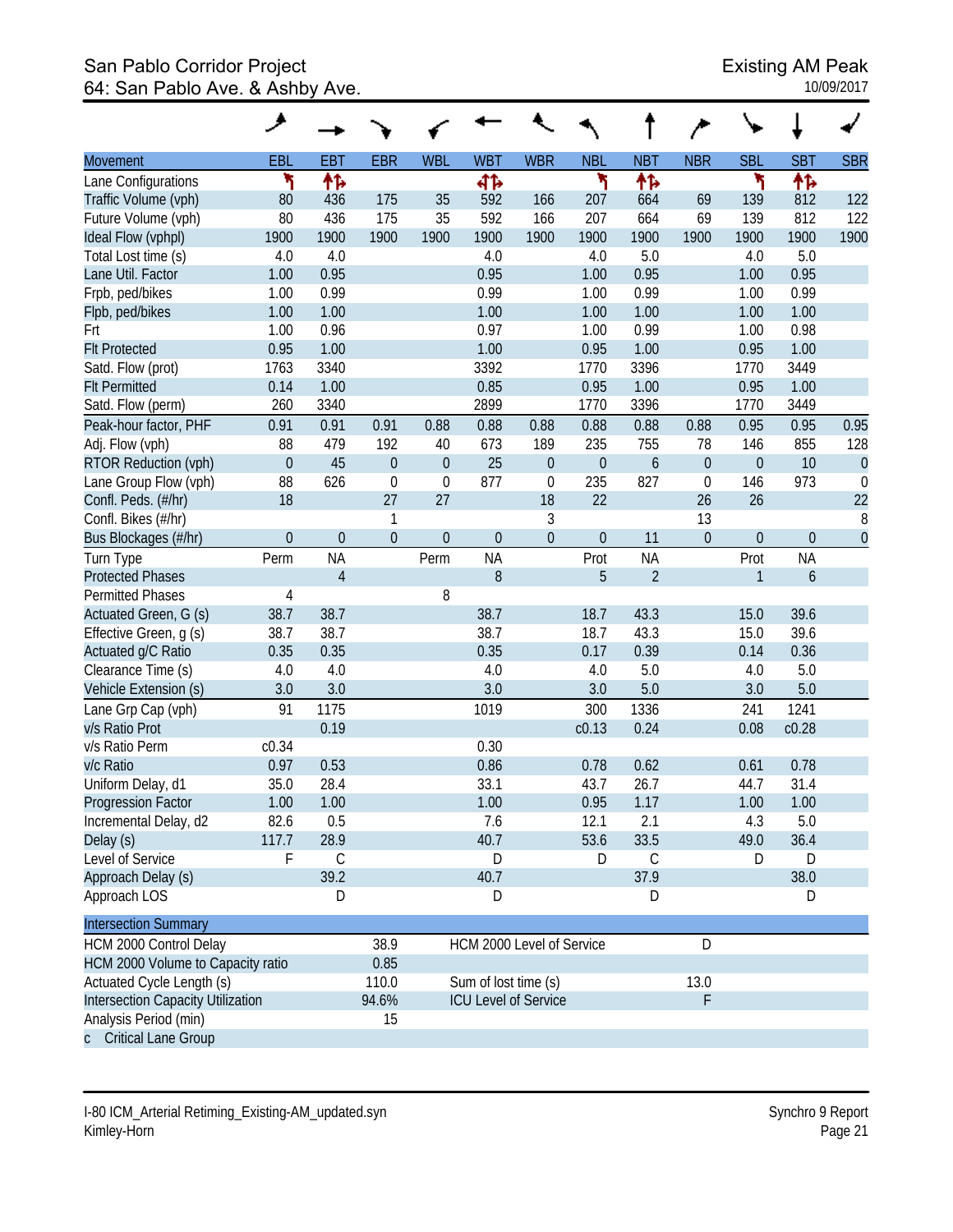# San Pablo Corridor Project
## 64: San Pablo Ave. & Ashby Ave.

Existing AM Peak
10/09/2017

| Movement | EBL | EBT | EBR | WBL | WBT | WBR | NBL | NBT | NBR | SBL | SBT | SBR |
|---|---|---|---|---|---|---|---|---|---|---|---|---|
| Lane Configurations | ↰ | ↑↱ | | | ↰↑↱ | | ↰ | ↑↱ | | ↰ | ↑↱ | |
| Traffic Volume (vph) | 80 | 436 | 175 | 35 | 592 | 166 | 207 | 664 | 69 | 139 | 812 | 122 |
| Future Volume (vph) | 80 | 436 | 175 | 35 | 592 | 166 | 207 | 664 | 69 | 139 | 812 | 122 |
| Ideal Flow (vphpl) | 1900 | 1900 | 1900 | 1900 | 1900 | 1900 | 1900 | 1900 | 1900 | 1900 | 1900 | 1900 |
| Total Lost time (s) | 4.0 | 4.0 | | | 4.0 | | 4.0 | 5.0 | | 4.0 | 5.0 | |
| Lane Util. Factor | 1.00 | 0.95 | | | 0.95 | | 1.00 | 0.95 | | 1.00 | 0.95 | |
| Frpb, ped/bikes | 1.00 | 0.99 | | | 0.99 | | 1.00 | 0.99 | | 1.00 | 0.99 | |
| Flpb, ped/bikes | 1.00 | 1.00 | | | 1.00 | | 1.00 | 1.00 | | 1.00 | 1.00 | |
| Frt | 1.00 | 0.96 | | | 0.97 | | 1.00 | 0.99 | | 1.00 | 0.98 | |
| Flt Protected | 0.95 | 1.00 | | | 1.00 | | 0.95 | 1.00 | | 0.95 | 1.00 | |
| Satd. Flow (prot) | 1763 | 3340 | | | 3392 | | 1770 | 3396 | | 1770 | 3449 | |
| Flt Permitted | 0.14 | 1.00 | | | 0.85 | | 0.95 | 1.00 | | 0.95 | 1.00 | |
| Satd. Flow (perm) | 260 | 3340 | | | 2899 | | 1770 | 3396 | | 1770 | 3449 | |
| Peak-hour factor, PHF | 0.91 | 0.91 | 0.91 | 0.88 | 0.88 | 0.88 | 0.88 | 0.88 | 0.88 | 0.95 | 0.95 | 0.95 |
| Adj. Flow (vph) | 88 | 479 | 192 | 40 | 673 | 189 | 235 | 755 | 78 | 146 | 855 | 128 |
| RTOR Reduction (vph) | 0 | 45 | 0 | 0 | 25 | 0 | 0 | 6 | 0 | 0 | 10 | 0 |
| Lane Group Flow (vph) | 88 | 626 | 0 | 0 | 877 | 0 | 235 | 827 | 0 | 146 | 973 | 0 |
| Confl. Peds. (#/hr) | 18 | | 27 | 27 | | 18 | 22 | | 26 | 26 | | 22 |
| Confl. Bikes (#/hr) | | | 1 | | | 3 | | | 13 | | | 8 |
| Bus Blockages (#/hr) | 0 | 0 | 0 | 0 | 0 | 0 | 0 | 11 | 0 | 0 | 0 | 0 |
| Turn Type | Perm | NA | | Perm | NA | | Prot | NA | | Prot | NA | |
| Protected Phases | | 4 | | | 8 | | 5 | 2 | | 1 | 6 | |
| Permitted Phases | 4 | | | 8 | | | | | | | | |
| Actuated Green, G (s) | 38.7 | 38.7 | | | 38.7 | | 18.7 | 43.3 | | 15.0 | 39.6 | |
| Effective Green, g (s) | 38.7 | 38.7 | | | 38.7 | | 18.7 | 43.3 | | 15.0 | 39.6 | |
| Actuated g/C Ratio | 0.35 | 0.35 | | | 0.35 | | 0.17 | 0.39 | | 0.14 | 0.36 | |
| Clearance Time (s) | 4.0 | 4.0 | | | 4.0 | | 4.0 | 5.0 | | 4.0 | 5.0 | |
| Vehicle Extension (s) | 3.0 | 3.0 | | | 3.0 | | 3.0 | 5.0 | | 3.0 | 5.0 | |
| Lane Grp Cap (vph) | 91 | 1175 | | | 1019 | | 300 | 1336 | | 241 | 1241 | |
| v/s Ratio Prot | | 0.19 | | | | | c0.13 | 0.24 | | 0.08 | c0.28 | |
| v/s Ratio Perm | c0.34 | | | | 0.30 | | | | | | | |
| v/c Ratio | 0.97 | 0.53 | | | 0.86 | | 0.78 | 0.62 | | 0.61 | 0.78 | |
| Uniform Delay, d1 | 35.0 | 28.4 | | | 33.1 | | 43.7 | 26.7 | | 44.7 | 31.4 | |
| Progression Factor | 1.00 | 1.00 | | | 1.00 | | 0.95 | 1.17 | | 1.00 | 1.00 | |
| Incremental Delay, d2 | 82.6 | 0.5 | | | 7.6 | | 12.1 | 2.1 | | 4.3 | 5.0 | |
| Delay (s) | 117.7 | 28.9 | | | 40.7 | | 53.6 | 33.5 | | 49.0 | 36.4 | |
| Level of Service | F | C | | | D | | D | C | | D | D | |
| Approach Delay (s) | | 39.2 | | | 40.7 | | | 37.9 | | | 38.0 | |
| Approach LOS | | D | | | D | | | D | | | D | |

| Intersection Summary | | | |
|---|---|---|---|
| HCM 2000 Control Delay | 38.9 | HCM 2000 Level of Service | D |
| HCM 2000 Volume to Capacity ratio | 0.85 | | |
| Actuated Cycle Length (s) | 110.0 | Sum of lost time (s) | 13.0 |
| Intersection Capacity Utilization | 94.6% | ICU Level of Service | F |
| Analysis Period (min) | 15 | | |
| c Critical Lane Group | | | |

I-80 ICM_Arterial Retiming_Existing-AM_updated.syn
Kimley-Horn

Synchro 9 Report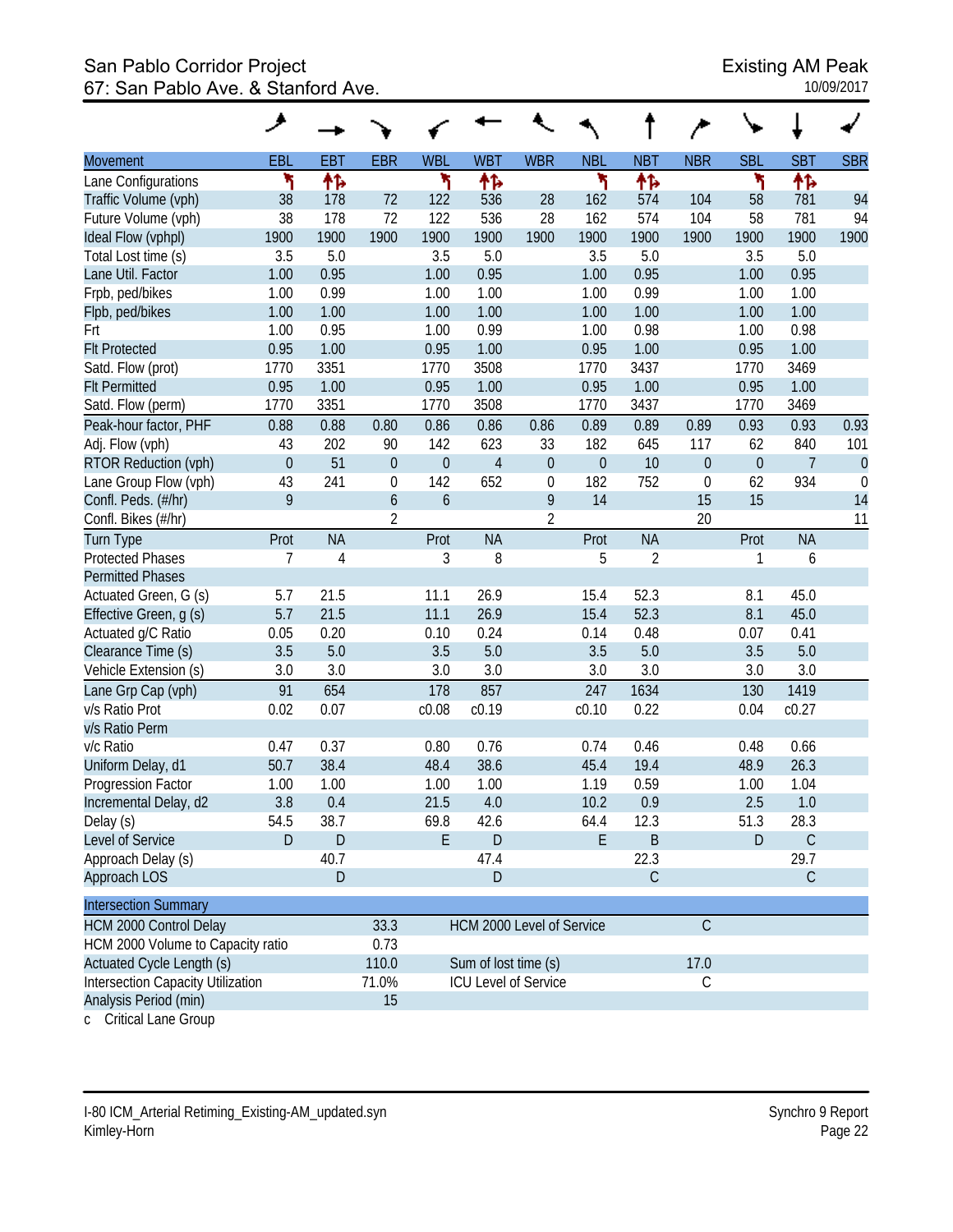San Pablo Corridor Project
67: San Pablo Ave. & Stanford Ave.

Existing AM Peak
10/09/2017

| Movement | EBL | EBT | EBR | WBL | WBT | WBR | NBL | NBT | NBR | SBL | SBT | SBR |
|---|---|---|---|---|---|---|---|---|---|---|---|---|
| Lane Configurations | ↰ | ↑↱ | | ↰ | ↑↱ | | ↰ | ↑↱ | | ↰ | ↑↱ | |
| Traffic Volume (vph) | 38 | 178 | 72 | 122 | 536 | 28 | 162 | 574 | 104 | 58 | 781 | 94 |
| Future Volume (vph) | 38 | 178 | 72 | 122 | 536 | 28 | 162 | 574 | 104 | 58 | 781 | 94 |
| Ideal Flow (vphpl) | 1900 | 1900 | 1900 | 1900 | 1900 | 1900 | 1900 | 1900 | 1900 | 1900 | 1900 | 1900 |
| Total Lost time (s) | 3.5 | 5.0 | | 3.5 | 5.0 | | 3.5 | 5.0 | | 3.5 | 5.0 | |
| Lane Util. Factor | 1.00 | 0.95 | | 1.00 | 0.95 | | 1.00 | 0.95 | | 1.00 | 0.95 | |
| Frpb, ped/bikes | 1.00 | 0.99 | | 1.00 | 1.00 | | 1.00 | 0.99 | | 1.00 | 1.00 | |
| Flpb, ped/bikes | 1.00 | 1.00 | | 1.00 | 1.00 | | 1.00 | 1.00 | | 1.00 | 1.00 | |
| Frt | 1.00 | 0.95 | | 1.00 | 0.99 | | 1.00 | 0.98 | | 1.00 | 0.98 | |
| Flt Protected | 0.95 | 1.00 | | 0.95 | 1.00 | | 0.95 | 1.00 | | 0.95 | 1.00 | |
| Satd. Flow (prot) | 1770 | 3351 | | 1770 | 3508 | | 1770 | 3437 | | 1770 | 3469 | |
| Flt Permitted | 0.95 | 1.00 | | 0.95 | 1.00 | | 0.95 | 1.00 | | 0.95 | 1.00 | |
| Satd. Flow (perm) | 1770 | 3351 | | 1770 | 3508 | | 1770 | 3437 | | 1770 | 3469 | |
| Peak-hour factor, PHF | 0.88 | 0.88 | 0.80 | 0.86 | 0.86 | 0.86 | 0.89 | 0.89 | 0.89 | 0.93 | 0.93 | 0.93 |
| Adj. Flow (vph) | 43 | 202 | 90 | 142 | 623 | 33 | 182 | 645 | 117 | 62 | 840 | 101 |
| RTOR Reduction (vph) | 0 | 51 | 0 | 0 | 4 | 0 | 0 | 10 | 0 | 0 | 7 | 0 |
| Lane Group Flow (vph) | 43 | 241 | 0 | 142 | 652 | 0 | 182 | 752 | 0 | 62 | 934 | 0 |
| Confl. Peds. (#/hr) | 9 | | 6 | 6 | | 9 | 14 | | 15 | 15 | | 14 |
| Confl. Bikes (#/hr) | | | 2 | | | 2 | | | 20 | | | 11 |
| Turn Type | Prot | NA | | Prot | NA | | Prot | NA | | Prot | NA | |
| Protected Phases | 7 | 4 | | 3 | 8 | | 5 | 2 | | 1 | 6 | |
| Permitted Phases | | | | | | | | | | | | |
| Actuated Green, G (s) | 5.7 | 21.5 | | 11.1 | 26.9 | | 15.4 | 52.3 | | 8.1 | 45.0 | |
| Effective Green, g (s) | 5.7 | 21.5 | | 11.1 | 26.9 | | 15.4 | 52.3 | | 8.1 | 45.0 | |
| Actuated g/C Ratio | 0.05 | 0.20 | | 0.10 | 0.24 | | 0.14 | 0.48 | | 0.07 | 0.41 | |
| Clearance Time (s) | 3.5 | 5.0 | | 3.5 | 5.0 | | 3.5 | 5.0 | | 3.5 | 5.0 | |
| Vehicle Extension (s) | 3.0 | 3.0 | | 3.0 | 3.0 | | 3.0 | 3.0 | | 3.0 | 3.0 | |
| Lane Grp Cap (vph) | 91 | 654 | | 178 | 857 | | 247 | 1634 | | 130 | 1419 | |
| v/s Ratio Prot | 0.02 | 0.07 | | c0.08 | c0.19 | | c0.10 | 0.22 | | 0.04 | c0.27 | |
| v/s Ratio Perm | | | | | | | | | | | | |
| v/c Ratio | 0.47 | 0.37 | | 0.80 | 0.76 | | 0.74 | 0.46 | | 0.48 | 0.66 | |
| Uniform Delay, d1 | 50.7 | 38.4 | | 48.4 | 38.6 | | 45.4 | 19.4 | | 48.9 | 26.3 | |
| Progression Factor | 1.00 | 1.00 | | 1.00 | 1.00 | | 1.19 | 0.59 | | 1.00 | 1.04 | |
| Incremental Delay, d2 | 3.8 | 0.4 | | 21.5 | 4.0 | | 10.2 | 0.9 | | 2.5 | 1.0 | |
| Delay (s) | 54.5 | 38.7 | | 69.8 | 42.6 | | 64.4 | 12.3 | | 51.3 | 28.3 | |
| Level of Service | D | D | | E | D | | E | B | | D | C | |
| Approach Delay (s) | | 40.7 | | | 47.4 | | | 22.3 | | | 29.7 | |
| Approach LOS | | D | | | D | | | C | | | C | |

| Intersection Summary | | | |
|---|---|---|---|
| HCM 2000 Control Delay | 33.3 | HCM 2000 Level of Service | C |
| HCM 2000 Volume to Capacity ratio | 0.73 | | |
| Actuated Cycle Length (s) | 110.0 | Sum of lost time (s) | 17.0 |
| Intersection Capacity Utilization | 71.0% | ICU Level of Service | C |
| Analysis Period (min) | 15 | | |

c Critical Lane Group

I-80 ICM_Arterial Retiming_Existing-AM_updated.syn
Kimley-Horn

Synchro 9 Report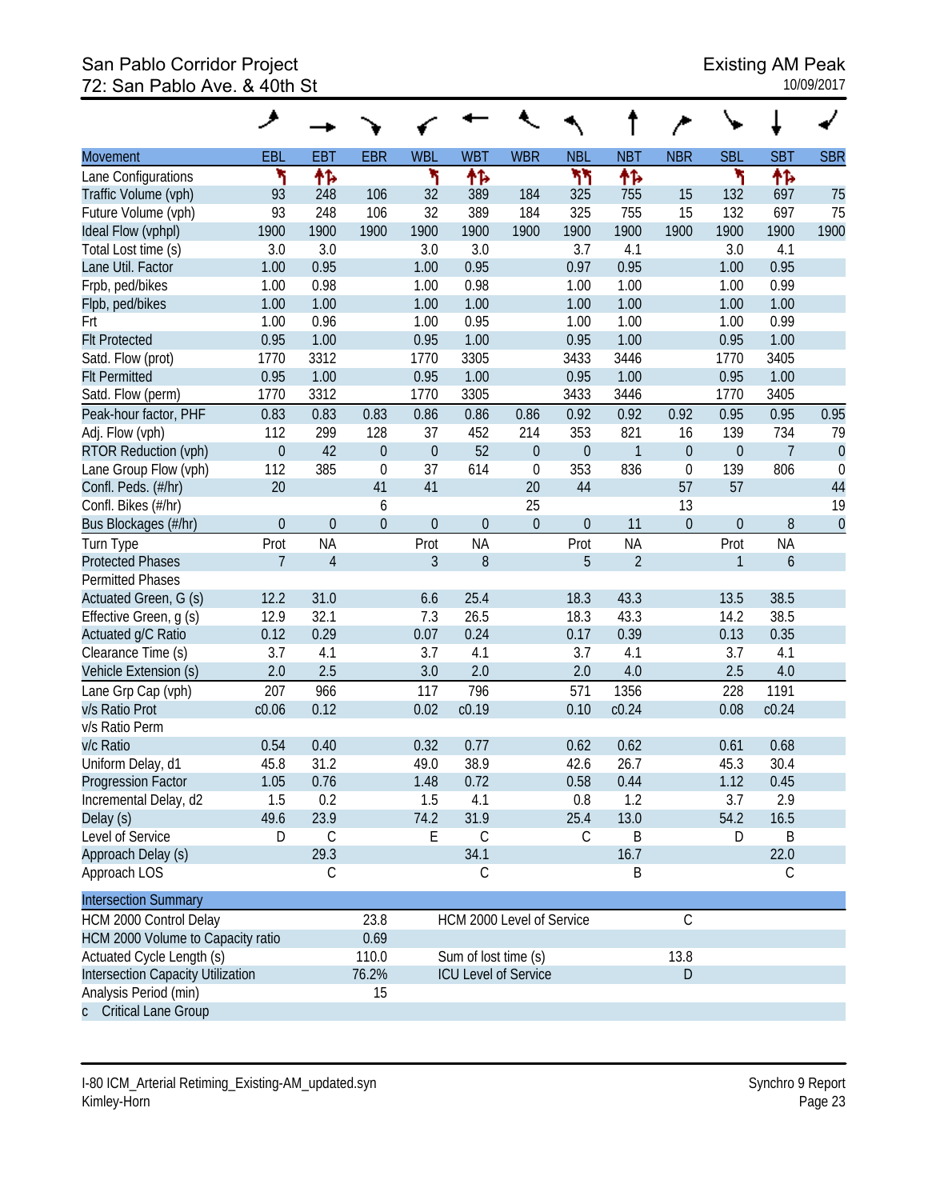San Pablo Corridor Project
72: San Pablo Ave. & 40th St

Existing AM Peak
10/09/2017

| Movement | EBL | EBT | EBR | WBL | WBT | WBR | NBL | NBT | NBR | SBL | SBT | SBR |
|---|---|---|---|---|---|---|---|---|---|---|---|---|
| Lane Configurations | | | | | | | | | | | | |
| Traffic Volume (vph) | 93 | 248 | 106 | 32 | 389 | 184 | 325 | 755 | 15 | 132 | 697 | 75 |
| Future Volume (vph) | 93 | 248 | 106 | 32 | 389 | 184 | 325 | 755 | 15 | 132 | 697 | 75 |
| Ideal Flow (vphpl) | 1900 | 1900 | 1900 | 1900 | 1900 | 1900 | 1900 | 1900 | 1900 | 1900 | 1900 | 1900 |
| Total Lost time (s) | 3.0 | 3.0 | | 3.0 | 3.0 | | 3.7 | 4.1 | | 3.0 | 4.1 | |
| Lane Util. Factor | 1.00 | 0.95 | | 1.00 | 0.95 | | 0.97 | 0.95 | | 1.00 | 0.95 | |
| Frpb, ped/bikes | 1.00 | 0.98 | | 1.00 | 0.98 | | 1.00 | 1.00 | | 1.00 | 0.99 | |
| Flpb, ped/bikes | 1.00 | 1.00 | | 1.00 | 1.00 | | 1.00 | 1.00 | | 1.00 | 1.00 | |
| Frt | 1.00 | 0.96 | | 1.00 | 0.95 | | 1.00 | 1.00 | | 1.00 | 0.99 | |
| Flt Protected | 0.95 | 1.00 | | 0.95 | 1.00 | | 0.95 | 1.00 | | 0.95 | 1.00 | |
| Satd. Flow (prot) | 1770 | 3312 | | 1770 | 3305 | | 3433 | 3446 | | 1770 | 3405 | |
| Flt Permitted | 0.95 | 1.00 | | 0.95 | 1.00 | | 0.95 | 1.00 | | 0.95 | 1.00 | |
| Satd. Flow (perm) | 1770 | 3312 | | 1770 | 3305 | | 3433 | 3446 | | 1770 | 3405 | |
| Peak-hour factor, PHF | 0.83 | 0.83 | 0.83 | 0.86 | 0.86 | 0.86 | 0.92 | 0.92 | 0.92 | 0.95 | 0.95 | 0.95 |
| Adj. Flow (vph) | 112 | 299 | 128 | 37 | 452 | 214 | 353 | 821 | 16 | 139 | 734 | 79 |
| RTOR Reduction (vph) | 0 | 42 | 0 | 0 | 52 | 0 | 0 | 1 | 0 | 0 | 7 | 0 |
| Lane Group Flow (vph) | 112 | 385 | 0 | 37 | 614 | 0 | 353 | 836 | 0 | 139 | 806 | 0 |
| Confl. Peds. (#/hr) | 20 | | 41 | 41 | | 20 | 44 | | 57 | 57 | | 44 |
| Confl. Bikes (#/hr) | | | 6 | | | 25 | | | 13 | | | 19 |
| Bus Blockages (#/hr) | 0 | 0 | 0 | 0 | 0 | 0 | 0 | 11 | 0 | 0 | 8 | 0 |
| Turn Type | Prot | NA | | Prot | NA | | Prot | NA | | Prot | NA | |
| Protected Phases | 7 | 4 | | 3 | 8 | | 5 | 2 | | 1 | 6 | |
| Permitted Phases | | | | | | | | | | | | |
| Actuated Green, G (s) | 12.2 | 31.0 | | 6.6 | 25.4 | | 18.3 | 43.3 | | 13.5 | 38.5 | |
| Effective Green, g (s) | 12.9 | 32.1 | | 7.3 | 26.5 | | 18.3 | 43.3 | | 14.2 | 38.5 | |
| Actuated g/C Ratio | 0.12 | 0.29 | | 0.07 | 0.24 | | 0.17 | 0.39 | | 0.13 | 0.35 | |
| Clearance Time (s) | 3.7 | 4.1 | | 3.7 | 4.1 | | 3.7 | 4.1 | | 3.7 | 4.1 | |
| Vehicle Extension (s) | 2.0 | 2.5 | | 3.0 | 2.0 | | 2.0 | 4.0 | | 2.5 | 4.0 | |
| Lane Grp Cap (vph) | 207 | 966 | | 117 | 796 | | 571 | 1356 | | 228 | 1191 | |
| v/s Ratio Prot | c0.06 | 0.12 | | 0.02 | c0.19 | | 0.10 | c0.24 | | 0.08 | c0.24 | |
| v/s Ratio Perm | | | | | | | | | | | | |
| v/c Ratio | 0.54 | 0.40 | | 0.32 | 0.77 | | 0.62 | 0.62 | | 0.61 | 0.68 | |
| Uniform Delay, d1 | 45.8 | 31.2 | | 49.0 | 38.9 | | 42.6 | 26.7 | | 45.3 | 30.4 | |
| Progression Factor | 1.05 | 0.76 | | 1.48 | 0.72 | | 0.58 | 0.44 | | 1.12 | 0.45 | |
| Incremental Delay, d2 | 1.5 | 0.2 | | 1.5 | 4.1 | | 0.8 | 1.2 | | 3.7 | 2.9 | |
| Delay (s) | 49.6 | 23.9 | | 74.2 | 31.9 | | 25.4 | 13.0 | | 54.2 | 16.5 | |
| Level of Service | D | C | | E | C | | C | B | | D | B | |
| Approach Delay (s) | | 29.3 | | | 34.1 | | | 16.7 | | | 22.0 | |
| Approach LOS | | C | | | C | | | B | | | C | |

| Intersection Summary | | | |
|---|---|---|---|
| HCM 2000 Control Delay | 23.8 | HCM 2000 Level of Service | C |
| HCM 2000 Volume to Capacity ratio | 0.69 | | |
| Actuated Cycle Length (s) | 110.0 | Sum of lost time (s) | 13.8 |
| Intersection Capacity Utilization | 76.2% | ICU Level of Service | D |
| Analysis Period (min) | 15 | | |
| c Critical Lane Group | | | |

I-80 ICM_Arterial Retiming_Existing-AM_updated.syn
Kimley-Horn

Synchro 9 Report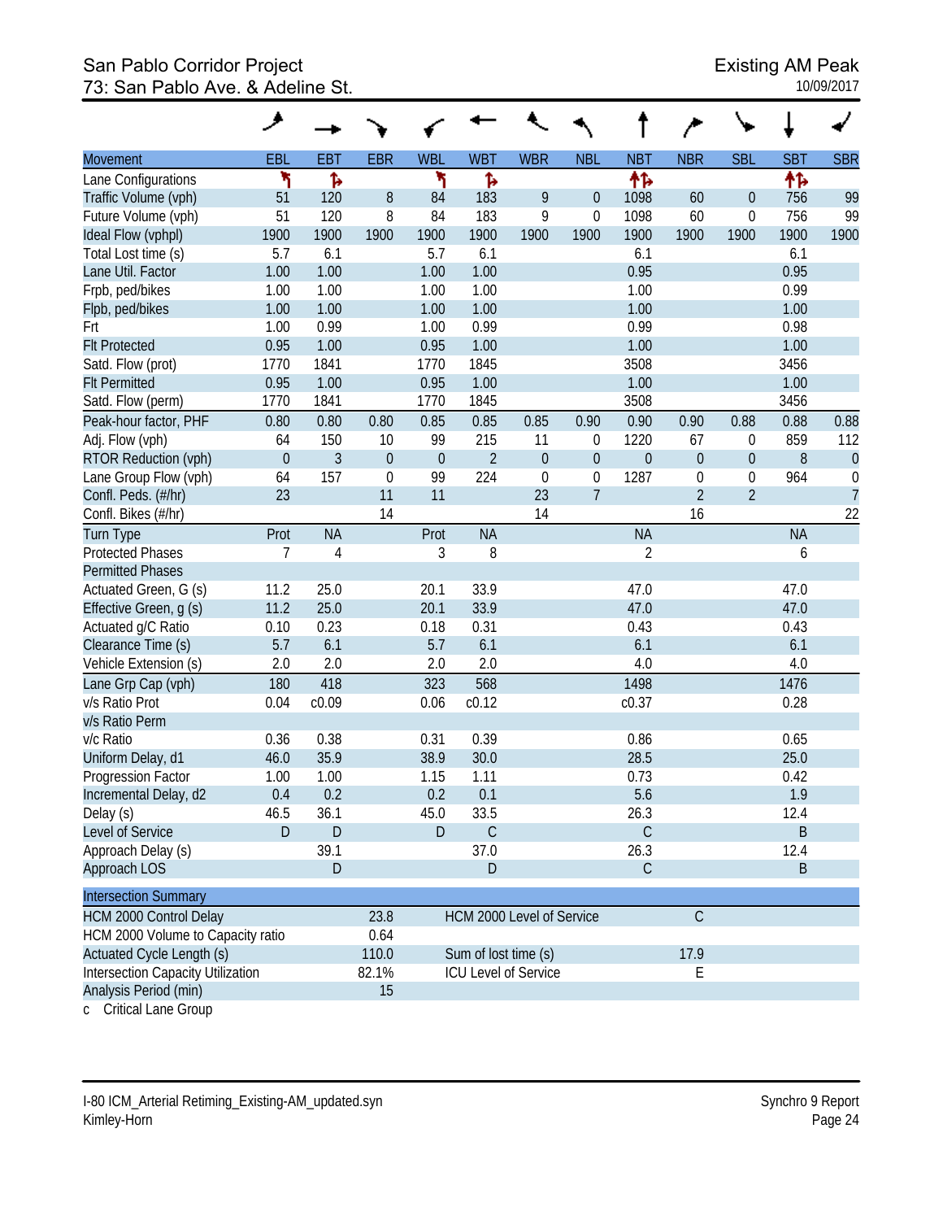# San Pablo Corridor Project
## 73: San Pablo Ave. & Adeline St.

Existing AM Peak
10/09/2017

| Movement | EBL | EBT | EBR | WBL | WBT | WBR | NBL | NBT | NBR | SBL | SBT | SBR |
|---|---|---|---|---|---|---|---|---|---|---|---|---|
| Lane Configurations | | | | | | | | | | | | |
| Traffic Volume (vph) | 51 | 120 | 8 | 84 | 183 | 9 | 0 | 1098 | 60 | 0 | 756 | 99 |
| Future Volume (vph) | 51 | 120 | 8 | 84 | 183 | 9 | 0 | 1098 | 60 | 0 | 756 | 99 |
| Ideal Flow (vphpl) | 1900 | 1900 | 1900 | 1900 | 1900 | 1900 | 1900 | 1900 | 1900 | 1900 | 1900 | 1900 |
| Total Lost time (s) | 5.7 | 6.1 | | 5.7 | 6.1 | | | 6.1 | | | 6.1 | |
| Lane Util. Factor | 1.00 | 1.00 | | 1.00 | 1.00 | | | 0.95 | | | 0.95 | |
| Frpb, ped/bikes | 1.00 | 1.00 | | 1.00 | 1.00 | | | 1.00 | | | 0.99 | |
| Flpb, ped/bikes | 1.00 | 1.00 | | 1.00 | 1.00 | | | 1.00 | | | 1.00 | |
| Frt | 1.00 | 0.99 | | 1.00 | 0.99 | | | 0.99 | | | 0.98 | |
| Flt Protected | 0.95 | 1.00 | | 0.95 | 1.00 | | | 1.00 | | | 1.00 | |
| Satd. Flow (prot) | 1770 | 1841 | | 1770 | 1845 | | | 3508 | | | 3456 | |
| Flt Permitted | 0.95 | 1.00 | | 0.95 | 1.00 | | | 1.00 | | | 1.00 | |
| Satd. Flow (perm) | 1770 | 1841 | | 1770 | 1845 | | | 3508 | | | 3456 | |
| Peak-hour factor, PHF | 0.80 | 0.80 | 0.80 | 0.85 | 0.85 | 0.85 | 0.90 | 0.90 | 0.90 | 0.88 | 0.88 | 0.88 |
| Adj. Flow (vph) | 64 | 150 | 10 | 99 | 215 | 11 | 0 | 1220 | 67 | 0 | 859 | 112 |
| RTOR Reduction (vph) | 0 | 3 | 0 | 0 | 2 | 0 | 0 | 0 | 0 | 0 | 8 | 0 |
| Lane Group Flow (vph) | 64 | 157 | 0 | 99 | 224 | 0 | 0 | 1287 | 0 | 0 | 964 | 0 |
| Confl. Peds. (#/hr) | 23 | | 11 | 11 | | 23 | 7 | | 2 | 2 | | 7 |
| Confl. Bikes (#/hr) | | | 14 | | | 14 | | | 16 | | | 22 |
| Turn Type | Prot | NA | | Prot | NA | | | NA | | | NA | |
| Protected Phases | 7 | 4 | | 3 | 8 | | | 2 | | | 6 | |
| Permitted Phases | | | | | | | | | | | | |
| Actuated Green, G (s) | 11.2 | 25.0 | | 20.1 | 33.9 | | | 47.0 | | | 47.0 | |
| Effective Green, g (s) | 11.2 | 25.0 | | 20.1 | 33.9 | | | 47.0 | | | 47.0 | |
| Actuated g/C Ratio | 0.10 | 0.23 | | 0.18 | 0.31 | | | 0.43 | | | 0.43 | |
| Clearance Time (s) | 5.7 | 6.1 | | 5.7 | 6.1 | | | 6.1 | | | 6.1 | |
| Vehicle Extension (s) | 2.0 | 2.0 | | 2.0 | 2.0 | | | 4.0 | | | 4.0 | |
| Lane Grp Cap (vph) | 180 | 418 | | 323 | 568 | | | 1498 | | | 1476 | |
| v/s Ratio Prot | 0.04 | c0.09 | | 0.06 | c0.12 | | | c0.37 | | | 0.28 | |
| v/s Ratio Perm | | | | | | | | | | | | |
| v/c Ratio | 0.36 | 0.38 | | 0.31 | 0.39 | | | 0.86 | | | 0.65 | |
| Uniform Delay, d1 | 46.0 | 35.9 | | 38.9 | 30.0 | | | 28.5 | | | 25.0 | |
| Progression Factor | 1.00 | 1.00 | | 1.15 | 1.11 | | | 0.73 | | | 0.42 | |
| Incremental Delay, d2 | 0.4 | 0.2 | | 0.2 | 0.1 | | | 5.6 | | | 1.9 | |
| Delay (s) | 46.5 | 36.1 | | 45.0 | 33.5 | | | 26.3 | | | 12.4 | |
| Level of Service | D | D | | D | C | | | C | | | B | |
| Approach Delay (s) | | 39.1 | | | 37.0 | | | 26.3 | | | 12.4 | |
| Approach LOS | | D | | | D | | | C | | | B | |

| Intersection Summary | | | |
|---|---|---|---|
| HCM 2000 Control Delay | 23.8 | HCM 2000 Level of Service | C |
| HCM 2000 Volume to Capacity ratio | 0.64 | | |
| Actuated Cycle Length (s) | 110.0 | Sum of lost time (s) | 17.9 |
| Intersection Capacity Utilization | 82.1% | ICU Level of Service | E |
| Analysis Period (min) | 15 | | |

c Critical Lane Group

I-80 ICM_Arterial Retiming_Existing-AM_updated.syn
Kimley-Horn

Synchro 9 Report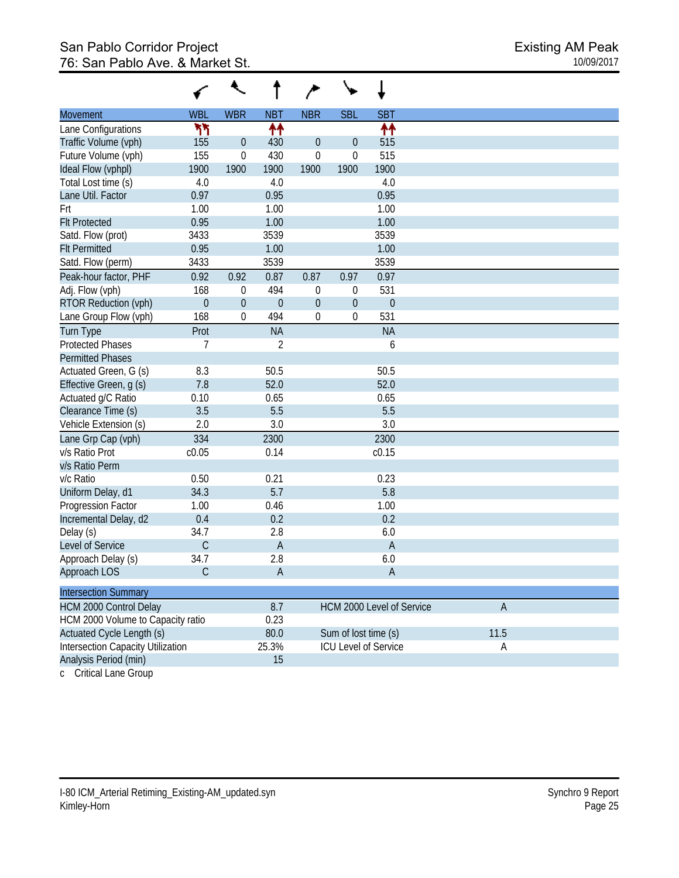San Pablo Corridor Project
76: San Pablo Ave. & Market St.

Existing AM Peak
10/09/2017

| Movement | WBL | WBR | NBT | NBR | SBL | SBT |
|---|---|---|---|---|---|---|
| Lane Configurations | ↰↰ | | ↑↑ | | | ↑↑ |
| Traffic Volume (vph) | 155 | 0 | 430 | 0 | 0 | 515 |
| Future Volume (vph) | 155 | 0 | 430 | 0 | 0 | 515 |
| Ideal Flow (vphpl) | 1900 | 1900 | 1900 | 1900 | 1900 | 1900 |
| Total Lost time (s) | 4.0 | | 4.0 | | | 4.0 |
| Lane Util. Factor | 0.97 | | 0.95 | | | 0.95 |
| Frt | 1.00 | | 1.00 | | | 1.00 |
| Flt Protected | 0.95 | | 1.00 | | | 1.00 |
| Satd. Flow (prot) | 3433 | | 3539 | | | 3539 |
| Flt Permitted | 0.95 | | 1.00 | | | 1.00 |
| Satd. Flow (perm) | 3433 | | 3539 | | | 3539 |
| Peak-hour factor, PHF | 0.92 | 0.92 | 0.87 | 0.87 | 0.97 | 0.97 |
| Adj. Flow (vph) | 168 | 0 | 494 | 0 | 0 | 531 |
| RTOR Reduction (vph) | 0 | 0 | 0 | 0 | 0 | 0 |
| Lane Group Flow (vph) | 168 | 0 | 494 | 0 | 0 | 531 |
| Turn Type | Prot | | NA | | | NA |
| Protected Phases | 7 | | 2 | | | 6 |
| Permitted Phases | | | | | | |
| Actuated Green, G (s) | 8.3 | | 50.5 | | | 50.5 |
| Effective Green, g (s) | 7.8 | | 52.0 | | | 52.0 |
| Actuated g/C Ratio | 0.10 | | 0.65 | | | 0.65 |
| Clearance Time (s) | 3.5 | | 5.5 | | | 5.5 |
| Vehicle Extension (s) | 2.0 | | 3.0 | | | 3.0 |
| Lane Grp Cap (vph) | 334 | | 2300 | | | 2300 |
| v/s Ratio Prot | c0.05 | | 0.14 | | | c0.15 |
| v/s Ratio Perm | | | | | | |
| v/c Ratio | 0.50 | | 0.21 | | | 0.23 |
| Uniform Delay, d1 | 34.3 | | 5.7 | | | 5.8 |
| Progression Factor | 1.00 | | 0.46 | | | 1.00 |
| Incremental Delay, d2 | 0.4 | | 0.2 | | | 0.2 |
| Delay (s) | 34.7 | | 2.8 | | | 6.0 |
| Level of Service | C | | A | | | A |
| Approach Delay (s) | 34.7 | | 2.8 | | | 6.0 |
| Approach LOS | C | | A | | | A |

| Intersection Summary | | | |
|---|---|---|---|
| HCM 2000 Control Delay | 8.7 | HCM 2000 Level of Service | A |
| HCM 2000 Volume to Capacity ratio | 0.23 | | |
| Actuated Cycle Length (s) | 80.0 | Sum of lost time (s) | 11.5 |
| Intersection Capacity Utilization | 25.3% | ICU Level of Service | A |
| Analysis Period (min) | 15 | | |

c Critical Lane Group

I-80 ICM_Arterial Retiming_Existing-AM_updated.syn
Kimley-Horn

Synchro 9 Report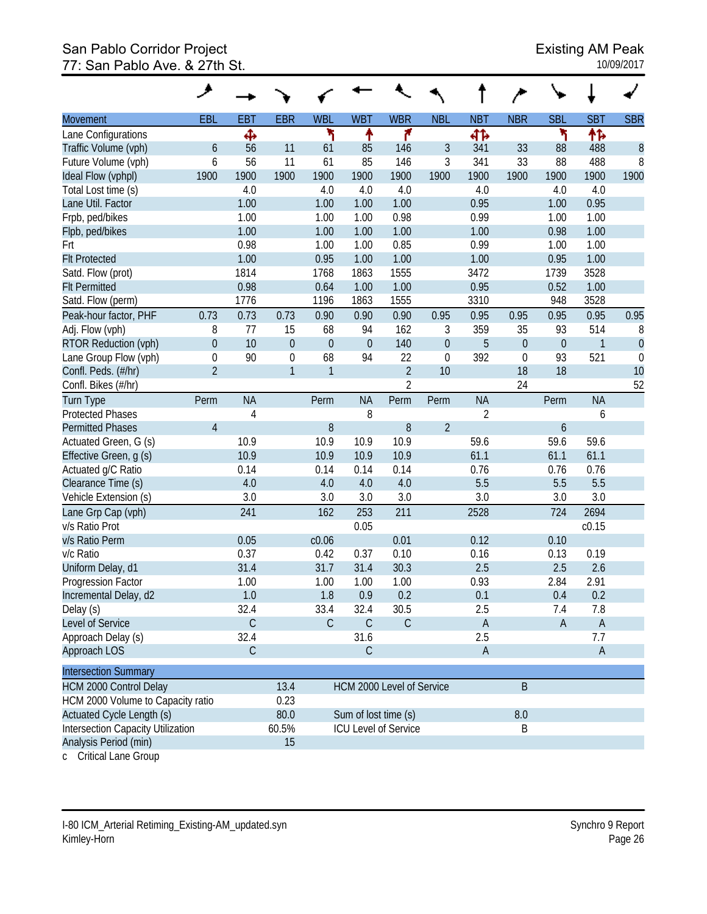San Pablo Corridor Project
77: San Pablo Ave. & 27th St.

Existing AM Peak
10/09/2017

| Movement | EBL | EBT | EBR | WBL | WBT | WBR | NBL | NBT | NBR | SBL | SBT | SBR |
|---|---|---|---|---|---|---|---|---|---|---|---|---|
| Lane Configurations | | ꖴ | | ↰ | ↑ | ↱ | | ↰↑↱ | | ↰ | ↑↱ | |
| Traffic Volume (vph) | 6 | 56 | 11 | 61 | 85 | 146 | 3 | 341 | 33 | 88 | 488 | 8 |
| Future Volume (vph) | 6 | 56 | 11 | 61 | 85 | 146 | 3 | 341 | 33 | 88 | 488 | 8 |
| Ideal Flow (vphpl) | 1900 | 1900 | 1900 | 1900 | 1900 | 1900 | 1900 | 1900 | 1900 | 1900 | 1900 | 1900 |
| Total Lost time (s) | | 4.0 | | 4.0 | 4.0 | 4.0 | | 4.0 | | 4.0 | 4.0 | |
| Lane Util. Factor | | 1.00 | | 1.00 | 1.00 | 1.00 | | 0.95 | | 1.00 | 0.95 | |
| Frpb, ped/bikes | | 1.00 | | 1.00 | 1.00 | 0.98 | | 0.99 | | 1.00 | 1.00 | |
| Flpb, ped/bikes | | 1.00 | | 1.00 | 1.00 | 1.00 | | 1.00 | | 0.98 | 1.00 | |
| Frt | | 0.98 | | 1.00 | 1.00 | 0.85 | | 0.99 | | 1.00 | 1.00 | |
| Flt Protected | | 1.00 | | 0.95 | 1.00 | 1.00 | | 1.00 | | 0.95 | 1.00 | |
| Satd. Flow (prot) | | 1814 | | 1768 | 1863 | 1555 | | 3472 | | 1739 | 3528 | |
| Flt Permitted | | 0.98 | | 0.64 | 1.00 | 1.00 | | 0.95 | | 0.52 | 1.00 | |
| Satd. Flow (perm) | | 1776 | | 1196 | 1863 | 1555 | | 3310 | | 948 | 3528 | |
| Peak-hour factor, PHF | 0.73 | 0.73 | 0.73 | 0.90 | 0.90 | 0.90 | 0.95 | 0.95 | 0.95 | 0.95 | 0.95 | 0.95 |
| Adj. Flow (vph) | 8 | 77 | 15 | 68 | 94 | 162 | 3 | 359 | 35 | 93 | 514 | 8 |
| RTOR Reduction (vph) | 0 | 10 | 0 | 0 | 0 | 140 | 0 | 5 | 0 | 0 | 1 | 0 |
| Lane Group Flow (vph) | 0 | 90 | 0 | 68 | 94 | 22 | 0 | 392 | 0 | 93 | 521 | 0 |
| Confl. Peds. (#/hr) | 2 | | 1 | 1 | | 2 | 10 | | 18 | 18 | | 10 |
| Confl. Bikes (#/hr) | | | | | | 2 | | | 24 | | | 52 |
| Turn Type | Perm | NA | | Perm | NA | Perm | Perm | NA | | Perm | NA | |
| Protected Phases | | 4 | | | 8 | | | 2 | | | 6 | |
| Permitted Phases | 4 | | | 8 | | 8 | 2 | | | 6 | | |
| Actuated Green, G (s) | | 10.9 | | 10.9 | 10.9 | 10.9 | | 59.6 | | 59.6 | 59.6 | |
| Effective Green, g (s) | | 10.9 | | 10.9 | 10.9 | 10.9 | | 61.1 | | 61.1 | 61.1 | |
| Actuated g/C Ratio | | 0.14 | | 0.14 | 0.14 | 0.14 | | 0.76 | | 0.76 | 0.76 | |
| Clearance Time (s) | | 4.0 | | 4.0 | 4.0 | 4.0 | | 5.5 | | 5.5 | 5.5 | |
| Vehicle Extension (s) | | 3.0 | | 3.0 | 3.0 | 3.0 | | 3.0 | | 3.0 | 3.0 | |
| Lane Grp Cap (vph) | | 241 | | 162 | 253 | 211 | | 2528 | | 724 | 2694 | |
| v/s Ratio Prot | | | | | 0.05 | | | | | | c0.15 | |
| v/s Ratio Perm | | 0.05 | | c0.06 | | 0.01 | | 0.12 | | 0.10 | | |
| v/c Ratio | | 0.37 | | 0.42 | 0.37 | 0.10 | | 0.16 | | 0.13 | 0.19 | |
| Uniform Delay, d1 | | 31.4 | | 31.7 | 31.4 | 30.3 | | 2.5 | | 2.5 | 2.6 | |
| Progression Factor | | 1.00 | | 1.00 | 1.00 | 1.00 | | 0.93 | | 2.84 | 2.91 | |
| Incremental Delay, d2 | | 1.0 | | 1.8 | 0.9 | 0.2 | | 0.1 | | 0.4 | 0.2 | |
| Delay (s) | | 32.4 | | 33.4 | 32.4 | 30.5 | | 2.5 | | 7.4 | 7.8 | |
| Level of Service | | C | | C | C | C | | A | | A | A | |
| Approach Delay (s) | | 32.4 | | | 31.6 | | | 2.5 | | | 7.7 | |
| Approach LOS | | C | | | C | | | A | | | A | |

| Intersection Summary | | | |
|---|---|---|---|
| HCM 2000 Control Delay | 13.4 | HCM 2000 Level of Service | B |
| HCM 2000 Volume to Capacity ratio | 0.23 | | |
| Actuated Cycle Length (s) | 80.0 | Sum of lost time (s) | 8.0 |
| Intersection Capacity Utilization | 60.5% | ICU Level of Service | B |
| Analysis Period (min) | 15 | | |

c Critical Lane Group

I-80 ICM_Arterial Retiming_Existing-AM_updated.syn
Kimley-Horn

Synchro 9 Report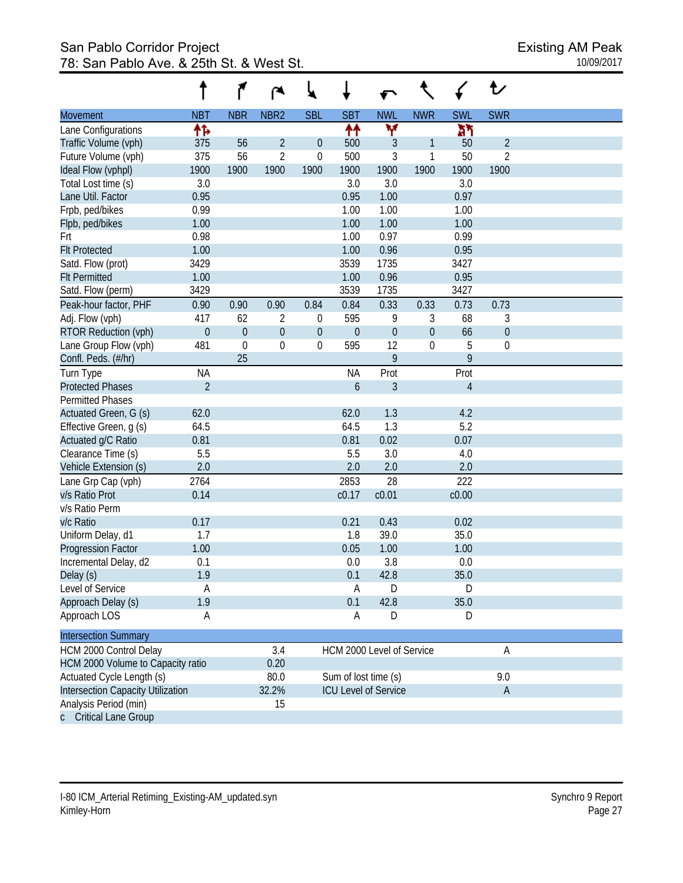# San Pablo Corridor Project
## 78: San Pablo Ave. & 25th St. & West St.

Existing AM Peak
10/09/2017

| Movement | NBT | NBR | NBR2 | SBL | SBT | NWL | NWR | SWL | SWR |
|---|---|---|---|---|---|---|---|---|---|
| Lane Configurations | | | | | | | | | |
| Traffic Volume (vph) | 375 | 56 | 2 | 0 | 500 | 3 | 1 | 50 | 2 |
| Future Volume (vph) | 375 | 56 | 2 | 0 | 500 | 3 | 1 | 50 | 2 |
| Ideal Flow (vphpl) | 1900 | 1900 | 1900 | 1900 | 1900 | 1900 | 1900 | 1900 | 1900 |
| Total Lost time (s) | 3.0 | | | | 3.0 | 3.0 | | 3.0 | |
| Lane Util. Factor | 0.95 | | | | 0.95 | 1.00 | | 0.97 | |
| Frpb, ped/bikes | 0.99 | | | | 1.00 | 1.00 | | 1.00 | |
| Flpb, ped/bikes | 1.00 | | | | 1.00 | 1.00 | | 1.00 | |
| Frt | 0.98 | | | | 1.00 | 0.97 | | 0.99 | |
| Flt Protected | 1.00 | | | | 1.00 | 0.96 | | 0.95 | |
| Satd. Flow (prot) | 3429 | | | | 3539 | 1735 | | 3427 | |
| Flt Permitted | 1.00 | | | | 1.00 | 0.96 | | 0.95 | |
| Satd. Flow (perm) | 3429 | | | | 3539 | 1735 | | 3427 | |
| Peak-hour factor, PHF | 0.90 | 0.90 | 0.90 | 0.84 | 0.84 | 0.33 | 0.33 | 0.73 | 0.73 |
| Adj. Flow (vph) | 417 | 62 | 2 | 0 | 595 | 9 | 3 | 68 | 3 |
| RTOR Reduction (vph) | 0 | 0 | 0 | 0 | 0 | 0 | 0 | 66 | 0 |
| Lane Group Flow (vph) | 481 | 0 | 0 | 0 | 595 | 12 | 0 | 5 | 0 |
| Confl. Peds. (#/hr) | | 25 | | | | 9 | | 9 | |
| Turn Type | NA | | | | NA | Prot | | Prot | |
| Protected Phases | 2 | | | | 6 | 3 | | 4 | |
| Permitted Phases | | | | | | | | | |
| Actuated Green, G (s) | 62.0 | | | | 62.0 | 1.3 | | 4.2 | |
| Effective Green, g (s) | 64.5 | | | | 64.5 | 1.3 | | 5.2 | |
| Actuated g/C Ratio | 0.81 | | | | 0.81 | 0.02 | | 0.07 | |
| Clearance Time (s) | 5.5 | | | | 5.5 | 3.0 | | 4.0 | |
| Vehicle Extension (s) | 2.0 | | | | 2.0 | 2.0 | | 2.0 | |
| Lane Grp Cap (vph) | 2764 | | | | 2853 | 28 | | 222 | |
| v/s Ratio Prot | 0.14 | | | | c0.17 | c0.01 | | c0.00 | |
| v/s Ratio Perm | | | | | | | | | |
| v/c Ratio | 0.17 | | | | 0.21 | 0.43 | | 0.02 | |
| Uniform Delay, d1 | 1.7 | | | | 1.8 | 39.0 | | 35.0 | |
| Progression Factor | 1.00 | | | | 0.05 | 1.00 | | 1.00 | |
| Incremental Delay, d2 | 0.1 | | | | 0.0 | 3.8 | | 0.0 | |
| Delay (s) | 1.9 | | | | 0.1 | 42.8 | | 35.0 | |
| Level of Service | A | | | | A | D | | D | |
| Approach Delay (s) | 1.9 | | | | 0.1 | 42.8 | | 35.0 | |
| Approach LOS | A | | | | A | D | | D | |

| Intersection Summary | | | |
|---|---|---|---|
| HCM 2000 Control Delay | 3.4 | HCM 2000 Level of Service | A |
| HCM 2000 Volume to Capacity ratio | 0.20 | | |
| Actuated Cycle Length (s) | 80.0 | Sum of lost time (s) | 9.0 |
| Intersection Capacity Utilization | 32.2% | ICU Level of Service | A |
| Analysis Period (min) | 15 | | |
| c Critical Lane Group | | | |

I-80 ICM_Arterial Retiming_Existing-AM_updated.syn
Kimley-Horn

Synchro 9 Report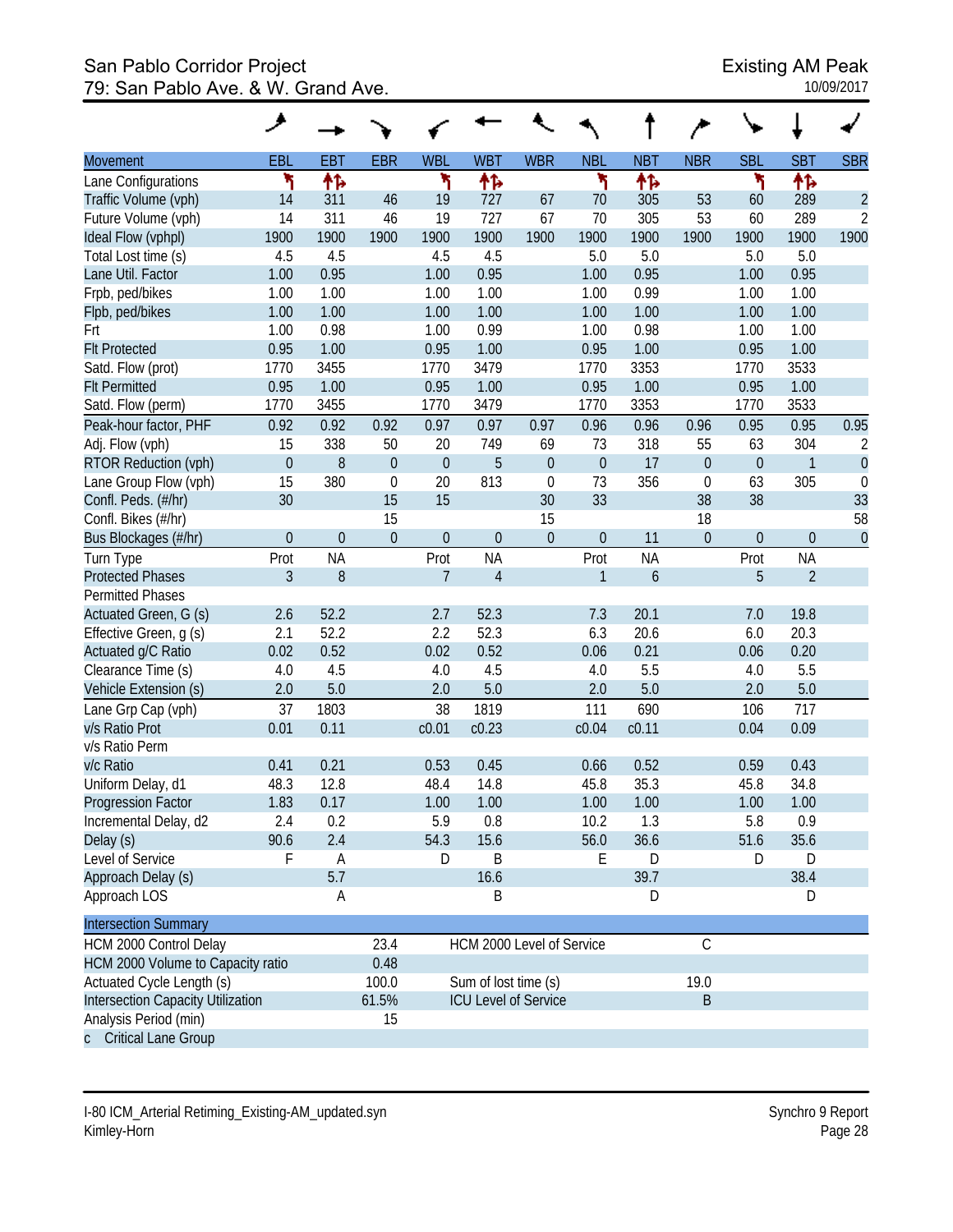San Pablo Corridor Project
79: San Pablo Ave. & W. Grand Ave.

Existing AM Peak
10/09/2017

| Movement | EBL | EBT | EBR | WBL | WBT | WBR | NBL | NBT | NBR | SBL | SBT | SBR |
|---|---|---|---|---|---|---|---|---|---|---|---|---|
| Lane Configurations | ↰ | ↑↱ | | ↰ | ↑↱ | | ↰ | ↑↱ | | ↰ | ↑↱ | |
| Traffic Volume (vph) | 14 | 311 | 46 | 19 | 727 | 67 | 70 | 305 | 53 | 60 | 289 | 2 |
| Future Volume (vph) | 14 | 311 | 46 | 19 | 727 | 67 | 70 | 305 | 53 | 60 | 289 | 2 |
| Ideal Flow (vphpl) | 1900 | 1900 | 1900 | 1900 | 1900 | 1900 | 1900 | 1900 | 1900 | 1900 | 1900 | 1900 |
| Total Lost time (s) | 4.5 | 4.5 | | 4.5 | 4.5 | | 5.0 | 5.0 | | 5.0 | 5.0 | |
| Lane Util. Factor | 1.00 | 0.95 | | 1.00 | 0.95 | | 1.00 | 0.95 | | 1.00 | 0.95 | |
| Frpb, ped/bikes | 1.00 | 1.00 | | 1.00 | 1.00 | | 1.00 | 0.99 | | 1.00 | 1.00 | |
| Flpb, ped/bikes | 1.00 | 1.00 | | 1.00 | 1.00 | | 1.00 | 1.00 | | 1.00 | 1.00 | |
| Frt | 1.00 | 0.98 | | 1.00 | 0.99 | | 1.00 | 0.98 | | 1.00 | 1.00 | |
| Flt Protected | 0.95 | 1.00 | | 0.95 | 1.00 | | 0.95 | 1.00 | | 0.95 | 1.00 | |
| Satd. Flow (prot) | 1770 | 3455 | | 1770 | 3479 | | 1770 | 3353 | | 1770 | 3533 | |
| Flt Permitted | 0.95 | 1.00 | | 0.95 | 1.00 | | 0.95 | 1.00 | | 0.95 | 1.00 | |
| Satd. Flow (perm) | 1770 | 3455 | | 1770 | 3479 | | 1770 | 3353 | | 1770 | 3533 | |
| Peak-hour factor, PHF | 0.92 | 0.92 | 0.92 | 0.97 | 0.97 | 0.97 | 0.96 | 0.96 | 0.96 | 0.95 | 0.95 | 0.95 |
| Adj. Flow (vph) | 15 | 338 | 50 | 20 | 749 | 69 | 73 | 318 | 55 | 63 | 304 | 2 |
| RTOR Reduction (vph) | 0 | 8 | 0 | 0 | 5 | 0 | 0 | 17 | 0 | 0 | 1 | 0 |
| Lane Group Flow (vph) | 15 | 380 | 0 | 20 | 813 | 0 | 73 | 356 | 0 | 63 | 305 | 0 |
| Confl. Peds. (#/hr) | 30 | | 15 | 15 | | 30 | 33 | | 38 | 38 | | 33 |
| Confl. Bikes (#/hr) | | | 15 | | | 15 | | | 18 | | | 58 |
| Bus Blockages (#/hr) | 0 | 0 | 0 | 0 | 0 | 0 | 0 | 11 | 0 | 0 | 0 | 0 |
| Turn Type | Prot | NA | | Prot | NA | | Prot | NA | | Prot | NA | |
| Protected Phases | 3 | 8 | | 7 | 4 | | 1 | 6 | | 5 | 2 | |
| Permitted Phases | | | | | | | | | | | | |
| Actuated Green, G (s) | 2.6 | 52.2 | | 2.7 | 52.3 | | 7.3 | 20.1 | | 7.0 | 19.8 | |
| Effective Green, g (s) | 2.1 | 52.2 | | 2.2 | 52.3 | | 6.3 | 20.6 | | 6.0 | 20.3 | |
| Actuated g/C Ratio | 0.02 | 0.52 | | 0.02 | 0.52 | | 0.06 | 0.21 | | 0.06 | 0.20 | |
| Clearance Time (s) | 4.0 | 4.5 | | 4.0 | 4.5 | | 4.0 | 5.5 | | 4.0 | 5.5 | |
| Vehicle Extension (s) | 2.0 | 5.0 | | 2.0 | 5.0 | | 2.0 | 5.0 | | 2.0 | 5.0 | |
| Lane Grp Cap (vph) | 37 | 1803 | | 38 | 1819 | | 111 | 690 | | 106 | 717 | |
| v/s Ratio Prot | 0.01 | 0.11 | | c0.01 | c0.23 | | c0.04 | c0.11 | | 0.04 | 0.09 | |
| v/s Ratio Perm | | | | | | | | | | | | |
| v/c Ratio | 0.41 | 0.21 | | 0.53 | 0.45 | | 0.66 | 0.52 | | 0.59 | 0.43 | |
| Uniform Delay, d1 | 48.3 | 12.8 | | 48.4 | 14.8 | | 45.8 | 35.3 | | 45.8 | 34.8 | |
| Progression Factor | 1.83 | 0.17 | | 1.00 | 1.00 | | 1.00 | 1.00 | | 1.00 | 1.00 | |
| Incremental Delay, d2 | 2.4 | 0.2 | | 5.9 | 0.8 | | 10.2 | 1.3 | | 5.8 | 0.9 | |
| Delay (s) | 90.6 | 2.4 | | 54.3 | 15.6 | | 56.0 | 36.6 | | 51.6 | 35.6 | |
| Level of Service | F | A | | D | B | | E | D | | D | D | |
| Approach Delay (s) | | 5.7 | | | 16.6 | | | 39.7 | | | 38.4 | |
| Approach LOS | | A | | | B | | | D | | | D | |

| Intersection Summary | | | |
|---|---|---|---|
| HCM 2000 Control Delay | 23.4 | HCM 2000 Level of Service | C |
| HCM 2000 Volume to Capacity ratio | 0.48 | | |
| Actuated Cycle Length (s) | 100.0 | Sum of lost time (s) | 19.0 |
| Intersection Capacity Utilization | 61.5% | ICU Level of Service | B |
| Analysis Period (min) | 15 | | |
| c Critical Lane Group | | | |

I-80 ICM_Arterial Retiming_Existing-AM_updated.syn
Kimley-Horn

Synchro 9 Report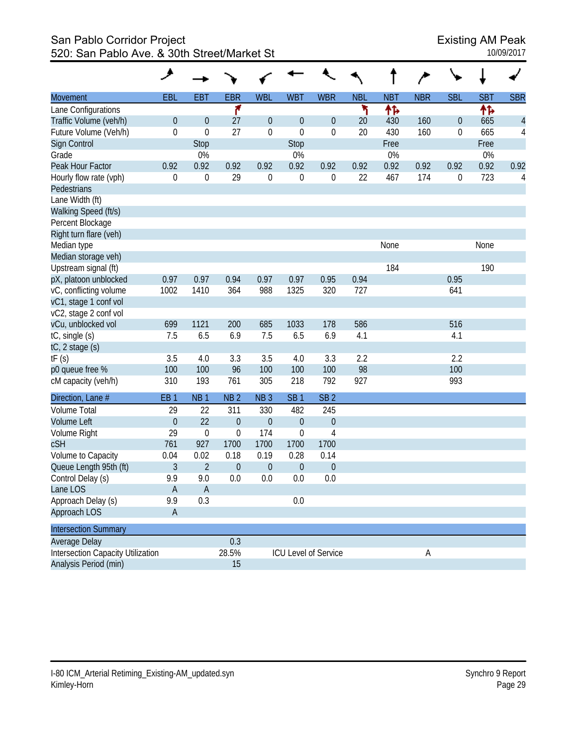San Pablo Corridor Project
520: San Pablo Ave. & 30th Street/Market St

Existing AM Peak
10/09/2017

| Movement | EBL | EBT | EBR | WBL | WBT | WBR | NBL | NBT | NBR | SBL | SBT | SBR |
|---|---|---|---|---|---|---|---|---|---|---|---|---|
| Lane Configurations | | | ↱ | | | | ↰ | ↑↱ | | | ↑↱ | |
| Traffic Volume (veh/h) | 0 | 0 | 27 | 0 | 0 | 0 | 20 | 430 | 160 | 0 | 665 | 4 |
| Future Volume (Veh/h) | 0 | 0 | 27 | 0 | 0 | 0 | 20 | 430 | 160 | 0 | 665 | 4 |
| Sign Control | | Stop | | | Stop | | | Free | | | Free | |
| Grade | | 0% | | | 0% | | | 0% | | | 0% | |
| Peak Hour Factor | 0.92 | 0.92 | 0.92 | 0.92 | 0.92 | 0.92 | 0.92 | 0.92 | 0.92 | 0.92 | 0.92 | 0.92 |
| Hourly flow rate (vph) | 0 | 0 | 29 | 0 | 0 | 0 | 22 | 467 | 174 | 0 | 723 | 4 |
| Pedestrians | | | | | | | | | | | | |
| Lane Width (ft) | | | | | | | | | | | | |
| Walking Speed (ft/s) | | | | | | | | | | | | |
| Percent Blockage | | | | | | | | | | | | |
| Right turn flare (veh) | | | | | | | | | | | | |
| Median type | | | | | | | | None | | | None | |
| Median storage veh) | | | | | | | | | | | | |
| Upstream signal (ft) | | | | | | | | 184 | | | 190 | |
| pX, platoon unblocked | 0.97 | 0.97 | 0.94 | 0.97 | 0.97 | 0.95 | 0.94 | | | 0.95 | | |
| vC, conflicting volume | 1002 | 1410 | 364 | 988 | 1325 | 320 | 727 | | | 641 | | |
| vC1, stage 1 conf vol | | | | | | | | | | | | |
| vC2, stage 2 conf vol | | | | | | | | | | | | |
| vCu, unblocked vol | 699 | 1121 | 200 | 685 | 1033 | 178 | 586 | | | 516 | | |
| tC, single (s) | 7.5 | 6.5 | 6.9 | 7.5 | 6.5 | 6.9 | 4.1 | | | 4.1 | | |
| tC, 2 stage (s) | | | | | | | | | | | | |
| tF (s) | 3.5 | 4.0 | 3.3 | 3.5 | 4.0 | 3.3 | 2.2 | | | 2.2 | | |
| p0 queue free % | 100 | 100 | 96 | 100 | 100 | 100 | 98 | | | 100 | | |
| cM capacity (veh/h) | 310 | 193 | 761 | 305 | 218 | 792 | 927 | | | 993 | | |

| Direction, Lane # | EB 1 | NB 1 | NB 2 | NB 3 | SB 1 | SB 2 |
|---|---|---|---|---|---|---|
| Volume Total | 29 | 22 | 311 | 330 | 482 | 245 |
| Volume Left | 0 | 22 | 0 | 0 | 0 | 0 |
| Volume Right | 29 | 0 | 0 | 174 | 0 | 4 |
| cSH | 761 | 927 | 1700 | 1700 | 1700 | 1700 |
| Volume to Capacity | 0.04 | 0.02 | 0.18 | 0.19 | 0.28 | 0.14 |
| Queue Length 95th (ft) | 3 | 2 | 0 | 0 | 0 | 0 |
| Control Delay (s) | 9.9 | 9.0 | 0.0 | 0.0 | 0.0 | 0.0 |
| Lane LOS | A | A | | | | |
| Approach Delay (s) | 9.9 | 0.3 | | | 0.0 | |
| Approach LOS | A | | | | | |

| Intersection Summary | | | |
|---|---|---|---|
| Average Delay | 0.3 | | |
| Intersection Capacity Utilization | 28.5% | ICU Level of Service | A |
| Analysis Period (min) | 15 | | |

I-80 ICM_Arterial Retiming_Existing-AM_updated.syn
Kimley-Horn

Synchro 9 Report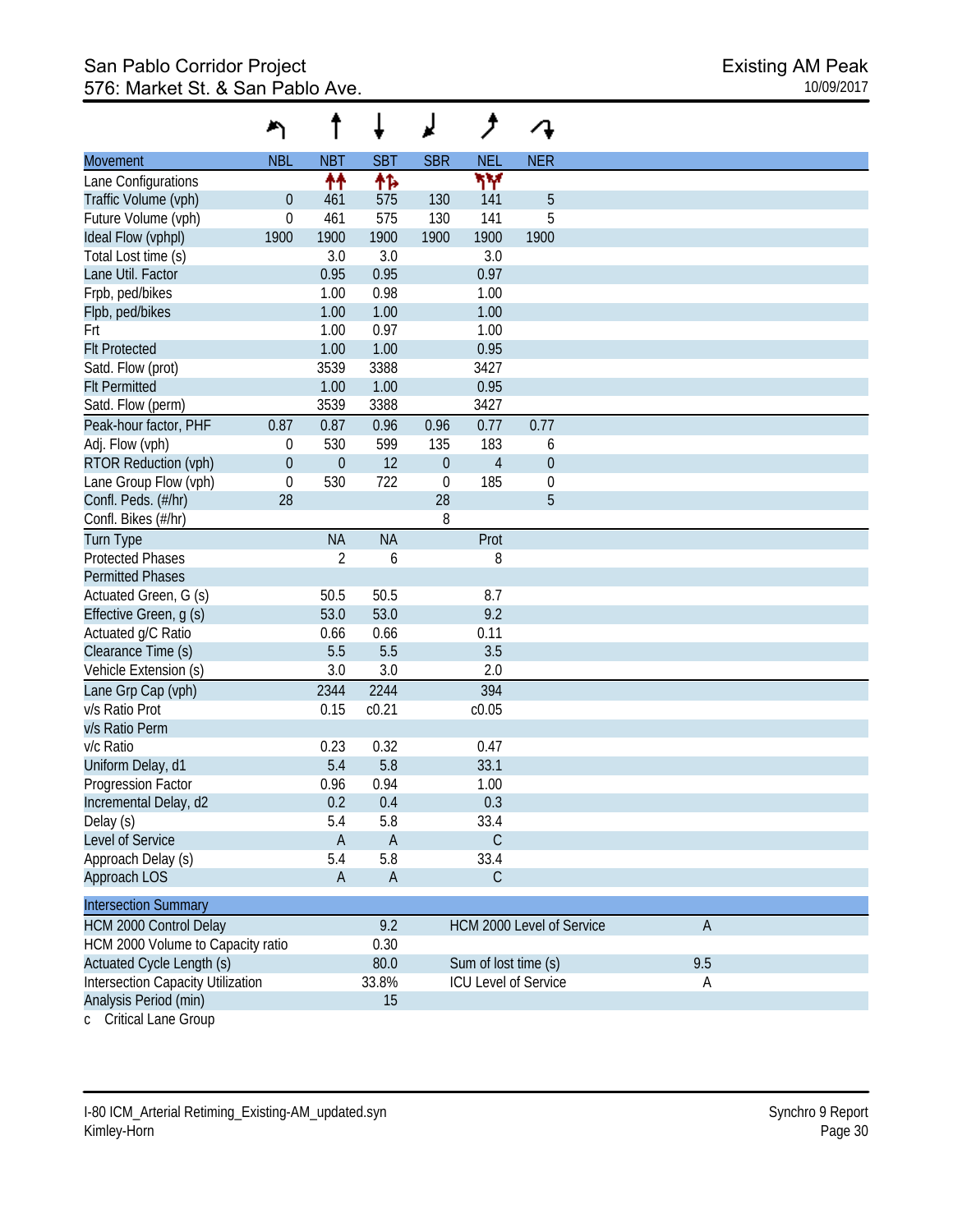# San Pablo Corridor Project
## 576: Market St. & San Pablo Ave.

Existing AM Peak
10/09/2017

| Movement | NBL | NBT | SBT | SBR | NEL | NER |
|---|---|---|---|---|---|---|
| Lane Configurations | | ↑↑ | ↑↱ | | ↰↱ | |
| Traffic Volume (vph) | 0 | 461 | 575 | 130 | 141 | 5 |
| Future Volume (vph) | 0 | 461 | 575 | 130 | 141 | 5 |
| Ideal Flow (vphpl) | 1900 | 1900 | 1900 | 1900 | 1900 | 1900 |
| Total Lost time (s) | | 3.0 | 3.0 | | 3.0 | |
| Lane Util. Factor | | 0.95 | 0.95 | | 0.97 | |
| Frpb, ped/bikes | | 1.00 | 0.98 | | 1.00 | |
| Flpb, ped/bikes | | 1.00 | 1.00 | | 1.00 | |
| Frt | | 1.00 | 0.97 | | 1.00 | |
| Flt Protected | | 1.00 | 1.00 | | 0.95 | |
| Satd. Flow (prot) | | 3539 | 3388 | | 3427 | |
| Flt Permitted | | 1.00 | 1.00 | | 0.95 | |
| Satd. Flow (perm) | | 3539 | 3388 | | 3427 | |
| Peak-hour factor, PHF | 0.87 | 0.87 | 0.96 | 0.96 | 0.77 | 0.77 |
| Adj. Flow (vph) | 0 | 530 | 599 | 135 | 183 | 6 |
| RTOR Reduction (vph) | 0 | 0 | 12 | 0 | 4 | 0 |
| Lane Group Flow (vph) | 0 | 530 | 722 | 0 | 185 | 0 |
| Confl. Peds. (#/hr) | 28 | | | 28 | | 5 |
| Confl. Bikes (#/hr) | | | | 8 | | |
| Turn Type | | NA | NA | | Prot | |
| Protected Phases | | 2 | 6 | | 8 | |
| Permitted Phases | | | | | | |
| Actuated Green, G (s) | | 50.5 | 50.5 | | 8.7 | |
| Effective Green, g (s) | | 53.0 | 53.0 | | 9.2 | |
| Actuated g/C Ratio | | 0.66 | 0.66 | | 0.11 | |
| Clearance Time (s) | | 5.5 | 5.5 | | 3.5 | |
| Vehicle Extension (s) | | 3.0 | 3.0 | | 2.0 | |
| Lane Grp Cap (vph) | | 2344 | 2244 | | 394 | |
| v/s Ratio Prot | | 0.15 | c0.21 | | c0.05 | |
| v/s Ratio Perm | | | | | | |
| v/c Ratio | | 0.23 | 0.32 | | 0.47 | |
| Uniform Delay, d1 | | 5.4 | 5.8 | | 33.1 | |
| Progression Factor | | 0.96 | 0.94 | | 1.00 | |
| Incremental Delay, d2 | | 0.2 | 0.4 | | 0.3 | |
| Delay (s) | | 5.4 | 5.8 | | 33.4 | |
| Level of Service | | A | A | | C | |
| Approach Delay (s) | | 5.4 | 5.8 | | 33.4 | |
| Approach LOS | | A | A | | C | |

| Intersection Summary | | | |
|---|---|---|---|
| HCM 2000 Control Delay | 9.2 | HCM 2000 Level of Service | A |
| HCM 2000 Volume to Capacity ratio | 0.30 | | |
| Actuated Cycle Length (s) | 80.0 | Sum of lost time (s) | 9.5 |
| Intersection Capacity Utilization | 33.8% | ICU Level of Service | A |
| Analysis Period (min) | 15 | | |

c Critical Lane Group

I-80 ICM_Arterial Retiming_Existing-AM_updated.syn
Kimley-Horn

Synchro 9 Report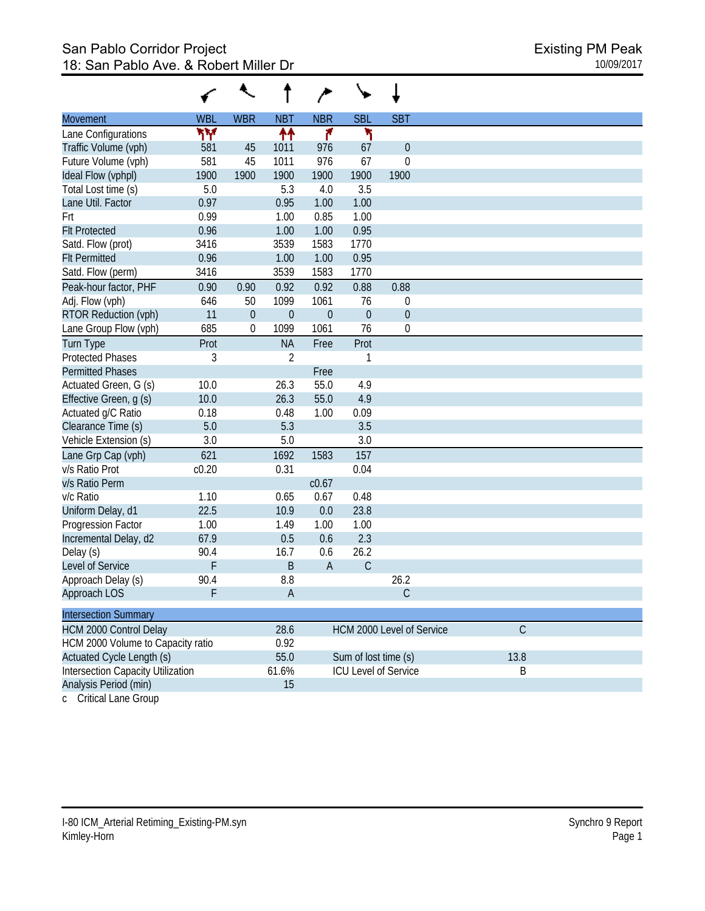San Pablo Corridor Project
18: San Pablo Ave. & Robert Miller Dr

Existing PM Peak
10/09/2017

| Movement | WBL | WBR | NBT | NBR | SBL | SBT |
|---|---|---|---|---|---|---|
| Lane Configurations | | | | | | |
| Traffic Volume (vph) | 581 | 45 | 1011 | 976 | 67 | 0 |
| Future Volume (vph) | 581 | 45 | 1011 | 976 | 67 | 0 |
| Ideal Flow (vphpl) | 1900 | 1900 | 1900 | 1900 | 1900 | 1900 |
| Total Lost time (s) | 5.0 | | 5.3 | 4.0 | 3.5 | |
| Lane Util. Factor | 0.97 | | 0.95 | 1.00 | 1.00 | |
| Frt | 0.99 | | 1.00 | 0.85 | 1.00 | |
| Flt Protected | 0.96 | | 1.00 | 1.00 | 0.95 | |
| Satd. Flow (prot) | 3416 | | 3539 | 1583 | 1770 | |
| Flt Permitted | 0.96 | | 1.00 | 1.00 | 0.95 | |
| Satd. Flow (perm) | 3416 | | 3539 | 1583 | 1770 | |
| Peak-hour factor, PHF | 0.90 | 0.90 | 0.92 | 0.92 | 0.88 | 0.88 |
| Adj. Flow (vph) | 646 | 50 | 1099 | 1061 | 76 | 0 |
| RTOR Reduction (vph) | 11 | 0 | 0 | 0 | 0 | 0 |
| Lane Group Flow (vph) | 685 | 0 | 1099 | 1061 | 76 | 0 |
| Turn Type | Prot | | NA | Free | Prot | |
| Protected Phases | 3 | | 2 | | 1 | |
| Permitted Phases | | | | Free | | |
| Actuated Green, G (s) | 10.0 | | 26.3 | 55.0 | 4.9 | |
| Effective Green, g (s) | 10.0 | | 26.3 | 55.0 | 4.9 | |
| Actuated g/C Ratio | 0.18 | | 0.48 | 1.00 | 0.09 | |
| Clearance Time (s) | 5.0 | | 5.3 | | 3.5 | |
| Vehicle Extension (s) | 3.0 | | 5.0 | | 3.0 | |
| Lane Grp Cap (vph) | 621 | | 1692 | 1583 | 157 | |
| v/s Ratio Prot | c0.20 | | 0.31 | | 0.04 | |
| v/s Ratio Perm | | | | c0.67 | | |
| v/c Ratio | 1.10 | | 0.65 | 0.67 | 0.48 | |
| Uniform Delay, d1 | 22.5 | | 10.9 | 0.0 | 23.8 | |
| Progression Factor | 1.00 | | 1.49 | 1.00 | 1.00 | |
| Incremental Delay, d2 | 67.9 | | 0.5 | 0.6 | 2.3 | |
| Delay (s) | 90.4 | | 16.7 | 0.6 | 26.2 | |
| Level of Service | F | | B | A | C | |
| Approach Delay (s) | 90.4 | | 8.8 | | | 26.2 |
| Approach LOS | F | | A | | | C |

| Intersection Summary | | | |
|---|---|---|---|
| HCM 2000 Control Delay | 28.6 | HCM 2000 Level of Service | C |
| HCM 2000 Volume to Capacity ratio | 0.92 | | |
| Actuated Cycle Length (s) | 55.0 | Sum of lost time (s) | 13.8 |
| Intersection Capacity Utilization | 61.6% | ICU Level of Service | B |
| Analysis Period (min) | 15 | | |

c Critical Lane Group

I-80 ICM_Arterial Retiming_Existing-PM.syn
Kimley-Horn

Synchro 9 Report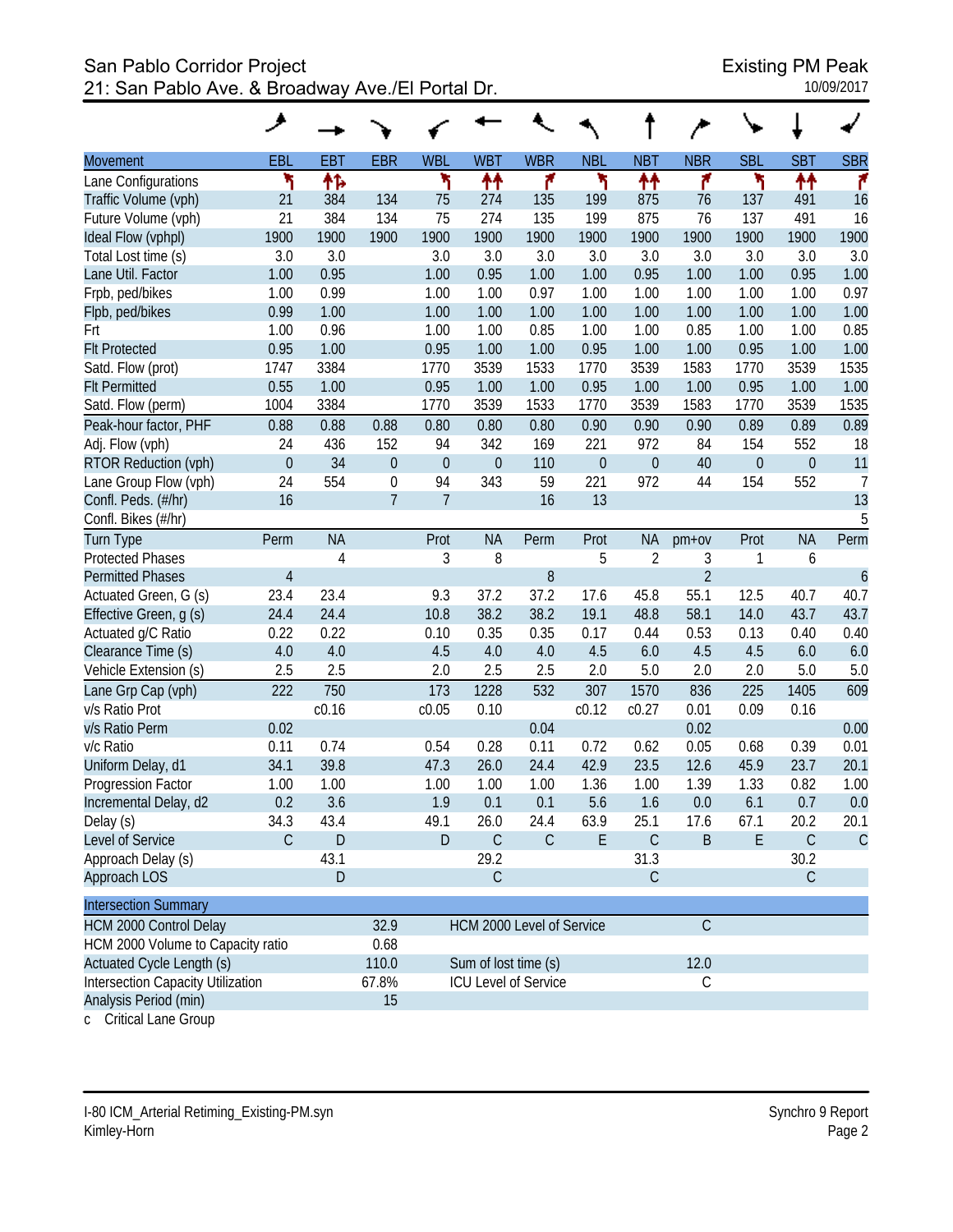San Pablo Corridor Project
21: San Pablo Ave. & Broadway Ave./El Portal Dr.

Existing PM Peak
10/09/2017

| Movement | EBL | EBT | EBR | WBL | WBT | WBR | NBL | NBT | NBR | SBL | SBT | SBR |
|---|---|---|---|---|---|---|---|---|---|---|---|---|
| Lane Configurations | | | | | | | | | | | | |
| Traffic Volume (vph) | 21 | 384 | 134 | 75 | 274 | 135 | 199 | 875 | 76 | 137 | 491 | 16 |
| Future Volume (vph) | 21 | 384 | 134 | 75 | 274 | 135 | 199 | 875 | 76 | 137 | 491 | 16 |
| Ideal Flow (vphpl) | 1900 | 1900 | 1900 | 1900 | 1900 | 1900 | 1900 | 1900 | 1900 | 1900 | 1900 | 1900 |
| Total Lost time (s) | 3.0 | 3.0 | | 3.0 | 3.0 | 3.0 | 3.0 | 3.0 | 3.0 | 3.0 | 3.0 | 3.0 |
| Lane Util. Factor | 1.00 | 0.95 | | 1.00 | 0.95 | 1.00 | 1.00 | 0.95 | 1.00 | 1.00 | 0.95 | 1.00 |
| Frpb, ped/bikes | 1.00 | 0.99 | | 1.00 | 1.00 | 0.97 | 1.00 | 1.00 | 1.00 | 1.00 | 1.00 | 0.97 |
| Flpb, ped/bikes | 0.99 | 1.00 | | 1.00 | 1.00 | 1.00 | 1.00 | 1.00 | 1.00 | 1.00 | 1.00 | 1.00 |
| Frt | 1.00 | 0.96 | | 1.00 | 1.00 | 0.85 | 1.00 | 1.00 | 0.85 | 1.00 | 1.00 | 0.85 |
| Flt Protected | 0.95 | 1.00 | | 0.95 | 1.00 | 1.00 | 0.95 | 1.00 | 1.00 | 0.95 | 1.00 | 1.00 |
| Satd. Flow (prot) | 1747 | 3384 | | 1770 | 3539 | 1533 | 1770 | 3539 | 1583 | 1770 | 3539 | 1535 |
| Flt Permitted | 0.55 | 1.00 | | 0.95 | 1.00 | 1.00 | 0.95 | 1.00 | 1.00 | 0.95 | 1.00 | 1.00 |
| Satd. Flow (perm) | 1004 | 3384 | | 1770 | 3539 | 1533 | 1770 | 3539 | 1583 | 1770 | 3539 | 1535 |
| Peak-hour factor, PHF | 0.88 | 0.88 | 0.88 | 0.80 | 0.80 | 0.80 | 0.90 | 0.90 | 0.90 | 0.89 | 0.89 | 0.89 |
| Adj. Flow (vph) | 24 | 436 | 152 | 94 | 342 | 169 | 221 | 972 | 84 | 154 | 552 | 18 |
| RTOR Reduction (vph) | 0 | 34 | 0 | 0 | 0 | 110 | 0 | 0 | 40 | 0 | 0 | 11 |
| Lane Group Flow (vph) | 24 | 554 | 0 | 94 | 343 | 59 | 221 | 972 | 44 | 154 | 552 | 7 |
| Confl. Peds. (#/hr) | 16 | | 7 | 7 | | 16 | 13 | | | | | 13 |
| Confl. Bikes (#/hr) | | | | | | | | | | | | 5 |
| Turn Type | Perm | NA | | Prot | NA | Perm | Prot | NA | pm+ov | Prot | NA | Perm |
| Protected Phases | | 4 | | 3 | 8 | | 5 | 2 | 3 | 1 | 6 | |
| Permitted Phases | 4 | | | | | 8 | | | 2 | | | 6 |
| Actuated Green, G (s) | 23.4 | 23.4 | | 9.3 | 37.2 | 37.2 | 17.6 | 45.8 | 55.1 | 12.5 | 40.7 | 40.7 |
| Effective Green, g (s) | 24.4 | 24.4 | | 10.8 | 38.2 | 38.2 | 19.1 | 48.8 | 58.1 | 14.0 | 43.7 | 43.7 |
| Actuated g/C Ratio | 0.22 | 0.22 | | 0.10 | 0.35 | 0.35 | 0.17 | 0.44 | 0.53 | 0.13 | 0.40 | 0.40 |
| Clearance Time (s) | 4.0 | 4.0 | | 4.5 | 4.0 | 4.0 | 4.5 | 6.0 | 4.5 | 4.5 | 6.0 | 6.0 |
| Vehicle Extension (s) | 2.5 | 2.5 | | 2.0 | 2.5 | 2.5 | 2.0 | 5.0 | 2.0 | 2.0 | 5.0 | 5.0 |
| Lane Grp Cap (vph) | 222 | 750 | | 173 | 1228 | 532 | 307 | 1570 | 836 | 225 | 1405 | 609 |
| v/s Ratio Prot | | c0.16 | | c0.05 | 0.10 | | c0.12 | c0.27 | 0.01 | 0.09 | 0.16 | |
| v/s Ratio Perm | 0.02 | | | | | 0.04 | | | 0.02 | | | 0.00 |
| v/c Ratio | 0.11 | 0.74 | | 0.54 | 0.28 | 0.11 | 0.72 | 0.62 | 0.05 | 0.68 | 0.39 | 0.01 |
| Uniform Delay, d1 | 34.1 | 39.8 | | 47.3 | 26.0 | 24.4 | 42.9 | 23.5 | 12.6 | 45.9 | 23.7 | 20.1 |
| Progression Factor | 1.00 | 1.00 | | 1.00 | 1.00 | 1.00 | 1.36 | 1.00 | 1.39 | 1.33 | 0.82 | 1.00 |
| Incremental Delay, d2 | 0.2 | 3.6 | | 1.9 | 0.1 | 0.1 | 5.6 | 1.6 | 0.0 | 6.1 | 0.7 | 0.0 |
| Delay (s) | 34.3 | 43.4 | | 49.1 | 26.0 | 24.4 | 63.9 | 25.1 | 17.6 | 67.1 | 20.2 | 20.1 |
| Level of Service | C | D | | D | C | C | E | C | B | E | C | C |
| Approach Delay (s) | | 43.1 | | | 29.2 | | | 31.3 | | | 30.2 | |
| Approach LOS | | D | | | C | | | C | | | C | |

| Intersection Summary | | | |
|---|---|---|---|
| HCM 2000 Control Delay | 32.9 | HCM 2000 Level of Service | C |
| HCM 2000 Volume to Capacity ratio | 0.68 | | |
| Actuated Cycle Length (s) | 110.0 | Sum of lost time (s) | 12.0 |
| Intersection Capacity Utilization | 67.8% | ICU Level of Service | C |
| Analysis Period (min) | 15 | | |

c Critical Lane Group

I-80 ICM_Arterial Retiming_Existing-PM.syn
Kimley-Horn

Synchro 9 Report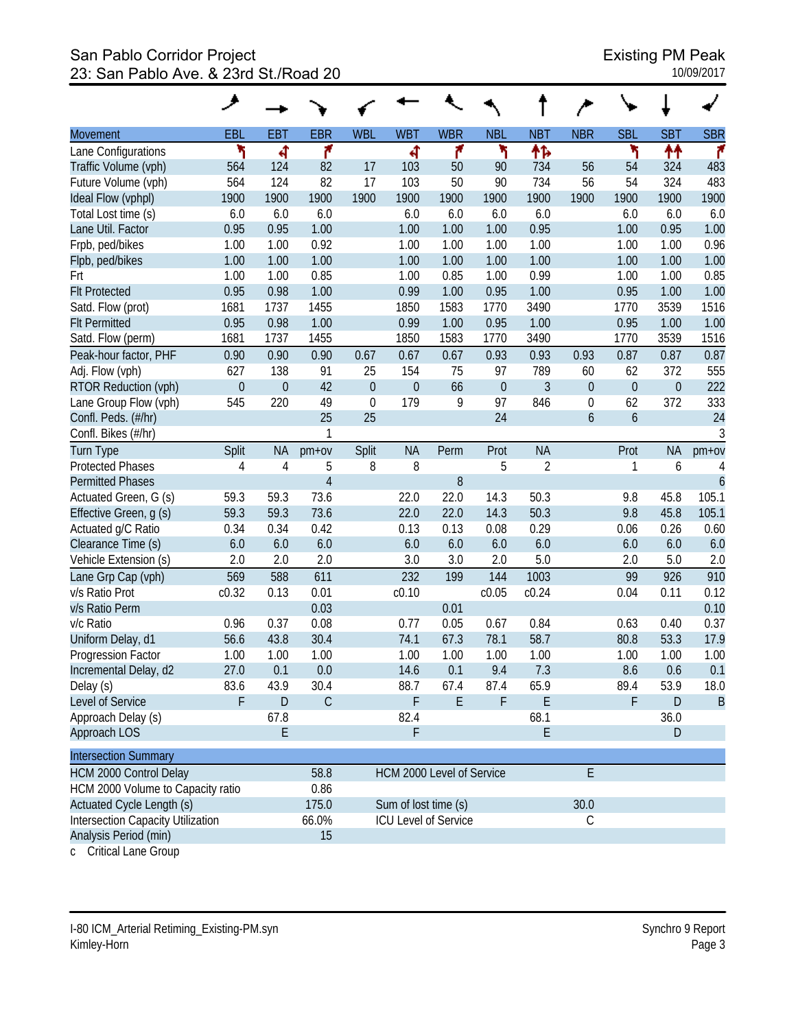San Pablo Corridor Project
23: San Pablo Ave. & 23rd St./Road 20

Existing PM Peak
10/09/2017

| Movement | EBL | EBT | EBR | WBL | WBT | WBR | NBL | NBT | NBR | SBL | SBT | SBR |
|---|---|---|---|---|---|---|---|---|---|---|---|---|
| Lane Configurations | | | | | | | | | | | | |
| Traffic Volume (vph) | 564 | 124 | 82 | 17 | 103 | 50 | 90 | 734 | 56 | 54 | 324 | 483 |
| Future Volume (vph) | 564 | 124 | 82 | 17 | 103 | 50 | 90 | 734 | 56 | 54 | 324 | 483 |
| Ideal Flow (vphpl) | 1900 | 1900 | 1900 | 1900 | 1900 | 1900 | 1900 | 1900 | 1900 | 1900 | 1900 | 1900 |
| Total Lost time (s) | 6.0 | 6.0 | 6.0 | | 6.0 | 6.0 | 6.0 | 6.0 | | 6.0 | 6.0 | 6.0 |
| Lane Util. Factor | 0.95 | 0.95 | 1.00 | | 1.00 | 1.00 | 1.00 | 0.95 | | 1.00 | 0.95 | 1.00 |
| Frpb, ped/bikes | 1.00 | 1.00 | 0.92 | | 1.00 | 1.00 | 1.00 | 1.00 | | 1.00 | 1.00 | 0.96 |
| Flpb, ped/bikes | 1.00 | 1.00 | 1.00 | | 1.00 | 1.00 | 1.00 | 1.00 | | 1.00 | 1.00 | 1.00 |
| Frt | 1.00 | 1.00 | 0.85 | | 1.00 | 0.85 | 1.00 | 0.99 | | 1.00 | 1.00 | 0.85 |
| Flt Protected | 0.95 | 0.98 | 1.00 | | 0.99 | 1.00 | 0.95 | 1.00 | | 0.95 | 1.00 | 1.00 |
| Satd. Flow (prot) | 1681 | 1737 | 1455 | | 1850 | 1583 | 1770 | 3490 | | 1770 | 3539 | 1516 |
| Flt Permitted | 0.95 | 0.98 | 1.00 | | 0.99 | 1.00 | 0.95 | 1.00 | | 0.95 | 1.00 | 1.00 |
| Satd. Flow (perm) | 1681 | 1737 | 1455 | | 1850 | 1583 | 1770 | 3490 | | 1770 | 3539 | 1516 |
| Peak-hour factor, PHF | 0.90 | 0.90 | 0.90 | 0.67 | 0.67 | 0.67 | 0.93 | 0.93 | 0.93 | 0.87 | 0.87 | 0.87 |
| Adj. Flow (vph) | 627 | 138 | 91 | 25 | 154 | 75 | 97 | 789 | 60 | 62 | 372 | 555 |
| RTOR Reduction (vph) | 0 | 0 | 42 | 0 | 0 | 66 | 0 | 3 | 0 | 0 | 0 | 222 |
| Lane Group Flow (vph) | 545 | 220 | 49 | 0 | 179 | 9 | 97 | 846 | 0 | 62 | 372 | 333 |
| Confl. Peds. (#/hr) | | | 25 | 25 | | | 24 | | 6 | 6 | | 24 |
| Confl. Bikes (#/hr) | | | 1 | | | | | | | | | 3 |
| Turn Type | Split | NA | pm+ov | Split | NA | Perm | Prot | NA | | Prot | NA | pm+ov |
| Protected Phases | 4 | 4 | 5 | 8 | 8 | | 5 | 2 | | 1 | 6 | 4 |
| Permitted Phases | | | 4 | | | 8 | | | | | | 6 |
| Actuated Green, G (s) | 59.3 | 59.3 | 73.6 | | 22.0 | 22.0 | 14.3 | 50.3 | | 9.8 | 45.8 | 105.1 |
| Effective Green, g (s) | 59.3 | 59.3 | 73.6 | | 22.0 | 22.0 | 14.3 | 50.3 | | 9.8 | 45.8 | 105.1 |
| Actuated g/C Ratio | 0.34 | 0.34 | 0.42 | | 0.13 | 0.13 | 0.08 | 0.29 | | 0.06 | 0.26 | 0.60 |
| Clearance Time (s) | 6.0 | 6.0 | 6.0 | | 6.0 | 6.0 | 6.0 | 6.0 | | 6.0 | 6.0 | 6.0 |
| Vehicle Extension (s) | 2.0 | 2.0 | 2.0 | | 3.0 | 3.0 | 2.0 | 5.0 | | 2.0 | 5.0 | 2.0 |
| Lane Grp Cap (vph) | 569 | 588 | 611 | | 232 | 199 | 144 | 1003 | | 99 | 926 | 910 |
| v/s Ratio Prot | c0.32 | 0.13 | 0.01 | | c0.10 | | c0.05 | c0.24 | | 0.04 | 0.11 | 0.12 |
| v/s Ratio Perm | | | 0.03 | | | 0.01 | | | | | | 0.10 |
| v/c Ratio | 0.96 | 0.37 | 0.08 | | 0.77 | 0.05 | 0.67 | 0.84 | | 0.63 | 0.40 | 0.37 |
| Uniform Delay, d1 | 56.6 | 43.8 | 30.4 | | 74.1 | 67.3 | 78.1 | 58.7 | | 80.8 | 53.3 | 17.9 |
| Progression Factor | 1.00 | 1.00 | 1.00 | | 1.00 | 1.00 | 1.00 | 1.00 | | 1.00 | 1.00 | 1.00 |
| Incremental Delay, d2 | 27.0 | 0.1 | 0.0 | | 14.6 | 0.1 | 9.4 | 7.3 | | 8.6 | 0.6 | 0.1 |
| Delay (s) | 83.6 | 43.9 | 30.4 | | 88.7 | 67.4 | 87.4 | 65.9 | | 89.4 | 53.9 | 18.0 |
| Level of Service | F | D | C | | F | E | F | E | | F | D | B |
| Approach Delay (s) | | 67.8 | | | 82.4 | | | 68.1 | | | 36.0 | |
| Approach LOS | | E | | | F | | | E | | | D | |

| Intersection Summary | | | |
|---|---|---|---|
| HCM 2000 Control Delay | 58.8 | HCM 2000 Level of Service | E |
| HCM 2000 Volume to Capacity ratio | 0.86 | | |
| Actuated Cycle Length (s) | 175.0 | Sum of lost time (s) | 30.0 |
| Intersection Capacity Utilization | 66.0% | ICU Level of Service | C |
| Analysis Period (min) | 15 | | |

c Critical Lane Group

I-80 ICM_Arterial Retiming_Existing-PM.syn
Kimley-Horn

Synchro 9 Report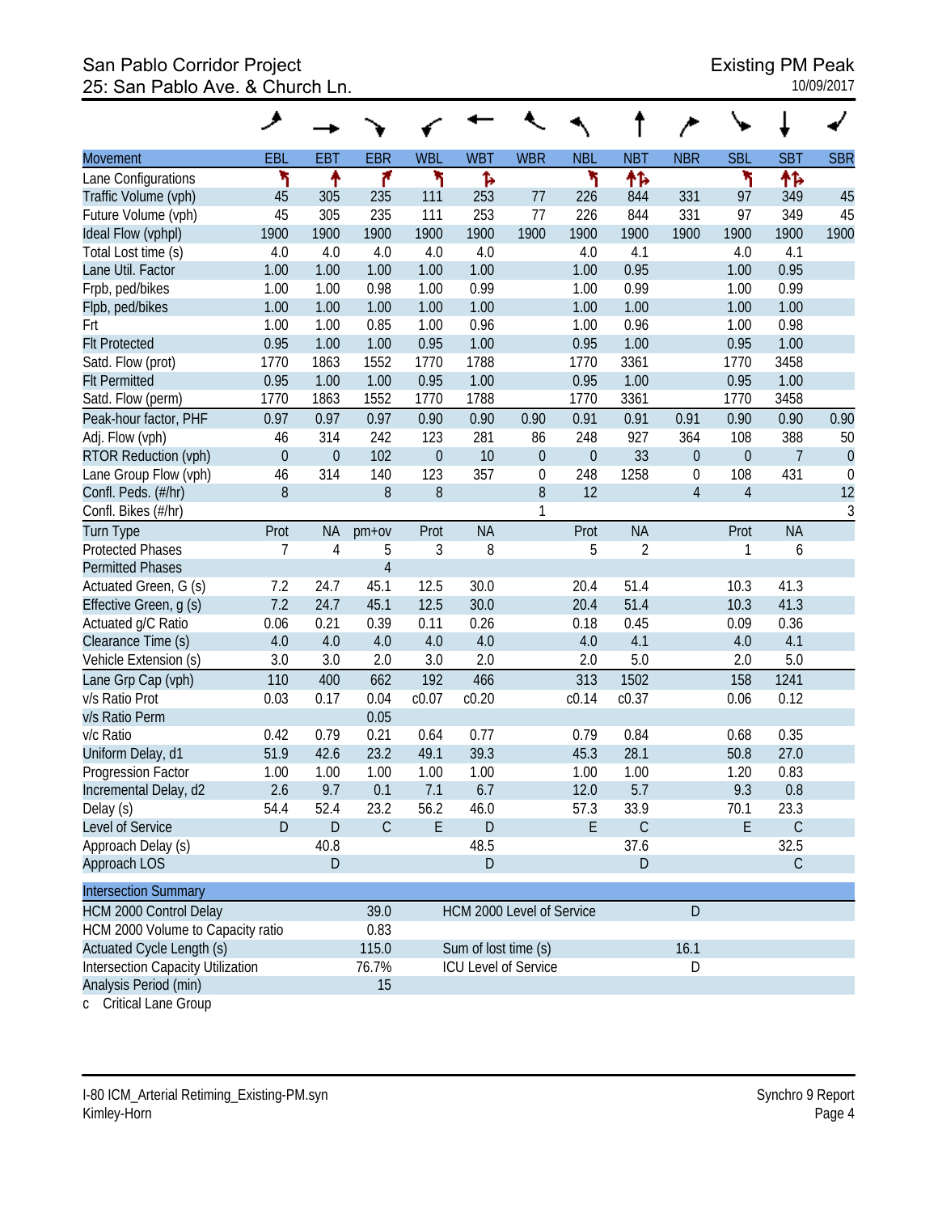San Pablo Corridor Project
25: San Pablo Ave. & Church Ln.

Existing PM Peak
10/09/2017

| Movement | EBL | EBT | EBR | WBL | WBT | WBR | NBL | NBT | NBR | SBL | SBT | SBR |
|---|---|---|---|---|---|---|---|---|---|---|---|---|
| Lane Configurations | | | | | | | | | | | | |
| Traffic Volume (vph) | 45 | 305 | 235 | 111 | 253 | 77 | 226 | 844 | 331 | 97 | 349 | 45 |
| Future Volume (vph) | 45 | 305 | 235 | 111 | 253 | 77 | 226 | 844 | 331 | 97 | 349 | 45 |
| Ideal Flow (vphpl) | 1900 | 1900 | 1900 | 1900 | 1900 | 1900 | 1900 | 1900 | 1900 | 1900 | 1900 | 1900 |
| Total Lost time (s) | 4.0 | 4.0 | 4.0 | 4.0 | 4.0 | | 4.0 | 4.1 | | 4.0 | 4.1 | |
| Lane Util. Factor | 1.00 | 1.00 | 1.00 | 1.00 | 1.00 | | 1.00 | 0.95 | | 1.00 | 0.95 | |
| Frpb, ped/bikes | 1.00 | 1.00 | 0.98 | 1.00 | 0.99 | | 1.00 | 0.99 | | 1.00 | 0.99 | |
| Flpb, ped/bikes | 1.00 | 1.00 | 1.00 | 1.00 | 1.00 | | 1.00 | 1.00 | | 1.00 | 1.00 | |
| Frt | 1.00 | 1.00 | 0.85 | 1.00 | 0.96 | | 1.00 | 0.96 | | 1.00 | 0.98 | |
| Flt Protected | 0.95 | 1.00 | 1.00 | 0.95 | 1.00 | | 0.95 | 1.00 | | 0.95 | 1.00 | |
| Satd. Flow (prot) | 1770 | 1863 | 1552 | 1770 | 1788 | | 1770 | 3361 | | 1770 | 3458 | |
| Flt Permitted | 0.95 | 1.00 | 1.00 | 0.95 | 1.00 | | 0.95 | 1.00 | | 0.95 | 1.00 | |
| Satd. Flow (perm) | 1770 | 1863 | 1552 | 1770 | 1788 | | 1770 | 3361 | | 1770 | 3458 | |
| Peak-hour factor, PHF | 0.97 | 0.97 | 0.97 | 0.90 | 0.90 | 0.90 | 0.91 | 0.91 | 0.91 | 0.90 | 0.90 | 0.90 |
| Adj. Flow (vph) | 46 | 314 | 242 | 123 | 281 | 86 | 248 | 927 | 364 | 108 | 388 | 50 |
| RTOR Reduction (vph) | 0 | 0 | 102 | 0 | 10 | 0 | 0 | 33 | 0 | 0 | 7 | 0 |
| Lane Group Flow (vph) | 46 | 314 | 140 | 123 | 357 | 0 | 248 | 1258 | 0 | 108 | 431 | 0 |
| Confl. Peds. (#/hr) | 8 | | 8 | 8 | | 8 | 12 | | 4 | 4 | | 12 |
| Confl. Bikes (#/hr) | | | | | | 1 | | | | | | 3 |
| Turn Type | Prot | NA | pm+ov | Prot | NA | | Prot | NA | | Prot | NA | |
| Protected Phases | 7 | 4 | 5 | 3 | 8 | | 5 | 2 | | 1 | 6 | |
| Permitted Phases | | | 4 | | | | | | | | | |
| Actuated Green, G (s) | 7.2 | 24.7 | 45.1 | 12.5 | 30.0 | | 20.4 | 51.4 | | 10.3 | 41.3 | |
| Effective Green, g (s) | 7.2 | 24.7 | 45.1 | 12.5 | 30.0 | | 20.4 | 51.4 | | 10.3 | 41.3 | |
| Actuated g/C Ratio | 0.06 | 0.21 | 0.39 | 0.11 | 0.26 | | 0.18 | 0.45 | | 0.09 | 0.36 | |
| Clearance Time (s) | 4.0 | 4.0 | 4.0 | 4.0 | 4.0 | | 4.0 | 4.1 | | 4.0 | 4.1 | |
| Vehicle Extension (s) | 3.0 | 3.0 | 2.0 | 3.0 | 2.0 | | 2.0 | 5.0 | | 2.0 | 5.0 | |
| Lane Grp Cap (vph) | 110 | 400 | 662 | 192 | 466 | | 313 | 1502 | | 158 | 1241 | |
| v/s Ratio Prot | 0.03 | 0.17 | 0.04 | c0.07 | c0.20 | | c0.14 | c0.37 | | 0.06 | 0.12 | |
| v/s Ratio Perm | | | 0.05 | | | | | | | | | |
| v/c Ratio | 0.42 | 0.79 | 0.21 | 0.64 | 0.77 | | 0.79 | 0.84 | | 0.68 | 0.35 | |
| Uniform Delay, d1 | 51.9 | 42.6 | 23.2 | 49.1 | 39.3 | | 45.3 | 28.1 | | 50.8 | 27.0 | |
| Progression Factor | 1.00 | 1.00 | 1.00 | 1.00 | 1.00 | | 1.00 | 1.00 | | 1.20 | 0.83 | |
| Incremental Delay, d2 | 2.6 | 9.7 | 0.1 | 7.1 | 6.7 | | 12.0 | 5.7 | | 9.3 | 0.8 | |
| Delay (s) | 54.4 | 52.4 | 23.2 | 56.2 | 46.0 | | 57.3 | 33.9 | | 70.1 | 23.3 | |
| Level of Service | D | D | C | E | D | | E | C | | E | C | |
| Approach Delay (s) | | 40.8 | | | 48.5 | | | 37.6 | | | 32.5 | |
| Approach LOS | | D | | | D | | | D | | | C | |

| Intersection Summary | | | |
|---|---|---|---|
| HCM 2000 Control Delay | 39.0 | HCM 2000 Level of Service | D |
| HCM 2000 Volume to Capacity ratio | 0.83 | | |
| Actuated Cycle Length (s) | 115.0 | Sum of lost time (s) | 16.1 |
| Intersection Capacity Utilization | 76.7% | ICU Level of Service | D |
| Analysis Period (min) | 15 | | |

c Critical Lane Group

I-80 ICM_Arterial Retiming_Existing-PM.syn
Kimley-Horn

Synchro 9 Report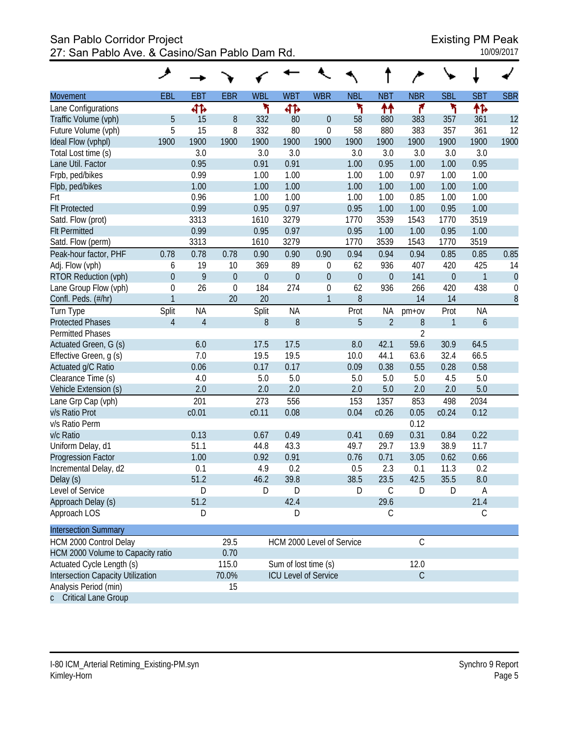San Pablo Corridor Project — Existing PM Peak

27: San Pablo Ave. & Casino/San Pablo Dam Rd. — 10/09/2017

| Movement | EBL | EBT | EBR | WBL | WBT | WBR | NBL | NBT | NBR | SBL | SBT | SBR |
|---|---|---|---|---|---|---|---|---|---|---|---|---|
| Lane Configurations | | | | | | | | | | | | |
| Traffic Volume (vph) | 5 | 15 | 8 | 332 | 80 | 0 | 58 | 880 | 383 | 357 | 361 | 12 |
| Future Volume (vph) | 5 | 15 | 8 | 332 | 80 | 0 | 58 | 880 | 383 | 357 | 361 | 12 |
| Ideal Flow (vphpl) | 1900 | 1900 | 1900 | 1900 | 1900 | 1900 | 1900 | 1900 | 1900 | 1900 | 1900 | 1900 |
| Total Lost time (s) | | 3.0 | | 3.0 | 3.0 | | 3.0 | 3.0 | 3.0 | 3.0 | 3.0 | |
| Lane Util. Factor | | 0.95 | | 0.91 | 0.91 | | 1.00 | 0.95 | 1.00 | 1.00 | 0.95 | |
| Frpb, ped/bikes | | 0.99 | | 1.00 | 1.00 | | 1.00 | 1.00 | 0.97 | 1.00 | 1.00 | |
| Flpb, ped/bikes | | 1.00 | | 1.00 | 1.00 | | 1.00 | 1.00 | 1.00 | 1.00 | 1.00 | |
| Frt | | 0.96 | | 1.00 | 1.00 | | 1.00 | 1.00 | 0.85 | 1.00 | 1.00 | |
| Flt Protected | | 0.99 | | 0.95 | 0.97 | | 0.95 | 1.00 | 1.00 | 0.95 | 1.00 | |
| Satd. Flow (prot) | | 3313 | | 1610 | 3279 | | 1770 | 3539 | 1543 | 1770 | 3519 | |
| Flt Permitted | | 0.99 | | 0.95 | 0.97 | | 0.95 | 1.00 | 1.00 | 0.95 | 1.00 | |
| Satd. Flow (perm) | | 3313 | | 1610 | 3279 | | 1770 | 3539 | 1543 | 1770 | 3519 | |
| Peak-hour factor, PHF | 0.78 | 0.78 | 0.78 | 0.90 | 0.90 | 0.90 | 0.94 | 0.94 | 0.94 | 0.85 | 0.85 | 0.85 |
| Adj. Flow (vph) | 6 | 19 | 10 | 369 | 89 | 0 | 62 | 936 | 407 | 420 | 425 | 14 |
| RTOR Reduction (vph) | 0 | 9 | 0 | 0 | 0 | 0 | 0 | 0 | 141 | 0 | 1 | 0 |
| Lane Group Flow (vph) | 0 | 26 | 0 | 184 | 274 | 0 | 62 | 936 | 266 | 420 | 438 | 0 |
| Confl. Peds. (#/hr) | 1 | | 20 | 20 | | 1 | 8 | | 14 | 14 | | 8 |
| Turn Type | Split | NA | | Split | NA | | Prot | NA | pm+ov | Prot | NA | |
| Protected Phases | 4 | 4 | | 8 | 8 | | 5 | 2 | 8 | 1 | 6 | |
| Permitted Phases | | | | | | | | | 2 | | | |
| Actuated Green, G (s) | | 6.0 | | 17.5 | 17.5 | | 8.0 | 42.1 | 59.6 | 30.9 | 64.5 | |
| Effective Green, g (s) | | 7.0 | | 19.5 | 19.5 | | 10.0 | 44.1 | 63.6 | 32.4 | 66.5 | |
| Actuated g/C Ratio | | 0.06 | | 0.17 | 0.17 | | 0.09 | 0.38 | 0.55 | 0.28 | 0.58 | |
| Clearance Time (s) | | 4.0 | | 5.0 | 5.0 | | 5.0 | 5.0 | 5.0 | 4.5 | 5.0 | |
| Vehicle Extension (s) | | 2.0 | | 2.0 | 2.0 | | 2.0 | 5.0 | 2.0 | 2.0 | 5.0 | |
| Lane Grp Cap (vph) | | 201 | | 273 | 556 | | 153 | 1357 | 853 | 498 | 2034 | |
| v/s Ratio Prot | | c0.01 | | c0.11 | 0.08 | | 0.04 | c0.26 | 0.05 | c0.24 | 0.12 | |
| v/s Ratio Perm | | | | | | | | | 0.12 | | | |
| v/c Ratio | | 0.13 | | 0.67 | 0.49 | | 0.41 | 0.69 | 0.31 | 0.84 | 0.22 | |
| Uniform Delay, d1 | | 51.1 | | 44.8 | 43.3 | | 49.7 | 29.7 | 13.9 | 38.9 | 11.7 | |
| Progression Factor | | 1.00 | | 0.92 | 0.91 | | 0.76 | 0.71 | 3.05 | 0.62 | 0.66 | |
| Incremental Delay, d2 | | 0.1 | | 4.9 | 0.2 | | 0.5 | 2.3 | 0.1 | 11.3 | 0.2 | |
| Delay (s) | | 51.2 | | 46.2 | 39.8 | | 38.5 | 23.5 | 42.5 | 35.5 | 8.0 | |
| Level of Service | | D | | D | D | | D | C | D | D | A | |
| Approach Delay (s) | | 51.2 | | | 42.4 | | | 29.6 | | | 21.4 | |
| Approach LOS | | D | | | D | | | C | | | C | |

| Intersection Summary | | | |
|---|---|---|---|
| HCM 2000 Control Delay | 29.5 | HCM 2000 Level of Service | C |
| HCM 2000 Volume to Capacity ratio | 0.70 | | |
| Actuated Cycle Length (s) | 115.0 | Sum of lost time (s) | 12.0 |
| Intersection Capacity Utilization | 70.0% | ICU Level of Service | C |
| Analysis Period (min) | 15 | | |
| c Critical Lane Group | | | |

I-80 ICM_Arterial Retiming_Existing-PM.syn — Synchro 9 Report

Kimley-Horn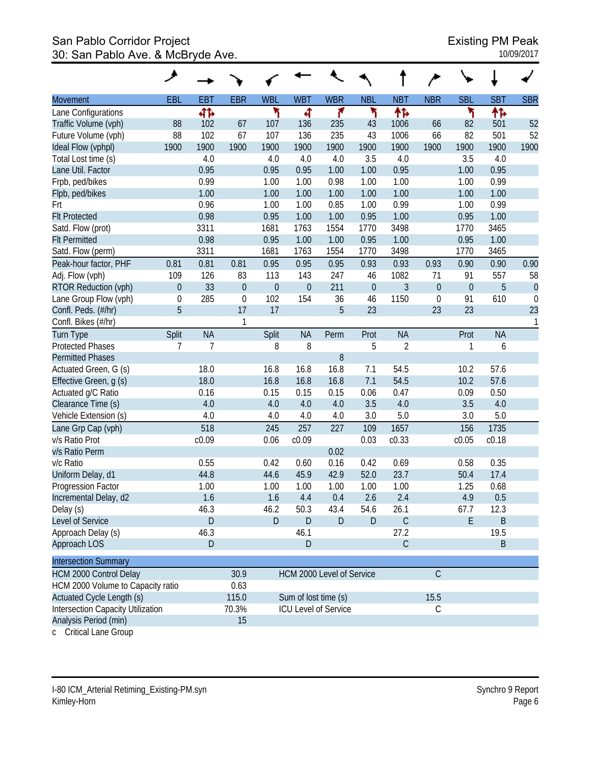San Pablo Corridor Project
30: San Pablo Ave. & McBryde Ave.

Existing PM Peak
10/09/2017

| Movement | EBL | EBT | EBR | WBL | WBT | WBR | NBL | NBT | NBR | SBL | SBT | SBR |
|---|---|---|---|---|---|---|---|---|---|---|---|---|
| Lane Configurations | | ↰↑↱ | | ↰ | ↰↑ | ↱ | ↰ | ↑↑↱ | | ↰ | ↑↑↱ | |
| Traffic Volume (vph) | 88 | 102 | 67 | 107 | 136 | 235 | 43 | 1006 | 66 | 82 | 501 | 52 |
| Future Volume (vph) | 88 | 102 | 67 | 107 | 136 | 235 | 43 | 1006 | 66 | 82 | 501 | 52 |
| Ideal Flow (vphpl) | 1900 | 1900 | 1900 | 1900 | 1900 | 1900 | 1900 | 1900 | 1900 | 1900 | 1900 | 1900 |
| Total Lost time (s) | | 4.0 | | 4.0 | 4.0 | 4.0 | 3.5 | 4.0 | | 3.5 | 4.0 | |
| Lane Util. Factor | | 0.95 | | 0.95 | 0.95 | 1.00 | 1.00 | 0.95 | | 1.00 | 0.95 | |
| Frpb, ped/bikes | | 0.99 | | 1.00 | 1.00 | 0.98 | 1.00 | 1.00 | | 1.00 | 0.99 | |
| Flpb, ped/bikes | | 1.00 | | 1.00 | 1.00 | 1.00 | 1.00 | 1.00 | | 1.00 | 1.00 | |
| Frt | | 0.96 | | 1.00 | 1.00 | 0.85 | 1.00 | 0.99 | | 1.00 | 0.99 | |
| Flt Protected | | 0.98 | | 0.95 | 1.00 | 1.00 | 0.95 | 1.00 | | 0.95 | 1.00 | |
| Satd. Flow (prot) | | 3311 | | 1681 | 1763 | 1554 | 1770 | 3498 | | 1770 | 3465 | |
| Flt Permitted | | 0.98 | | 0.95 | 1.00 | 1.00 | 0.95 | 1.00 | | 0.95 | 1.00 | |
| Satd. Flow (perm) | | 3311 | | 1681 | 1763 | 1554 | 1770 | 3498 | | 1770 | 3465 | |
| Peak-hour factor, PHF | 0.81 | 0.81 | 0.81 | 0.95 | 0.95 | 0.95 | 0.93 | 0.93 | 0.93 | 0.90 | 0.90 | 0.90 |
| Adj. Flow (vph) | 109 | 126 | 83 | 113 | 143 | 247 | 46 | 1082 | 71 | 91 | 557 | 58 |
| RTOR Reduction (vph) | 0 | 33 | 0 | 0 | 0 | 211 | 0 | 3 | 0 | 0 | 5 | 0 |
| Lane Group Flow (vph) | 0 | 285 | 0 | 102 | 154 | 36 | 46 | 1150 | 0 | 91 | 610 | 0 |
| Confl. Peds. (#/hr) | 5 | | 17 | 17 | | 5 | 23 | | 23 | 23 | | 23 |
| Confl. Bikes (#/hr) | | | 1 | | | | | | | | | 1 |
| Turn Type | Split | NA | | Split | NA | Perm | Prot | NA | | Prot | NA | |
| Protected Phases | 7 | 7 | | 8 | 8 | | 5 | 2 | | 1 | 6 | |
| Permitted Phases | | | | | | 8 | | | | | | |
| Actuated Green, G (s) | | 18.0 | | 16.8 | 16.8 | 16.8 | 7.1 | 54.5 | | 10.2 | 57.6 | |
| Effective Green, g (s) | | 18.0 | | 16.8 | 16.8 | 16.8 | 7.1 | 54.5 | | 10.2 | 57.6 | |
| Actuated g/C Ratio | | 0.16 | | 0.15 | 0.15 | 0.15 | 0.06 | 0.47 | | 0.09 | 0.50 | |
| Clearance Time (s) | | 4.0 | | 4.0 | 4.0 | 4.0 | 3.5 | 4.0 | | 3.5 | 4.0 | |
| Vehicle Extension (s) | | 4.0 | | 4.0 | 4.0 | 4.0 | 3.0 | 5.0 | | 3.0 | 5.0 | |
| Lane Grp Cap (vph) | | 518 | | 245 | 257 | 227 | 109 | 1657 | | 156 | 1735 | |
| v/s Ratio Prot | | c0.09 | | 0.06 | c0.09 | | 0.03 | c0.33 | | c0.05 | c0.18 | |
| v/s Ratio Perm | | | | | | 0.02 | | | | | | |
| v/c Ratio | | 0.55 | | 0.42 | 0.60 | 0.16 | 0.42 | 0.69 | | 0.58 | 0.35 | |
| Uniform Delay, d1 | | 44.8 | | 44.6 | 45.9 | 42.9 | 52.0 | 23.7 | | 50.4 | 17.4 | |
| Progression Factor | | 1.00 | | 1.00 | 1.00 | 1.00 | 1.00 | 1.00 | | 1.25 | 0.68 | |
| Incremental Delay, d2 | | 1.6 | | 1.6 | 4.4 | 0.4 | 2.6 | 2.4 | | 4.9 | 0.5 | |
| Delay (s) | | 46.3 | | 46.2 | 50.3 | 43.4 | 54.6 | 26.1 | | 67.7 | 12.3 | |
| Level of Service | | D | | D | D | D | D | C | | E | B | |
| Approach Delay (s) | | 46.3 | | | 46.1 | | | 27.2 | | | 19.5 | |
| Approach LOS | | D | | | D | | | C | | | B | |

| Intersection Summary | | | | |
|---|---|---|---|---|
| HCM 2000 Control Delay | 30.9 | HCM 2000 Level of Service | C | |
| HCM 2000 Volume to Capacity ratio | 0.63 | | | |
| Actuated Cycle Length (s) | 115.0 | Sum of lost time (s) | 15.5 | |
| Intersection Capacity Utilization | 70.3% | ICU Level of Service | C | |
| Analysis Period (min) | 15 | | | |

c Critical Lane Group

I-80 ICM_Arterial Retiming_Existing-PM.syn
Kimley-Horn

Synchro 9 Report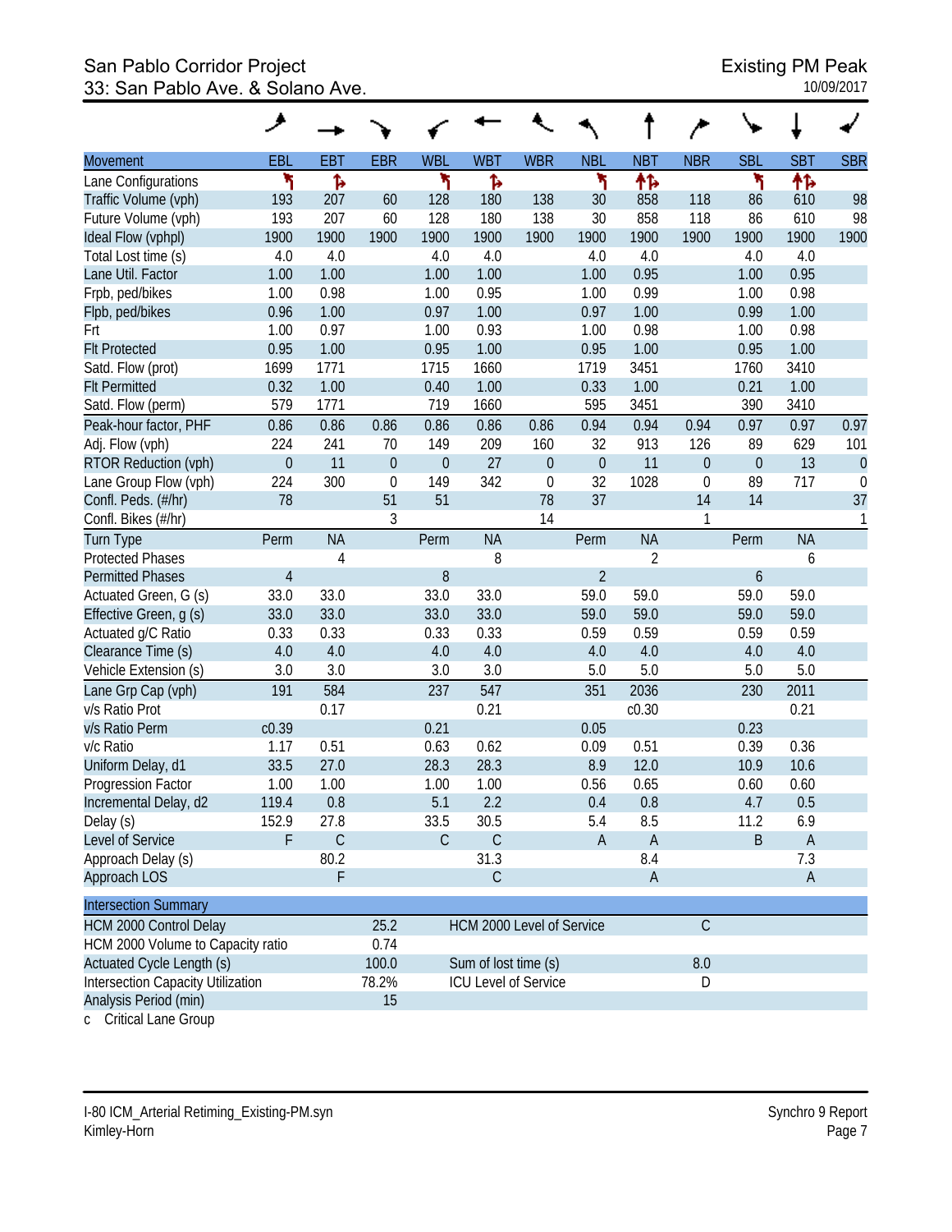San Pablo Corridor Project
33: San Pablo Ave. & Solano Ave.

Existing PM Peak
10/09/2017

| Movement | EBL | EBT | EBR | WBL | WBT | WBR | NBL | NBT | NBR | SBL | SBT | SBR |
|---|---|---|---|---|---|---|---|---|---|---|---|---|
| Lane Configurations | ↰ | ↱ | | ↰ | ↱ | | ↰ | ↑↱ | | ↰ | ↑↱ | |
| Traffic Volume (vph) | 193 | 207 | 60 | 128 | 180 | 138 | 30 | 858 | 118 | 86 | 610 | 98 |
| Future Volume (vph) | 193 | 207 | 60 | 128 | 180 | 138 | 30 | 858 | 118 | 86 | 610 | 98 |
| Ideal Flow (vphpl) | 1900 | 1900 | 1900 | 1900 | 1900 | 1900 | 1900 | 1900 | 1900 | 1900 | 1900 | 1900 |
| Total Lost time (s) | 4.0 | 4.0 | | 4.0 | 4.0 | | 4.0 | 4.0 | | 4.0 | 4.0 | |
| Lane Util. Factor | 1.00 | 1.00 | | 1.00 | 1.00 | | 1.00 | 0.95 | | 1.00 | 0.95 | |
| Frpb, ped/bikes | 1.00 | 0.98 | | 1.00 | 0.95 | | 1.00 | 0.99 | | 1.00 | 0.98 | |
| Flpb, ped/bikes | 0.96 | 1.00 | | 0.97 | 1.00 | | 0.97 | 1.00 | | 0.99 | 1.00 | |
| Frt | 1.00 | 0.97 | | 1.00 | 0.93 | | 1.00 | 0.98 | | 1.00 | 0.98 | |
| Flt Protected | 0.95 | 1.00 | | 0.95 | 1.00 | | 0.95 | 1.00 | | 0.95 | 1.00 | |
| Satd. Flow (prot) | 1699 | 1771 | | 1715 | 1660 | | 1719 | 3451 | | 1760 | 3410 | |
| Flt Permitted | 0.32 | 1.00 | | 0.40 | 1.00 | | 0.33 | 1.00 | | 0.21 | 1.00 | |
| Satd. Flow (perm) | 579 | 1771 | | 719 | 1660 | | 595 | 3451 | | 390 | 3410 | |
| Peak-hour factor, PHF | 0.86 | 0.86 | 0.86 | 0.86 | 0.86 | 0.86 | 0.94 | 0.94 | 0.94 | 0.97 | 0.97 | 0.97 |
| Adj. Flow (vph) | 224 | 241 | 70 | 149 | 209 | 160 | 32 | 913 | 126 | 89 | 629 | 101 |
| RTOR Reduction (vph) | 0 | 11 | 0 | 0 | 27 | 0 | 0 | 11 | 0 | 0 | 13 | 0 |
| Lane Group Flow (vph) | 224 | 300 | 0 | 149 | 342 | 0 | 32 | 1028 | 0 | 89 | 717 | 0 |
| Confl. Peds. (#/hr) | 78 | | 51 | 51 | | 78 | 37 | | 14 | 14 | | 37 |
| Confl. Bikes (#/hr) | | | 3 | | | 14 | | | 1 | | | 1 |
| Turn Type | Perm | NA | | Perm | NA | | Perm | NA | | Perm | NA | |
| Protected Phases | | 4 | | | 8 | | | 2 | | | 6 | |
| Permitted Phases | 4 | | | 8 | | | 2 | | | 6 | | |
| Actuated Green, G (s) | 33.0 | 33.0 | | 33.0 | 33.0 | | 59.0 | 59.0 | | 59.0 | 59.0 | |
| Effective Green, g (s) | 33.0 | 33.0 | | 33.0 | 33.0 | | 59.0 | 59.0 | | 59.0 | 59.0 | |
| Actuated g/C Ratio | 0.33 | 0.33 | | 0.33 | 0.33 | | 0.59 | 0.59 | | 0.59 | 0.59 | |
| Clearance Time (s) | 4.0 | 4.0 | | 4.0 | 4.0 | | 4.0 | 4.0 | | 4.0 | 4.0 | |
| Vehicle Extension (s) | 3.0 | 3.0 | | 3.0 | 3.0 | | 5.0 | 5.0 | | 5.0 | 5.0 | |
| Lane Grp Cap (vph) | 191 | 584 | | 237 | 547 | | 351 | 2036 | | 230 | 2011 | |
| v/s Ratio Prot | | 0.17 | | | 0.21 | | | c0.30 | | | 0.21 | |
| v/s Ratio Perm | c0.39 | | | 0.21 | | | 0.05 | | | 0.23 | | |
| v/c Ratio | 1.17 | 0.51 | | 0.63 | 0.62 | | 0.09 | 0.51 | | 0.39 | 0.36 | |
| Uniform Delay, d1 | 33.5 | 27.0 | | 28.3 | 28.3 | | 8.9 | 12.0 | | 10.9 | 10.6 | |
| Progression Factor | 1.00 | 1.00 | | 1.00 | 1.00 | | 0.56 | 0.65 | | 0.60 | 0.60 | |
| Incremental Delay, d2 | 119.4 | 0.8 | | 5.1 | 2.2 | | 0.4 | 0.8 | | 4.7 | 0.5 | |
| Delay (s) | 152.9 | 27.8 | | 33.5 | 30.5 | | 5.4 | 8.5 | | 11.2 | 6.9 | |
| Level of Service | F | C | | C | C | | A | A | | B | A | |
| Approach Delay (s) | | 80.2 | | | 31.3 | | | 8.4 | | | 7.3 | |
| Approach LOS | | F | | | C | | | A | | | A | |

| Intersection Summary | | | |
|---|---|---|---|
| HCM 2000 Control Delay | 25.2 | HCM 2000 Level of Service | C |
| HCM 2000 Volume to Capacity ratio | 0.74 | | |
| Actuated Cycle Length (s) | 100.0 | Sum of lost time (s) | 8.0 |
| Intersection Capacity Utilization | 78.2% | ICU Level of Service | D |
| Analysis Period (min) | 15 | | |

c Critical Lane Group

I-80 ICM_Arterial Retiming_Existing-PM.syn
Kimley-Horn

Synchro 9 Report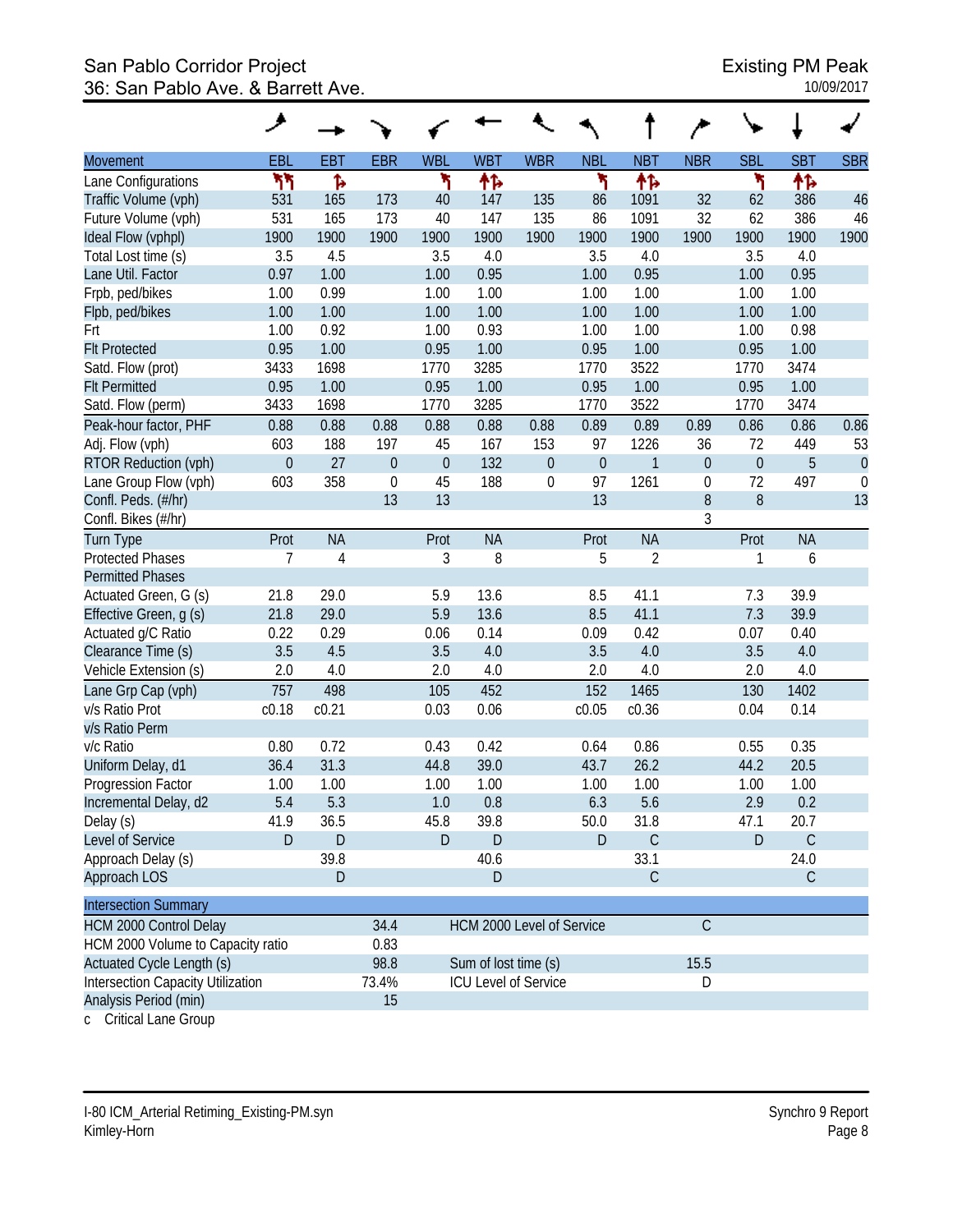San Pablo Corridor Project
36: San Pablo Ave. & Barrett Ave.

Existing PM Peak
10/09/2017

| Movement | EBL | EBT | EBR | WBL | WBT | WBR | NBL | NBT | NBR | SBL | SBT | SBR |
|---|---|---|---|---|---|---|---|---|---|---|---|---|
| Lane Configurations | ↰↰ | ↱ | | ↰ | ↑↱ | | ↰ | ↑↱ | | ↰ | ↑↱ | |
| Traffic Volume (vph) | 531 | 165 | 173 | 40 | 147 | 135 | 86 | 1091 | 32 | 62 | 386 | 46 |
| Future Volume (vph) | 531 | 165 | 173 | 40 | 147 | 135 | 86 | 1091 | 32 | 62 | 386 | 46 |
| Ideal Flow (vphpl) | 1900 | 1900 | 1900 | 1900 | 1900 | 1900 | 1900 | 1900 | 1900 | 1900 | 1900 | 1900 |
| Total Lost time (s) | 3.5 | 4.5 | | 3.5 | 4.0 | | 3.5 | 4.0 | | 3.5 | 4.0 | |
| Lane Util. Factor | 0.97 | 1.00 | | 1.00 | 0.95 | | 1.00 | 0.95 | | 1.00 | 0.95 | |
| Frpb, ped/bikes | 1.00 | 0.99 | | 1.00 | 1.00 | | 1.00 | 1.00 | | 1.00 | 1.00 | |
| Flpb, ped/bikes | 1.00 | 1.00 | | 1.00 | 1.00 | | 1.00 | 1.00 | | 1.00 | 1.00 | |
| Frt | 1.00 | 0.92 | | 1.00 | 0.93 | | 1.00 | 1.00 | | 1.00 | 0.98 | |
| Flt Protected | 0.95 | 1.00 | | 0.95 | 1.00 | | 0.95 | 1.00 | | 0.95 | 1.00 | |
| Satd. Flow (prot) | 3433 | 1698 | | 1770 | 3285 | | 1770 | 3522 | | 1770 | 3474 | |
| Flt Permitted | 0.95 | 1.00 | | 0.95 | 1.00 | | 0.95 | 1.00 | | 0.95 | 1.00 | |
| Satd. Flow (perm) | 3433 | 1698 | | 1770 | 3285 | | 1770 | 3522 | | 1770 | 3474 | |
| Peak-hour factor, PHF | 0.88 | 0.88 | 0.88 | 0.88 | 0.88 | 0.88 | 0.89 | 0.89 | 0.89 | 0.86 | 0.86 | 0.86 |
| Adj. Flow (vph) | 603 | 188 | 197 | 45 | 167 | 153 | 97 | 1226 | 36 | 72 | 449 | 53 |
| RTOR Reduction (vph) | 0 | 27 | 0 | 0 | 132 | 0 | 0 | 1 | 0 | 0 | 5 | 0 |
| Lane Group Flow (vph) | 603 | 358 | 0 | 45 | 188 | 0 | 97 | 1261 | 0 | 72 | 497 | 0 |
| Confl. Peds. (#/hr) | | | 13 | 13 | | | 13 | | 8 | 8 | | 13 |
| Confl. Bikes (#/hr) | | | | | | | | | 3 | | | |
| Turn Type | Prot | NA | | Prot | NA | | Prot | NA | | Prot | NA | |
| Protected Phases | 7 | 4 | | 3 | 8 | | 5 | 2 | | 1 | 6 | |
| Permitted Phases | | | | | | | | | | | | |
| Actuated Green, G (s) | 21.8 | 29.0 | | 5.9 | 13.6 | | 8.5 | 41.1 | | 7.3 | 39.9 | |
| Effective Green, g (s) | 21.8 | 29.0 | | 5.9 | 13.6 | | 8.5 | 41.1 | | 7.3 | 39.9 | |
| Actuated g/C Ratio | 0.22 | 0.29 | | 0.06 | 0.14 | | 0.09 | 0.42 | | 0.07 | 0.40 | |
| Clearance Time (s) | 3.5 | 4.5 | | 3.5 | 4.0 | | 3.5 | 4.0 | | 3.5 | 4.0 | |
| Vehicle Extension (s) | 2.0 | 4.0 | | 2.0 | 4.0 | | 2.0 | 4.0 | | 2.0 | 4.0 | |
| Lane Grp Cap (vph) | 757 | 498 | | 105 | 452 | | 152 | 1465 | | 130 | 1402 | |
| v/s Ratio Prot | c0.18 | c0.21 | | 0.03 | 0.06 | | c0.05 | c0.36 | | 0.04 | 0.14 | |
| v/s Ratio Perm | | | | | | | | | | | | |
| v/c Ratio | 0.80 | 0.72 | | 0.43 | 0.42 | | 0.64 | 0.86 | | 0.55 | 0.35 | |
| Uniform Delay, d1 | 36.4 | 31.3 | | 44.8 | 39.0 | | 43.7 | 26.2 | | 44.2 | 20.5 | |
| Progression Factor | 1.00 | 1.00 | | 1.00 | 1.00 | | 1.00 | 1.00 | | 1.00 | 1.00 | |
| Incremental Delay, d2 | 5.4 | 5.3 | | 1.0 | 0.8 | | 6.3 | 5.6 | | 2.9 | 0.2 | |
| Delay (s) | 41.9 | 36.5 | | 45.8 | 39.8 | | 50.0 | 31.8 | | 47.1 | 20.7 | |
| Level of Service | D | D | | D | D | | D | C | | D | C | |
| Approach Delay (s) | | 39.8 | | | 40.6 | | | 33.1 | | | 24.0 | |
| Approach LOS | | D | | | D | | | C | | | C | |

| Intersection Summary | | | |
|---|---|---|---|
| HCM 2000 Control Delay | 34.4 | HCM 2000 Level of Service | C |
| HCM 2000 Volume to Capacity ratio | 0.83 | | |
| Actuated Cycle Length (s) | 98.8 | Sum of lost time (s) | 15.5 |
| Intersection Capacity Utilization | 73.4% | ICU Level of Service | D |
| Analysis Period (min) | 15 | | |

c Critical Lane Group

I-80 ICM_Arterial Retiming_Existing-PM.syn
Kimley-Horn

Synchro 9 Report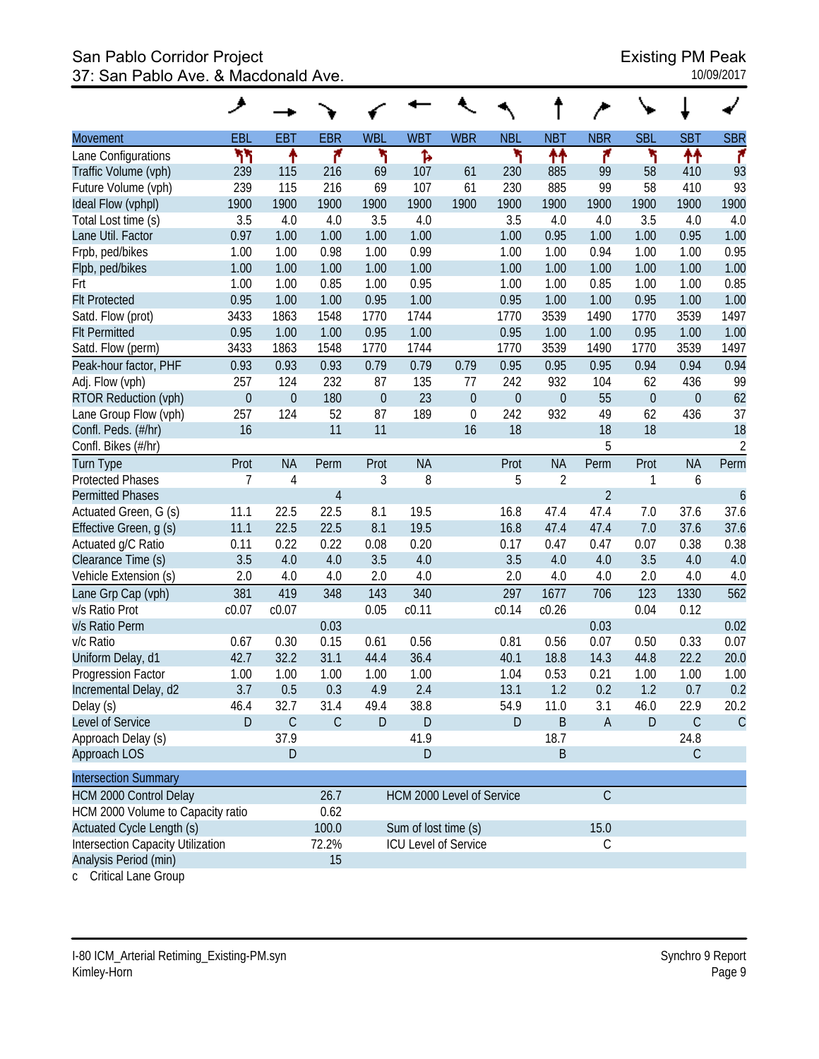San Pablo Corridor Project
37: San Pablo Ave. & Macdonald Ave.

Existing PM Peak
10/09/2017

| Movement | EBL | EBT | EBR | WBL | WBT | WBR | NBL | NBT | NBR | SBL | SBT | SBR |
|---|---|---|---|---|---|---|---|---|---|---|---|---|
| Lane Configurations | | | | | | | | | | | | |
| Traffic Volume (vph) | 239 | 115 | 216 | 69 | 107 | 61 | 230 | 885 | 99 | 58 | 410 | 93 |
| Future Volume (vph) | 239 | 115 | 216 | 69 | 107 | 61 | 230 | 885 | 99 | 58 | 410 | 93 |
| Ideal Flow (vphpl) | 1900 | 1900 | 1900 | 1900 | 1900 | 1900 | 1900 | 1900 | 1900 | 1900 | 1900 | 1900 |
| Total Lost time (s) | 3.5 | 4.0 | 4.0 | 3.5 | 4.0 | | 3.5 | 4.0 | 4.0 | 3.5 | 4.0 | 4.0 |
| Lane Util. Factor | 0.97 | 1.00 | 1.00 | 1.00 | 1.00 | | 1.00 | 0.95 | 1.00 | 1.00 | 0.95 | 1.00 |
| Frpb, ped/bikes | 1.00 | 1.00 | 0.98 | 1.00 | 0.99 | | 1.00 | 1.00 | 0.94 | 1.00 | 1.00 | 0.95 |
| Flpb, ped/bikes | 1.00 | 1.00 | 1.00 | 1.00 | 1.00 | | 1.00 | 1.00 | 1.00 | 1.00 | 1.00 | 1.00 |
| Frt | 1.00 | 1.00 | 0.85 | 1.00 | 0.95 | | 1.00 | 1.00 | 0.85 | 1.00 | 1.00 | 0.85 |
| Flt Protected | 0.95 | 1.00 | 1.00 | 0.95 | 1.00 | | 0.95 | 1.00 | 1.00 | 0.95 | 1.00 | 1.00 |
| Satd. Flow (prot) | 3433 | 1863 | 1548 | 1770 | 1744 | | 1770 | 3539 | 1490 | 1770 | 3539 | 1497 |
| Flt Permitted | 0.95 | 1.00 | 1.00 | 0.95 | 1.00 | | 0.95 | 1.00 | 1.00 | 0.95 | 1.00 | 1.00 |
| Satd. Flow (perm) | 3433 | 1863 | 1548 | 1770 | 1744 | | 1770 | 3539 | 1490 | 1770 | 3539 | 1497 |
| Peak-hour factor, PHF | 0.93 | 0.93 | 0.93 | 0.79 | 0.79 | 0.79 | 0.95 | 0.95 | 0.95 | 0.94 | 0.94 | 0.94 |
| Adj. Flow (vph) | 257 | 124 | 232 | 87 | 135 | 77 | 242 | 932 | 104 | 62 | 436 | 99 |
| RTOR Reduction (vph) | 0 | 0 | 180 | 0 | 23 | 0 | 0 | 0 | 55 | 0 | 0 | 62 |
| Lane Group Flow (vph) | 257 | 124 | 52 | 87 | 189 | 0 | 242 | 932 | 49 | 62 | 436 | 37 |
| Confl. Peds. (#/hr) | 16 | | 11 | 11 | | 16 | 18 | | 18 | 18 | | 18 |
| Confl. Bikes (#/hr) | | | | | | | | | 5 | | | 2 |
| Turn Type | Prot | NA | Perm | Prot | NA | | Prot | NA | Perm | Prot | NA | Perm |
| Protected Phases | 7 | 4 | | 3 | 8 | | 5 | 2 | | 1 | 6 | |
| Permitted Phases | | | 4 | | | | | | 2 | | | 6 |
| Actuated Green, G (s) | 11.1 | 22.5 | 22.5 | 8.1 | 19.5 | | 16.8 | 47.4 | 47.4 | 7.0 | 37.6 | 37.6 |
| Effective Green, g (s) | 11.1 | 22.5 | 22.5 | 8.1 | 19.5 | | 16.8 | 47.4 | 47.4 | 7.0 | 37.6 | 37.6 |
| Actuated g/C Ratio | 0.11 | 0.22 | 0.22 | 0.08 | 0.20 | | 0.17 | 0.47 | 0.47 | 0.07 | 0.38 | 0.38 |
| Clearance Time (s) | 3.5 | 4.0 | 4.0 | 3.5 | 4.0 | | 3.5 | 4.0 | 4.0 | 3.5 | 4.0 | 4.0 |
| Vehicle Extension (s) | 2.0 | 4.0 | 4.0 | 2.0 | 4.0 | | 2.0 | 4.0 | 4.0 | 2.0 | 4.0 | 4.0 |
| Lane Grp Cap (vph) | 381 | 419 | 348 | 143 | 340 | | 297 | 1677 | 706 | 123 | 1330 | 562 |
| v/s Ratio Prot | c0.07 | c0.07 | | 0.05 | c0.11 | | c0.14 | c0.26 | | 0.04 | 0.12 | |
| v/s Ratio Perm | | | 0.03 | | | | | | 0.03 | | | 0.02 |
| v/c Ratio | 0.67 | 0.30 | 0.15 | 0.61 | 0.56 | | 0.81 | 0.56 | 0.07 | 0.50 | 0.33 | 0.07 |
| Uniform Delay, d1 | 42.7 | 32.2 | 31.1 | 44.4 | 36.4 | | 40.1 | 18.8 | 14.3 | 44.8 | 22.2 | 20.0 |
| Progression Factor | 1.00 | 1.00 | 1.00 | 1.00 | 1.00 | | 1.04 | 0.53 | 0.21 | 1.00 | 1.00 | 1.00 |
| Incremental Delay, d2 | 3.7 | 0.5 | 0.3 | 4.9 | 2.4 | | 13.1 | 1.2 | 0.2 | 1.2 | 0.7 | 0.2 |
| Delay (s) | 46.4 | 32.7 | 31.4 | 49.4 | 38.8 | | 54.9 | 11.0 | 3.1 | 46.0 | 22.9 | 20.2 |
| Level of Service | D | C | C | D | D | | D | B | A | D | C | C |
| Approach Delay (s) | | 37.9 | | | 41.9 | | | 18.7 | | | 24.8 | |
| Approach LOS | | D | | | D | | | B | | | C | |

| Intersection Summary | | | |
|---|---|---|---|
| HCM 2000 Control Delay | 26.7 | HCM 2000 Level of Service | C |
| HCM 2000 Volume to Capacity ratio | 0.62 | | |
| Actuated Cycle Length (s) | 100.0 | Sum of lost time (s) | 15.0 |
| Intersection Capacity Utilization | 72.2% | ICU Level of Service | C |
| Analysis Period (min) | 15 | | |

c Critical Lane Group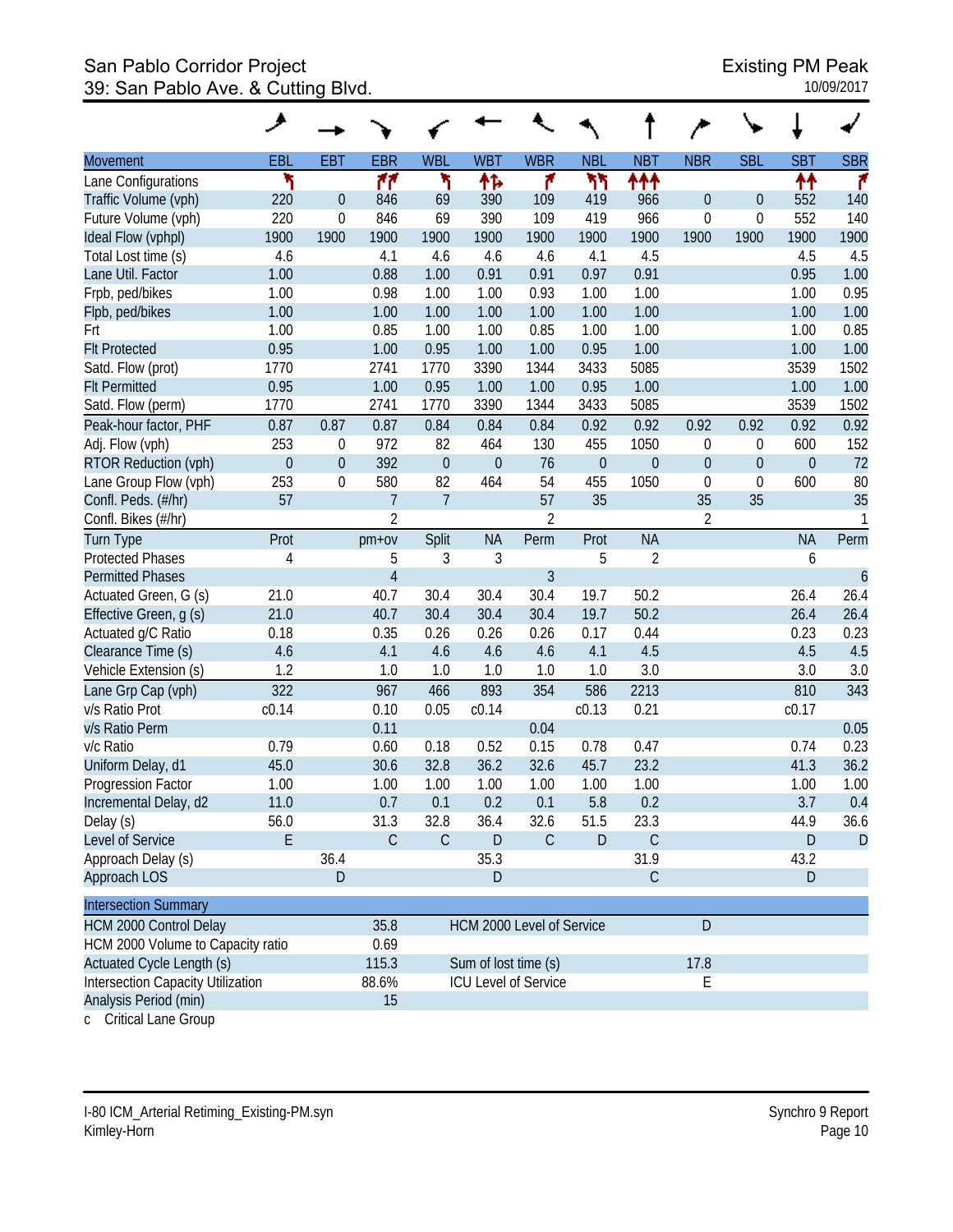San Pablo Corridor Project
39: San Pablo Ave. & Cutting Blvd.

Existing PM Peak
10/09/2017

| Movement | EBL | EBT | EBR | WBL | WBT | WBR | NBL | NBT | NBR | SBL | SBT | SBR |
|---|---|---|---|---|---|---|---|---|---|---|---|---|
| Lane Configurations | | | | | | | | | | | | |
| Traffic Volume (vph) | 220 | 0 | 846 | 69 | 390 | 109 | 419 | 966 | 0 | 0 | 552 | 140 |
| Future Volume (vph) | 220 | 0 | 846 | 69 | 390 | 109 | 419 | 966 | 0 | 0 | 552 | 140 |
| Ideal Flow (vphpl) | 1900 | 1900 | 1900 | 1900 | 1900 | 1900 | 1900 | 1900 | 1900 | 1900 | 1900 | 1900 |
| Total Lost time (s) | 4.6 | | 4.1 | 4.6 | 4.6 | 4.6 | 4.1 | 4.5 | | | 4.5 | 4.5 |
| Lane Util. Factor | 1.00 | | 0.88 | 1.00 | 0.91 | 0.91 | 0.97 | 0.91 | | | 0.95 | 1.00 |
| Frpb, ped/bikes | 1.00 | | 0.98 | 1.00 | 1.00 | 0.93 | 1.00 | 1.00 | | | 1.00 | 0.95 |
| Flpb, ped/bikes | 1.00 | | 1.00 | 1.00 | 1.00 | 1.00 | 1.00 | 1.00 | | | 1.00 | 1.00 |
| Frt | 1.00 | | 0.85 | 1.00 | 1.00 | 0.85 | 1.00 | 1.00 | | | 1.00 | 0.85 |
| Flt Protected | 0.95 | | 1.00 | 0.95 | 1.00 | 1.00 | 0.95 | 1.00 | | | 1.00 | 1.00 |
| Satd. Flow (prot) | 1770 | | 2741 | 1770 | 3390 | 1344 | 3433 | 5085 | | | 3539 | 1502 |
| Flt Permitted | 0.95 | | 1.00 | 0.95 | 1.00 | 1.00 | 0.95 | 1.00 | | | 1.00 | 1.00 |
| Satd. Flow (perm) | 1770 | | 2741 | 1770 | 3390 | 1344 | 3433 | 5085 | | | 3539 | 1502 |
| Peak-hour factor, PHF | 0.87 | 0.87 | 0.87 | 0.84 | 0.84 | 0.84 | 0.92 | 0.92 | 0.92 | 0.92 | 0.92 | 0.92 |
| Adj. Flow (vph) | 253 | 0 | 972 | 82 | 464 | 130 | 455 | 1050 | 0 | 0 | 600 | 152 |
| RTOR Reduction (vph) | 0 | 0 | 392 | 0 | 0 | 76 | 0 | 0 | 0 | 0 | 0 | 72 |
| Lane Group Flow (vph) | 253 | 0 | 580 | 82 | 464 | 54 | 455 | 1050 | 0 | 0 | 600 | 80 |
| Confl. Peds. (#/hr) | 57 | | 7 | 7 | | 57 | 35 | | 35 | 35 | | 35 |
| Confl. Bikes (#/hr) | | | 2 | | | 2 | | | 2 | | | 1 |
| Turn Type | Prot | | pm+ov | Split | NA | Perm | Prot | NA | | | NA | Perm |
| Protected Phases | 4 | | 5 | 3 | 3 | | 5 | 2 | | | 6 | |
| Permitted Phases | | | 4 | | | 3 | | | | | | 6 |
| Actuated Green, G (s) | 21.0 | | 40.7 | 30.4 | 30.4 | 30.4 | 19.7 | 50.2 | | | 26.4 | 26.4 |
| Effective Green, g (s) | 21.0 | | 40.7 | 30.4 | 30.4 | 30.4 | 19.7 | 50.2 | | | 26.4 | 26.4 |
| Actuated g/C Ratio | 0.18 | | 0.35 | 0.26 | 0.26 | 0.26 | 0.17 | 0.44 | | | 0.23 | 0.23 |
| Clearance Time (s) | 4.6 | | 4.1 | 4.6 | 4.6 | 4.6 | 4.1 | 4.5 | | | 4.5 | 4.5 |
| Vehicle Extension (s) | 1.2 | | 1.0 | 1.0 | 1.0 | 1.0 | 1.0 | 3.0 | | | 3.0 | 3.0 |
| Lane Grp Cap (vph) | 322 | | 967 | 466 | 893 | 354 | 586 | 2213 | | | 810 | 343 |
| v/s Ratio Prot | c0.14 | | 0.10 | 0.05 | c0.14 | | c0.13 | 0.21 | | | c0.17 | |
| v/s Ratio Perm | | | 0.11 | | | 0.04 | | | | | | 0.05 |
| v/c Ratio | 0.79 | | 0.60 | 0.18 | 0.52 | 0.15 | 0.78 | 0.47 | | | 0.74 | 0.23 |
| Uniform Delay, d1 | 45.0 | | 30.6 | 32.8 | 36.2 | 32.6 | 45.7 | 23.2 | | | 41.3 | 36.2 |
| Progression Factor | 1.00 | | 1.00 | 1.00 | 1.00 | 1.00 | 1.00 | 1.00 | | | 1.00 | 1.00 |
| Incremental Delay, d2 | 11.0 | | 0.7 | 0.1 | 0.2 | 0.1 | 5.8 | 0.2 | | | 3.7 | 0.4 |
| Delay (s) | 56.0 | | 31.3 | 32.8 | 36.4 | 32.6 | 51.5 | 23.3 | | | 44.9 | 36.6 |
| Level of Service | E | | C | C | D | C | D | C | | | D | D |
| Approach Delay (s) | | 36.4 | | | 35.3 | | | 31.9 | | | 43.2 | |
| Approach LOS | | D | | | D | | | C | | | D | |

| Intersection Summary | | | |
|---|---|---|---|
| HCM 2000 Control Delay | 35.8 | HCM 2000 Level of Service | D |
| HCM 2000 Volume to Capacity ratio | 0.69 | | |
| Actuated Cycle Length (s) | 115.3 | Sum of lost time (s) | 17.8 |
| Intersection Capacity Utilization | 88.6% | ICU Level of Service | E |
| Analysis Period (min) | 15 | | |

c Critical Lane Group

I-80 ICM_Arterial Retiming_Existing-PM.syn
Kimley-Horn

Synchro 9 Report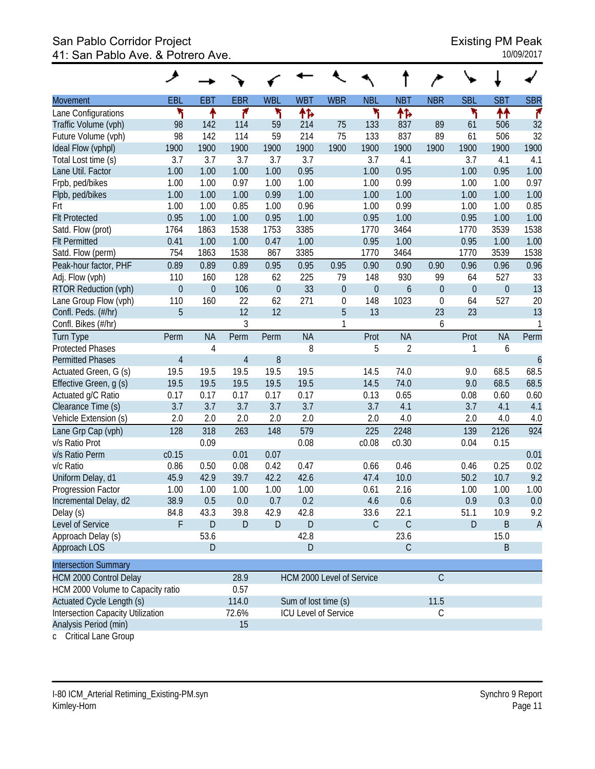San Pablo Corridor Project
41: San Pablo Ave. & Potrero Ave.

Existing PM Peak
10/09/2017

| Movement | EBL | EBT | EBR | WBL | WBT | WBR | NBL | NBT | NBR | SBL | SBT | SBR |
|---|---|---|---|---|---|---|---|---|---|---|---|---|
| Lane Configurations | | | | | | | | | | | | |
| Traffic Volume (vph) | 98 | 142 | 114 | 59 | 214 | 75 | 133 | 837 | 89 | 61 | 506 | 32 |
| Future Volume (vph) | 98 | 142 | 114 | 59 | 214 | 75 | 133 | 837 | 89 | 61 | 506 | 32 |
| Ideal Flow (vphpl) | 1900 | 1900 | 1900 | 1900 | 1900 | 1900 | 1900 | 1900 | 1900 | 1900 | 1900 | 1900 |
| Total Lost time (s) | 3.7 | 3.7 | 3.7 | 3.7 | 3.7 | | 3.7 | 4.1 | | 3.7 | 4.1 | 4.1 |
| Lane Util. Factor | 1.00 | 1.00 | 1.00 | 1.00 | 0.95 | | 1.00 | 0.95 | | 1.00 | 0.95 | 1.00 |
| Frpb, ped/bikes | 1.00 | 1.00 | 0.97 | 1.00 | 1.00 | | 1.00 | 0.99 | | 1.00 | 1.00 | 0.97 |
| Flpb, ped/bikes | 1.00 | 1.00 | 1.00 | 0.99 | 1.00 | | 1.00 | 1.00 | | 1.00 | 1.00 | 1.00 |
| Frt | 1.00 | 1.00 | 0.85 | 1.00 | 0.96 | | 1.00 | 0.99 | | 1.00 | 1.00 | 0.85 |
| Flt Protected | 0.95 | 1.00 | 1.00 | 0.95 | 1.00 | | 0.95 | 1.00 | | 0.95 | 1.00 | 1.00 |
| Satd. Flow (prot) | 1764 | 1863 | 1538 | 1753 | 3385 | | 1770 | 3464 | | 1770 | 3539 | 1538 |
| Flt Permitted | 0.41 | 1.00 | 1.00 | 0.47 | 1.00 | | 0.95 | 1.00 | | 0.95 | 1.00 | 1.00 |
| Satd. Flow (perm) | 754 | 1863 | 1538 | 867 | 3385 | | 1770 | 3464 | | 1770 | 3539 | 1538 |
| Peak-hour factor, PHF | 0.89 | 0.89 | 0.89 | 0.95 | 0.95 | 0.95 | 0.90 | 0.90 | 0.90 | 0.96 | 0.96 | 0.96 |
| Adj. Flow (vph) | 110 | 160 | 128 | 62 | 225 | 79 | 148 | 930 | 99 | 64 | 527 | 33 |
| RTOR Reduction (vph) | 0 | 0 | 106 | 0 | 33 | 0 | 0 | 6 | 0 | 0 | 0 | 13 |
| Lane Group Flow (vph) | 110 | 160 | 22 | 62 | 271 | 0 | 148 | 1023 | 0 | 64 | 527 | 20 |
| Confl. Peds. (#/hr) | 5 | | 12 | 12 | | 5 | 13 | | 23 | 23 | | 13 |
| Confl. Bikes (#/hr) | | | 3 | | | 1 | | | 6 | | | 1 |
| Turn Type | Perm | NA | Perm | Perm | NA | | Prot | NA | | Prot | NA | Perm |
| Protected Phases | | 4 | | | 8 | | 5 | 2 | | 1 | 6 | |
| Permitted Phases | 4 | | 4 | 8 | | | | | | | | 6 |
| Actuated Green, G (s) | 19.5 | 19.5 | 19.5 | 19.5 | 19.5 | | 14.5 | 74.0 | | 9.0 | 68.5 | 68.5 |
| Effective Green, g (s) | 19.5 | 19.5 | 19.5 | 19.5 | 19.5 | | 14.5 | 74.0 | | 9.0 | 68.5 | 68.5 |
| Actuated g/C Ratio | 0.17 | 0.17 | 0.17 | 0.17 | 0.17 | | 0.13 | 0.65 | | 0.08 | 0.60 | 0.60 |
| Clearance Time (s) | 3.7 | 3.7 | 3.7 | 3.7 | 3.7 | | 3.7 | 4.1 | | 3.7 | 4.1 | 4.1 |
| Vehicle Extension (s) | 2.0 | 2.0 | 2.0 | 2.0 | 2.0 | | 2.0 | 4.0 | | 2.0 | 4.0 | 4.0 |
| Lane Grp Cap (vph) | 128 | 318 | 263 | 148 | 579 | | 225 | 2248 | | 139 | 2126 | 924 |
| v/s Ratio Prot | | 0.09 | | | 0.08 | | c0.08 | c0.30 | | 0.04 | 0.15 | |
| v/s Ratio Perm | c0.15 | | 0.01 | 0.07 | | | | | | | | 0.01 |
| v/c Ratio | 0.86 | 0.50 | 0.08 | 0.42 | 0.47 | | 0.66 | 0.46 | | 0.46 | 0.25 | 0.02 |
| Uniform Delay, d1 | 45.9 | 42.9 | 39.7 | 42.2 | 42.6 | | 47.4 | 10.0 | | 50.2 | 10.7 | 9.2 |
| Progression Factor | 1.00 | 1.00 | 1.00 | 1.00 | 1.00 | | 0.61 | 2.16 | | 1.00 | 1.00 | 1.00 |
| Incremental Delay, d2 | 38.9 | 0.5 | 0.0 | 0.7 | 0.2 | | 4.6 | 0.6 | | 0.9 | 0.3 | 0.0 |
| Delay (s) | 84.8 | 43.3 | 39.8 | 42.9 | 42.8 | | 33.6 | 22.1 | | 51.1 | 10.9 | 9.2 |
| Level of Service | F | D | D | D | D | | C | C | | D | B | A |
| Approach Delay (s) | | 53.6 | | | 42.8 | | | 23.6 | | | 15.0 | |
| Approach LOS | | D | | | D | | | C | | | B | |

| Intersection Summary | | | |
|---|---|---|---|
| HCM 2000 Control Delay | 28.9 | HCM 2000 Level of Service | C |
| HCM 2000 Volume to Capacity ratio | 0.57 | | |
| Actuated Cycle Length (s) | 114.0 | Sum of lost time (s) | 11.5 |
| Intersection Capacity Utilization | 72.6% | ICU Level of Service | C |
| Analysis Period (min) | 15 | | |

c Critical Lane Group

I-80 ICM_Arterial Retiming_Existing-PM.syn
Kimley-Horn

Synchro 9 Report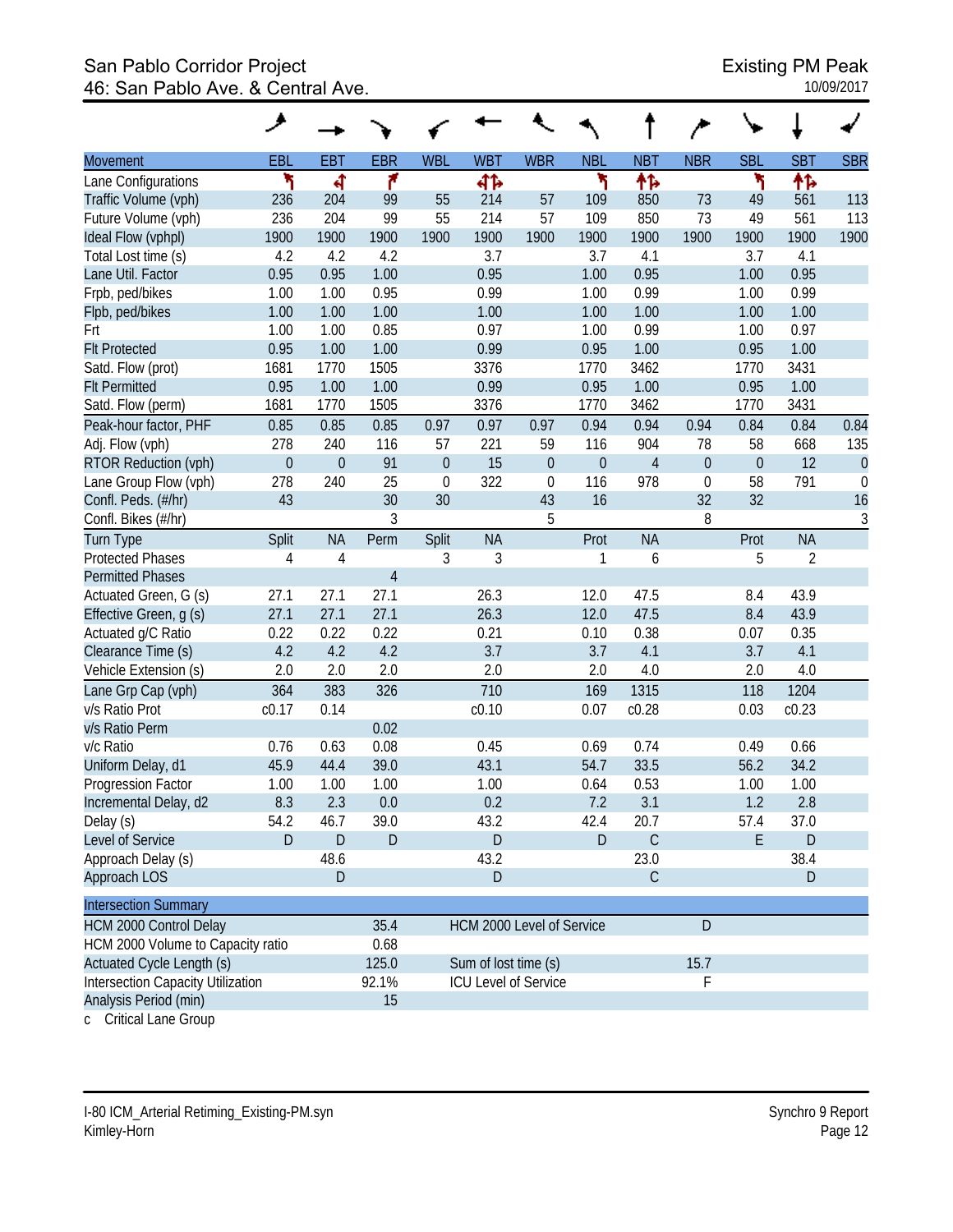# San Pablo Corridor Project

## 46: San Pablo Ave. & Central Ave.

Existing PM Peak
10/09/2017

| Movement | EBL | EBT | EBR | WBL | WBT | WBR | NBL | NBT | NBR | SBL | SBT | SBR |
|---|---|---|---|---|---|---|---|---|---|---|---|---|
| Lane Configurations | | | | | | | | | | | | |
| Traffic Volume (vph) | 236 | 204 | 99 | 55 | 214 | 57 | 109 | 850 | 73 | 49 | 561 | 113 |
| Future Volume (vph) | 236 | 204 | 99 | 55 | 214 | 57 | 109 | 850 | 73 | 49 | 561 | 113 |
| Ideal Flow (vphpl) | 1900 | 1900 | 1900 | 1900 | 1900 | 1900 | 1900 | 1900 | 1900 | 1900 | 1900 | 1900 |
| Total Lost time (s) | 4.2 | 4.2 | 4.2 | | 3.7 | | 3.7 | 4.1 | | 3.7 | 4.1 | |
| Lane Util. Factor | 0.95 | 0.95 | 1.00 | | 0.95 | | 1.00 | 0.95 | | 1.00 | 0.95 | |
| Frpb, ped/bikes | 1.00 | 1.00 | 0.95 | | 0.99 | | 1.00 | 0.99 | | 1.00 | 0.99 | |
| Flpb, ped/bikes | 1.00 | 1.00 | 1.00 | | 1.00 | | 1.00 | 1.00 | | 1.00 | 1.00 | |
| Frt | 1.00 | 1.00 | 0.85 | | 0.97 | | 1.00 | 0.99 | | 1.00 | 0.97 | |
| Flt Protected | 0.95 | 1.00 | 1.00 | | 0.99 | | 0.95 | 1.00 | | 0.95 | 1.00 | |
| Satd. Flow (prot) | 1681 | 1770 | 1505 | | 3376 | | 1770 | 3462 | | 1770 | 3431 | |
| Flt Permitted | 0.95 | 1.00 | 1.00 | | 0.99 | | 0.95 | 1.00 | | 0.95 | 1.00 | |
| Satd. Flow (perm) | 1681 | 1770 | 1505 | | 3376 | | 1770 | 3462 | | 1770 | 3431 | |
| Peak-hour factor, PHF | 0.85 | 0.85 | 0.85 | 0.97 | 0.97 | 0.97 | 0.94 | 0.94 | 0.94 | 0.84 | 0.84 | 0.84 |
| Adj. Flow (vph) | 278 | 240 | 116 | 57 | 221 | 59 | 116 | 904 | 78 | 58 | 668 | 135 |
| RTOR Reduction (vph) | 0 | 0 | 91 | 0 | 15 | 0 | 0 | 4 | 0 | 0 | 12 | 0 |
| Lane Group Flow (vph) | 278 | 240 | 25 | 0 | 322 | 0 | 116 | 978 | 0 | 58 | 791 | 0 |
| Confl. Peds. (#/hr) | 43 | | 30 | 30 | | 43 | 16 | | 32 | 32 | | 16 |
| Confl. Bikes (#/hr) | | | 3 | | | 5 | | | 8 | | | 3 |
| Turn Type | Split | NA | Perm | Split | NA | | Prot | NA | | Prot | NA | |
| Protected Phases | 4 | 4 | | 3 | 3 | | 1 | 6 | | 5 | 2 | |
| Permitted Phases | | | 4 | | | | | | | | | |
| Actuated Green, G (s) | 27.1 | 27.1 | 27.1 | | 26.3 | | 12.0 | 47.5 | | 8.4 | 43.9 | |
| Effective Green, g (s) | 27.1 | 27.1 | 27.1 | | 26.3 | | 12.0 | 47.5 | | 8.4 | 43.9 | |
| Actuated g/C Ratio | 0.22 | 0.22 | 0.22 | | 0.21 | | 0.10 | 0.38 | | 0.07 | 0.35 | |
| Clearance Time (s) | 4.2 | 4.2 | 4.2 | | 3.7 | | 3.7 | 4.1 | | 3.7 | 4.1 | |
| Vehicle Extension (s) | 2.0 | 2.0 | 2.0 | | 2.0 | | 2.0 | 4.0 | | 2.0 | 4.0 | |
| Lane Grp Cap (vph) | 364 | 383 | 326 | | 710 | | 169 | 1315 | | 118 | 1204 | |
| v/s Ratio Prot | c0.17 | 0.14 | | | c0.10 | | 0.07 | c0.28 | | 0.03 | c0.23 | |
| v/s Ratio Perm | | | 0.02 | | | | | | | | | |
| v/c Ratio | 0.76 | 0.63 | 0.08 | | 0.45 | | 0.69 | 0.74 | | 0.49 | 0.66 | |
| Uniform Delay, d1 | 45.9 | 44.4 | 39.0 | | 43.1 | | 54.7 | 33.5 | | 56.2 | 34.2 | |
| Progression Factor | 1.00 | 1.00 | 1.00 | | 1.00 | | 0.64 | 0.53 | | 1.00 | 1.00 | |
| Incremental Delay, d2 | 8.3 | 2.3 | 0.0 | | 0.2 | | 7.2 | 3.1 | | 1.2 | 2.8 | |
| Delay (s) | 54.2 | 46.7 | 39.0 | | 43.2 | | 42.4 | 20.7 | | 57.4 | 37.0 | |
| Level of Service | D | D | D | | D | | D | C | | E | D | |
| Approach Delay (s) | | 48.6 | | | 43.2 | | | 23.0 | | | 38.4 | |
| Approach LOS | | D | | | D | | | C | | | D | |

| Intersection Summary | | | |
|---|---|---|---|
| HCM 2000 Control Delay | 35.4 | HCM 2000 Level of Service | D |
| HCM 2000 Volume to Capacity ratio | 0.68 | | |
| Actuated Cycle Length (s) | 125.0 | Sum of lost time (s) | 15.7 |
| Intersection Capacity Utilization | 92.1% | ICU Level of Service | F |
| Analysis Period (min) | 15 | | |

c Critical Lane Group

I-80 ICM_Arterial Retiming_Existing-PM.syn
Kimley-Horn

Synchro 9 Report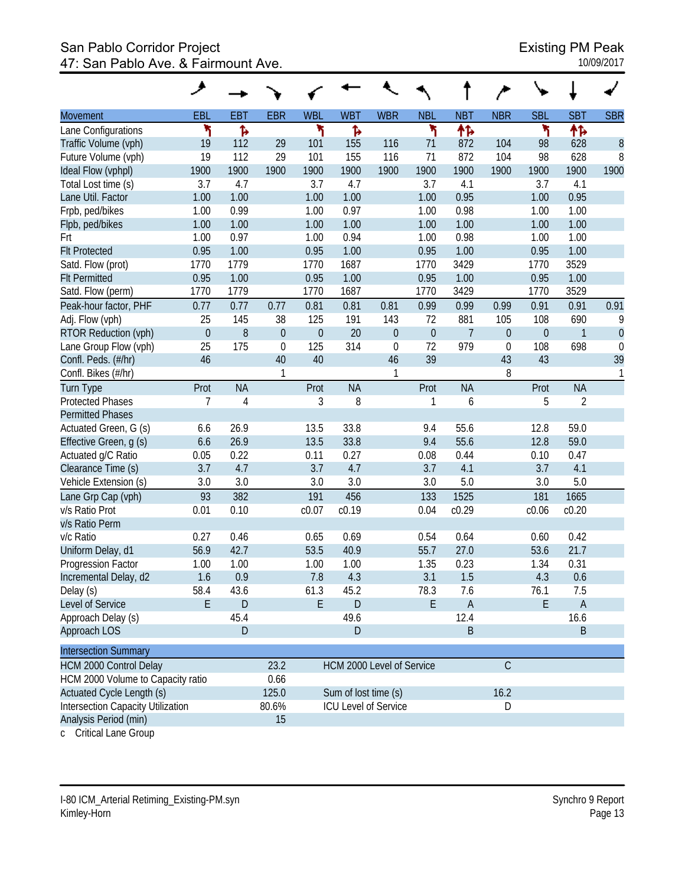# San Pablo Corridor Project
## 47: San Pablo Ave. & Fairmount Ave.

Existing PM Peak
10/09/2017

| Movement | EBL | EBT | EBR | WBL | WBT | WBR | NBL | NBT | NBR | SBL | SBT | SBR |
|---|---|---|---|---|---|---|---|---|---|---|---|---|
| Lane Configurations | | | | | | | | | | | | |
| Traffic Volume (vph) | 19 | 112 | 29 | 101 | 155 | 116 | 71 | 872 | 104 | 98 | 628 | 8 |
| Future Volume (vph) | 19 | 112 | 29 | 101 | 155 | 116 | 71 | 872 | 104 | 98 | 628 | 8 |
| Ideal Flow (vphpl) | 1900 | 1900 | 1900 | 1900 | 1900 | 1900 | 1900 | 1900 | 1900 | 1900 | 1900 | 1900 |
| Total Lost time (s) | 3.7 | 4.7 | | 3.7 | 4.7 | | 3.7 | 4.1 | | 3.7 | 4.1 | |
| Lane Util. Factor | 1.00 | 1.00 | | 1.00 | 1.00 | | 1.00 | 0.95 | | 1.00 | 0.95 | |
| Frpb, ped/bikes | 1.00 | 0.99 | | 1.00 | 0.97 | | 1.00 | 0.98 | | 1.00 | 1.00 | |
| Flpb, ped/bikes | 1.00 | 1.00 | | 1.00 | 1.00 | | 1.00 | 1.00 | | 1.00 | 1.00 | |
| Frt | 1.00 | 0.97 | | 1.00 | 0.94 | | 1.00 | 0.98 | | 1.00 | 1.00 | |
| Flt Protected | 0.95 | 1.00 | | 0.95 | 1.00 | | 0.95 | 1.00 | | 0.95 | 1.00 | |
| Satd. Flow (prot) | 1770 | 1779 | | 1770 | 1687 | | 1770 | 3429 | | 1770 | 3529 | |
| Flt Permitted | 0.95 | 1.00 | | 0.95 | 1.00 | | 0.95 | 1.00 | | 0.95 | 1.00 | |
| Satd. Flow (perm) | 1770 | 1779 | | 1770 | 1687 | | 1770 | 3429 | | 1770 | 3529 | |
| Peak-hour factor, PHF | 0.77 | 0.77 | 0.77 | 0.81 | 0.81 | 0.81 | 0.99 | 0.99 | 0.99 | 0.91 | 0.91 | 0.91 |
| Adj. Flow (vph) | 25 | 145 | 38 | 125 | 191 | 143 | 72 | 881 | 105 | 108 | 690 | 9 |
| RTOR Reduction (vph) | 0 | 8 | 0 | 0 | 20 | 0 | 0 | 7 | 0 | 0 | 1 | 0 |
| Lane Group Flow (vph) | 25 | 175 | 0 | 125 | 314 | 0 | 72 | 979 | 0 | 108 | 698 | 0 |
| Confl. Peds. (#/hr) | 46 | | 40 | 40 | | 46 | 39 | | 43 | 43 | | 39 |
| Confl. Bikes (#/hr) | | | 1 | | | 1 | | | 8 | | | 1 |
| Turn Type | Prot | NA | | Prot | NA | | Prot | NA | | Prot | NA | |
| Protected Phases | 7 | 4 | | 3 | 8 | | 1 | 6 | | 5 | 2 | |
| Permitted Phases | | | | | | | | | | | | |
| Actuated Green, G (s) | 6.6 | 26.9 | | 13.5 | 33.8 | | 9.4 | 55.6 | | 12.8 | 59.0 | |
| Effective Green, g (s) | 6.6 | 26.9 | | 13.5 | 33.8 | | 9.4 | 55.6 | | 12.8 | 59.0 | |
| Actuated g/C Ratio | 0.05 | 0.22 | | 0.11 | 0.27 | | 0.08 | 0.44 | | 0.10 | 0.47 | |
| Clearance Time (s) | 3.7 | 4.7 | | 3.7 | 4.7 | | 3.7 | 4.1 | | 3.7 | 4.1 | |
| Vehicle Extension (s) | 3.0 | 3.0 | | 3.0 | 3.0 | | 3.0 | 5.0 | | 3.0 | 5.0 | |
| Lane Grp Cap (vph) | 93 | 382 | | 191 | 456 | | 133 | 1525 | | 181 | 1665 | |
| v/s Ratio Prot | 0.01 | 0.10 | | c0.07 | c0.19 | | 0.04 | c0.29 | | c0.06 | c0.20 | |
| v/s Ratio Perm | | | | | | | | | | | | |
| v/c Ratio | 0.27 | 0.46 | | 0.65 | 0.69 | | 0.54 | 0.64 | | 0.60 | 0.42 | |
| Uniform Delay, d1 | 56.9 | 42.7 | | 53.5 | 40.9 | | 55.7 | 27.0 | | 53.6 | 21.7 | |
| Progression Factor | 1.00 | 1.00 | | 1.00 | 1.00 | | 1.35 | 0.23 | | 1.34 | 0.31 | |
| Incremental Delay, d2 | 1.6 | 0.9 | | 7.8 | 4.3 | | 3.1 | 1.5 | | 4.3 | 0.6 | |
| Delay (s) | 58.4 | 43.6 | | 61.3 | 45.2 | | 78.3 | 7.6 | | 76.1 | 7.5 | |
| Level of Service | E | D | | E | D | | E | A | | E | A | |
| Approach Delay (s) | | 45.4 | | | 49.6 | | | 12.4 | | | 16.6 | |
| Approach LOS | | D | | | D | | | B | | | B | |

| Intersection Summary | | | |
|---|---|---|---|
| HCM 2000 Control Delay | 23.2 | HCM 2000 Level of Service | C |
| HCM 2000 Volume to Capacity ratio | 0.66 | | |
| Actuated Cycle Length (s) | 125.0 | Sum of lost time (s) | 16.2 |
| Intersection Capacity Utilization | 80.6% | ICU Level of Service | D |
| Analysis Period (min) | 15 | | |

c Critical Lane Group

I-80 ICM_Arterial Retiming_Existing-PM.syn
Kimley-Horn

Synchro 9 Report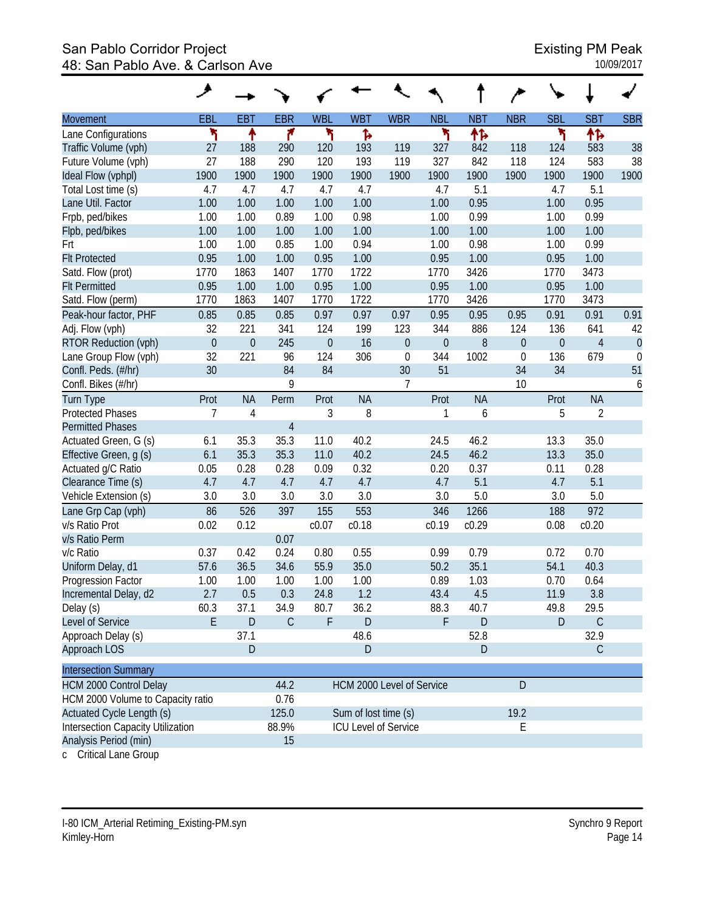San Pablo Corridor Project
48: San Pablo Ave. & Carlson Ave

Existing PM Peak
10/09/2017

| Movement | EBL | EBT | EBR | WBL | WBT | WBR | NBL | NBT | NBR | SBL | SBT | SBR |
|---|---|---|---|---|---|---|---|---|---|---|---|---|
| Lane Configurations | | | | | | | | | | | | |
| Traffic Volume (vph) | 27 | 188 | 290 | 120 | 193 | 119 | 327 | 842 | 118 | 124 | 583 | 38 |
| Future Volume (vph) | 27 | 188 | 290 | 120 | 193 | 119 | 327 | 842 | 118 | 124 | 583 | 38 |
| Ideal Flow (vphpl) | 1900 | 1900 | 1900 | 1900 | 1900 | 1900 | 1900 | 1900 | 1900 | 1900 | 1900 | 1900 |
| Total Lost time (s) | 4.7 | 4.7 | 4.7 | 4.7 | 4.7 | | 4.7 | 5.1 | | 4.7 | 5.1 | |
| Lane Util. Factor | 1.00 | 1.00 | 1.00 | 1.00 | 1.00 | | 1.00 | 0.95 | | 1.00 | 0.95 | |
| Frpb, ped/bikes | 1.00 | 1.00 | 0.89 | 1.00 | 0.98 | | 1.00 | 0.99 | | 1.00 | 0.99 | |
| Flpb, ped/bikes | 1.00 | 1.00 | 1.00 | 1.00 | 1.00 | | 1.00 | 1.00 | | 1.00 | 1.00 | |
| Frt | 1.00 | 1.00 | 0.85 | 1.00 | 0.94 | | 1.00 | 0.98 | | 1.00 | 0.99 | |
| Flt Protected | 0.95 | 1.00 | 1.00 | 0.95 | 1.00 | | 0.95 | 1.00 | | 0.95 | 1.00 | |
| Satd. Flow (prot) | 1770 | 1863 | 1407 | 1770 | 1722 | | 1770 | 3426 | | 1770 | 3473 | |
| Flt Permitted | 0.95 | 1.00 | 1.00 | 0.95 | 1.00 | | 0.95 | 1.00 | | 0.95 | 1.00 | |
| Satd. Flow (perm) | 1770 | 1863 | 1407 | 1770 | 1722 | | 1770 | 3426 | | 1770 | 3473 | |
| Peak-hour factor, PHF | 0.85 | 0.85 | 0.85 | 0.97 | 0.97 | 0.97 | 0.95 | 0.95 | 0.95 | 0.91 | 0.91 | 0.91 |
| Adj. Flow (vph) | 32 | 221 | 341 | 124 | 199 | 123 | 344 | 886 | 124 | 136 | 641 | 42 |
| RTOR Reduction (vph) | 0 | 0 | 245 | 0 | 16 | 0 | 0 | 8 | 0 | 0 | 4 | 0 |
| Lane Group Flow (vph) | 32 | 221 | 96 | 124 | 306 | 0 | 344 | 1002 | 0 | 136 | 679 | 0 |
| Confl. Peds. (#/hr) | 30 | | 84 | 84 | | 30 | 51 | | 34 | 34 | | 51 |
| Confl. Bikes (#/hr) | | | 9 | | | 7 | | | 10 | | | 6 |
| Turn Type | Prot | NA | Perm | Prot | NA | | Prot | NA | | Prot | NA | |
| Protected Phases | 7 | 4 | | 3 | 8 | | 1 | 6 | | 5 | 2 | |
| Permitted Phases | | | 4 | | | | | | | | | |
| Actuated Green, G (s) | 6.1 | 35.3 | 35.3 | 11.0 | 40.2 | | 24.5 | 46.2 | | 13.3 | 35.0 | |
| Effective Green, g (s) | 6.1 | 35.3 | 35.3 | 11.0 | 40.2 | | 24.5 | 46.2 | | 13.3 | 35.0 | |
| Actuated g/C Ratio | 0.05 | 0.28 | 0.28 | 0.09 | 0.32 | | 0.20 | 0.37 | | 0.11 | 0.28 | |
| Clearance Time (s) | 4.7 | 4.7 | 4.7 | 4.7 | 4.7 | | 4.7 | 5.1 | | 4.7 | 5.1 | |
| Vehicle Extension (s) | 3.0 | 3.0 | 3.0 | 3.0 | 3.0 | | 3.0 | 5.0 | | 3.0 | 5.0 | |
| Lane Grp Cap (vph) | 86 | 526 | 397 | 155 | 553 | | 346 | 1266 | | 188 | 972 | |
| v/s Ratio Prot | 0.02 | 0.12 | | c0.07 | c0.18 | | c0.19 | c0.29 | | 0.08 | c0.20 | |
| v/s Ratio Perm | | | 0.07 | | | | | | | | | |
| v/c Ratio | 0.37 | 0.42 | 0.24 | 0.80 | 0.55 | | 0.99 | 0.79 | | 0.72 | 0.70 | |
| Uniform Delay, d1 | 57.6 | 36.5 | 34.6 | 55.9 | 35.0 | | 50.2 | 35.1 | | 54.1 | 40.3 | |
| Progression Factor | 1.00 | 1.00 | 1.00 | 1.00 | 1.00 | | 0.89 | 1.03 | | 0.70 | 0.64 | |
| Incremental Delay, d2 | 2.7 | 0.5 | 0.3 | 24.8 | 1.2 | | 43.4 | 4.5 | | 11.9 | 3.8 | |
| Delay (s) | 60.3 | 37.1 | 34.9 | 80.7 | 36.2 | | 88.3 | 40.7 | | 49.8 | 29.5 | |
| Level of Service | E | D | C | F | D | | F | D | | D | C | |
| Approach Delay (s) | | 37.1 | | | 48.6 | | | 52.8 | | | 32.9 | |
| Approach LOS | | D | | | D | | | D | | | C | |

| Intersection Summary | | | |
|---|---|---|---|
| HCM 2000 Control Delay | 44.2 | HCM 2000 Level of Service | D |
| HCM 2000 Volume to Capacity ratio | 0.76 | | |
| Actuated Cycle Length (s) | 125.0 | Sum of lost time (s) | 19.2 |
| Intersection Capacity Utilization | 88.9% | ICU Level of Service | E |
| Analysis Period (min) | 15 | | |

c Critical Lane Group

I-80 ICM_Arterial Retiming_Existing-PM.syn
Kimley-Horn

Synchro 9 Report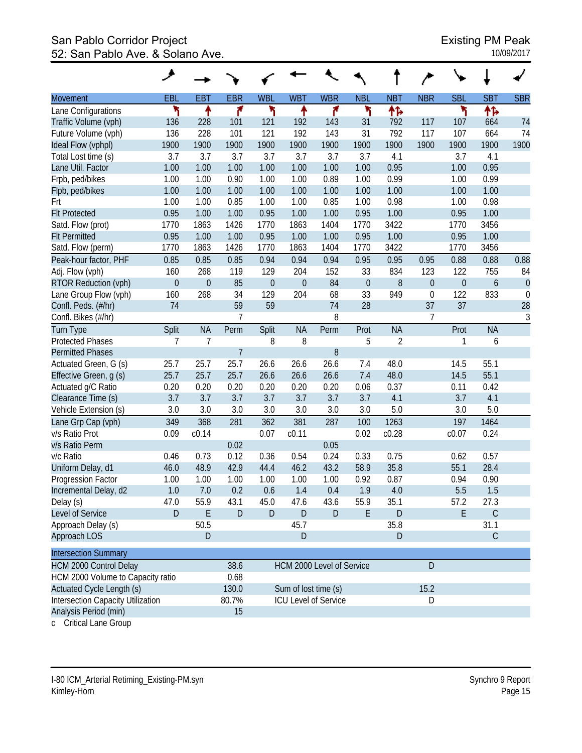San Pablo Corridor Project
52: San Pablo Ave. & Solano Ave.

Existing PM Peak
10/09/2017

| Movement | EBL | EBT | EBR | WBL | WBT | WBR | NBL | NBT | NBR | SBL | SBT | SBR |
|---|---|---|---|---|---|---|---|---|---|---|---|---|
| Lane Configurations | | | | | | | | | | | | |
| Traffic Volume (vph) | 136 | 228 | 101 | 121 | 192 | 143 | 31 | 792 | 117 | 107 | 664 | 74 |
| Future Volume (vph) | 136 | 228 | 101 | 121 | 192 | 143 | 31 | 792 | 117 | 107 | 664 | 74 |
| Ideal Flow (vphpl) | 1900 | 1900 | 1900 | 1900 | 1900 | 1900 | 1900 | 1900 | 1900 | 1900 | 1900 | 1900 |
| Total Lost time (s) | 3.7 | 3.7 | 3.7 | 3.7 | 3.7 | 3.7 | 3.7 | 4.1 | | 3.7 | 4.1 | |
| Lane Util. Factor | 1.00 | 1.00 | 1.00 | 1.00 | 1.00 | 1.00 | 1.00 | 0.95 | | 1.00 | 0.95 | |
| Frpb, ped/bikes | 1.00 | 1.00 | 0.90 | 1.00 | 1.00 | 0.89 | 1.00 | 0.99 | | 1.00 | 0.99 | |
| Flpb, ped/bikes | 1.00 | 1.00 | 1.00 | 1.00 | 1.00 | 1.00 | 1.00 | 1.00 | | 1.00 | 1.00 | |
| Frt | 1.00 | 1.00 | 0.85 | 1.00 | 1.00 | 0.85 | 1.00 | 0.98 | | 1.00 | 0.98 | |
| Flt Protected | 0.95 | 1.00 | 1.00 | 0.95 | 1.00 | 1.00 | 0.95 | 1.00 | | 0.95 | 1.00 | |
| Satd. Flow (prot) | 1770 | 1863 | 1426 | 1770 | 1863 | 1404 | 1770 | 3422 | | 1770 | 3456 | |
| Flt Permitted | 0.95 | 1.00 | 1.00 | 0.95 | 1.00 | 1.00 | 0.95 | 1.00 | | 0.95 | 1.00 | |
| Satd. Flow (perm) | 1770 | 1863 | 1426 | 1770 | 1863 | 1404 | 1770 | 3422 | | 1770 | 3456 | |
| Peak-hour factor, PHF | 0.85 | 0.85 | 0.85 | 0.94 | 0.94 | 0.94 | 0.95 | 0.95 | 0.95 | 0.88 | 0.88 | 0.88 |
| Adj. Flow (vph) | 160 | 268 | 119 | 129 | 204 | 152 | 33 | 834 | 123 | 122 | 755 | 84 |
| RTOR Reduction (vph) | 0 | 0 | 85 | 0 | 0 | 84 | 0 | 8 | 0 | 0 | 6 | 0 |
| Lane Group Flow (vph) | 160 | 268 | 34 | 129 | 204 | 68 | 33 | 949 | 0 | 122 | 833 | 0 |
| Confl. Peds. (#/hr) | 74 | | 59 | 59 | | 74 | 28 | | 37 | 37 | | 28 |
| Confl. Bikes (#/hr) | | | 7 | | | 8 | | | 7 | | | 3 |
| Turn Type | Split | NA | Perm | Split | NA | Perm | Prot | NA | | Prot | NA | |
| Protected Phases | 7 | 7 | | 8 | 8 | | 5 | 2 | | 1 | 6 | |
| Permitted Phases | | | 7 | | | 8 | | | | | | |
| Actuated Green, G (s) | 25.7 | 25.7 | 25.7 | 26.6 | 26.6 | 26.6 | 7.4 | 48.0 | | 14.5 | 55.1 | |
| Effective Green, g (s) | 25.7 | 25.7 | 25.7 | 26.6 | 26.6 | 26.6 | 7.4 | 48.0 | | 14.5 | 55.1 | |
| Actuated g/C Ratio | 0.20 | 0.20 | 0.20 | 0.20 | 0.20 | 0.20 | 0.06 | 0.37 | | 0.11 | 0.42 | |
| Clearance Time (s) | 3.7 | 3.7 | 3.7 | 3.7 | 3.7 | 3.7 | 3.7 | 4.1 | | 3.7 | 4.1 | |
| Vehicle Extension (s) | 3.0 | 3.0 | 3.0 | 3.0 | 3.0 | 3.0 | 3.0 | 5.0 | | 3.0 | 5.0 | |
| Lane Grp Cap (vph) | 349 | 368 | 281 | 362 | 381 | 287 | 100 | 1263 | | 197 | 1464 | |
| v/s Ratio Prot | 0.09 | c0.14 | | 0.07 | c0.11 | | 0.02 | c0.28 | | c0.07 | 0.24 | |
| v/s Ratio Perm | | | 0.02 | | | 0.05 | | | | | | |
| v/c Ratio | 0.46 | 0.73 | 0.12 | 0.36 | 0.54 | 0.24 | 0.33 | 0.75 | | 0.62 | 0.57 | |
| Uniform Delay, d1 | 46.0 | 48.9 | 42.9 | 44.4 | 46.2 | 43.2 | 58.9 | 35.8 | | 55.1 | 28.4 | |
| Progression Factor | 1.00 | 1.00 | 1.00 | 1.00 | 1.00 | 1.00 | 0.92 | 0.87 | | 0.94 | 0.90 | |
| Incremental Delay, d2 | 1.0 | 7.0 | 0.2 | 0.6 | 1.4 | 0.4 | 1.9 | 4.0 | | 5.5 | 1.5 | |
| Delay (s) | 47.0 | 55.9 | 43.1 | 45.0 | 47.6 | 43.6 | 55.9 | 35.1 | | 57.2 | 27.3 | |
| Level of Service | D | E | D | D | D | D | E | D | | E | C | |
| Approach Delay (s) | | 50.5 | | | 45.7 | | | 35.8 | | | 31.1 | |
| Approach LOS | | D | | | D | | | D | | | C | |

| Intersection Summary | | | |
|---|---|---|---|
| HCM 2000 Control Delay | 38.6 | HCM 2000 Level of Service | D |
| HCM 2000 Volume to Capacity ratio | 0.68 | | |
| Actuated Cycle Length (s) | 130.0 | Sum of lost time (s) | 15.2 |
| Intersection Capacity Utilization | 80.7% | ICU Level of Service | D |
| Analysis Period (min) | 15 | | |

c Critical Lane Group

I-80 ICM_Arterial Retiming_Existing-PM.syn
Kimley-Horn

Synchro 9 Report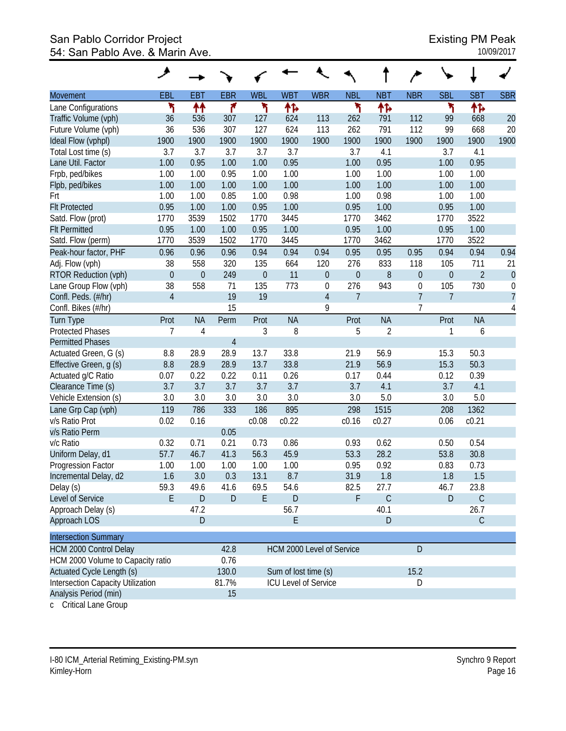San Pablo Corridor Project
54: San Pablo Ave. & Marin Ave.

Existing PM Peak
10/09/2017

| Movement | EBL | EBT | EBR | WBL | WBT | WBR | NBL | NBT | NBR | SBL | SBT | SBR |
|---|---|---|---|---|---|---|---|---|---|---|---|---|
| Lane Configurations | | | | | | | | | | | | |
| Traffic Volume (vph) | 36 | 536 | 307 | 127 | 624 | 113 | 262 | 791 | 112 | 99 | 668 | 20 |
| Future Volume (vph) | 36 | 536 | 307 | 127 | 624 | 113 | 262 | 791 | 112 | 99 | 668 | 20 |
| Ideal Flow (vphpl) | 1900 | 1900 | 1900 | 1900 | 1900 | 1900 | 1900 | 1900 | 1900 | 1900 | 1900 | 1900 |
| Total Lost time (s) | 3.7 | 3.7 | 3.7 | 3.7 | 3.7 | | 3.7 | 4.1 | | 3.7 | 4.1 | |
| Lane Util. Factor | 1.00 | 0.95 | 1.00 | 1.00 | 0.95 | | 1.00 | 0.95 | | 1.00 | 0.95 | |
| Frpb, ped/bikes | 1.00 | 1.00 | 0.95 | 1.00 | 1.00 | | 1.00 | 1.00 | | 1.00 | 1.00 | |
| Flpb, ped/bikes | 1.00 | 1.00 | 1.00 | 1.00 | 1.00 | | 1.00 | 1.00 | | 1.00 | 1.00 | |
| Frt | 1.00 | 1.00 | 0.85 | 1.00 | 0.98 | | 1.00 | 0.98 | | 1.00 | 1.00 | |
| Flt Protected | 0.95 | 1.00 | 1.00 | 0.95 | 1.00 | | 0.95 | 1.00 | | 0.95 | 1.00 | |
| Satd. Flow (prot) | 1770 | 3539 | 1502 | 1770 | 3445 | | 1770 | 3462 | | 1770 | 3522 | |
| Flt Permitted | 0.95 | 1.00 | 1.00 | 0.95 | 1.00 | | 0.95 | 1.00 | | 0.95 | 1.00 | |
| Satd. Flow (perm) | 1770 | 3539 | 1502 | 1770 | 3445 | | 1770 | 3462 | | 1770 | 3522 | |
| Peak-hour factor, PHF | 0.96 | 0.96 | 0.96 | 0.94 | 0.94 | 0.94 | 0.95 | 0.95 | 0.95 | 0.94 | 0.94 | 0.94 |
| Adj. Flow (vph) | 38 | 558 | 320 | 135 | 664 | 120 | 276 | 833 | 118 | 105 | 711 | 21 |
| RTOR Reduction (vph) | 0 | 0 | 249 | 0 | 11 | 0 | 0 | 8 | 0 | 0 | 2 | 0 |
| Lane Group Flow (vph) | 38 | 558 | 71 | 135 | 773 | 0 | 276 | 943 | 0 | 105 | 730 | 0 |
| Confl. Peds. (#/hr) | 4 | | 19 | 19 | | 4 | 7 | | 7 | 7 | | 7 |
| Confl. Bikes (#/hr) | | | 15 | | | 9 | | | 7 | | | 4 |
| Turn Type | Prot | NA | Perm | Prot | NA | | Prot | NA | | Prot | NA | |
| Protected Phases | 7 | 4 | | 3 | 8 | | 5 | 2 | | 1 | 6 | |
| Permitted Phases | | | 4 | | | | | | | | | |
| Actuated Green, G (s) | 8.8 | 28.9 | 28.9 | 13.7 | 33.8 | | 21.9 | 56.9 | | 15.3 | 50.3 | |
| Effective Green, g (s) | 8.8 | 28.9 | 28.9 | 13.7 | 33.8 | | 21.9 | 56.9 | | 15.3 | 50.3 | |
| Actuated g/C Ratio | 0.07 | 0.22 | 0.22 | 0.11 | 0.26 | | 0.17 | 0.44 | | 0.12 | 0.39 | |
| Clearance Time (s) | 3.7 | 3.7 | 3.7 | 3.7 | 3.7 | | 3.7 | 4.1 | | 3.7 | 4.1 | |
| Vehicle Extension (s) | 3.0 | 3.0 | 3.0 | 3.0 | 3.0 | | 3.0 | 5.0 | | 3.0 | 5.0 | |
| Lane Grp Cap (vph) | 119 | 786 | 333 | 186 | 895 | | 298 | 1515 | | 208 | 1362 | |
| v/s Ratio Prot | 0.02 | 0.16 | | c0.08 | c0.22 | | c0.16 | c0.27 | | 0.06 | c0.21 | |
| v/s Ratio Perm | | | 0.05 | | | | | | | | | |
| v/c Ratio | 0.32 | 0.71 | 0.21 | 0.73 | 0.86 | | 0.93 | 0.62 | | 0.50 | 0.54 | |
| Uniform Delay, d1 | 57.7 | 46.7 | 41.3 | 56.3 | 45.9 | | 53.3 | 28.2 | | 53.8 | 30.8 | |
| Progression Factor | 1.00 | 1.00 | 1.00 | 1.00 | 1.00 | | 0.95 | 0.92 | | 0.83 | 0.73 | |
| Incremental Delay, d2 | 1.6 | 3.0 | 0.3 | 13.1 | 8.7 | | 31.9 | 1.8 | | 1.8 | 1.5 | |
| Delay (s) | 59.3 | 49.6 | 41.6 | 69.5 | 54.6 | | 82.5 | 27.7 | | 46.7 | 23.8 | |
| Level of Service | E | D | D | E | D | | F | C | | D | C | |
| Approach Delay (s) | | 47.2 | | | 56.7 | | | 40.1 | | | 26.7 | |
| Approach LOS | | D | | | E | | | D | | | C | |

| Intersection Summary | | | |
|---|---|---|---|
| HCM 2000 Control Delay | 42.8 | HCM 2000 Level of Service | D |
| HCM 2000 Volume to Capacity ratio | 0.76 | | |
| Actuated Cycle Length (s) | 130.0 | Sum of lost time (s) | 15.2 |
| Intersection Capacity Utilization | 81.7% | ICU Level of Service | D |
| Analysis Period (min) | 15 | | |

c Critical Lane Group

I-80 ICM_Arterial Retiming_Existing-PM.syn
Kimley-Horn

Synchro 9 Report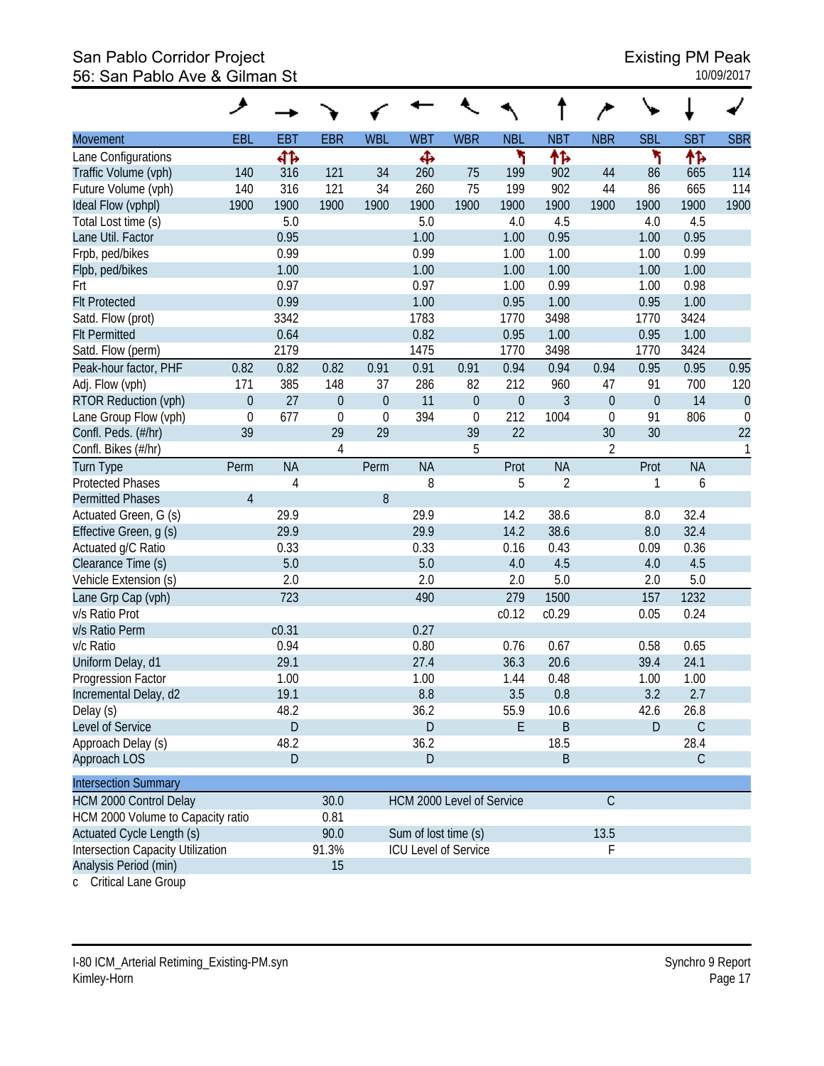San Pablo Corridor Project
56: San Pablo Ave & Gilman St

Existing PM Peak
10/09/2017

| Movement | EBL | EBT | EBR | WBL | WBT | WBR | NBL | NBT | NBR | SBL | SBT | SBR |
|---|---|---|---|---|---|---|---|---|---|---|---|---|
| Lane Configurations | | ↰↑↱ | | | ↰↑↱ | | ↰ | ↑↱ | | ↰ | ↑↱ | |
| Traffic Volume (vph) | 140 | 316 | 121 | 34 | 260 | 75 | 199 | 902 | 44 | 86 | 665 | 114 |
| Future Volume (vph) | 140 | 316 | 121 | 34 | 260 | 75 | 199 | 902 | 44 | 86 | 665 | 114 |
| Ideal Flow (vphpl) | 1900 | 1900 | 1900 | 1900 | 1900 | 1900 | 1900 | 1900 | 1900 | 1900 | 1900 | 1900 |
| Total Lost time (s) | | 5.0 | | | 5.0 | | 4.0 | 4.5 | | 4.0 | 4.5 | |
| Lane Util. Factor | | 0.95 | | | 1.00 | | 1.00 | 0.95 | | 1.00 | 0.95 | |
| Frpb, ped/bikes | | 0.99 | | | 0.99 | | 1.00 | 1.00 | | 1.00 | 0.99 | |
| Flpb, ped/bikes | | 1.00 | | | 1.00 | | 1.00 | 1.00 | | 1.00 | 1.00 | |
| Frt | | 0.97 | | | 0.97 | | 1.00 | 0.99 | | 1.00 | 0.98 | |
| Flt Protected | | 0.99 | | | 1.00 | | 0.95 | 1.00 | | 0.95 | 1.00 | |
| Satd. Flow (prot) | | 3342 | | | 1783 | | 1770 | 3498 | | 1770 | 3424 | |
| Flt Permitted | | 0.64 | | | 0.82 | | 0.95 | 1.00 | | 0.95 | 1.00 | |
| Satd. Flow (perm) | | 2179 | | | 1475 | | 1770 | 3498 | | 1770 | 3424 | |
| Peak-hour factor, PHF | 0.82 | 0.82 | 0.82 | 0.91 | 0.91 | 0.91 | 0.94 | 0.94 | 0.94 | 0.95 | 0.95 | 0.95 |
| Adj. Flow (vph) | 171 | 385 | 148 | 37 | 286 | 82 | 212 | 960 | 47 | 91 | 700 | 120 |
| RTOR Reduction (vph) | 0 | 27 | 0 | 0 | 11 | 0 | 0 | 3 | 0 | 0 | 14 | 0 |
| Lane Group Flow (vph) | 0 | 677 | 0 | 0 | 394 | 0 | 212 | 1004 | 0 | 91 | 806 | 0 |
| Confl. Peds. (#/hr) | 39 | | 29 | 29 | | 39 | 22 | | 30 | 30 | | 22 |
| Confl. Bikes (#/hr) | | | 4 | | | 5 | | | 2 | | | 1 |
| Turn Type | Perm | NA | | Perm | NA | | Prot | NA | | Prot | NA | |
| Protected Phases | | 4 | | | 8 | | 5 | 2 | | 1 | 6 | |
| Permitted Phases | 4 | | | 8 | | | | | | | | |
| Actuated Green, G (s) | | 29.9 | | | 29.9 | | 14.2 | 38.6 | | 8.0 | 32.4 | |
| Effective Green, g (s) | | 29.9 | | | 29.9 | | 14.2 | 38.6 | | 8.0 | 32.4 | |
| Actuated g/C Ratio | | 0.33 | | | 0.33 | | 0.16 | 0.43 | | 0.09 | 0.36 | |
| Clearance Time (s) | | 5.0 | | | 5.0 | | 4.0 | 4.5 | | 4.0 | 4.5 | |
| Vehicle Extension (s) | | 2.0 | | | 2.0 | | 2.0 | 5.0 | | 2.0 | 5.0 | |
| Lane Grp Cap (vph) | | 723 | | | 490 | | 279 | 1500 | | 157 | 1232 | |
| v/s Ratio Prot | | | | | | | c0.12 | c0.29 | | 0.05 | 0.24 | |
| v/s Ratio Perm | | c0.31 | | | 0.27 | | | | | | | |
| v/c Ratio | | 0.94 | | | 0.80 | | 0.76 | 0.67 | | 0.58 | 0.65 | |
| Uniform Delay, d1 | | 29.1 | | | 27.4 | | 36.3 | 20.6 | | 39.4 | 24.1 | |
| Progression Factor | | 1.00 | | | 1.00 | | 1.44 | 0.48 | | 1.00 | 1.00 | |
| Incremental Delay, d2 | | 19.1 | | | 8.8 | | 3.5 | 0.8 | | 3.2 | 2.7 | |
| Delay (s) | | 48.2 | | | 36.2 | | 55.9 | 10.6 | | 42.6 | 26.8 | |
| Level of Service | | D | | | D | | E | B | | D | C | |
| Approach Delay (s) | | 48.2 | | | 36.2 | | | 18.5 | | | 28.4 | |
| Approach LOS | | D | | | D | | | B | | | C | |

| Intersection Summary | | | |
|---|---|---|---|
| HCM 2000 Control Delay | 30.0 | HCM 2000 Level of Service | C |
| HCM 2000 Volume to Capacity ratio | 0.81 | | |
| Actuated Cycle Length (s) | 90.0 | Sum of lost time (s) | 13.5 |
| Intersection Capacity Utilization | 91.3% | ICU Level of Service | F |
| Analysis Period (min) | 15 | | |

c Critical Lane Group

I-80 ICM_Arterial Retiming_Existing-PM.syn
Kimley-Horn

Synchro 9 Report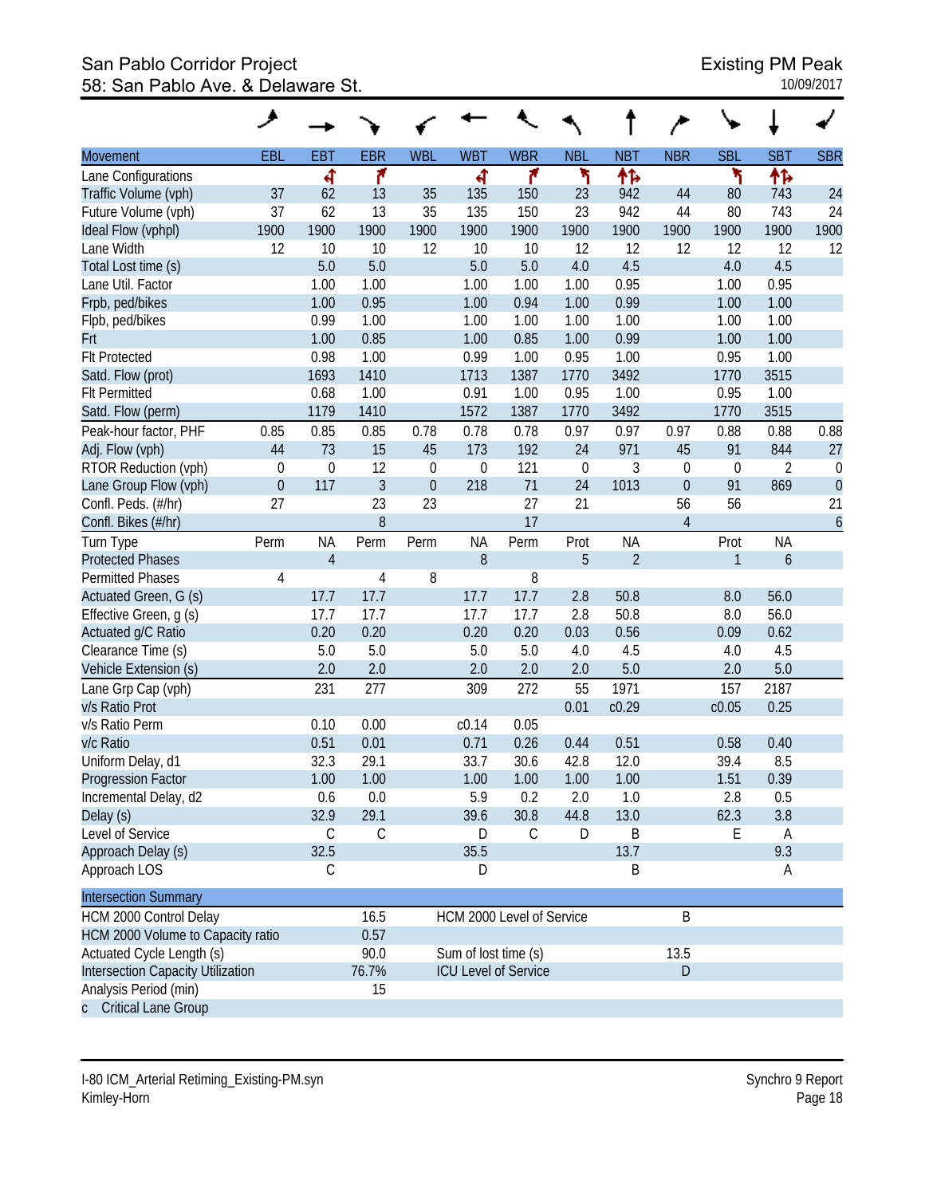# San Pablo Corridor Project
## 58: San Pablo Ave. & Delaware St.

Existing PM Peak
10/09/2017

| Movement | EBL | EBT | EBR | WBL | WBT | WBR | NBL | NBT | NBR | SBL | SBT | SBR |
|---|---|---|---|---|---|---|---|---|---|---|---|---|
| Lane Configurations | | | | | | | | | | | | |
| Traffic Volume (vph) | 37 | 62 | 13 | 35 | 135 | 150 | 23 | 942 | 44 | 80 | 743 | 24 |
| Future Volume (vph) | 37 | 62 | 13 | 35 | 135 | 150 | 23 | 942 | 44 | 80 | 743 | 24 |
| Ideal Flow (vphpl) | 1900 | 1900 | 1900 | 1900 | 1900 | 1900 | 1900 | 1900 | 1900 | 1900 | 1900 | 1900 |
| Lane Width | 12 | 10 | 10 | 12 | 10 | 10 | 12 | 12 | 12 | 12 | 12 | 12 |
| Total Lost time (s) | | 5.0 | 5.0 | | 5.0 | 5.0 | 4.0 | 4.5 | | 4.0 | 4.5 | |
| Lane Util. Factor | | 1.00 | 1.00 | | 1.00 | 1.00 | 1.00 | 0.95 | | 1.00 | 0.95 | |
| Frpb, ped/bikes | | 1.00 | 0.95 | | 1.00 | 0.94 | 1.00 | 0.99 | | 1.00 | 1.00 | |
| Flpb, ped/bikes | | 0.99 | 1.00 | | 1.00 | 1.00 | 1.00 | 1.00 | | 1.00 | 1.00 | |
| Frt | | 1.00 | 0.85 | | 1.00 | 0.85 | 1.00 | 0.99 | | 1.00 | 1.00 | |
| Flt Protected | | 0.98 | 1.00 | | 0.99 | 1.00 | 0.95 | 1.00 | | 0.95 | 1.00 | |
| Satd. Flow (prot) | | 1693 | 1410 | | 1713 | 1387 | 1770 | 3492 | | 1770 | 3515 | |
| Flt Permitted | | 0.68 | 1.00 | | 0.91 | 1.00 | 0.95 | 1.00 | | 0.95 | 1.00 | |
| Satd. Flow (perm) | | 1179 | 1410 | | 1572 | 1387 | 1770 | 3492 | | 1770 | 3515 | |
| Peak-hour factor, PHF | 0.85 | 0.85 | 0.85 | 0.78 | 0.78 | 0.78 | 0.97 | 0.97 | 0.97 | 0.88 | 0.88 | 0.88 |
| Adj. Flow (vph) | 44 | 73 | 15 | 45 | 173 | 192 | 24 | 971 | 45 | 91 | 844 | 27 |
| RTOR Reduction (vph) | 0 | 0 | 12 | 0 | 0 | 121 | 0 | 3 | 0 | 0 | 2 | 0 |
| Lane Group Flow (vph) | 0 | 117 | 3 | 0 | 218 | 71 | 24 | 1013 | 0 | 91 | 869 | 0 |
| Confl. Peds. (#/hr) | 27 | | 23 | 23 | | 27 | 21 | | 56 | 56 | | 21 |
| Confl. Bikes (#/hr) | | | 8 | | | 17 | | | 4 | | | 6 |
| Turn Type | Perm | NA | Perm | Perm | NA | Perm | Prot | NA | | Prot | NA | |
| Protected Phases | | 4 | | | 8 | | 5 | 2 | | 1 | 6 | |
| Permitted Phases | 4 | | 4 | 8 | | 8 | | | | | | |
| Actuated Green, G (s) | | 17.7 | 17.7 | | 17.7 | 17.7 | 2.8 | 50.8 | | 8.0 | 56.0 | |
| Effective Green, g (s) | | 17.7 | 17.7 | | 17.7 | 17.7 | 2.8 | 50.8 | | 8.0 | 56.0 | |
| Actuated g/C Ratio | | 0.20 | 0.20 | | 0.20 | 0.20 | 0.03 | 0.56 | | 0.09 | 0.62 | |
| Clearance Time (s) | | 5.0 | 5.0 | | 5.0 | 5.0 | 4.0 | 4.5 | | 4.0 | 4.5 | |
| Vehicle Extension (s) | | 2.0 | 2.0 | | 2.0 | 2.0 | 2.0 | 5.0 | | 2.0 | 5.0 | |
| Lane Grp Cap (vph) | | 231 | 277 | | 309 | 272 | 55 | 1971 | | 157 | 2187 | |
| v/s Ratio Prot | | | | | | | 0.01 | c0.29 | | c0.05 | 0.25 | |
| v/s Ratio Perm | | 0.10 | 0.00 | | c0.14 | 0.05 | | | | | | |
| v/c Ratio | | 0.51 | 0.01 | | 0.71 | 0.26 | 0.44 | 0.51 | | 0.58 | 0.40 | |
| Uniform Delay, d1 | | 32.3 | 29.1 | | 33.7 | 30.6 | 42.8 | 12.0 | | 39.4 | 8.5 | |
| Progression Factor | | 1.00 | 1.00 | | 1.00 | 1.00 | 1.00 | 1.00 | | 1.51 | 0.39 | |
| Incremental Delay, d2 | | 0.6 | 0.0 | | 5.9 | 0.2 | 2.0 | 1.0 | | 2.8 | 0.5 | |
| Delay (s) | | 32.9 | 29.1 | | 39.6 | 30.8 | 44.8 | 13.0 | | 62.3 | 3.8 | |
| Level of Service | | C | C | | D | C | D | B | | E | A | |
| Approach Delay (s) | | 32.5 | | | 35.5 | | | 13.7 | | | 9.3 | |
| Approach LOS | | C | | | D | | | B | | | A | |

| Intersection Summary | | | |
|---|---|---|---|
| HCM 2000 Control Delay | 16.5 | HCM 2000 Level of Service | B |
| HCM 2000 Volume to Capacity ratio | 0.57 | | |
| Actuated Cycle Length (s) | 90.0 | Sum of lost time (s) | 13.5 |
| Intersection Capacity Utilization | 76.7% | ICU Level of Service | D |
| Analysis Period (min) | 15 | | |
| c Critical Lane Group | | | |

I-80 ICM_Arterial Retiming_Existing-PM.syn
Kimley-Horn

Synchro 9 Report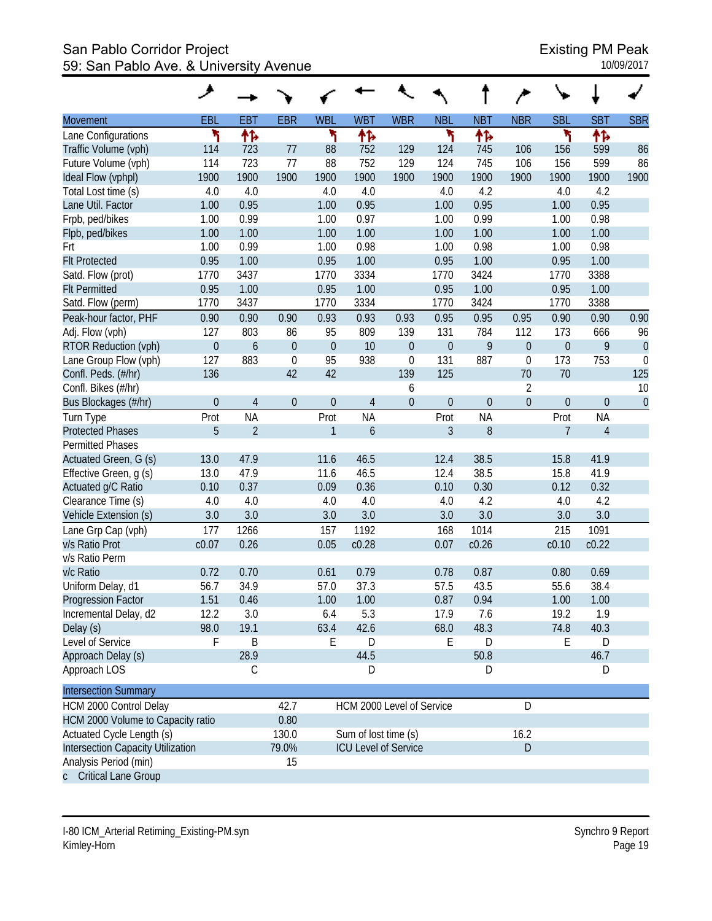San Pablo Corridor Project
59: San Pablo Ave. & University Avenue

Existing PM Peak
10/09/2017

| Movement | EBL | EBT | EBR | WBL | WBT | WBR | NBL | NBT | NBR | SBL | SBT | SBR |
|---|---|---|---|---|---|---|---|---|---|---|---|---|
| Lane Configurations | ↰ | ↑↱ | | ↰ | ↑↱ | | ↰ | ↑↱ | | ↰ | ↑↱ | |
| Traffic Volume (vph) | 114 | 723 | 77 | 88 | 752 | 129 | 124 | 745 | 106 | 156 | 599 | 86 |
| Future Volume (vph) | 114 | 723 | 77 | 88 | 752 | 129 | 124 | 745 | 106 | 156 | 599 | 86 |
| Ideal Flow (vphpl) | 1900 | 1900 | 1900 | 1900 | 1900 | 1900 | 1900 | 1900 | 1900 | 1900 | 1900 | 1900 |
| Total Lost time (s) | 4.0 | 4.0 | | 4.0 | 4.0 | | 4.0 | 4.2 | | 4.0 | 4.2 | |
| Lane Util. Factor | 1.00 | 0.95 | | 1.00 | 0.95 | | 1.00 | 0.95 | | 1.00 | 0.95 | |
| Frpb, ped/bikes | 1.00 | 0.99 | | 1.00 | 0.97 | | 1.00 | 0.99 | | 1.00 | 0.98 | |
| Flpb, ped/bikes | 1.00 | 1.00 | | 1.00 | 1.00 | | 1.00 | 1.00 | | 1.00 | 1.00 | |
| Frt | 1.00 | 0.99 | | 1.00 | 0.98 | | 1.00 | 0.98 | | 1.00 | 0.98 | |
| Flt Protected | 0.95 | 1.00 | | 0.95 | 1.00 | | 0.95 | 1.00 | | 0.95 | 1.00 | |
| Satd. Flow (prot) | 1770 | 3437 | | 1770 | 3334 | | 1770 | 3424 | | 1770 | 3388 | |
| Flt Permitted | 0.95 | 1.00 | | 0.95 | 1.00 | | 0.95 | 1.00 | | 0.95 | 1.00 | |
| Satd. Flow (perm) | 1770 | 3437 | | 1770 | 3334 | | 1770 | 3424 | | 1770 | 3388 | |
| Peak-hour factor, PHF | 0.90 | 0.90 | 0.90 | 0.93 | 0.93 | 0.93 | 0.95 | 0.95 | 0.95 | 0.90 | 0.90 | 0.90 |
| Adj. Flow (vph) | 127 | 803 | 86 | 95 | 809 | 139 | 131 | 784 | 112 | 173 | 666 | 96 |
| RTOR Reduction (vph) | 0 | 6 | 0 | 0 | 10 | 0 | 0 | 9 | 0 | 0 | 9 | 0 |
| Lane Group Flow (vph) | 127 | 883 | 0 | 95 | 938 | 0 | 131 | 887 | 0 | 173 | 753 | 0 |
| Confl. Peds. (#/hr) | 136 | | 42 | 42 | | 139 | 125 | | 70 | 70 | | 125 |
| Confl. Bikes (#/hr) | | | | | | 6 | | | 2 | | | 10 |
| Bus Blockages (#/hr) | 0 | 4 | 0 | 0 | 4 | 0 | 0 | 0 | 0 | 0 | 0 | 0 |
| Turn Type | Prot | NA | | Prot | NA | | Prot | NA | | Prot | NA | |
| Protected Phases | 5 | 2 | | 1 | 6 | | 3 | 8 | | 7 | 4 | |
| Permitted Phases | | | | | | | | | | | | |
| Actuated Green, G (s) | 13.0 | 47.9 | | 11.6 | 46.5 | | 12.4 | 38.5 | | 15.8 | 41.9 | |
| Effective Green, g (s) | 13.0 | 47.9 | | 11.6 | 46.5 | | 12.4 | 38.5 | | 15.8 | 41.9 | |
| Actuated g/C Ratio | 0.10 | 0.37 | | 0.09 | 0.36 | | 0.10 | 0.30 | | 0.12 | 0.32 | |
| Clearance Time (s) | 4.0 | 4.0 | | 4.0 | 4.0 | | 4.0 | 4.2 | | 4.0 | 4.2 | |
| Vehicle Extension (s) | 3.0 | 3.0 | | 3.0 | 3.0 | | 3.0 | 3.0 | | 3.0 | 3.0 | |
| Lane Grp Cap (vph) | 177 | 1266 | | 157 | 1192 | | 168 | 1014 | | 215 | 1091 | |
| v/s Ratio Prot | c0.07 | 0.26 | | 0.05 | c0.28 | | 0.07 | c0.26 | | c0.10 | c0.22 | |
| v/s Ratio Perm | | | | | | | | | | | | |
| v/c Ratio | 0.72 | 0.70 | | 0.61 | 0.79 | | 0.78 | 0.87 | | 0.80 | 0.69 | |
| Uniform Delay, d1 | 56.7 | 34.9 | | 57.0 | 37.3 | | 57.5 | 43.5 | | 55.6 | 38.4 | |
| Progression Factor | 1.51 | 0.46 | | 1.00 | 1.00 | | 0.87 | 0.94 | | 1.00 | 1.00 | |
| Incremental Delay, d2 | 12.2 | 3.0 | | 6.4 | 5.3 | | 17.9 | 7.6 | | 19.2 | 1.9 | |
| Delay (s) | 98.0 | 19.1 | | 63.4 | 42.6 | | 68.0 | 48.3 | | 74.8 | 40.3 | |
| Level of Service | F | B | | E | D | | E | D | | E | D | |
| Approach Delay (s) | | 28.9 | | | 44.5 | | | 50.8 | | | 46.7 | |
| Approach LOS | | C | | | D | | | D | | | D | |

| Intersection Summary | | | |
|---|---|---|---|
| HCM 2000 Control Delay | 42.7 | HCM 2000 Level of Service | D |
| HCM 2000 Volume to Capacity ratio | 0.80 | | |
| Actuated Cycle Length (s) | 130.0 | Sum of lost time (s) | 16.2 |
| Intersection Capacity Utilization | 79.0% | ICU Level of Service | D |
| Analysis Period (min) | 15 | | |
| c Critical Lane Group | | | |

I-80 ICM_Arterial Retiming_Existing-PM.syn
Kimley-Horn

Synchro 9 Report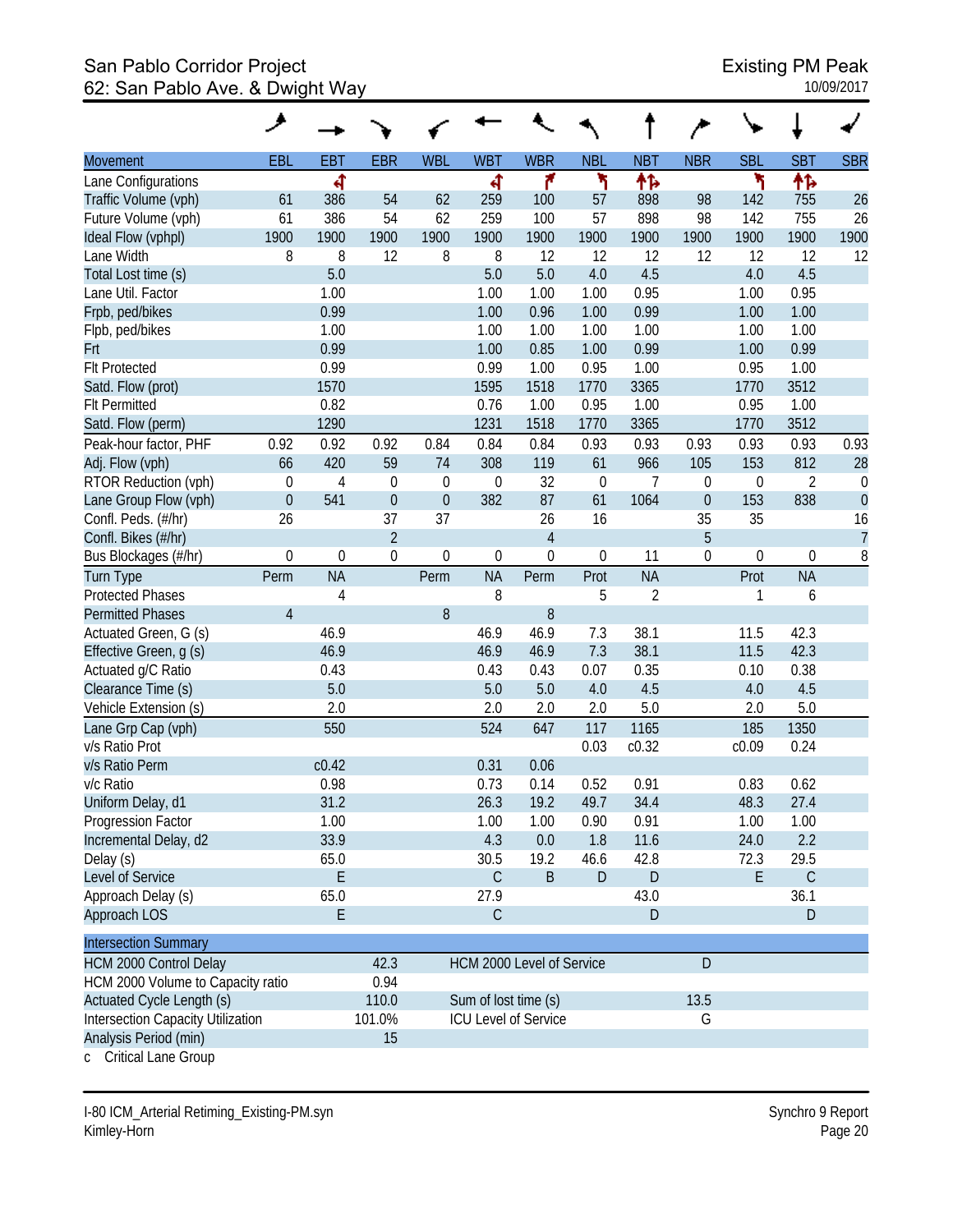# San Pablo Corridor Project
## 62: San Pablo Ave. & Dwight Way

Existing PM Peak
10/09/2017

| Movement | EBL | EBT | EBR | WBL | WBT | WBR | NBL | NBT | NBR | SBL | SBT | SBR |
|---|---|---|---|---|---|---|---|---|---|---|---|---|
| Lane Configurations | | ↰ | | | ↰ | ↱ | ↰ | ↑↱ | | ↰ | ↑↱ | |
| Traffic Volume (vph) | 61 | 386 | 54 | 62 | 259 | 100 | 57 | 898 | 98 | 142 | 755 | 26 |
| Future Volume (vph) | 61 | 386 | 54 | 62 | 259 | 100 | 57 | 898 | 98 | 142 | 755 | 26 |
| Ideal Flow (vphpl) | 1900 | 1900 | 1900 | 1900 | 1900 | 1900 | 1900 | 1900 | 1900 | 1900 | 1900 | 1900 |
| Lane Width | 8 | 8 | 12 | 8 | 8 | 12 | 12 | 12 | 12 | 12 | 12 | 12 |
| Total Lost time (s) | | 5.0 | | | 5.0 | 5.0 | 4.0 | 4.5 | | 4.0 | 4.5 | |
| Lane Util. Factor | | 1.00 | | | 1.00 | 1.00 | 1.00 | 0.95 | | 1.00 | 0.95 | |
| Frpb, ped/bikes | | 0.99 | | | 1.00 | 0.96 | 1.00 | 0.99 | | 1.00 | 1.00 | |
| Flpb, ped/bikes | | 1.00 | | | 1.00 | 1.00 | 1.00 | 1.00 | | 1.00 | 1.00 | |
| Frt | | 0.99 | | | 1.00 | 0.85 | 1.00 | 0.99 | | 1.00 | 0.99 | |
| Flt Protected | | 0.99 | | | 0.99 | 1.00 | 0.95 | 1.00 | | 0.95 | 1.00 | |
| Satd. Flow (prot) | | 1570 | | | 1595 | 1518 | 1770 | 3365 | | 1770 | 3512 | |
| Flt Permitted | | 0.82 | | | 0.76 | 1.00 | 0.95 | 1.00 | | 0.95 | 1.00 | |
| Satd. Flow (perm) | | 1290 | | | 1231 | 1518 | 1770 | 3365 | | 1770 | 3512 | |
| Peak-hour factor, PHF | 0.92 | 0.92 | 0.92 | 0.84 | 0.84 | 0.84 | 0.93 | 0.93 | 0.93 | 0.93 | 0.93 | 0.93 |
| Adj. Flow (vph) | 66 | 420 | 59 | 74 | 308 | 119 | 61 | 966 | 105 | 153 | 812 | 28 |
| RTOR Reduction (vph) | 0 | 4 | 0 | 0 | 0 | 32 | 0 | 7 | 0 | 0 | 2 | 0 |
| Lane Group Flow (vph) | 0 | 541 | 0 | 0 | 382 | 87 | 61 | 1064 | 0 | 153 | 838 | 0 |
| Confl. Peds. (#/hr) | 26 | | 37 | 37 | | 26 | 16 | | 35 | 35 | | 16 |
| Confl. Bikes (#/hr) | | | 2 | | | 4 | | | 5 | | | 7 |
| Bus Blockages (#/hr) | 0 | 0 | 0 | 0 | 0 | 0 | 0 | 11 | 0 | 0 | 0 | 8 |
| Turn Type | Perm | NA | | Perm | NA | Perm | Prot | NA | | Prot | NA | |
| Protected Phases | | 4 | | | 8 | | 5 | 2 | | 1 | 6 | |
| Permitted Phases | 4 | | | 8 | | 8 | | | | | | |
| Actuated Green, G (s) | | 46.9 | | | 46.9 | 46.9 | 7.3 | 38.1 | | 11.5 | 42.3 | |
| Effective Green, g (s) | | 46.9 | | | 46.9 | 46.9 | 7.3 | 38.1 | | 11.5 | 42.3 | |
| Actuated g/C Ratio | | 0.43 | | | 0.43 | 0.43 | 0.07 | 0.35 | | 0.10 | 0.38 | |
| Clearance Time (s) | | 5.0 | | | 5.0 | 5.0 | 4.0 | 4.5 | | 4.0 | 4.5 | |
| Vehicle Extension (s) | | 2.0 | | | 2.0 | 2.0 | 2.0 | 5.0 | | 2.0 | 5.0 | |
| Lane Grp Cap (vph) | | 550 | | | 524 | 647 | 117 | 1165 | | 185 | 1350 | |
| v/s Ratio Prot | | | | | | | 0.03 | c0.32 | | c0.09 | 0.24 | |
| v/s Ratio Perm | | c0.42 | | | 0.31 | 0.06 | | | | | | |
| v/c Ratio | | 0.98 | | | 0.73 | 0.14 | 0.52 | 0.91 | | 0.83 | 0.62 | |
| Uniform Delay, d1 | | 31.2 | | | 26.3 | 19.2 | 49.7 | 34.4 | | 48.3 | 27.4 | |
| Progression Factor | | 1.00 | | | 1.00 | 1.00 | 0.90 | 0.91 | | 1.00 | 1.00 | |
| Incremental Delay, d2 | | 33.9 | | | 4.3 | 0.0 | 1.8 | 11.6 | | 24.0 | 2.2 | |
| Delay (s) | | 65.0 | | | 30.5 | 19.2 | 46.6 | 42.8 | | 72.3 | 29.5 | |
| Level of Service | | E | | | C | B | D | D | | E | C | |
| Approach Delay (s) | | 65.0 | | | 27.9 | | | 43.0 | | | 36.1 | |
| Approach LOS | | E | | | C | | | D | | | D | |

| Intersection Summary | | | |
|---|---|---|---|
| HCM 2000 Control Delay | 42.3 | HCM 2000 Level of Service | D |
| HCM 2000 Volume to Capacity ratio | 0.94 | | |
| Actuated Cycle Length (s) | 110.0 | Sum of lost time (s) | 13.5 |
| Intersection Capacity Utilization | 101.0% | ICU Level of Service | G |
| Analysis Period (min) | 15 | | |

c Critical Lane Group

I-80 ICM_Arterial Retiming_Existing-PM.syn
Kimley-Horn

Synchro 9 Report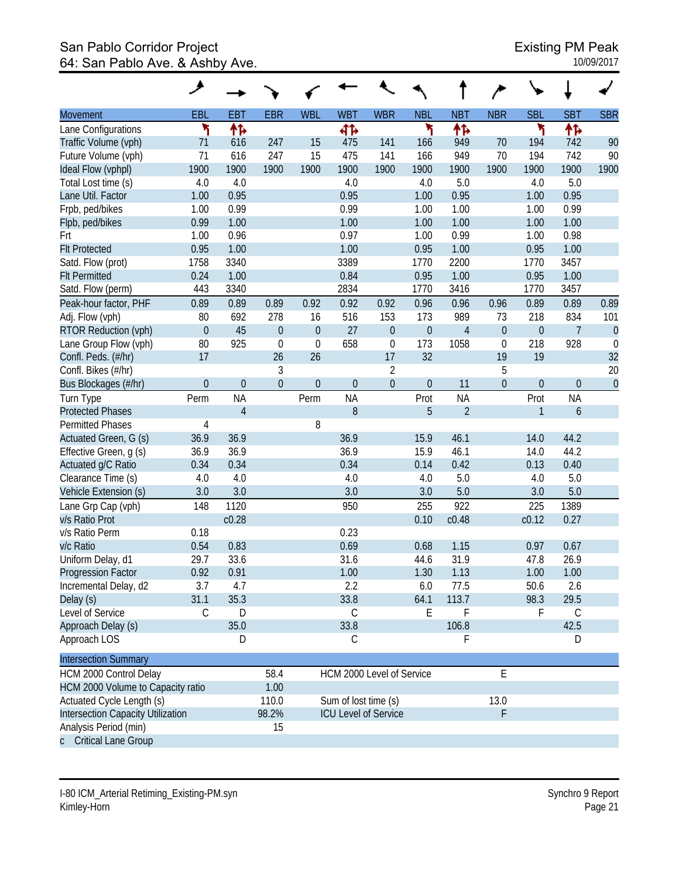San Pablo Corridor Project
64: San Pablo Ave. & Ashby Ave.

Existing PM Peak
10/09/2017

| Movement | EBL | EBT | EBR | WBL | WBT | WBR | NBL | NBT | NBR | SBL | SBT | SBR |
|---|---|---|---|---|---|---|---|---|---|---|---|---|
| Lane Configurations | ↰ | ↑↱ | | | ↰↑↱ | | ↰ | ↑↱ | | ↰ | ↑↱ | |
| Traffic Volume (vph) | 71 | 616 | 247 | 15 | 475 | 141 | 166 | 949 | 70 | 194 | 742 | 90 |
| Future Volume (vph) | 71 | 616 | 247 | 15 | 475 | 141 | 166 | 949 | 70 | 194 | 742 | 90 |
| Ideal Flow (vphpl) | 1900 | 1900 | 1900 | 1900 | 1900 | 1900 | 1900 | 1900 | 1900 | 1900 | 1900 | 1900 |
| Total Lost time (s) | 4.0 | 4.0 | | | 4.0 | | 4.0 | 5.0 | | 4.0 | 5.0 | |
| Lane Util. Factor | 1.00 | 0.95 | | | 0.95 | | 1.00 | 0.95 | | 1.00 | 0.95 | |
| Frpb, ped/bikes | 1.00 | 0.99 | | | 0.99 | | 1.00 | 1.00 | | 1.00 | 0.99 | |
| Flpb, ped/bikes | 0.99 | 1.00 | | | 1.00 | | 1.00 | 1.00 | | 1.00 | 1.00 | |
| Frt | 1.00 | 0.96 | | | 0.97 | | 1.00 | 0.99 | | 1.00 | 0.98 | |
| Flt Protected | 0.95 | 1.00 | | | 1.00 | | 0.95 | 1.00 | | 0.95 | 1.00 | |
| Satd. Flow (prot) | 1758 | 3340 | | | 3389 | | 1770 | 2200 | | 1770 | 3457 | |
| Flt Permitted | 0.24 | 1.00 | | | 0.84 | | 0.95 | 1.00 | | 0.95 | 1.00 | |
| Satd. Flow (perm) | 443 | 3340 | | | 2834 | | 1770 | 3416 | | 1770 | 3457 | |
| Peak-hour factor, PHF | 0.89 | 0.89 | 0.89 | 0.92 | 0.92 | 0.92 | 0.96 | 0.96 | 0.96 | 0.89 | 0.89 | 0.89 |
| Adj. Flow (vph) | 80 | 692 | 278 | 16 | 516 | 153 | 173 | 989 | 73 | 218 | 834 | 101 |
| RTOR Reduction (vph) | 0 | 45 | 0 | 0 | 27 | 0 | 0 | 4 | 0 | 0 | 7 | 0 |
| Lane Group Flow (vph) | 80 | 925 | 0 | 0 | 658 | 0 | 173 | 1058 | 0 | 218 | 928 | 0 |
| Confl. Peds. (#/hr) | 17 | | 26 | 26 | | 17 | 32 | | 19 | 19 | | 32 |
| Confl. Bikes (#/hr) | | | 3 | | | 2 | | | 5 | | | 20 |
| Bus Blockages (#/hr) | 0 | 0 | 0 | 0 | 0 | 0 | 0 | 11 | 0 | 0 | 0 | 0 |
| Turn Type | Perm | NA | | Perm | NA | | Prot | NA | | Prot | NA | |
| Protected Phases | | 4 | | | 8 | | 5 | 2 | | 1 | 6 | |
| Permitted Phases | 4 | | | 8 | | | | | | | | |
| Actuated Green, G (s) | 36.9 | 36.9 | | | 36.9 | | 15.9 | 46.1 | | 14.0 | 44.2 | |
| Effective Green, g (s) | 36.9 | 36.9 | | | 36.9 | | 15.9 | 46.1 | | 14.0 | 44.2 | |
| Actuated g/C Ratio | 0.34 | 0.34 | | | 0.34 | | 0.14 | 0.42 | | 0.13 | 0.40 | |
| Clearance Time (s) | 4.0 | 4.0 | | | 4.0 | | 4.0 | 5.0 | | 4.0 | 5.0 | |
| Vehicle Extension (s) | 3.0 | 3.0 | | | 3.0 | | 3.0 | 5.0 | | 3.0 | 5.0 | |
| Lane Grp Cap (vph) | 148 | 1120 | | | 950 | | 255 | 922 | | 225 | 1389 | |
| v/s Ratio Prot | | c0.28 | | | | | 0.10 | c0.48 | | c0.12 | 0.27 | |
| v/s Ratio Perm | 0.18 | | | | 0.23 | | | | | | | |
| v/c Ratio | 0.54 | 0.83 | | | 0.69 | | 0.68 | 1.15 | | 0.97 | 0.67 | |
| Uniform Delay, d1 | 29.7 | 33.6 | | | 31.6 | | 44.6 | 31.9 | | 47.8 | 26.9 | |
| Progression Factor | 0.92 | 0.91 | | | 1.00 | | 1.30 | 1.13 | | 1.00 | 1.00 | |
| Incremental Delay, d2 | 3.7 | 4.7 | | | 2.2 | | 6.0 | 77.5 | | 50.6 | 2.6 | |
| Delay (s) | 31.1 | 35.3 | | | 33.8 | | 64.1 | 113.7 | | 98.3 | 29.5 | |
| Level of Service | C | D | | | C | | E | F | | F | C | |
| Approach Delay (s) | | 35.0 | | | 33.8 | | | 106.8 | | | 42.5 | |
| Approach LOS | | D | | | C | | | F | | | D | |

| Intersection Summary | | | |
|---|---|---|---|
| HCM 2000 Control Delay | 58.4 | HCM 2000 Level of Service | E |
| HCM 2000 Volume to Capacity ratio | 1.00 | | |
| Actuated Cycle Length (s) | 110.0 | Sum of lost time (s) | 13.0 |
| Intersection Capacity Utilization | 98.2% | ICU Level of Service | F |
| Analysis Period (min) | 15 | | |
| c Critical Lane Group | | | |

I-80 ICM_Arterial Retiming_Existing-PM.syn
Kimley-Horn

Synchro 9 Report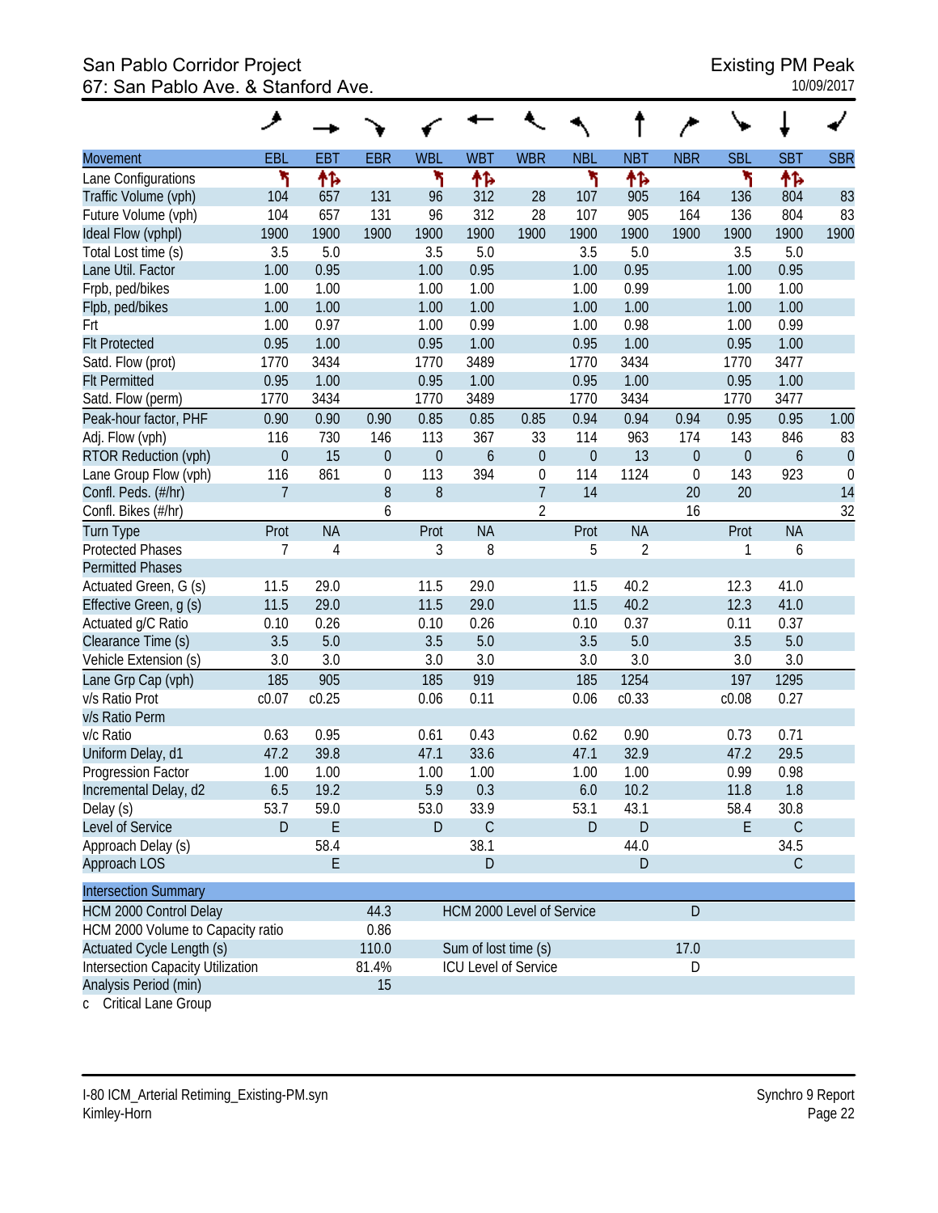San Pablo Corridor Project
67: San Pablo Ave. & Stanford Ave.

Existing PM Peak
10/09/2017

| Movement | EBL | EBT | EBR | WBL | WBT | WBR | NBL | NBT | NBR | SBL | SBT | SBR |
|---|---|---|---|---|---|---|---|---|---|---|---|---|
| Lane Configurations | ↰ | ↑↱ | | ↰ | ↑↱ | | ↰ | ↑↱ | | ↰ | ↑↱ | |
| Traffic Volume (vph) | 104 | 657 | 131 | 96 | 312 | 28 | 107 | 905 | 164 | 136 | 804 | 83 |
| Future Volume (vph) | 104 | 657 | 131 | 96 | 312 | 28 | 107 | 905 | 164 | 136 | 804 | 83 |
| Ideal Flow (vphpl) | 1900 | 1900 | 1900 | 1900 | 1900 | 1900 | 1900 | 1900 | 1900 | 1900 | 1900 | 1900 |
| Total Lost time (s) | 3.5 | 5.0 | | 3.5 | 5.0 | | 3.5 | 5.0 | | 3.5 | 5.0 | |
| Lane Util. Factor | 1.00 | 0.95 | | 1.00 | 0.95 | | 1.00 | 0.95 | | 1.00 | 0.95 | |
| Frpb, ped/bikes | 1.00 | 1.00 | | 1.00 | 1.00 | | 1.00 | 0.99 | | 1.00 | 1.00 | |
| Flpb, ped/bikes | 1.00 | 1.00 | | 1.00 | 1.00 | | 1.00 | 1.00 | | 1.00 | 1.00 | |
| Frt | 1.00 | 0.97 | | 1.00 | 0.99 | | 1.00 | 0.98 | | 1.00 | 0.99 | |
| Flt Protected | 0.95 | 1.00 | | 0.95 | 1.00 | | 0.95 | 1.00 | | 0.95 | 1.00 | |
| Satd. Flow (prot) | 1770 | 3434 | | 1770 | 3489 | | 1770 | 3434 | | 1770 | 3477 | |
| Flt Permitted | 0.95 | 1.00 | | 0.95 | 1.00 | | 0.95 | 1.00 | | 0.95 | 1.00 | |
| Satd. Flow (perm) | 1770 | 3434 | | 1770 | 3489 | | 1770 | 3434 | | 1770 | 3477 | |
| Peak-hour factor, PHF | 0.90 | 0.90 | 0.90 | 0.85 | 0.85 | 0.85 | 0.94 | 0.94 | 0.94 | 0.95 | 0.95 | 1.00 |
| Adj. Flow (vph) | 116 | 730 | 146 | 113 | 367 | 33 | 114 | 963 | 174 | 143 | 846 | 83 |
| RTOR Reduction (vph) | 0 | 15 | 0 | 0 | 6 | 0 | 0 | 13 | 0 | 0 | 6 | 0 |
| Lane Group Flow (vph) | 116 | 861 | 0 | 113 | 394 | 0 | 114 | 1124 | 0 | 143 | 923 | 0 |
| Confl. Peds. (#/hr) | 7 | | 8 | 8 | | 7 | 14 | | 20 | 20 | | 14 |
| Confl. Bikes (#/hr) | | | 6 | | | 2 | | | 16 | | | 32 |
| Turn Type | Prot | NA | | Prot | NA | | Prot | NA | | Prot | NA | |
| Protected Phases | 7 | 4 | | 3 | 8 | | 5 | 2 | | 1 | 6 | |
| Permitted Phases | | | | | | | | | | | | |
| Actuated Green, G (s) | 11.5 | 29.0 | | 11.5 | 29.0 | | 11.5 | 40.2 | | 12.3 | 41.0 | |
| Effective Green, g (s) | 11.5 | 29.0 | | 11.5 | 29.0 | | 11.5 | 40.2 | | 12.3 | 41.0 | |
| Actuated g/C Ratio | 0.10 | 0.26 | | 0.10 | 0.26 | | 0.10 | 0.37 | | 0.11 | 0.37 | |
| Clearance Time (s) | 3.5 | 5.0 | | 3.5 | 5.0 | | 3.5 | 5.0 | | 3.5 | 5.0 | |
| Vehicle Extension (s) | 3.0 | 3.0 | | 3.0 | 3.0 | | 3.0 | 3.0 | | 3.0 | 3.0 | |
| Lane Grp Cap (vph) | 185 | 905 | | 185 | 919 | | 185 | 1254 | | 197 | 1295 | |
| v/s Ratio Prot | c0.07 | c0.25 | | 0.06 | 0.11 | | 0.06 | c0.33 | | c0.08 | 0.27 | |
| v/s Ratio Perm | | | | | | | | | | | | |
| v/c Ratio | 0.63 | 0.95 | | 0.61 | 0.43 | | 0.62 | 0.90 | | 0.73 | 0.71 | |
| Uniform Delay, d1 | 47.2 | 39.8 | | 47.1 | 33.6 | | 47.1 | 32.9 | | 47.2 | 29.5 | |
| Progression Factor | 1.00 | 1.00 | | 1.00 | 1.00 | | 1.00 | 1.00 | | 0.99 | 0.98 | |
| Incremental Delay, d2 | 6.5 | 19.2 | | 5.9 | 0.3 | | 6.0 | 10.2 | | 11.8 | 1.8 | |
| Delay (s) | 53.7 | 59.0 | | 53.0 | 33.9 | | 53.1 | 43.1 | | 58.4 | 30.8 | |
| Level of Service | D | E | | D | C | | D | D | | E | C | |
| Approach Delay (s) | | 58.4 | | | 38.1 | | | 44.0 | | | 34.5 | |
| Approach LOS | | E | | | D | | | D | | | C | |

| Intersection Summary | | | |
|---|---|---|---|
| HCM 2000 Control Delay | 44.3 | HCM 2000 Level of Service | D |
| HCM 2000 Volume to Capacity ratio | 0.86 | | |
| Actuated Cycle Length (s) | 110.0 | Sum of lost time (s) | 17.0 |
| Intersection Capacity Utilization | 81.4% | ICU Level of Service | D |
| Analysis Period (min) | 15 | | |

c Critical Lane Group

I-80 ICM_Arterial Retiming_Existing-PM.syn
Kimley-Horn

Synchro 9 Report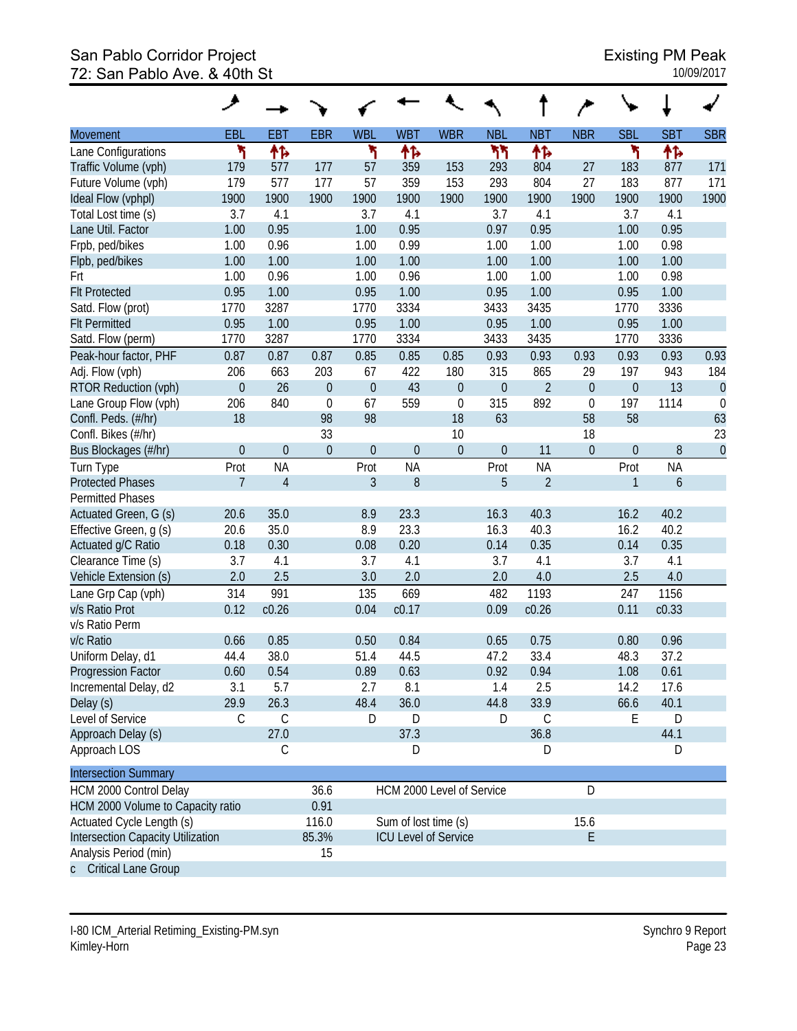San Pablo Corridor Project
72: San Pablo Ave. & 40th St

Existing PM Peak
10/09/2017

| Movement | EBL | EBT | EBR | WBL | WBT | WBR | NBL | NBT | NBR | SBL | SBT | SBR |
|---|---|---|---|---|---|---|---|---|---|---|---|---|
| Lane Configurations | ↰ | ↑↱ | | ↰ | ↑↱ | | ↰↰ | ↑↱ | | ↰ | ↑↱ | |
| Traffic Volume (vph) | 179 | 577 | 177 | 57 | 359 | 153 | 293 | 804 | 27 | 183 | 877 | 171 |
| Future Volume (vph) | 179 | 577 | 177 | 57 | 359 | 153 | 293 | 804 | 27 | 183 | 877 | 171 |
| Ideal Flow (vphpl) | 1900 | 1900 | 1900 | 1900 | 1900 | 1900 | 1900 | 1900 | 1900 | 1900 | 1900 | 1900 |
| Total Lost time (s) | 3.7 | 4.1 | | 3.7 | 4.1 | | 3.7 | 4.1 | | 3.7 | 4.1 | |
| Lane Util. Factor | 1.00 | 0.95 | | 1.00 | 0.95 | | 0.97 | 0.95 | | 1.00 | 0.95 | |
| Frpb, ped/bikes | 1.00 | 0.96 | | 1.00 | 0.99 | | 1.00 | 1.00 | | 1.00 | 0.98 | |
| Flpb, ped/bikes | 1.00 | 1.00 | | 1.00 | 1.00 | | 1.00 | 1.00 | | 1.00 | 1.00 | |
| Frt | 1.00 | 0.96 | | 1.00 | 0.96 | | 1.00 | 1.00 | | 1.00 | 0.98 | |
| Flt Protected | 0.95 | 1.00 | | 0.95 | 1.00 | | 0.95 | 1.00 | | 0.95 | 1.00 | |
| Satd. Flow (prot) | 1770 | 3287 | | 1770 | 3334 | | 3433 | 3435 | | 1770 | 3336 | |
| Flt Permitted | 0.95 | 1.00 | | 0.95 | 1.00 | | 0.95 | 1.00 | | 0.95 | 1.00 | |
| Satd. Flow (perm) | 1770 | 3287 | | 1770 | 3334 | | 3433 | 3435 | | 1770 | 3336 | |
| Peak-hour factor, PHF | 0.87 | 0.87 | 0.87 | 0.85 | 0.85 | 0.85 | 0.93 | 0.93 | 0.93 | 0.93 | 0.93 | 0.93 |
| Adj. Flow (vph) | 206 | 663 | 203 | 67 | 422 | 180 | 315 | 865 | 29 | 197 | 943 | 184 |
| RTOR Reduction (vph) | 0 | 26 | 0 | 0 | 43 | 0 | 0 | 2 | 0 | 0 | 13 | 0 |
| Lane Group Flow (vph) | 206 | 840 | 0 | 67 | 559 | 0 | 315 | 892 | 0 | 197 | 1114 | 0 |
| Confl. Peds. (#/hr) | 18 | | 98 | 98 | | 18 | 63 | | 58 | 58 | | 63 |
| Confl. Bikes (#/hr) | | | 33 | | | 10 | | | 18 | | | 23 |
| Bus Blockages (#/hr) | 0 | 0 | 0 | 0 | 0 | 0 | 0 | 11 | 0 | 0 | 8 | 0 |
| Turn Type | Prot | NA | | Prot | NA | | Prot | NA | | Prot | NA | |
| Protected Phases | 7 | 4 | | 3 | 8 | | 5 | 2 | | 1 | 6 | |
| Permitted Phases | | | | | | | | | | | | |
| Actuated Green, G (s) | 20.6 | 35.0 | | 8.9 | 23.3 | | 16.3 | 40.3 | | 16.2 | 40.2 | |
| Effective Green, g (s) | 20.6 | 35.0 | | 8.9 | 23.3 | | 16.3 | 40.3 | | 16.2 | 40.2 | |
| Actuated g/C Ratio | 0.18 | 0.30 | | 0.08 | 0.20 | | 0.14 | 0.35 | | 0.14 | 0.35 | |
| Clearance Time (s) | 3.7 | 4.1 | | 3.7 | 4.1 | | 3.7 | 4.1 | | 3.7 | 4.1 | |
| Vehicle Extension (s) | 2.0 | 2.5 | | 3.0 | 2.0 | | 2.0 | 4.0 | | 2.5 | 4.0 | |
| Lane Grp Cap (vph) | 314 | 991 | | 135 | 669 | | 482 | 1193 | | 247 | 1156 | |
| v/s Ratio Prot | 0.12 | c0.26 | | 0.04 | c0.17 | | 0.09 | c0.26 | | 0.11 | c0.33 | |
| v/s Ratio Perm | | | | | | | | | | | | |
| v/c Ratio | 0.66 | 0.85 | | 0.50 | 0.84 | | 0.65 | 0.75 | | 0.80 | 0.96 | |
| Uniform Delay, d1 | 44.4 | 38.0 | | 51.4 | 44.5 | | 47.2 | 33.4 | | 48.3 | 37.2 | |
| Progression Factor | 0.60 | 0.54 | | 0.89 | 0.63 | | 0.92 | 0.94 | | 1.08 | 0.61 | |
| Incremental Delay, d2 | 3.1 | 5.7 | | 2.7 | 8.1 | | 1.4 | 2.5 | | 14.2 | 17.6 | |
| Delay (s) | 29.9 | 26.3 | | 48.4 | 36.0 | | 44.8 | 33.9 | | 66.6 | 40.1 | |
| Level of Service | C | C | | D | D | | D | C | | E | D | |
| Approach Delay (s) | | 27.0 | | | 37.3 | | | 36.8 | | | 44.1 | |
| Approach LOS | | C | | | D | | | D | | | D | |

| Intersection Summary | | | |
|---|---|---|---|
| HCM 2000 Control Delay | 36.6 | HCM 2000 Level of Service | D |
| HCM 2000 Volume to Capacity ratio | 0.91 | | |
| Actuated Cycle Length (s) | 116.0 | Sum of lost time (s) | 15.6 |
| Intersection Capacity Utilization | 85.3% | ICU Level of Service | E |
| Analysis Period (min) | 15 | | |
| c Critical Lane Group | | | |

I-80 ICM_Arterial Retiming_Existing-PM.syn
Kimley-Horn

Synchro 9 Report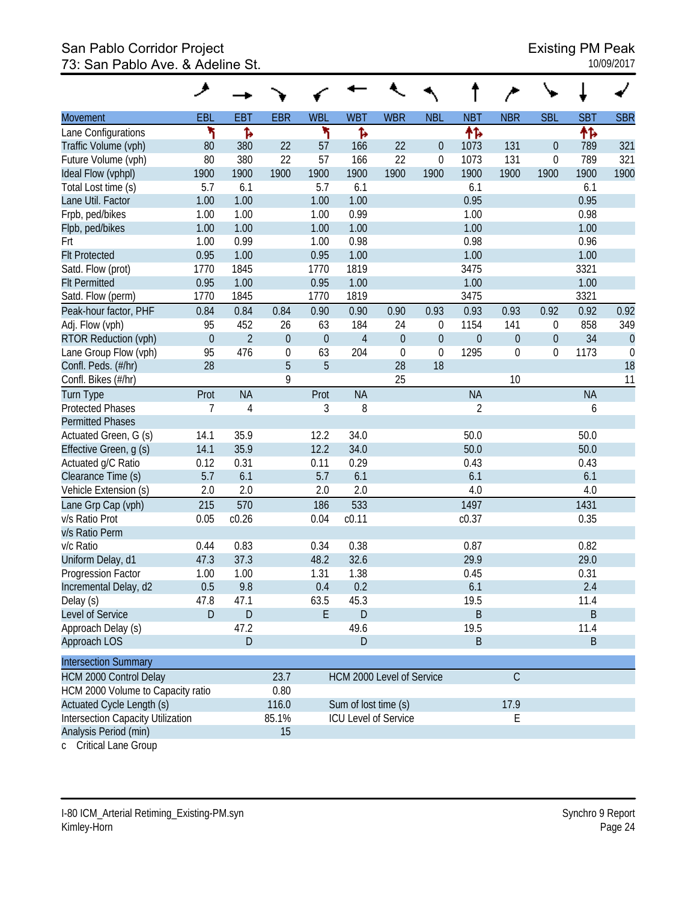San Pablo Corridor Project
73: San Pablo Ave. & Adeline St.

Existing PM Peak
10/09/2017

| Movement | EBL | EBT | EBR | WBL | WBT | WBR | NBL | NBT | NBR | SBL | SBT | SBR |
|---|---|---|---|---|---|---|---|---|---|---|---|---|
| Lane Configurations | ↰ | ↱ | | ↰ | ↱ | | | ↑↱ | | | ↑↱ | |
| Traffic Volume (vph) | 80 | 380 | 22 | 57 | 166 | 22 | 0 | 1073 | 131 | 0 | 789 | 321 |
| Future Volume (vph) | 80 | 380 | 22 | 57 | 166 | 22 | 0 | 1073 | 131 | 0 | 789 | 321 |
| Ideal Flow (vphpl) | 1900 | 1900 | 1900 | 1900 | 1900 | 1900 | 1900 | 1900 | 1900 | 1900 | 1900 | 1900 |
| Total Lost time (s) | 5.7 | 6.1 | | 5.7 | 6.1 | | | 6.1 | | | 6.1 | |
| Lane Util. Factor | 1.00 | 1.00 | | 1.00 | 1.00 | | | 0.95 | | | 0.95 | |
| Frpb, ped/bikes | 1.00 | 1.00 | | 1.00 | 0.99 | | | 1.00 | | | 0.98 | |
| Flpb, ped/bikes | 1.00 | 1.00 | | 1.00 | 1.00 | | | 1.00 | | | 1.00 | |
| Frt | 1.00 | 0.99 | | 1.00 | 0.98 | | | 0.98 | | | 0.96 | |
| Flt Protected | 0.95 | 1.00 | | 0.95 | 1.00 | | | 1.00 | | | 1.00 | |
| Satd. Flow (prot) | 1770 | 1845 | | 1770 | 1819 | | | 3475 | | | 3321 | |
| Flt Permitted | 0.95 | 1.00 | | 0.95 | 1.00 | | | 1.00 | | | 1.00 | |
| Satd. Flow (perm) | 1770 | 1845 | | 1770 | 1819 | | | 3475 | | | 3321 | |
| Peak-hour factor, PHF | 0.84 | 0.84 | 0.84 | 0.90 | 0.90 | 0.90 | 0.93 | 0.93 | 0.93 | 0.92 | 0.92 | 0.92 |
| Adj. Flow (vph) | 95 | 452 | 26 | 63 | 184 | 24 | 0 | 1154 | 141 | 0 | 858 | 349 |
| RTOR Reduction (vph) | 0 | 2 | 0 | 0 | 4 | 0 | 0 | 0 | 0 | 0 | 34 | 0 |
| Lane Group Flow (vph) | 95 | 476 | 0 | 63 | 204 | 0 | 0 | 1295 | 0 | 0 | 1173 | 0 |
| Confl. Peds. (#/hr) | 28 | | 5 | 5 | | 28 | 18 | | | | | 18 |
| Confl. Bikes (#/hr) | | | 9 | | | 25 | | | 10 | | | 11 |
| Turn Type | Prot | NA | | Prot | NA | | | NA | | | NA | |
| Protected Phases | 7 | 4 | | 3 | 8 | | | 2 | | | 6 | |
| Permitted Phases | | | | | | | | | | | | |
| Actuated Green, G (s) | 14.1 | 35.9 | | 12.2 | 34.0 | | | 50.0 | | | 50.0 | |
| Effective Green, g (s) | 14.1 | 35.9 | | 12.2 | 34.0 | | | 50.0 | | | 50.0 | |
| Actuated g/C Ratio | 0.12 | 0.31 | | 0.11 | 0.29 | | | 0.43 | | | 0.43 | |
| Clearance Time (s) | 5.7 | 6.1 | | 5.7 | 6.1 | | | 6.1 | | | 6.1 | |
| Vehicle Extension (s) | 2.0 | 2.0 | | 2.0 | 2.0 | | | 4.0 | | | 4.0 | |
| Lane Grp Cap (vph) | 215 | 570 | | 186 | 533 | | | 1497 | | | 1431 | |
| v/s Ratio Prot | 0.05 | c0.26 | | 0.04 | c0.11 | | | c0.37 | | | 0.35 | |
| v/s Ratio Perm | | | | | | | | | | | | |
| v/c Ratio | 0.44 | 0.83 | | 0.34 | 0.38 | | | 0.87 | | | 0.82 | |
| Uniform Delay, d1 | 47.3 | 37.3 | | 48.2 | 32.6 | | | 29.9 | | | 29.0 | |
| Progression Factor | 1.00 | 1.00 | | 1.31 | 1.38 | | | 0.45 | | | 0.31 | |
| Incremental Delay, d2 | 0.5 | 9.8 | | 0.4 | 0.2 | | | 6.1 | | | 2.4 | |
| Delay (s) | 47.8 | 47.1 | | 63.5 | 45.3 | | | 19.5 | | | 11.4 | |
| Level of Service | D | D | | E | D | | | B | | | B | |
| Approach Delay (s) | | 47.2 | | | 49.6 | | | 19.5 | | | 11.4 | |
| Approach LOS | | D | | | D | | | B | | | B | |

| Intersection Summary | | | |
|---|---|---|---|
| HCM 2000 Control Delay | 23.7 | HCM 2000 Level of Service | C |
| HCM 2000 Volume to Capacity ratio | 0.80 | | |
| Actuated Cycle Length (s) | 116.0 | Sum of lost time (s) | 17.9 |
| Intersection Capacity Utilization | 85.1% | ICU Level of Service | E |
| Analysis Period (min) | 15 | | |

c Critical Lane Group

I-80 ICM_Arterial Retiming_Existing-PM.syn
Kimley-Horn

Synchro 9 Report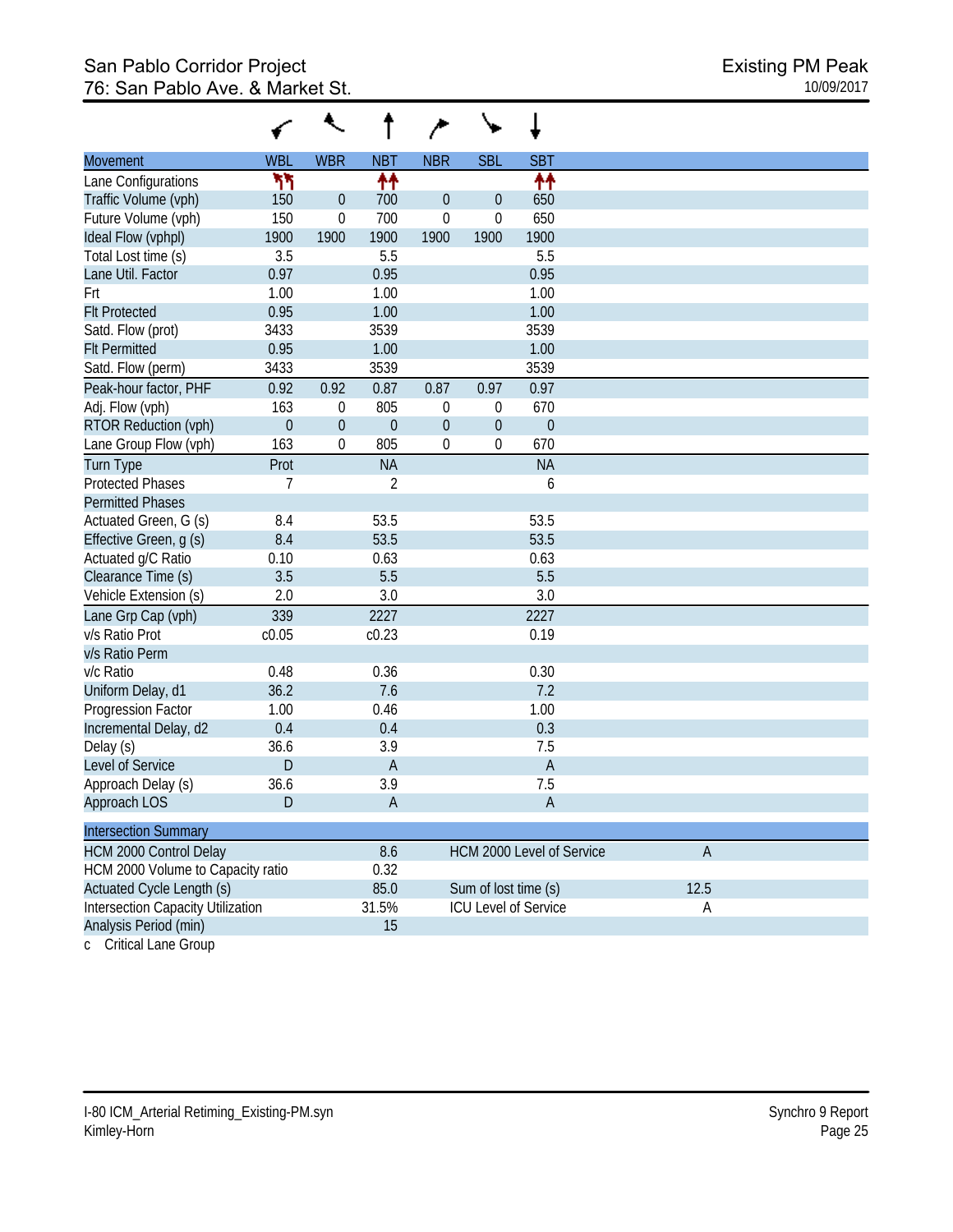San Pablo Corridor Project
76: San Pablo Ave. & Market St.

Existing PM Peak
10/09/2017

| Movement | WBL | WBR | NBT | NBR | SBL | SBT |
|---|---|---|---|---|---|---|
| Lane Configurations | ↰↰ | | ↑↑ | | | ↑↑ |
| Traffic Volume (vph) | 150 | 0 | 700 | 0 | 0 | 650 |
| Future Volume (vph) | 150 | 0 | 700 | 0 | 0 | 650 |
| Ideal Flow (vphpl) | 1900 | 1900 | 1900 | 1900 | 1900 | 1900 |
| Total Lost time (s) | 3.5 | | 5.5 | | | 5.5 |
| Lane Util. Factor | 0.97 | | 0.95 | | | 0.95 |
| Frt | 1.00 | | 1.00 | | | 1.00 |
| Flt Protected | 0.95 | | 1.00 | | | 1.00 |
| Satd. Flow (prot) | 3433 | | 3539 | | | 3539 |
| Flt Permitted | 0.95 | | 1.00 | | | 1.00 |
| Satd. Flow (perm) | 3433 | | 3539 | | | 3539 |
| Peak-hour factor, PHF | 0.92 | 0.92 | 0.87 | 0.87 | 0.97 | 0.97 |
| Adj. Flow (vph) | 163 | 0 | 805 | 0 | 0 | 670 |
| RTOR Reduction (vph) | 0 | 0 | 0 | 0 | 0 | 0 |
| Lane Group Flow (vph) | 163 | 0 | 805 | 0 | 0 | 670 |
| Turn Type | Prot | | NA | | | NA |
| Protected Phases | 7 | | 2 | | | 6 |
| Permitted Phases | | | | | | |
| Actuated Green, G (s) | 8.4 | | 53.5 | | | 53.5 |
| Effective Green, g (s) | 8.4 | | 53.5 | | | 53.5 |
| Actuated g/C Ratio | 0.10 | | 0.63 | | | 0.63 |
| Clearance Time (s) | 3.5 | | 5.5 | | | 5.5 |
| Vehicle Extension (s) | 2.0 | | 3.0 | | | 3.0 |
| Lane Grp Cap (vph) | 339 | | 2227 | | | 2227 |
| v/s Ratio Prot | c0.05 | | c0.23 | | | 0.19 |
| v/s Ratio Perm | | | | | | |
| v/c Ratio | 0.48 | | 0.36 | | | 0.30 |
| Uniform Delay, d1 | 36.2 | | 7.6 | | | 7.2 |
| Progression Factor | 1.00 | | 0.46 | | | 1.00 |
| Incremental Delay, d2 | 0.4 | | 0.4 | | | 0.3 |
| Delay (s) | 36.6 | | 3.9 | | | 7.5 |
| Level of Service | D | | A | | | A |
| Approach Delay (s) | 36.6 | | 3.9 | | | 7.5 |
| Approach LOS | D | | A | | | A |

| Intersection Summary | | | |
|---|---|---|---|
| HCM 2000 Control Delay | 8.6 | HCM 2000 Level of Service | A |
| HCM 2000 Volume to Capacity ratio | 0.32 | | |
| Actuated Cycle Length (s) | 85.0 | Sum of lost time (s) | 12.5 |
| Intersection Capacity Utilization | 31.5% | ICU Level of Service | A |
| Analysis Period (min) | 15 | | |

c Critical Lane Group

I-80 ICM_Arterial Retiming_Existing-PM.syn
Kimley-Horn

Synchro 9 Report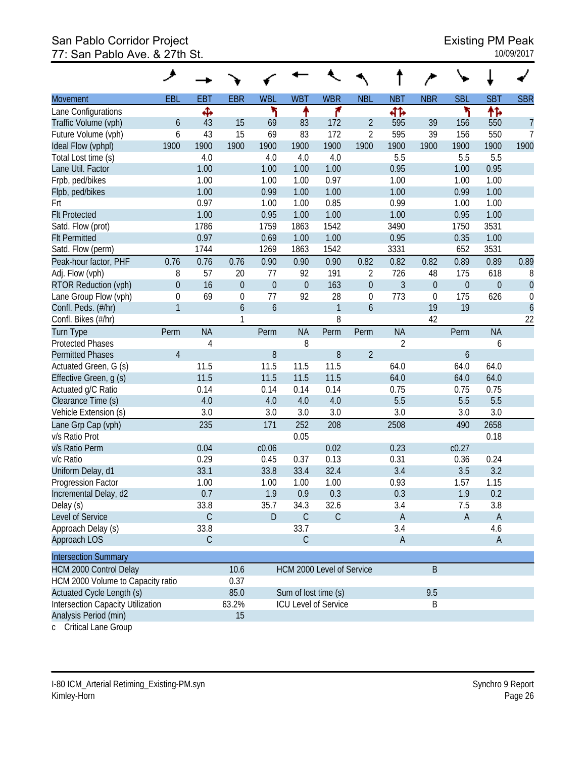San Pablo Corridor Project
77: San Pablo Ave. & 27th St.

Existing PM Peak
10/09/2017

| Movement | EBL | EBT | EBR | WBL | WBT | WBR | NBL | NBT | NBR | SBL | SBT | SBR |
|---|---|---|---|---|---|---|---|---|---|---|---|---|
| Lane Configurations | | ↰↑↱ | | ↰ | ↑ | ↱ | | ↰↑↑↱ | | ↰ | ↑↑↱ | |
| Traffic Volume (vph) | 6 | 43 | 15 | 69 | 83 | 172 | 2 | 595 | 39 | 156 | 550 | 7 |
| Future Volume (vph) | 6 | 43 | 15 | 69 | 83 | 172 | 2 | 595 | 39 | 156 | 550 | 7 |
| Ideal Flow (vphpl) | 1900 | 1900 | 1900 | 1900 | 1900 | 1900 | 1900 | 1900 | 1900 | 1900 | 1900 | 1900 |
| Total Lost time (s) | | 4.0 | | 4.0 | 4.0 | 4.0 | | 5.5 | | 5.5 | 5.5 | |
| Lane Util. Factor | | 1.00 | | 1.00 | 1.00 | 1.00 | | 0.95 | | 1.00 | 0.95 | |
| Frpb, ped/bikes | | 1.00 | | 1.00 | 1.00 | 0.97 | | 1.00 | | 1.00 | 1.00 | |
| Flpb, ped/bikes | | 1.00 | | 0.99 | 1.00 | 1.00 | | 1.00 | | 0.99 | 1.00 | |
| Frt | | 0.97 | | 1.00 | 1.00 | 0.85 | | 0.99 | | 1.00 | 1.00 | |
| Flt Protected | | 1.00 | | 0.95 | 1.00 | 1.00 | | 1.00 | | 0.95 | 1.00 | |
| Satd. Flow (prot) | | 1786 | | 1759 | 1863 | 1542 | | 3490 | | 1750 | 3531 | |
| Flt Permitted | | 0.97 | | 0.69 | 1.00 | 1.00 | | 0.95 | | 0.35 | 1.00 | |
| Satd. Flow (perm) | | 1744 | | 1269 | 1863 | 1542 | | 3331 | | 652 | 3531 | |
| Peak-hour factor, PHF | 0.76 | 0.76 | 0.76 | 0.90 | 0.90 | 0.90 | 0.82 | 0.82 | 0.82 | 0.89 | 0.89 | 0.89 |
| Adj. Flow (vph) | 8 | 57 | 20 | 77 | 92 | 191 | 2 | 726 | 48 | 175 | 618 | 8 |
| RTOR Reduction (vph) | 0 | 16 | 0 | 0 | 0 | 163 | 0 | 3 | 0 | 0 | 0 | 0 |
| Lane Group Flow (vph) | 0 | 69 | 0 | 77 | 92 | 28 | 0 | 773 | 0 | 175 | 626 | 0 |
| Confl. Peds. (#/hr) | 1 | | 6 | 6 | | 1 | 6 | | 19 | 19 | | 6 |
| Confl. Bikes (#/hr) | | | 1 | | | 8 | | | 42 | | | 22 |
| Turn Type | Perm | NA | | Perm | NA | Perm | Perm | NA | | Perm | NA | |
| Protected Phases | | 4 | | | 8 | | | 2 | | | 6 | |
| Permitted Phases | 4 | | | 8 | | 8 | 2 | | | 6 | | |
| Actuated Green, G (s) | | 11.5 | | 11.5 | 11.5 | 11.5 | | 64.0 | | 64.0 | 64.0 | |
| Effective Green, g (s) | | 11.5 | | 11.5 | 11.5 | 11.5 | | 64.0 | | 64.0 | 64.0 | |
| Actuated g/C Ratio | | 0.14 | | 0.14 | 0.14 | 0.14 | | 0.75 | | 0.75 | 0.75 | |
| Clearance Time (s) | | 4.0 | | 4.0 | 4.0 | 4.0 | | 5.5 | | 5.5 | 5.5 | |
| Vehicle Extension (s) | | 3.0 | | 3.0 | 3.0 | 3.0 | | 3.0 | | 3.0 | 3.0 | |
| Lane Grp Cap (vph) | | 235 | | 171 | 252 | 208 | | 2508 | | 490 | 2658 | |
| v/s Ratio Prot | | | | | 0.05 | | | | | | 0.18 | |
| v/s Ratio Perm | | 0.04 | | c0.06 | | 0.02 | | 0.23 | | c0.27 | | |
| v/c Ratio | | 0.29 | | 0.45 | 0.37 | 0.13 | | 0.31 | | 0.36 | 0.24 | |
| Uniform Delay, d1 | | 33.1 | | 33.8 | 33.4 | 32.4 | | 3.4 | | 3.5 | 3.2 | |
| Progression Factor | | 1.00 | | 1.00 | 1.00 | 1.00 | | 0.93 | | 1.57 | 1.15 | |
| Incremental Delay, d2 | | 0.7 | | 1.9 | 0.9 | 0.3 | | 0.3 | | 1.9 | 0.2 | |
| Delay (s) | | 33.8 | | 35.7 | 34.3 | 32.6 | | 3.4 | | 7.5 | 3.8 | |
| Level of Service | | C | | D | C | C | | A | | A | A | |
| Approach Delay (s) | | 33.8 | | | 33.7 | | | 3.4 | | | 4.6 | |
| Approach LOS | | C | | | C | | | A | | | A | |

| Intersection Summary | | | |
|---|---|---|---|
| HCM 2000 Control Delay | 10.6 | HCM 2000 Level of Service | B |
| HCM 2000 Volume to Capacity ratio | 0.37 | | |
| Actuated Cycle Length (s) | 85.0 | Sum of lost time (s) | 9.5 |
| Intersection Capacity Utilization | 63.2% | ICU Level of Service | B |
| Analysis Period (min) | 15 | | |

c Critical Lane Group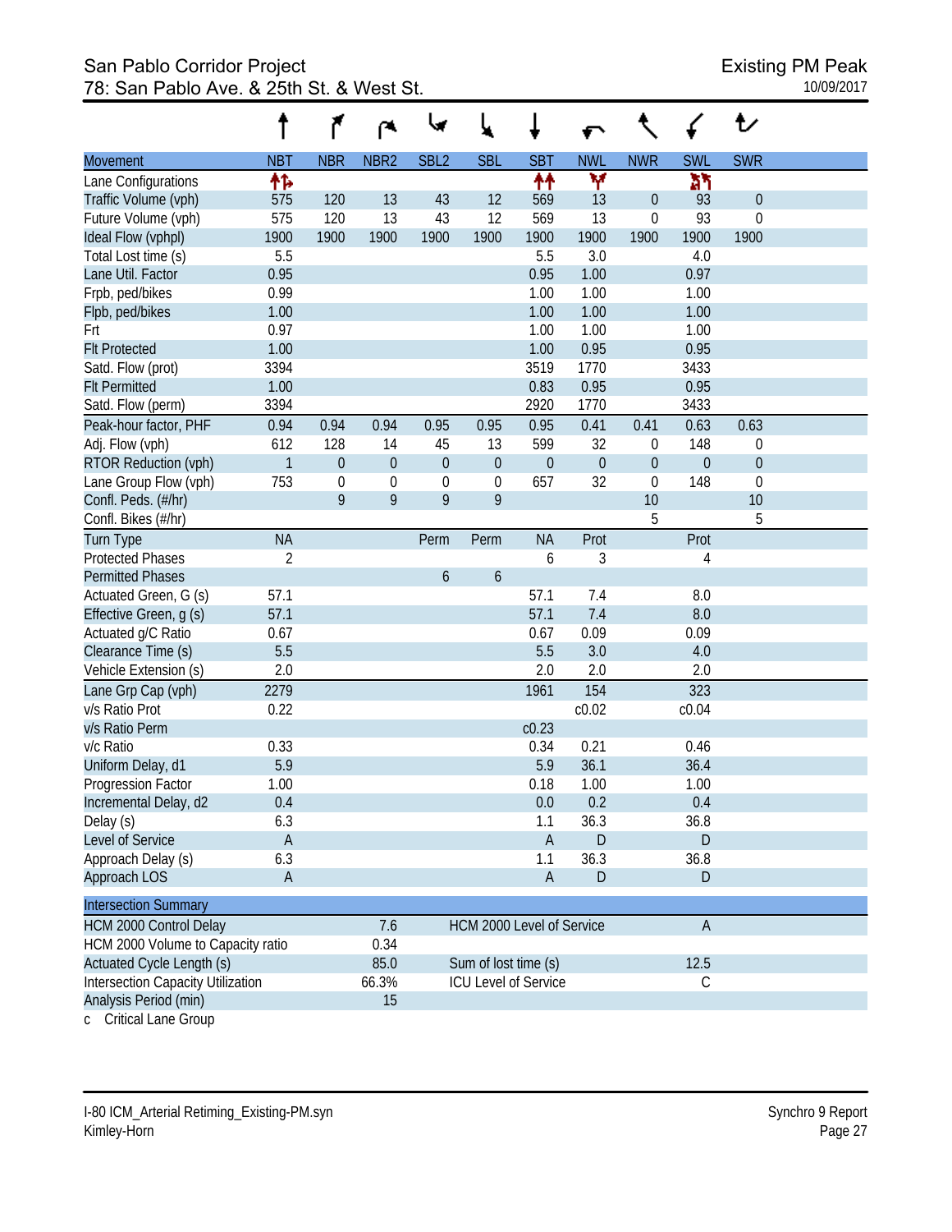San Pablo Corridor Project
78: San Pablo Ave. & 25th St. & West St.

Existing PM Peak
10/09/2017

| Movement | NBT | NBR | NBR2 | SBL2 | SBL | SBT | NWL | NWR | SWL | SWR |
|---|---|---|---|---|---|---|---|---|---|---|
| Lane Configurations | ↑↱ | | | | | ↑↑ | Y | | ↰↱ | |
| Traffic Volume (vph) | 575 | 120 | 13 | 43 | 12 | 569 | 13 | 0 | 93 | 0 |
| Future Volume (vph) | 575 | 120 | 13 | 43 | 12 | 569 | 13 | 0 | 93 | 0 |
| Ideal Flow (vphpl) | 1900 | 1900 | 1900 | 1900 | 1900 | 1900 | 1900 | 1900 | 1900 | 1900 |
| Total Lost time (s) | 5.5 | | | | | 5.5 | 3.0 | | 4.0 | |
| Lane Util. Factor | 0.95 | | | | | 0.95 | 1.00 | | 0.97 | |
| Frpb, ped/bikes | 0.99 | | | | | 1.00 | 1.00 | | 1.00 | |
| Flpb, ped/bikes | 1.00 | | | | | 1.00 | 1.00 | | 1.00 | |
| Frt | 0.97 | | | | | 1.00 | 1.00 | | 1.00 | |
| Flt Protected | 1.00 | | | | | 1.00 | 0.95 | | 0.95 | |
| Satd. Flow (prot) | 3394 | | | | | 3519 | 1770 | | 3433 | |
| Flt Permitted | 1.00 | | | | | 0.83 | 0.95 | | 0.95 | |
| Satd. Flow (perm) | 3394 | | | | | 2920 | 1770 | | 3433 | |
| Peak-hour factor, PHF | 0.94 | 0.94 | 0.94 | 0.95 | 0.95 | 0.95 | 0.41 | 0.41 | 0.63 | 0.63 |
| Adj. Flow (vph) | 612 | 128 | 14 | 45 | 13 | 599 | 32 | 0 | 148 | 0 |
| RTOR Reduction (vph) | 1 | 0 | 0 | 0 | 0 | 0 | 0 | 0 | 0 | 0 |
| Lane Group Flow (vph) | 753 | 0 | 0 | 0 | 0 | 657 | 32 | 0 | 148 | 0 |
| Confl. Peds. (#/hr) | | 9 | 9 | 9 | 9 | | | 10 | | 10 |
| Confl. Bikes (#/hr) | | | | | | | | 5 | | 5 |
| Turn Type | NA | | | Perm | Perm | NA | Prot | | Prot | |
| Protected Phases | 2 | | | | | 6 | 3 | | 4 | |
| Permitted Phases | | | | 6 | 6 | | | | | |
| Actuated Green, G (s) | 57.1 | | | | | 57.1 | 7.4 | | 8.0 | |
| Effective Green, g (s) | 57.1 | | | | | 57.1 | 7.4 | | 8.0 | |
| Actuated g/C Ratio | 0.67 | | | | | 0.67 | 0.09 | | 0.09 | |
| Clearance Time (s) | 5.5 | | | | | 5.5 | 3.0 | | 4.0 | |
| Vehicle Extension (s) | 2.0 | | | | | 2.0 | 2.0 | | 2.0 | |
| Lane Grp Cap (vph) | 2279 | | | | | 1961 | 154 | | 323 | |
| v/s Ratio Prot | 0.22 | | | | | | c0.02 | | c0.04 | |
| v/s Ratio Perm | | | | | | c0.23 | | | | |
| v/c Ratio | 0.33 | | | | | 0.34 | 0.21 | | 0.46 | |
| Uniform Delay, d1 | 5.9 | | | | | 5.9 | 36.1 | | 36.4 | |
| Progression Factor | 1.00 | | | | | 0.18 | 1.00 | | 1.00 | |
| Incremental Delay, d2 | 0.4 | | | | | 0.0 | 0.2 | | 0.4 | |
| Delay (s) | 6.3 | | | | | 1.1 | 36.3 | | 36.8 | |
| Level of Service | A | | | | | A | D | | D | |
| Approach Delay (s) | 6.3 | | | | | 1.1 | 36.3 | | 36.8 | |
| Approach LOS | A | | | | | A | D | | D | |

| Intersection Summary | | | |
|---|---|---|---|
| HCM 2000 Control Delay | 7.6 | HCM 2000 Level of Service | A |
| HCM 2000 Volume to Capacity ratio | 0.34 | | |
| Actuated Cycle Length (s) | 85.0 | Sum of lost time (s) | 12.5 |
| Intersection Capacity Utilization | 66.3% | ICU Level of Service | C |
| Analysis Period (min) | 15 | | |

c Critical Lane Group

I-80 ICM_Arterial Retiming_Existing-PM.syn
Kimley-Horn

Synchro 9 Report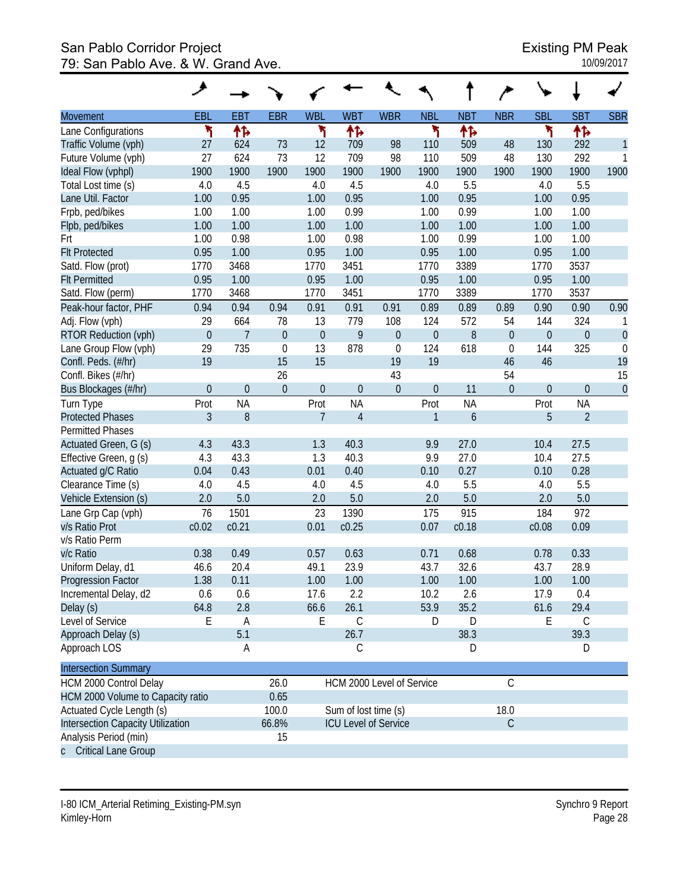San Pablo Corridor Project
79: San Pablo Ave. & W. Grand Ave.

Existing PM Peak
10/09/2017

| Movement | EBL | EBT | EBR | WBL | WBT | WBR | NBL | NBT | NBR | SBL | SBT | SBR |
|---|---|---|---|---|---|---|---|---|---|---|---|---|
| Lane Configurations | ↰ | ↑↱ | | ↰ | ↑↱ | | ↰ | ↑↱ | | ↰ | ↑↱ | |
| Traffic Volume (vph) | 27 | 624 | 73 | 12 | 709 | 98 | 110 | 509 | 48 | 130 | 292 | 1 |
| Future Volume (vph) | 27 | 624 | 73 | 12 | 709 | 98 | 110 | 509 | 48 | 130 | 292 | 1 |
| Ideal Flow (vphpl) | 1900 | 1900 | 1900 | 1900 | 1900 | 1900 | 1900 | 1900 | 1900 | 1900 | 1900 | 1900 |
| Total Lost time (s) | 4.0 | 4.5 | | 4.0 | 4.5 | | 4.0 | 5.5 | | 4.0 | 5.5 | |
| Lane Util. Factor | 1.00 | 0.95 | | 1.00 | 0.95 | | 1.00 | 0.95 | | 1.00 | 0.95 | |
| Frpb, ped/bikes | 1.00 | 1.00 | | 1.00 | 0.99 | | 1.00 | 0.99 | | 1.00 | 1.00 | |
| Flpb, ped/bikes | 1.00 | 1.00 | | 1.00 | 1.00 | | 1.00 | 1.00 | | 1.00 | 1.00 | |
| Frt | 1.00 | 0.98 | | 1.00 | 0.98 | | 1.00 | 0.99 | | 1.00 | 1.00 | |
| Flt Protected | 0.95 | 1.00 | | 0.95 | 1.00 | | 0.95 | 1.00 | | 0.95 | 1.00 | |
| Satd. Flow (prot) | 1770 | 3468 | | 1770 | 3451 | | 1770 | 3389 | | 1770 | 3537 | |
| Flt Permitted | 0.95 | 1.00 | | 0.95 | 1.00 | | 0.95 | 1.00 | | 0.95 | 1.00 | |
| Satd. Flow (perm) | 1770 | 3468 | | 1770 | 3451 | | 1770 | 3389 | | 1770 | 3537 | |
| Peak-hour factor, PHF | 0.94 | 0.94 | 0.94 | 0.91 | 0.91 | 0.91 | 0.89 | 0.89 | 0.89 | 0.90 | 0.90 | 0.90 |
| Adj. Flow (vph) | 29 | 664 | 78 | 13 | 779 | 108 | 124 | 572 | 54 | 144 | 324 | 1 |
| RTOR Reduction (vph) | 0 | 7 | 0 | 0 | 9 | 0 | 0 | 8 | 0 | 0 | 0 | 0 |
| Lane Group Flow (vph) | 29 | 735 | 0 | 13 | 878 | 0 | 124 | 618 | 0 | 144 | 325 | 0 |
| Confl. Peds. (#/hr) | 19 | | 15 | 15 | | 19 | 19 | | 46 | 46 | | 19 |
| Confl. Bikes (#/hr) | | | 26 | | | 43 | | | 54 | | | 15 |
| Bus Blockages (#/hr) | 0 | 0 | 0 | 0 | 0 | 0 | 0 | 11 | 0 | 0 | 0 | 0 |
| Turn Type | Prot | NA | | Prot | NA | | Prot | NA | | Prot | NA | |
| Protected Phases | 3 | 8 | | 7 | 4 | | 1 | 6 | | 5 | 2 | |
| Permitted Phases | | | | | | | | | | | | |
| Actuated Green, G (s) | 4.3 | 43.3 | | 1.3 | 40.3 | | 9.9 | 27.0 | | 10.4 | 27.5 | |
| Effective Green, g (s) | 4.3 | 43.3 | | 1.3 | 40.3 | | 9.9 | 27.0 | | 10.4 | 27.5 | |
| Actuated g/C Ratio | 0.04 | 0.43 | | 0.01 | 0.40 | | 0.10 | 0.27 | | 0.10 | 0.28 | |
| Clearance Time (s) | 4.0 | 4.5 | | 4.0 | 4.5 | | 4.0 | 5.5 | | 4.0 | 5.5 | |
| Vehicle Extension (s) | 2.0 | 5.0 | | 2.0 | 5.0 | | 2.0 | 5.0 | | 2.0 | 5.0 | |
| Lane Grp Cap (vph) | 76 | 1501 | | 23 | 1390 | | 175 | 915 | | 184 | 972 | |
| v/s Ratio Prot | c0.02 | c0.21 | | 0.01 | c0.25 | | 0.07 | c0.18 | | c0.08 | 0.09 | |
| v/s Ratio Perm | | | | | | | | | | | | |
| v/c Ratio | 0.38 | 0.49 | | 0.57 | 0.63 | | 0.71 | 0.68 | | 0.78 | 0.33 | |
| Uniform Delay, d1 | 46.6 | 20.4 | | 49.1 | 23.9 | | 43.7 | 32.6 | | 43.7 | 28.9 | |
| Progression Factor | 1.38 | 0.11 | | 1.00 | 1.00 | | 1.00 | 1.00 | | 1.00 | 1.00 | |
| Incremental Delay, d2 | 0.6 | 0.6 | | 17.6 | 2.2 | | 10.2 | 2.6 | | 17.9 | 0.4 | |
| Delay (s) | 64.8 | 2.8 | | 66.6 | 26.1 | | 53.9 | 35.2 | | 61.6 | 29.4 | |
| Level of Service | E | A | | E | C | | D | D | | E | C | |
| Approach Delay (s) | | 5.1 | | | 26.7 | | | 38.3 | | | 39.3 | |
| Approach LOS | | A | | | C | | | D | | | D | |

| Intersection Summary | | | |
|---|---|---|---|
| HCM 2000 Control Delay | 26.0 | HCM 2000 Level of Service | C |
| HCM 2000 Volume to Capacity ratio | 0.65 | | |
| Actuated Cycle Length (s) | 100.0 | Sum of lost time (s) | 18.0 |
| Intersection Capacity Utilization | 66.8% | ICU Level of Service | C |
| Analysis Period (min) | 15 | | |
| c Critical Lane Group | | | |

I-80 ICM_Arterial Retiming_Existing-PM.syn
Kimley-Horn

Synchro 9 Report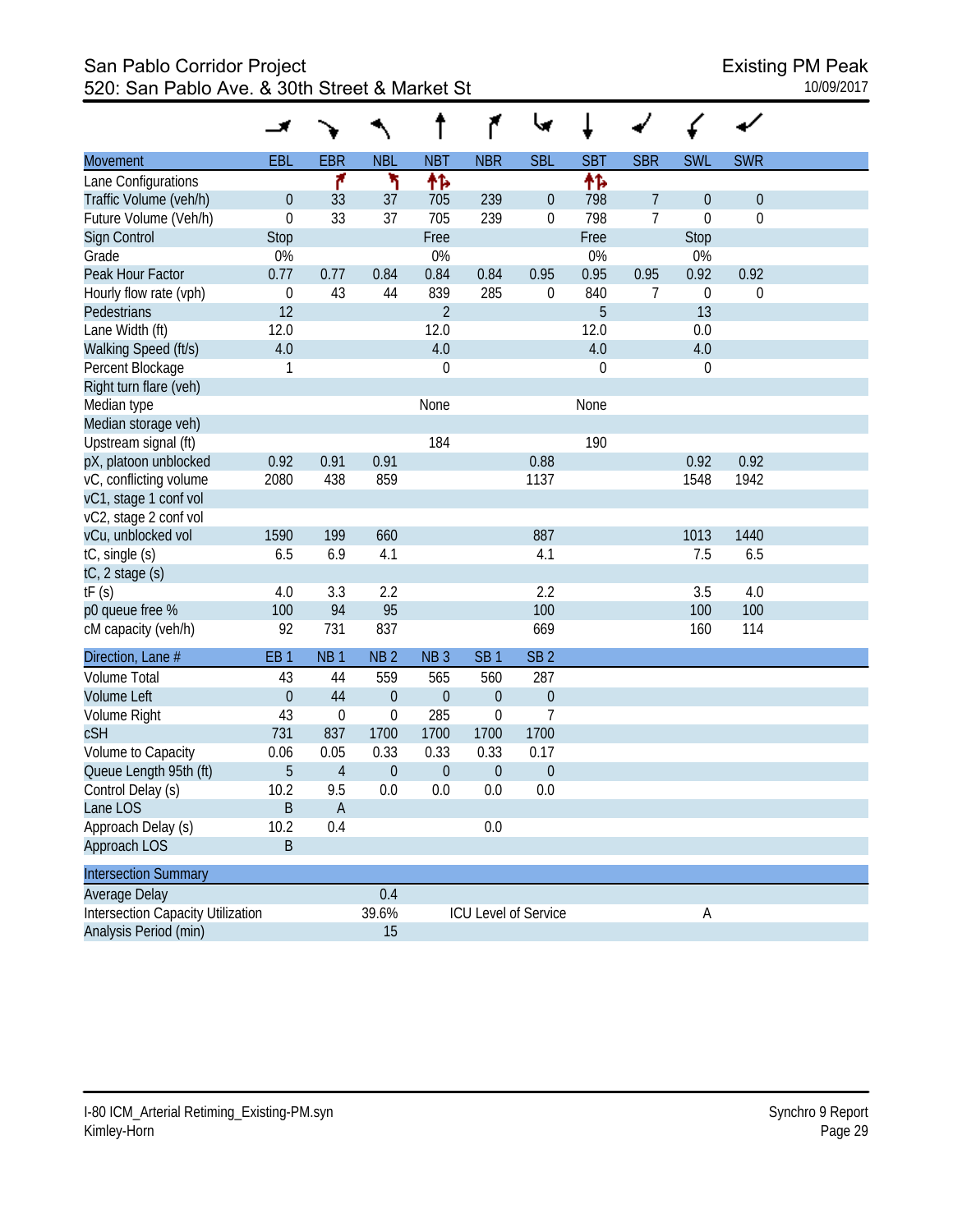San Pablo Corridor Project
520: San Pablo Ave. & 30th Street & Market St

Existing PM Peak
10/09/2017

| Movement | EBL | EBR | NBL | NBT | NBR | SBL | SBT | SBR | SWL | SWR |
|---|---|---|---|---|---|---|---|---|---|---|
| Lane Configurations | | ↱ | ↰ | ↑↱ | | | ↑↱ | | | |
| Traffic Volume (veh/h) | 0 | 33 | 37 | 705 | 239 | 0 | 798 | 7 | 0 | 0 |
| Future Volume (Veh/h) | 0 | 33 | 37 | 705 | 239 | 0 | 798 | 7 | 0 | 0 |
| Sign Control | Stop | | | Free | | | Free | | Stop | |
| Grade | 0% | | | 0% | | | 0% | | 0% | |
| Peak Hour Factor | 0.77 | 0.77 | 0.84 | 0.84 | 0.84 | 0.95 | 0.95 | 0.95 | 0.92 | 0.92 |
| Hourly flow rate (vph) | 0 | 43 | 44 | 839 | 285 | 0 | 840 | 7 | 0 | 0 |
| Pedestrians | 12 | | | 2 | | | 5 | | 13 | |
| Lane Width (ft) | 12.0 | | | 12.0 | | | 12.0 | | 0.0 | |
| Walking Speed (ft/s) | 4.0 | | | 4.0 | | | 4.0 | | 4.0 | |
| Percent Blockage | 1 | | | 0 | | | 0 | | 0 | |
| Right turn flare (veh) | | | | | | | | | | |
| Median type | | | | None | | | None | | | |
| Median storage veh) | | | | | | | | | | |
| Upstream signal (ft) | | | | 184 | | | 190 | | | |
| pX, platoon unblocked | 0.92 | 0.91 | 0.91 | | | 0.88 | | | 0.92 | 0.92 |
| vC, conflicting volume | 2080 | 438 | 859 | | | 1137 | | | 1548 | 1942 |
| vC1, stage 1 conf vol | | | | | | | | | | |
| vC2, stage 2 conf vol | | | | | | | | | | |
| vCu, unblocked vol | 1590 | 199 | 660 | | | 887 | | | 1013 | 1440 |
| tC, single (s) | 6.5 | 6.9 | 4.1 | | | 4.1 | | | 7.5 | 6.5 |
| tC, 2 stage (s) | | | | | | | | | | |
| tF (s) | 4.0 | 3.3 | 2.2 | | | 2.2 | | | 3.5 | 4.0 |
| p0 queue free % | 100 | 94 | 95 | | | 100 | | | 100 | 100 |
| cM capacity (veh/h) | 92 | 731 | 837 | | | 669 | | | 160 | 114 |

| Direction, Lane # | EB 1 | NB 1 | NB 2 | NB 3 | SB 1 | SB 2 |
|---|---|---|---|---|---|---|
| Volume Total | 43 | 44 | 559 | 565 | 560 | 287 |
| Volume Left | 0 | 44 | 0 | 0 | 0 | 0 |
| Volume Right | 43 | 0 | 0 | 285 | 0 | 7 |
| cSH | 731 | 837 | 1700 | 1700 | 1700 | 1700 |
| Volume to Capacity | 0.06 | 0.05 | 0.33 | 0.33 | 0.33 | 0.17 |
| Queue Length 95th (ft) | 5 | 4 | 0 | 0 | 0 | 0 |
| Control Delay (s) | 10.2 | 9.5 | 0.0 | 0.0 | 0.0 | 0.0 |
| Lane LOS | B | A | | | | |
| Approach Delay (s) | 10.2 | 0.4 | | | 0.0 | |
| Approach LOS | B | | | | | |

| Intersection Summary | | | |
|---|---|---|---|
| Average Delay | 0.4 | | |
| Intersection Capacity Utilization | 39.6% | ICU Level of Service | A |
| Analysis Period (min) | 15 | | |

I-80 ICM_Arterial Retiming_Existing-PM.syn
Kimley-Horn

Synchro 9 Report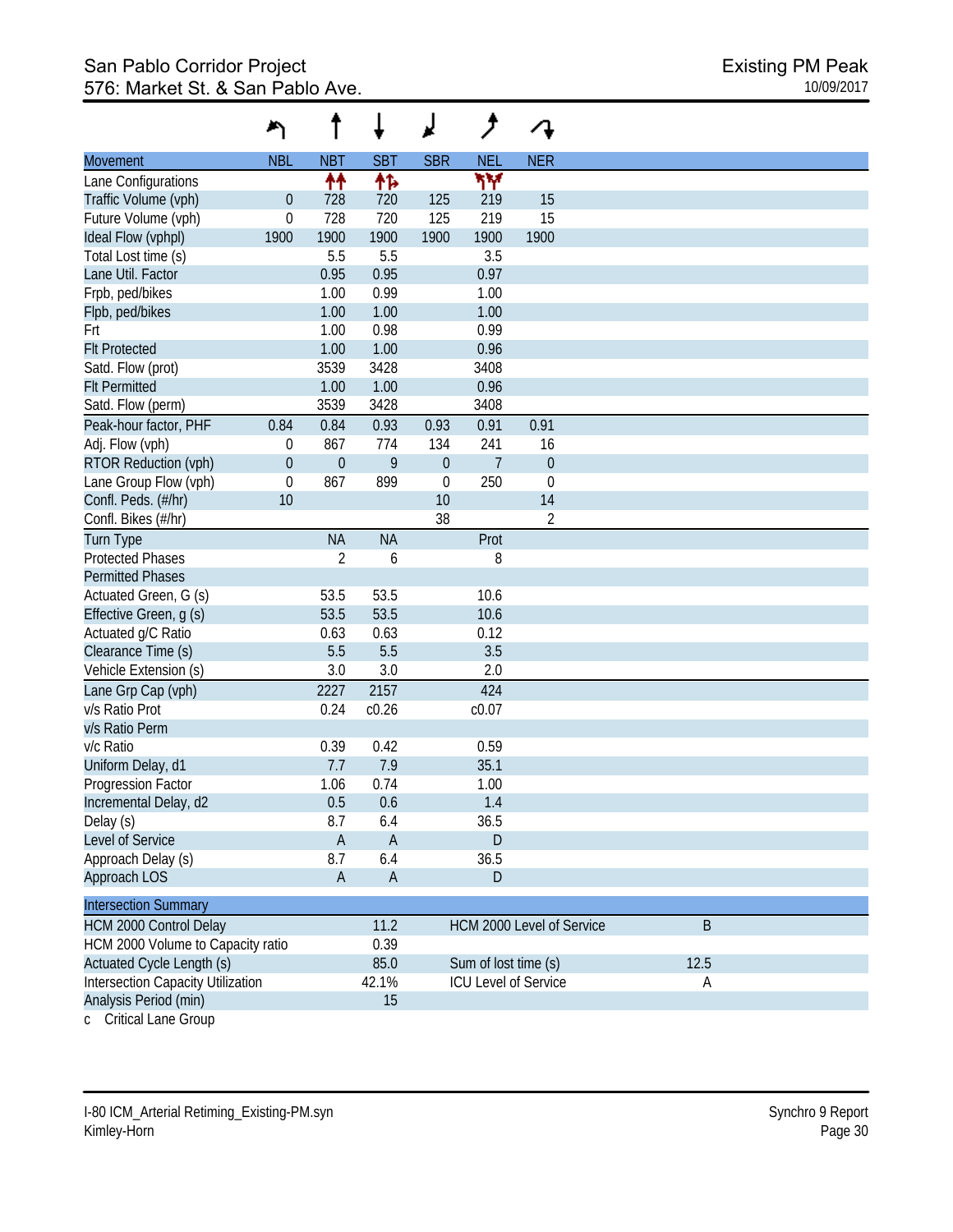San Pablo Corridor Project
576: Market St. & San Pablo Ave.

Existing PM Peak
10/09/2017

| Movement | NBL | NBT | SBT | SBR | NEL | NER |
|---|---|---|---|---|---|---|
| Lane Configurations | | ↑↑ | ↑↱ | | ↰↱ | |
| Traffic Volume (vph) | 0 | 728 | 720 | 125 | 219 | 15 |
| Future Volume (vph) | 0 | 728 | 720 | 125 | 219 | 15 |
| Ideal Flow (vphpl) | 1900 | 1900 | 1900 | 1900 | 1900 | 1900 |
| Total Lost time (s) | | 5.5 | 5.5 | | 3.5 | |
| Lane Util. Factor | | 0.95 | 0.95 | | 0.97 | |
| Frpb, ped/bikes | | 1.00 | 0.99 | | 1.00 | |
| Flpb, ped/bikes | | 1.00 | 1.00 | | 1.00 | |
| Frt | | 1.00 | 0.98 | | 0.99 | |
| Flt Protected | | 1.00 | 1.00 | | 0.96 | |
| Satd. Flow (prot) | | 3539 | 3428 | | 3408 | |
| Flt Permitted | | 1.00 | 1.00 | | 0.96 | |
| Satd. Flow (perm) | | 3539 | 3428 | | 3408 | |
| Peak-hour factor, PHF | 0.84 | 0.84 | 0.93 | 0.93 | 0.91 | 0.91 |
| Adj. Flow (vph) | 0 | 867 | 774 | 134 | 241 | 16 |
| RTOR Reduction (vph) | 0 | 0 | 9 | 0 | 7 | 0 |
| Lane Group Flow (vph) | 0 | 867 | 899 | 0 | 250 | 0 |
| Confl. Peds. (#/hr) | 10 | | | 10 | | 14 |
| Confl. Bikes (#/hr) | | | | 38 | | 2 |
| Turn Type | | NA | NA | | Prot | |
| Protected Phases | | 2 | 6 | | 8 | |
| Permitted Phases | | | | | | |
| Actuated Green, G (s) | | 53.5 | 53.5 | | 10.6 | |
| Effective Green, g (s) | | 53.5 | 53.5 | | 10.6 | |
| Actuated g/C Ratio | | 0.63 | 0.63 | | 0.12 | |
| Clearance Time (s) | | 5.5 | 5.5 | | 3.5 | |
| Vehicle Extension (s) | | 3.0 | 3.0 | | 2.0 | |
| Lane Grp Cap (vph) | | 2227 | 2157 | | 424 | |
| v/s Ratio Prot | | 0.24 | c0.26 | | c0.07 | |
| v/s Ratio Perm | | | | | | |
| v/c Ratio | | 0.39 | 0.42 | | 0.59 | |
| Uniform Delay, d1 | | 7.7 | 7.9 | | 35.1 | |
| Progression Factor | | 1.06 | 0.74 | | 1.00 | |
| Incremental Delay, d2 | | 0.5 | 0.6 | | 1.4 | |
| Delay (s) | | 8.7 | 6.4 | | 36.5 | |
| Level of Service | | A | A | | D | |
| Approach Delay (s) | | 8.7 | 6.4 | | 36.5 | |
| Approach LOS | | A | A | | D | |

| Intersection Summary | | | |
|---|---|---|---|
| HCM 2000 Control Delay | 11.2 | HCM 2000 Level of Service | B |
| HCM 2000 Volume to Capacity ratio | 0.39 | | |
| Actuated Cycle Length (s) | 85.0 | Sum of lost time (s) | 12.5 |
| Intersection Capacity Utilization | 42.1% | ICU Level of Service | A |
| Analysis Period (min) | 15 | | |

c Critical Lane Group

I-80 ICM_Arterial Retiming_Existing-PM.syn
Kimley-Horn

Synchro 9 Report